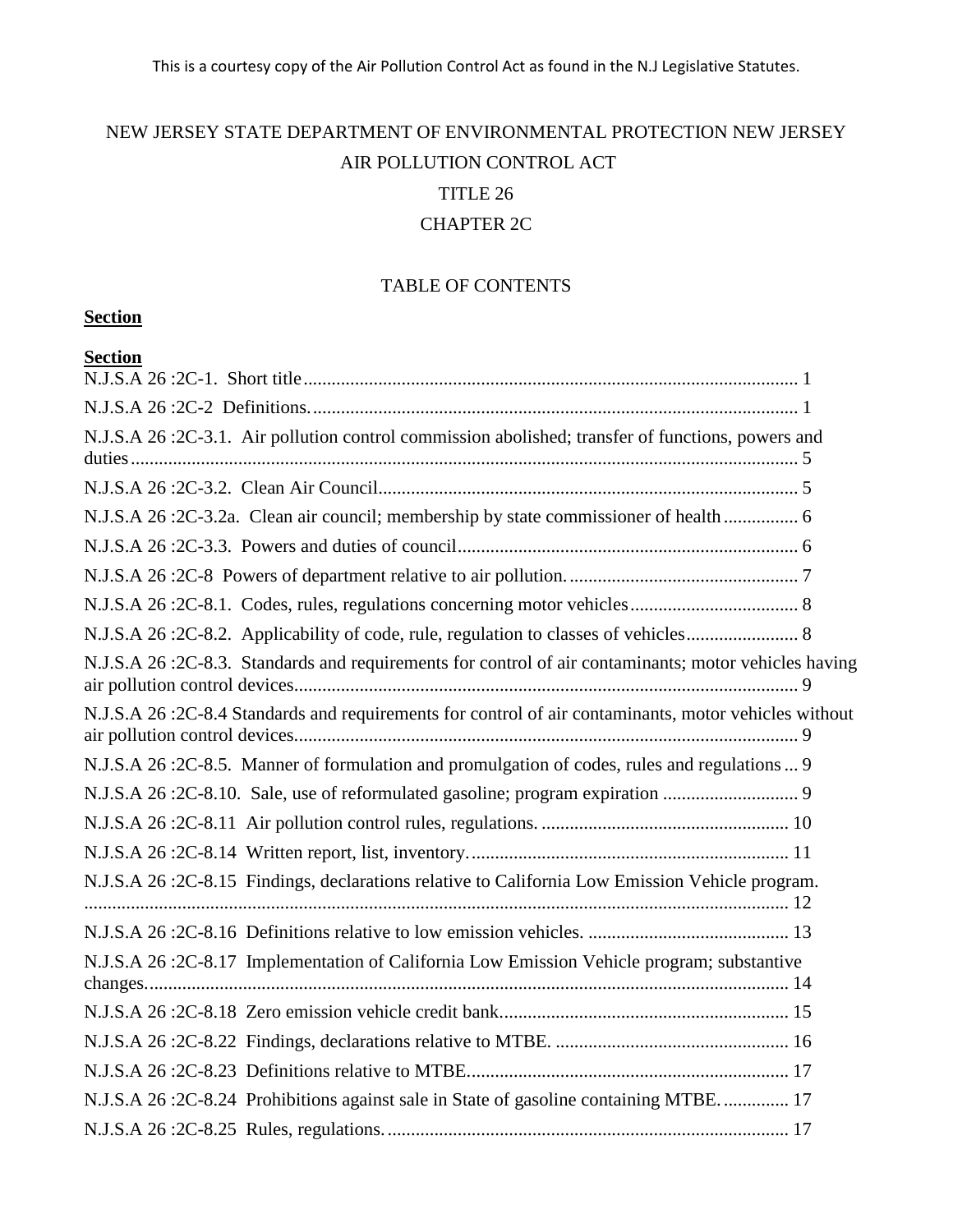This is a courtesy copy of the Air Pollution Control Act as found in the N.J Legislative Statutes.

# NEW JERSEY STATE DEPARTMENT OF ENVIRONMENTAL PROTECTION NEW JERSEY AIR POLLUTION CONTROL ACT

## TITLE 26

## CHAPTER 2C

### TABLE OF CONTENTS

**Section**

**Section**

N.J.S.A 26 :2C-1. Short title ........................................................................................................ 1

N.J.S.A 26 :2C-2 Definitions. ....................................................................................................... 1

N.J.S.A 26 :2C-3.1. Air pollution control commission abolished; transfer of functions, powers and duties ............................................................................................................................. 5

N.J.S.A 26 :2C-3.2. Clean Air Council......................................................................................... 5

N.J.S.A 26 :2C-3.2a. Clean air council; membership by state commissioner of health ................ 6

N.J.S.A 26 :2C-3.3. Powers and duties of council......................................................................... 6

N.J.S.A 26 :2C-8 Powers of department relative to air pollution. ................................................. 7

N.J.S.A 26 :2C-8.1. Codes, rules, regulations concerning motor vehicles .................................... 8

N.J.S.A 26 :2C-8.2. Applicability of code, rule, regulation to classes of vehicles ........................ 8

N.J.S.A 26 :2C-8.3. Standards and requirements for control of air contaminants; motor vehicles having air pollution control devices........................................................................................................... 9

N.J.S.A 26 :2C-8.4 Standards and requirements for control of air contaminants, motor vehicles without air pollution control devices........................................................................................................... 9

N.J.S.A 26 :2C-8.5. Manner of formulation and promulgation of codes, rules and regulations ... 9

N.J.S.A 26 :2C-8.10. Sale, use of reformulated gasoline; program expiration ............................. 9

N.J.S.A 26 :2C-8.11 Air pollution control rules, regulations. ..................................................... 10

N.J.S.A 26 :2C-8.14 Written report, list, inventory. ................................................................... 11

N.J.S.A 26 :2C-8.15 Findings, declarations relative to California Low Emission Vehicle program. ..................................................................................................................................... 12

N.J.S.A 26 :2C-8.16 Definitions relative to low emission vehicles. ........................................... 13

N.J.S.A 26 :2C-8.17 Implementation of California Low Emission Vehicle program; substantive changes........................................................................................................................................ 14

N.J.S.A 26 :2C-8.18 Zero emission vehicle credit bank.............................................................. 15

N.J.S.A 26 :2C-8.22 Findings, declarations relative to MTBE. .................................................. 16

N.J.S.A 26 :2C-8.23 Definitions relative to MTBE.................................................................... 17

N.J.S.A 26 :2C-8.24 Prohibitions against sale in State of gasoline containing MTBE. .............. 17

N.J.S.A 26 :2C-8.25 Rules, regulations. ..................................................................................... 17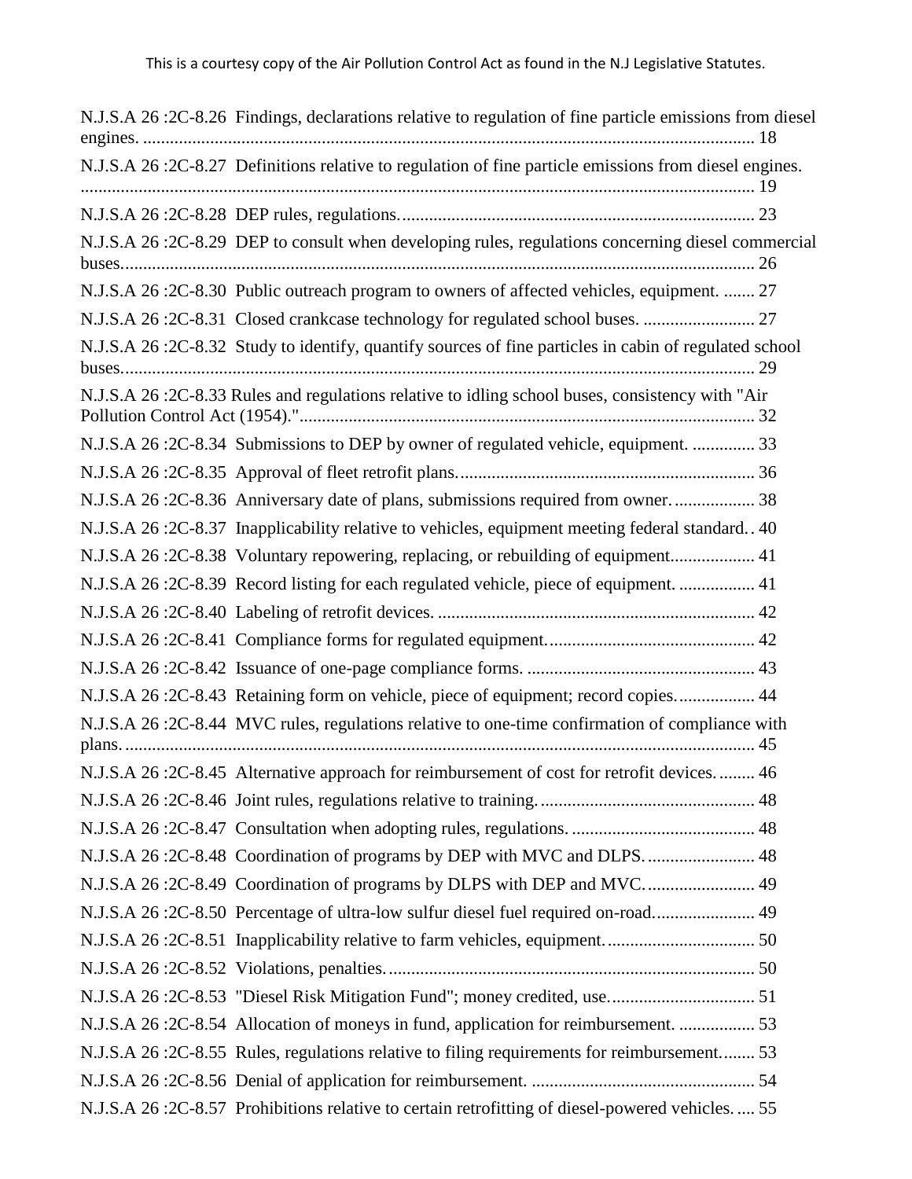N.J.S.A 26 :2C-8.26 Findings, declarations relative to regulation of fine particle emissions from diesel engines. ........ 18

N.J.S.A 26 :2C-8.27 Definitions relative to regulation of fine particle emissions from diesel engines. ........ 19

N.J.S.A 26 :2C-8.28 DEP rules, regulations. ........ 23

N.J.S.A 26 :2C-8.29 DEP to consult when developing rules, regulations concerning diesel commercial buses. ........ 26

N.J.S.A 26 :2C-8.30 Public outreach program to owners of affected vehicles, equipment. ........ 27

N.J.S.A 26 :2C-8.31 Closed crankcase technology for regulated school buses. ........ 27

N.J.S.A 26 :2C-8.32 Study to identify, quantify sources of fine particles in cabin of regulated school buses. ........ 29

N.J.S.A 26 :2C-8.33 Rules and regulations relative to idling school buses, consistency with "Air Pollution Control Act (1954)." ........ 32

N.J.S.A 26 :2C-8.34 Submissions to DEP by owner of regulated vehicle, equipment. ........ 33

N.J.S.A 26 :2C-8.35 Approval of fleet retrofit plans. ........ 36

N.J.S.A 26 :2C-8.36 Anniversary date of plans, submissions required from owner. ........ 38

N.J.S.A 26 :2C-8.37 Inapplicability relative to vehicles, equipment meeting federal standard. . 40

N.J.S.A 26 :2C-8.38 Voluntary repowering, replacing, or rebuilding of equipment. ........ 41

N.J.S.A 26 :2C-8.39 Record listing for each regulated vehicle, piece of equipment. ........ 41

N.J.S.A 26 :2C-8.40 Labeling of retrofit devices. ........ 42

N.J.S.A 26 :2C-8.41 Compliance forms for regulated equipment. ........ 42

N.J.S.A 26 :2C-8.42 Issuance of one-page compliance forms. ........ 43

N.J.S.A 26 :2C-8.43 Retaining form on vehicle, piece of equipment; record copies. ........ 44

N.J.S.A 26 :2C-8.44 MVC rules, regulations relative to one-time confirmation of compliance with plans. ........ 45

N.J.S.A 26 :2C-8.45 Alternative approach for reimbursement of cost for retrofit devices. ........ 46

N.J.S.A 26 :2C-8.46 Joint rules, regulations relative to training. ........ 48

N.J.S.A 26 :2C-8.47 Consultation when adopting rules, regulations. ........ 48

N.J.S.A 26 :2C-8.48 Coordination of programs by DEP with MVC and DLPS. ........ 48

N.J.S.A 26 :2C-8.49 Coordination of programs by DLPS with DEP and MVC. ........ 49

N.J.S.A 26 :2C-8.50 Percentage of ultra-low sulfur diesel fuel required on-road. ........ 49

N.J.S.A 26 :2C-8.51 Inapplicability relative to farm vehicles, equipment. ........ 50

N.J.S.A 26 :2C-8.52 Violations, penalties. ........ 50

N.J.S.A 26 :2C-8.53 "Diesel Risk Mitigation Fund"; money credited, use. ........ 51

N.J.S.A 26 :2C-8.54 Allocation of moneys in fund, application for reimbursement. ........ 53

N.J.S.A 26 :2C-8.55 Rules, regulations relative to filing requirements for reimbursement. ........ 53

N.J.S.A 26 :2C-8.56 Denial of application for reimbursement. ........ 54

N.J.S.A 26 :2C-8.57 Prohibitions relative to certain retrofitting of diesel-powered vehicles. .... 55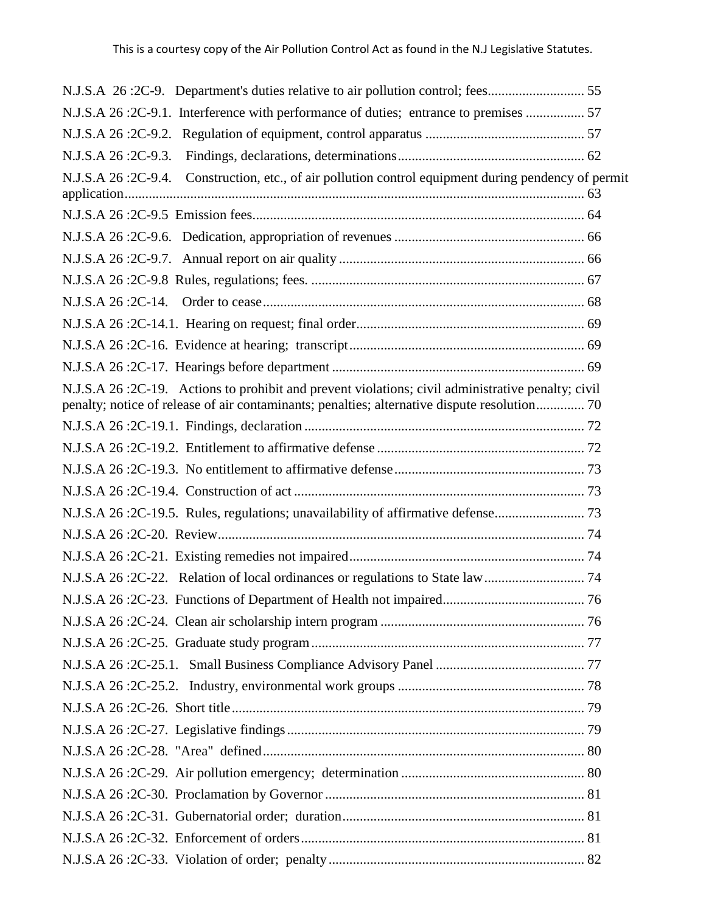N.J.S.A 26 :2C-9. Department's duties relative to air pollution control; fees........................... 55

N.J.S.A 26 :2C-9.1. Interference with performance of duties; entrance to premises ................. 57

N.J.S.A 26 :2C-9.2. Regulation of equipment, control apparatus ............................................. 57

N.J.S.A 26 :2C-9.3. Findings, declarations, determinations...................................................... 62

N.J.S.A 26 :2C-9.4. Construction, etc., of air pollution control equipment during pendency of permit application.................................................................................................................................. 63

N.J.S.A 26 :2C-9.5 Emission fees.............................................................................................. 64

N.J.S.A 26 :2C-9.6. Dedication, appropriation of revenues ...................................................... 66

N.J.S.A 26 :2C-9.7. Annual report on air quality ...................................................................... 66

N.J.S.A 26 :2C-9.8 Rules, regulations; fees. .............................................................................. 67

N.J.S.A 26 :2C-14. Order to cease............................................................................................ 68

N.J.S.A 26 :2C-14.1. Hearing on request; final order................................................................. 69

N.J.S.A 26 :2C-16. Evidence at hearing; transcript................................................................... 69

N.J.S.A 26 :2C-17. Hearings before department ........................................................................ 69

N.J.S.A 26 :2C-19. Actions to prohibit and prevent violations; civil administrative penalty; civil penalty; notice of release of air contaminants; penalties; alternative dispute resolution............. 70

N.J.S.A 26 :2C-19.1. Findings, declaration ................................................................................ 72

N.J.S.A 26 :2C-19.2. Entitlement to affirmative defense ............................................................ 72

N.J.S.A 26 :2C-19.3. No entitlement to affirmative defense...................................................... 73

N.J.S.A 26 :2C-19.4. Construction of act ................................................................................... 73

N.J.S.A 26 :2C-19.5. Rules, regulations; unavailability of affirmative defense.......................... 73

N.J.S.A 26 :2C-20. Review........................................................................................................ 74

N.J.S.A 26 :2C-21. Existing remedies not impaired................................................................... 74

N.J.S.A 26 :2C-22. Relation of local ordinances or regulations to State law............................ 74

N.J.S.A 26 :2C-23. Functions of Department of Health not impaired......................................... 76

N.J.S.A 26 :2C-24. Clean air scholarship intern program .......................................................... 76

N.J.S.A 26 :2C-25. Graduate study program .............................................................................. 77

N.J.S.A 26 :2C-25.1. Small Business Compliance Advisory Panel ........................................... 77

N.J.S.A 26 :2C-25.2. Industry, environmental work groups ...................................................... 78

N.J.S.A 26 :2C-26. Short title..................................................................................................... 79

N.J.S.A 26 :2C-27. Legislative findings..................................................................................... 79

N.J.S.A 26 :2C-28. "Area" defined............................................................................................ 80

N.J.S.A 26 :2C-29. Air pollution emergency; determination .................................................... 80

N.J.S.A 26 :2C-30. Proclamation by Governor .......................................................................... 81

N.J.S.A 26 :2C-31. Gubernatorial order; duration..................................................................... 81

N.J.S.A 26 :2C-32. Enforcement of orders................................................................................. 81

N.J.S.A 26 :2C-33. Violation of order; penalty ......................................................................... 82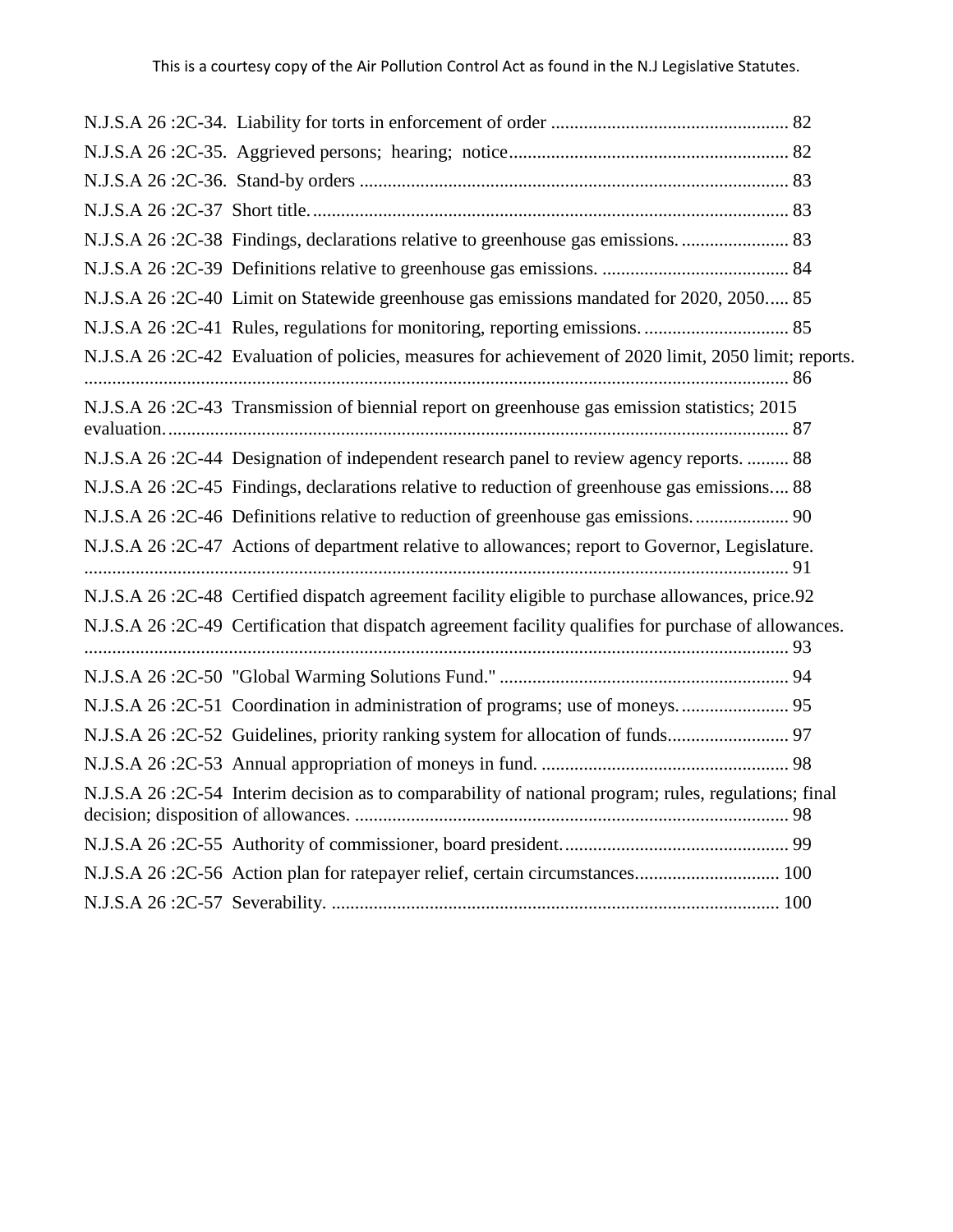N.J.S.A 26 :2C-34. Liability for torts in enforcement of order .................................................. 82

N.J.S.A 26 :2C-35. Aggrieved persons; hearing; notice.......................................................... 82

N.J.S.A 26 :2C-36. Stand-by orders .......................................................................................... 83

N.J.S.A 26 :2C-37 Short title.................................................................................................... 83

N.J.S.A 26 :2C-38 Findings, declarations relative to greenhouse gas emissions. ....................... 83

N.J.S.A 26 :2C-39 Definitions relative to greenhouse gas emissions. ........................................ 84

N.J.S.A 26 :2C-40 Limit on Statewide greenhouse gas emissions mandated for 2020, 2050..... 85

N.J.S.A 26 :2C-41 Rules, regulations for monitoring, reporting emissions. ............................... 85

N.J.S.A 26 :2C-42 Evaluation of policies, measures for achievement of 2020 limit, 2050 limit; reports. ........................................................................................................................................ 86

N.J.S.A 26 :2C-43 Transmission of biennial report on greenhouse gas emission statistics; 2015 evaluation.................................................................................................................................... 87

N.J.S.A 26 :2C-44 Designation of independent research panel to review agency reports. ......... 88

N.J.S.A 26 :2C-45 Findings, declarations relative to reduction of greenhouse gas emissions.... 88

N.J.S.A 26 :2C-46 Definitions relative to reduction of greenhouse gas emissions.................... 90

N.J.S.A 26 :2C-47 Actions of department relative to allowances; report to Governor, Legislature. ........................................................................................................................................ 91

N.J.S.A 26 :2C-48 Certified dispatch agreement facility eligible to purchase allowances, price.92

N.J.S.A 26 :2C-49 Certification that dispatch agreement facility qualifies for purchase of allowances. ........................................................................................................................................ 93

N.J.S.A 26 :2C-50 "Global Warming Solutions Fund." ............................................................. 94

N.J.S.A 26 :2C-51 Coordination in administration of programs; use of moneys....................... 95

N.J.S.A 26 :2C-52 Guidelines, priority ranking system for allocation of funds.......................... 97

N.J.S.A 26 :2C-53 Annual appropriation of moneys in fund. .................................................... 98

N.J.S.A 26 :2C-54 Interim decision as to comparability of national program; rules, regulations; final decision; disposition of allowances. ............................................................................................ 98

N.J.S.A 26 :2C-55 Authority of commissioner, board president................................................ 99

N.J.S.A 26 :2C-56 Action plan for ratepayer relief, certain circumstances............................... 100

N.J.S.A 26 :2C-57 Severability. ............................................................................................... 100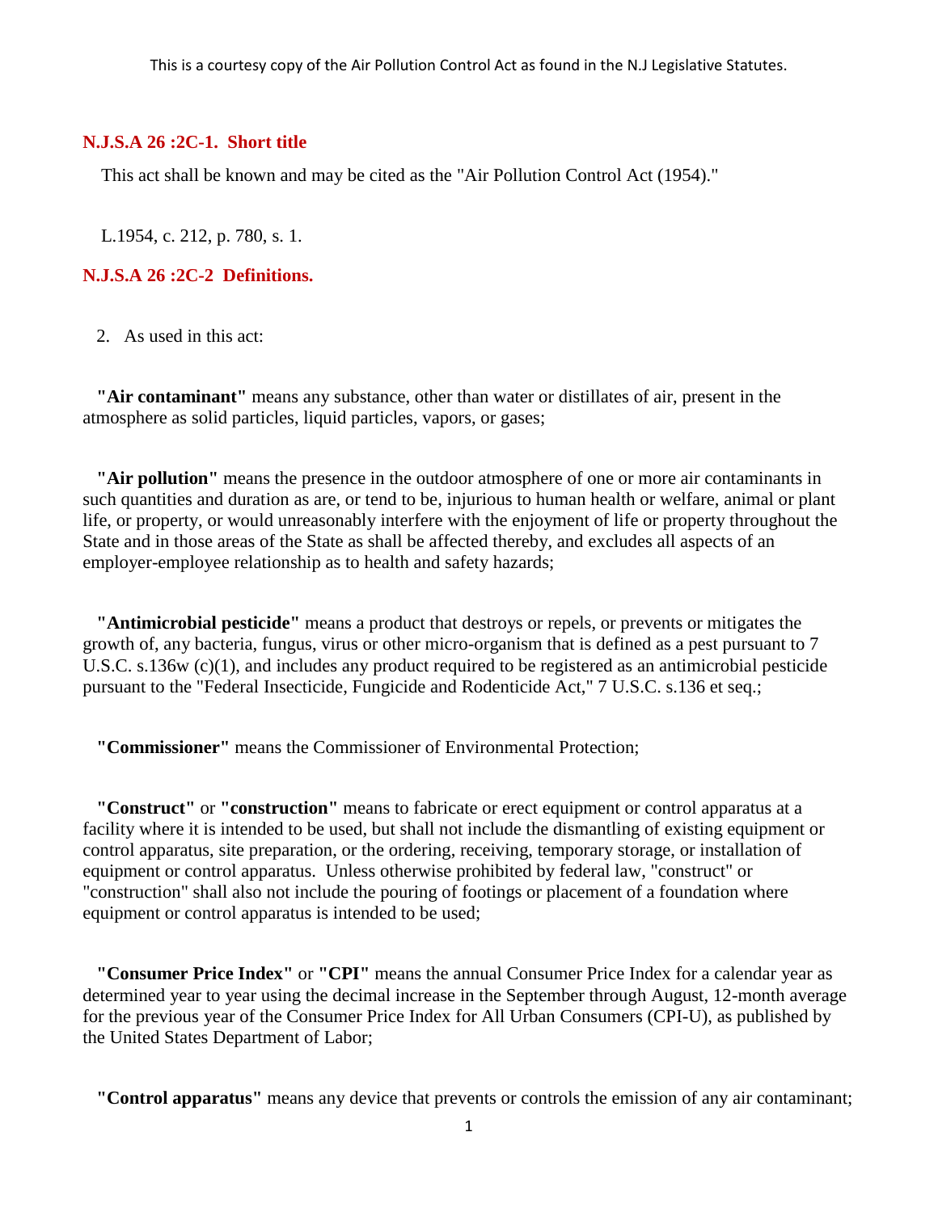This is a courtesy copy of the Air Pollution Control Act as found in the N.J Legislative Statutes.

## N.J.S.A 26 :2C-1. Short title

This act shall be known and may be cited as the "Air Pollution Control Act (1954)."

L.1954, c. 212, p. 780, s. 1.

## N.J.S.A 26 :2C-2 Definitions.

2. As used in this act:

**"Air contaminant"** means any substance, other than water or distillates of air, present in the atmosphere as solid particles, liquid particles, vapors, or gases;

**"Air pollution"** means the presence in the outdoor atmosphere of one or more air contaminants in such quantities and duration as are, or tend to be, injurious to human health or welfare, animal or plant life, or property, or would unreasonably interfere with the enjoyment of life or property throughout the State and in those areas of the State as shall be affected thereby, and excludes all aspects of an employer-employee relationship as to health and safety hazards;

**"Antimicrobial pesticide"** means a product that destroys or repels, or prevents or mitigates the growth of, any bacteria, fungus, virus or other micro-organism that is defined as a pest pursuant to 7 U.S.C. s.136w (c)(1), and includes any product required to be registered as an antimicrobial pesticide pursuant to the "Federal Insecticide, Fungicide and Rodenticide Act," 7 U.S.C. s.136 et seq.;

**"Commissioner"** means the Commissioner of Environmental Protection;

**"Construct"** or **"construction"** means to fabricate or erect equipment or control apparatus at a facility where it is intended to be used, but shall not include the dismantling of existing equipment or control apparatus, site preparation, or the ordering, receiving, temporary storage, or installation of equipment or control apparatus. Unless otherwise prohibited by federal law, "construct" or "construction" shall also not include the pouring of footings or placement of a foundation where equipment or control apparatus is intended to be used;

**"Consumer Price Index"** or **"CPI"** means the annual Consumer Price Index for a calendar year as determined year to year using the decimal increase in the September through August, 12-month average for the previous year of the Consumer Price Index for All Urban Consumers (CPI-U), as published by the United States Department of Labor;

**"Control apparatus"** means any device that prevents or controls the emission of any air contaminant;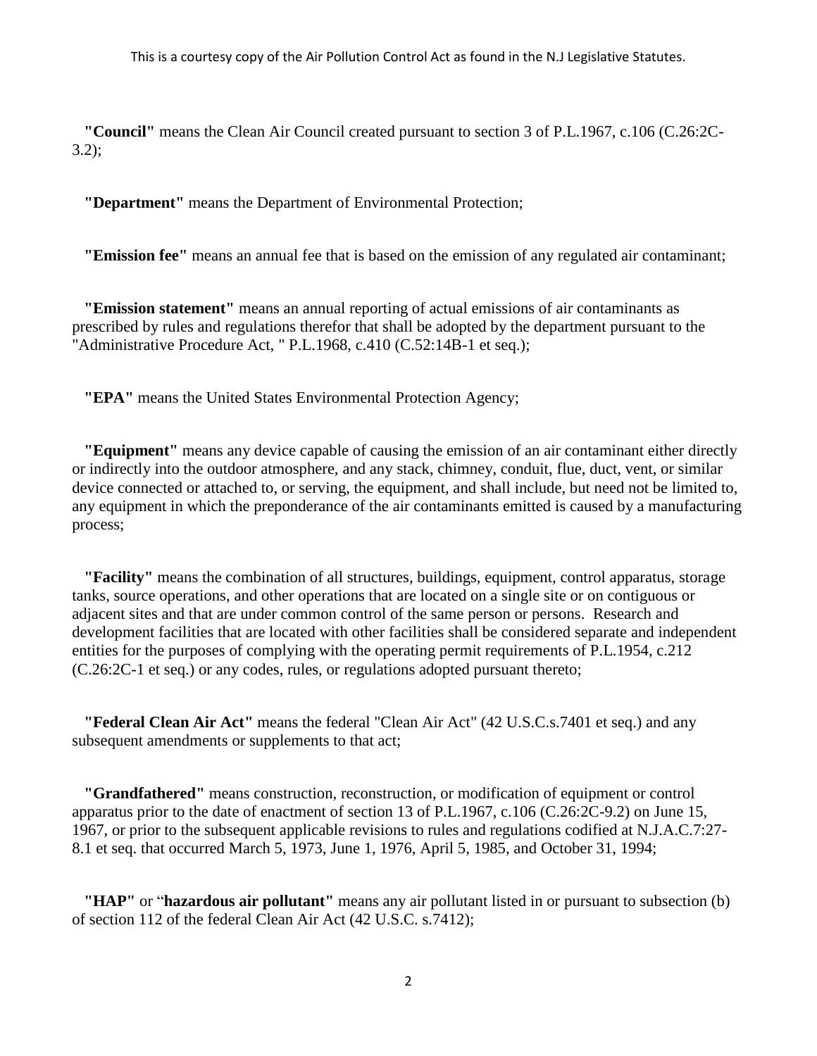**"Council"** means the Clean Air Council created pursuant to section 3 of P.L.1967, c.106 (C.26:2C-3.2);

**"Department"** means the Department of Environmental Protection;

**"Emission fee"** means an annual fee that is based on the emission of any regulated air contaminant;

**"Emission statement"** means an annual reporting of actual emissions of air contaminants as prescribed by rules and regulations therefor that shall be adopted by the department pursuant to the "Administrative Procedure Act, " P.L.1968, c.410 (C.52:14B-1 et seq.);

**"EPA"** means the United States Environmental Protection Agency;

**"Equipment"** means any device capable of causing the emission of an air contaminant either directly or indirectly into the outdoor atmosphere, and any stack, chimney, conduit, flue, duct, vent, or similar device connected or attached to, or serving, the equipment, and shall include, but need not be limited to, any equipment in which the preponderance of the air contaminants emitted is caused by a manufacturing process;

**"Facility"** means the combination of all structures, buildings, equipment, control apparatus, storage tanks, source operations, and other operations that are located on a single site or on contiguous or adjacent sites and that are under common control of the same person or persons. Research and development facilities that are located with other facilities shall be considered separate and independent entities for the purposes of complying with the operating permit requirements of P.L.1954, c.212 (C.26:2C-1 et seq.) or any codes, rules, or regulations adopted pursuant thereto;

**"Federal Clean Air Act"** means the federal "Clean Air Act" (42 U.S.C.s.7401 et seq.) and any subsequent amendments or supplements to that act;

**"Grandfathered"** means construction, reconstruction, or modification of equipment or control apparatus prior to the date of enactment of section 13 of P.L.1967, c.106 (C.26:2C-9.2) on June 15, 1967, or prior to the subsequent applicable revisions to rules and regulations codified at N.J.A.C.7:27-8.1 et seq. that occurred March 5, 1973, June 1, 1976, April 5, 1985, and October 31, 1994;

**"HAP"** or "**hazardous air pollutant"** means any air pollutant listed in or pursuant to subsection (b) of section 112 of the federal Clean Air Act (42 U.S.C. s.7412);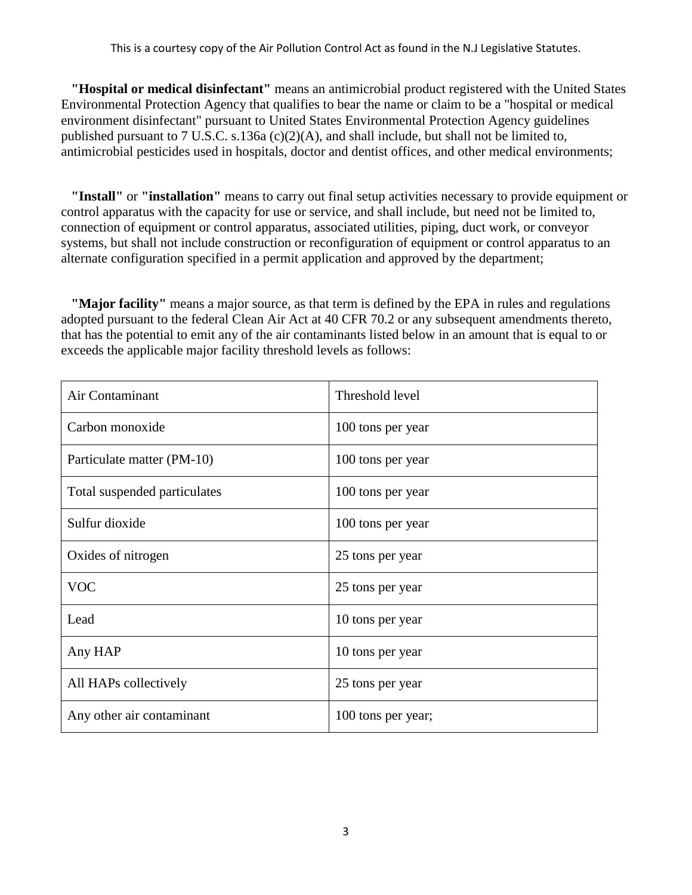**"Hospital or medical disinfectant"** means an antimicrobial product registered with the United States Environmental Protection Agency that qualifies to bear the name or claim to be a "hospital or medical environment disinfectant" pursuant to United States Environmental Protection Agency guidelines published pursuant to 7 U.S.C. s.136a (c)(2)(A), and shall include, but shall not be limited to, antimicrobial pesticides used in hospitals, doctor and dentist offices, and other medical environments;

**"Install"** or **"installation"** means to carry out final setup activities necessary to provide equipment or control apparatus with the capacity for use or service, and shall include, but need not be limited to, connection of equipment or control apparatus, associated utilities, piping, duct work, or conveyor systems, but shall not include construction or reconfiguration of equipment or control apparatus to an alternate configuration specified in a permit application and approved by the department;

**"Major facility"** means a major source, as that term is defined by the EPA in rules and regulations adopted pursuant to the federal Clean Air Act at 40 CFR 70.2 or any subsequent amendments thereto, that has the potential to emit any of the air contaminants listed below in an amount that is equal to or exceeds the applicable major facility threshold levels as follows:

| Air Contaminant | Threshold level |
| --- | --- |
| Carbon monoxide | 100 tons per year |
| Particulate matter (PM-10) | 100 tons per year |
| Total suspended particulates | 100 tons per year |
| Sulfur dioxide | 100 tons per year |
| Oxides of nitrogen | 25 tons per year |
| VOC | 25 tons per year |
| Lead | 10 tons per year |
| Any HAP | 10 tons per year |
| All HAPs collectively | 25 tons per year |
| Any other air contaminant | 100 tons per year; |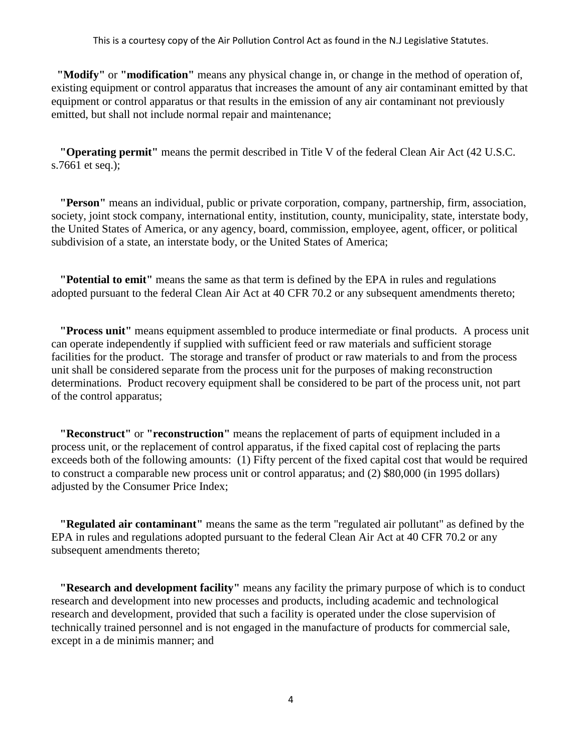**"Modify"** or **"modification"** means any physical change in, or change in the method of operation of, existing equipment or control apparatus that increases the amount of any air contaminant emitted by that equipment or control apparatus or that results in the emission of any air contaminant not previously emitted, but shall not include normal repair and maintenance;

**"Operating permit"** means the permit described in Title V of the federal Clean Air Act (42 U.S.C. s.7661 et seq.);

**"Person"** means an individual, public or private corporation, company, partnership, firm, association, society, joint stock company, international entity, institution, county, municipality, state, interstate body, the United States of America, or any agency, board, commission, employee, agent, officer, or political subdivision of a state, an interstate body, or the United States of America;

**"Potential to emit"** means the same as that term is defined by the EPA in rules and regulations adopted pursuant to the federal Clean Air Act at 40 CFR 70.2 or any subsequent amendments thereto;

**"Process unit"** means equipment assembled to produce intermediate or final products. A process unit can operate independently if supplied with sufficient feed or raw materials and sufficient storage facilities for the product. The storage and transfer of product or raw materials to and from the process unit shall be considered separate from the process unit for the purposes of making reconstruction determinations. Product recovery equipment shall be considered to be part of the process unit, not part of the control apparatus;

**"Reconstruct"** or **"reconstruction"** means the replacement of parts of equipment included in a process unit, or the replacement of control apparatus, if the fixed capital cost of replacing the parts exceeds both of the following amounts: (1) Fifty percent of the fixed capital cost that would be required to construct a comparable new process unit or control apparatus; and (2) $80,000 (in 1995 dollars) adjusted by the Consumer Price Index;

**"Regulated air contaminant"** means the same as the term "regulated air pollutant" as defined by the EPA in rules and regulations adopted pursuant to the federal Clean Air Act at 40 CFR 70.2 or any subsequent amendments thereto;

**"Research and development facility"** means any facility the primary purpose of which is to conduct research and development into new processes and products, including academic and technological research and development, provided that such a facility is operated under the close supervision of technically trained personnel and is not engaged in the manufacture of products for commercial sale, except in a de minimis manner; and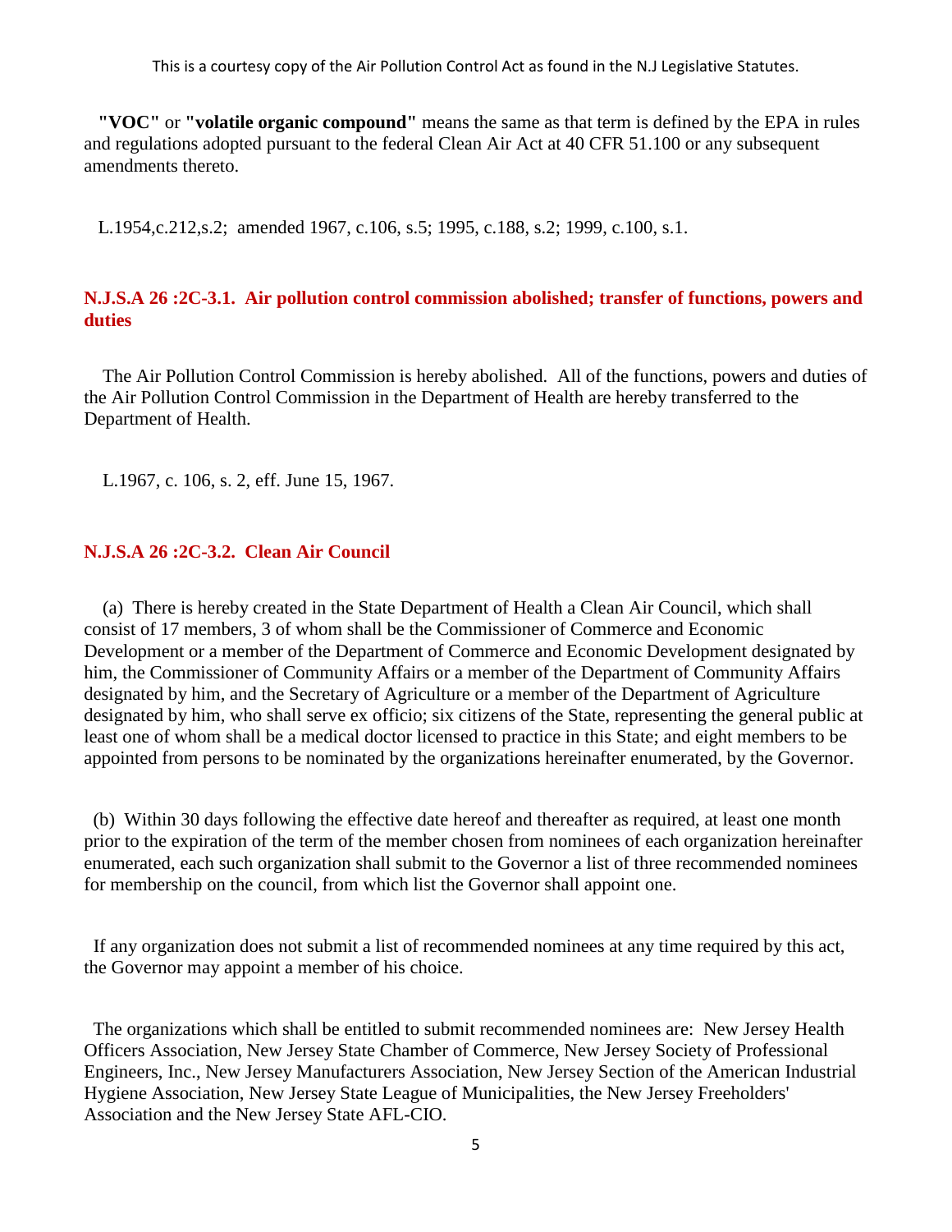**"VOC"** or **"volatile organic compound"** means the same as that term is defined by the EPA in rules and regulations adopted pursuant to the federal Clean Air Act at 40 CFR 51.100 or any subsequent amendments thereto.

L.1954,c.212,s.2; amended 1967, c.106, s.5; 1995, c.188, s.2; 1999, c.100, s.1.

### N.J.S.A 26 :2C-3.1. Air pollution control commission abolished; transfer of functions, powers and duties

The Air Pollution Control Commission is hereby abolished. All of the functions, powers and duties of the Air Pollution Control Commission in the Department of Health are hereby transferred to the Department of Health.

L.1967, c. 106, s. 2, eff. June 15, 1967.

### N.J.S.A 26 :2C-3.2. Clean Air Council

(a) There is hereby created in the State Department of Health a Clean Air Council, which shall consist of 17 members, 3 of whom shall be the Commissioner of Commerce and Economic Development or a member of the Department of Commerce and Economic Development designated by him, the Commissioner of Community Affairs or a member of the Department of Community Affairs designated by him, and the Secretary of Agriculture or a member of the Department of Agriculture designated by him, who shall serve ex officio; six citizens of the State, representing the general public at least one of whom shall be a medical doctor licensed to practice in this State; and eight members to be appointed from persons to be nominated by the organizations hereinafter enumerated, by the Governor.

(b) Within 30 days following the effective date hereof and thereafter as required, at least one month prior to the expiration of the term of the member chosen from nominees of each organization hereinafter enumerated, each such organization shall submit to the Governor a list of three recommended nominees for membership on the council, from which list the Governor shall appoint one.

If any organization does not submit a list of recommended nominees at any time required by this act, the Governor may appoint a member of his choice.

The organizations which shall be entitled to submit recommended nominees are: New Jersey Health Officers Association, New Jersey State Chamber of Commerce, New Jersey Society of Professional Engineers, Inc., New Jersey Manufacturers Association, New Jersey Section of the American Industrial Hygiene Association, New Jersey State League of Municipalities, the New Jersey Freeholders' Association and the New Jersey State AFL-CIO.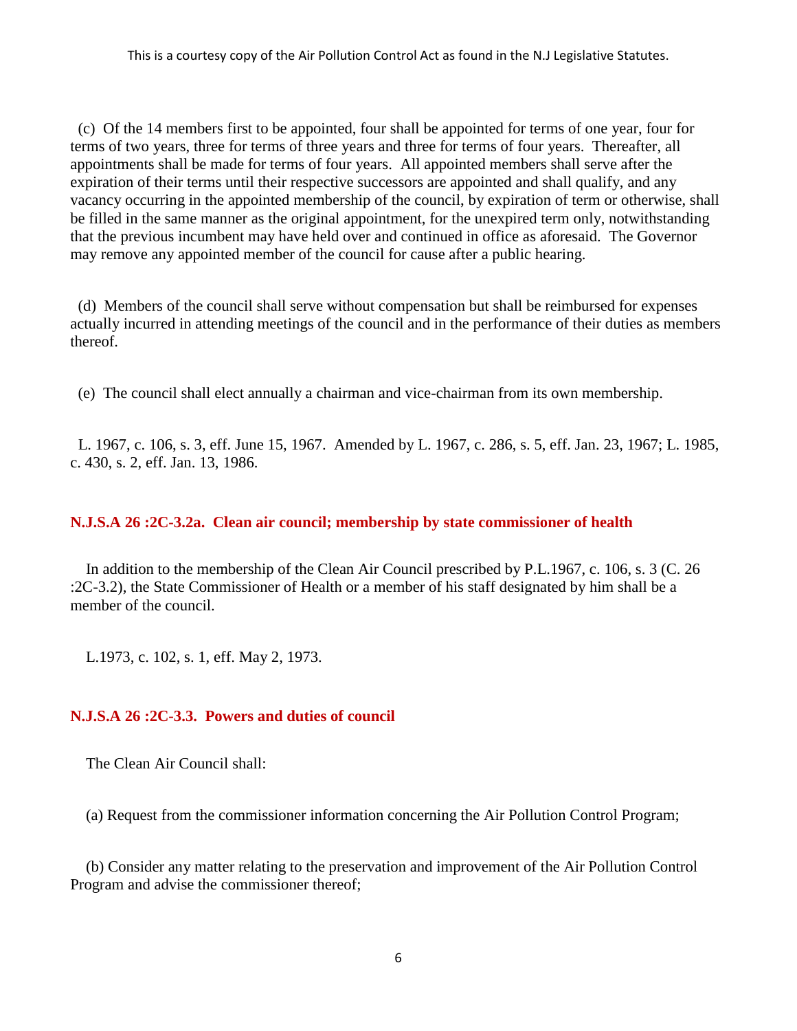(c) Of the 14 members first to be appointed, four shall be appointed for terms of one year, four for terms of two years, three for terms of three years and three for terms of four years. Thereafter, all appointments shall be made for terms of four years. All appointed members shall serve after the expiration of their terms until their respective successors are appointed and shall qualify, and any vacancy occurring in the appointed membership of the council, by expiration of term or otherwise, shall be filled in the same manner as the original appointment, for the unexpired term only, notwithstanding that the previous incumbent may have held over and continued in office as aforesaid. The Governor may remove any appointed member of the council for cause after a public hearing.

(d) Members of the council shall serve without compensation but shall be reimbursed for expenses actually incurred in attending meetings of the council and in the performance of their duties as members thereof.

(e) The council shall elect annually a chairman and vice-chairman from its own membership.

L. 1967, c. 106, s. 3, eff. June 15, 1967. Amended by L. 1967, c. 286, s. 5, eff. Jan. 23, 1967; L. 1985, c. 430, s. 2, eff. Jan. 13, 1986.

### N.J.S.A 26 :2C-3.2a. Clean air council; membership by state commissioner of health

In addition to the membership of the Clean Air Council prescribed by P.L.1967, c. 106, s. 3 (C. 26 :2C-3.2), the State Commissioner of Health or a member of his staff designated by him shall be a member of the council.

L.1973, c. 102, s. 1, eff. May 2, 1973.

### N.J.S.A 26 :2C-3.3. Powers and duties of council

The Clean Air Council shall:

(a) Request from the commissioner information concerning the Air Pollution Control Program;

(b) Consider any matter relating to the preservation and improvement of the Air Pollution Control Program and advise the commissioner thereof;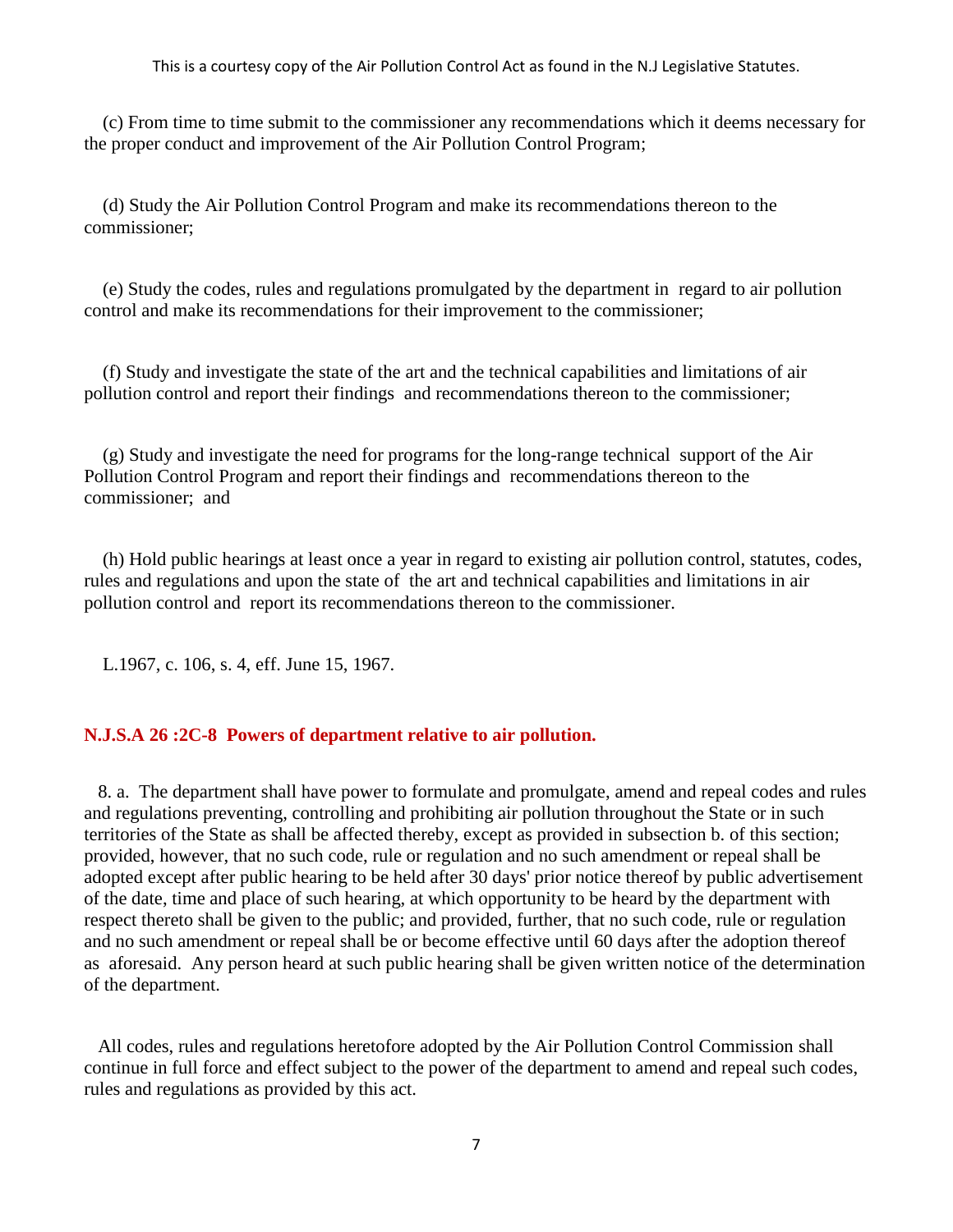(c) From time to time submit to the commissioner any recommendations which it deems necessary for the proper conduct and improvement of the Air Pollution Control Program;

(d) Study the Air Pollution Control Program and make its recommendations thereon to the commissioner;

(e) Study the codes, rules and regulations promulgated by the department in regard to air pollution control and make its recommendations for their improvement to the commissioner;

(f) Study and investigate the state of the art and the technical capabilities and limitations of air pollution control and report their findings and recommendations thereon to the commissioner;

(g) Study and investigate the need for programs for the long-range technical support of the Air Pollution Control Program and report their findings and recommendations thereon to the commissioner; and

(h) Hold public hearings at least once a year in regard to existing air pollution control, statutes, codes, rules and regulations and upon the state of the art and technical capabilities and limitations in air pollution control and report its recommendations thereon to the commissioner.

L.1967, c. 106, s. 4, eff. June 15, 1967.

### N.J.S.A 26 :2C-8 Powers of department relative to air pollution.

8. a. The department shall have power to formulate and promulgate, amend and repeal codes and rules and regulations preventing, controlling and prohibiting air pollution throughout the State or in such territories of the State as shall be affected thereby, except as provided in subsection b. of this section; provided, however, that no such code, rule or regulation and no such amendment or repeal shall be adopted except after public hearing to be held after 30 days' prior notice thereof by public advertisement of the date, time and place of such hearing, at which opportunity to be heard by the department with respect thereto shall be given to the public; and provided, further, that no such code, rule or regulation and no such amendment or repeal shall be or become effective until 60 days after the adoption thereof as aforesaid. Any person heard at such public hearing shall be given written notice of the determination of the department.

All codes, rules and regulations heretofore adopted by the Air Pollution Control Commission shall continue in full force and effect subject to the power of the department to amend and repeal such codes, rules and regulations as provided by this act.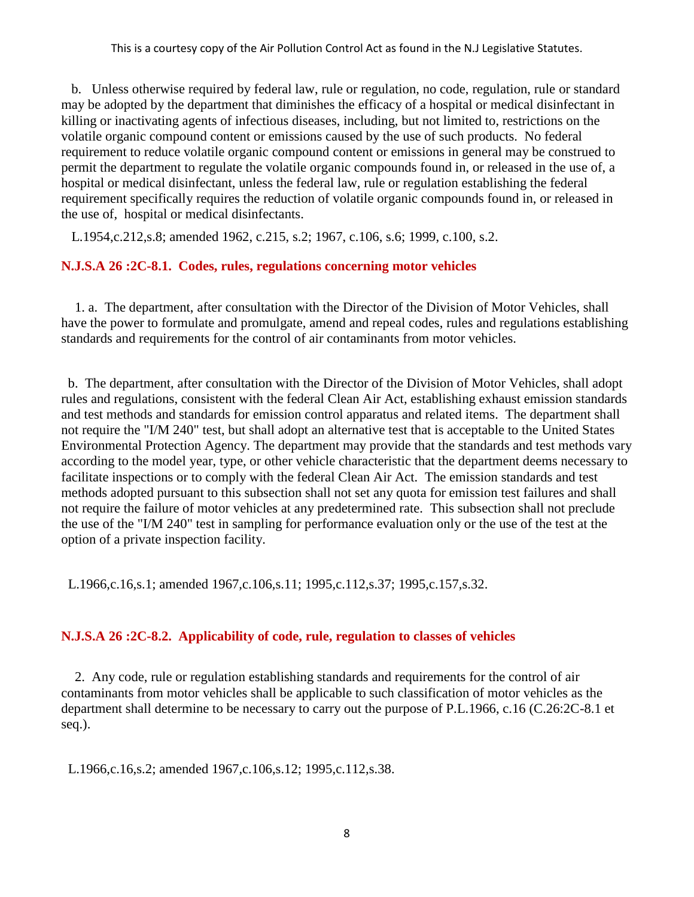b. Unless otherwise required by federal law, rule or regulation, no code, regulation, rule or standard may be adopted by the department that diminishes the efficacy of a hospital or medical disinfectant in killing or inactivating agents of infectious diseases, including, but not limited to, restrictions on the volatile organic compound content or emissions caused by the use of such products. No federal requirement to reduce volatile organic compound content or emissions in general may be construed to permit the department to regulate the volatile organic compounds found in, or released in the use of, a hospital or medical disinfectant, unless the federal law, rule or regulation establishing the federal requirement specifically requires the reduction of volatile organic compounds found in, or released in the use of, hospital or medical disinfectants.

L.1954,c.212,s.8; amended 1962, c.215, s.2; 1967, c.106, s.6; 1999, c.100, s.2.

### N.J.S.A 26 :2C-8.1. Codes, rules, regulations concerning motor vehicles

1. a. The department, after consultation with the Director of the Division of Motor Vehicles, shall have the power to formulate and promulgate, amend and repeal codes, rules and regulations establishing standards and requirements for the control of air contaminants from motor vehicles.

b. The department, after consultation with the Director of the Division of Motor Vehicles, shall adopt rules and regulations, consistent with the federal Clean Air Act, establishing exhaust emission standards and test methods and standards for emission control apparatus and related items. The department shall not require the "I/M 240" test, but shall adopt an alternative test that is acceptable to the United States Environmental Protection Agency. The department may provide that the standards and test methods vary according to the model year, type, or other vehicle characteristic that the department deems necessary to facilitate inspections or to comply with the federal Clean Air Act. The emission standards and test methods adopted pursuant to this subsection shall not set any quota for emission test failures and shall not require the failure of motor vehicles at any predetermined rate. This subsection shall not preclude the use of the "I/M 240" test in sampling for performance evaluation only or the use of the test at the option of a private inspection facility.

L.1966,c.16,s.1; amended 1967,c.106,s.11; 1995,c.112,s.37; 1995,c.157,s.32.

### N.J.S.A 26 :2C-8.2. Applicability of code, rule, regulation to classes of vehicles

2. Any code, rule or regulation establishing standards and requirements for the control of air contaminants from motor vehicles shall be applicable to such classification of motor vehicles as the department shall determine to be necessary to carry out the purpose of P.L.1966, c.16 (C.26:2C-8.1 et seq.).

L.1966,c.16,s.2; amended 1967,c.106,s.12; 1995,c.112,s.38.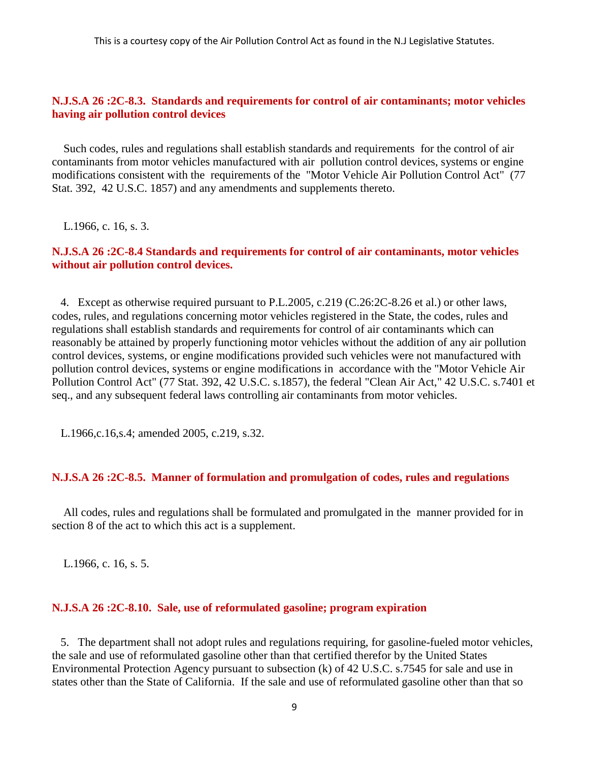### N.J.S.A 26 :2C-8.3. Standards and requirements for control of air contaminants; motor vehicles having air pollution control devices

Such codes, rules and regulations shall establish standards and requirements for the control of air contaminants from motor vehicles manufactured with air pollution control devices, systems or engine modifications consistent with the requirements of the "Motor Vehicle Air Pollution Control Act" (77 Stat. 392, 42 U.S.C. 1857) and any amendments and supplements thereto.

L.1966, c. 16, s. 3.

### N.J.S.A 26 :2C-8.4 Standards and requirements for control of air contaminants, motor vehicles without air pollution control devices.

4. Except as otherwise required pursuant to P.L.2005, c.219 (C.26:2C-8.26 et al.) or other laws, codes, rules, and regulations concerning motor vehicles registered in the State, the codes, rules and regulations shall establish standards and requirements for control of air contaminants which can reasonably be attained by properly functioning motor vehicles without the addition of any air pollution control devices, systems, or engine modifications provided such vehicles were not manufactured with pollution control devices, systems or engine modifications in accordance with the "Motor Vehicle Air Pollution Control Act" (77 Stat. 392, 42 U.S.C. s.1857), the federal "Clean Air Act," 42 U.S.C. s.7401 et seq., and any subsequent federal laws controlling air contaminants from motor vehicles.

L.1966,c.16,s.4; amended 2005, c.219, s.32.

### N.J.S.A 26 :2C-8.5. Manner of formulation and promulgation of codes, rules and regulations

All codes, rules and regulations shall be formulated and promulgated in the manner provided for in section 8 of the act to which this act is a supplement.

L.1966, c. 16, s. 5.

### N.J.S.A 26 :2C-8.10. Sale, use of reformulated gasoline; program expiration

5. The department shall not adopt rules and regulations requiring, for gasoline-fueled motor vehicles, the sale and use of reformulated gasoline other than that certified therefor by the United States Environmental Protection Agency pursuant to subsection (k) of 42 U.S.C. s.7545 for sale and use in states other than the State of California. If the sale and use of reformulated gasoline other than that so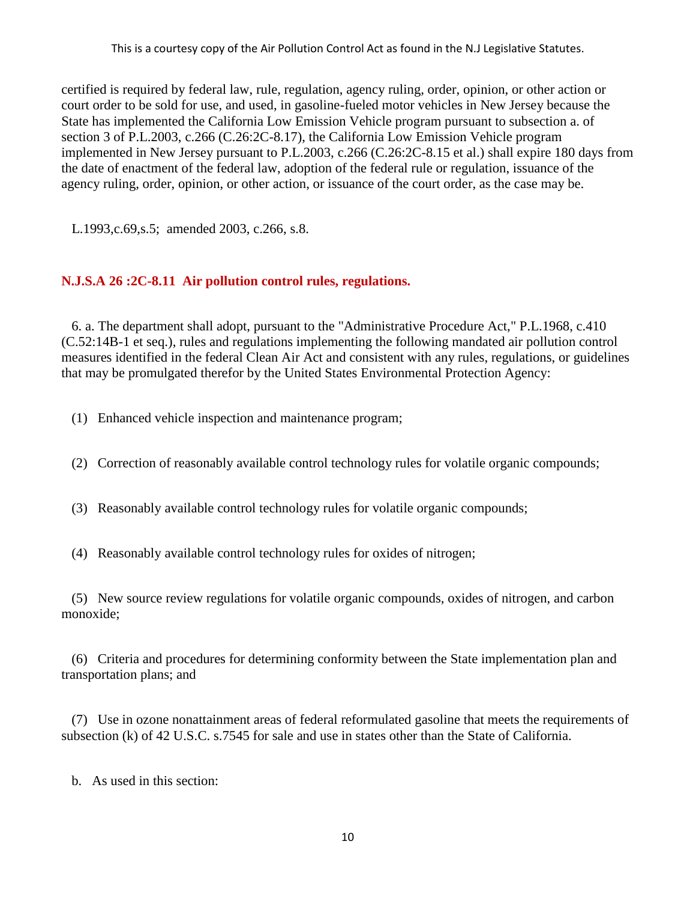certified is required by federal law, rule, regulation, agency ruling, order, opinion, or other action or court order to be sold for use, and used, in gasoline-fueled motor vehicles in New Jersey because the State has implemented the California Low Emission Vehicle program pursuant to subsection a. of section 3 of P.L.2003, c.266 (C.26:2C-8.17), the California Low Emission Vehicle program implemented in New Jersey pursuant to P.L.2003, c.266 (C.26:2C-8.15 et al.) shall expire 180 days from the date of enactment of the federal law, adoption of the federal rule or regulation, issuance of the agency ruling, order, opinion, or other action, or issuance of the court order, as the case may be.

L.1993,c.69,s.5; amended 2003, c.266, s.8.

### N.J.S.A 26 :2C-8.11 Air pollution control rules, regulations.

6. a. The department shall adopt, pursuant to the "Administrative Procedure Act," P.L.1968, c.410 (C.52:14B-1 et seq.), rules and regulations implementing the following mandated air pollution control measures identified in the federal Clean Air Act and consistent with any rules, regulations, or guidelines that may be promulgated therefor by the United States Environmental Protection Agency:

(1) Enhanced vehicle inspection and maintenance program;

(2) Correction of reasonably available control technology rules for volatile organic compounds;

(3) Reasonably available control technology rules for volatile organic compounds;

(4) Reasonably available control technology rules for oxides of nitrogen;

(5) New source review regulations for volatile organic compounds, oxides of nitrogen, and carbon monoxide;

(6) Criteria and procedures for determining conformity between the State implementation plan and transportation plans; and

(7) Use in ozone nonattainment areas of federal reformulated gasoline that meets the requirements of subsection (k) of 42 U.S.C. s.7545 for sale and use in states other than the State of California.

b. As used in this section: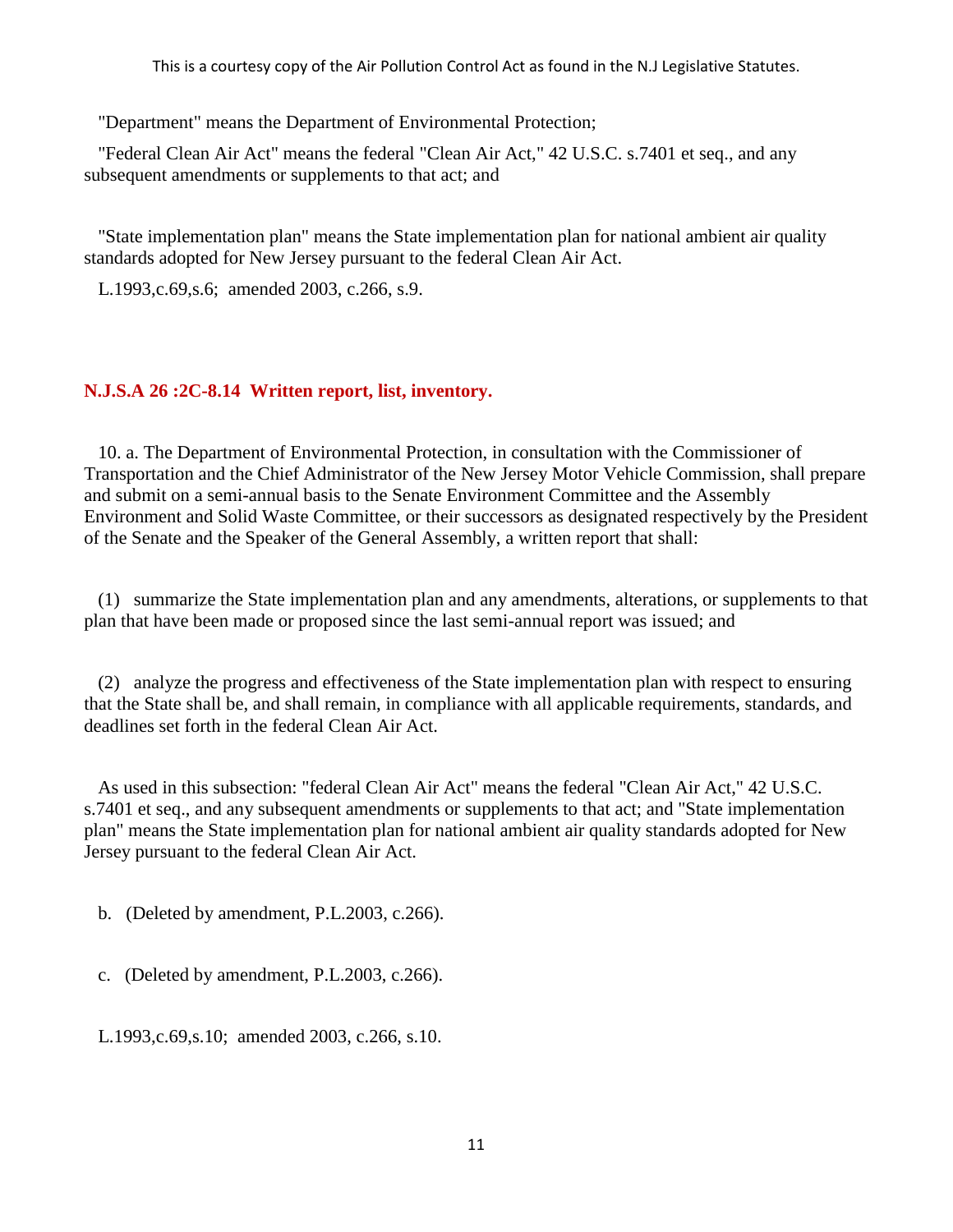"Department" means the Department of Environmental Protection;

"Federal Clean Air Act" means the federal "Clean Air Act," 42 U.S.C. s.7401 et seq., and any subsequent amendments or supplements to that act; and

"State implementation plan" means the State implementation plan for national ambient air quality standards adopted for New Jersey pursuant to the federal Clean Air Act.

L.1993,c.69,s.6; amended 2003, c.266, s.9.

### N.J.S.A 26 :2C-8.14 Written report, list, inventory.

10. a. The Department of Environmental Protection, in consultation with the Commissioner of Transportation and the Chief Administrator of the New Jersey Motor Vehicle Commission, shall prepare and submit on a semi-annual basis to the Senate Environment Committee and the Assembly Environment and Solid Waste Committee, or their successors as designated respectively by the President of the Senate and the Speaker of the General Assembly, a written report that shall:

(1) summarize the State implementation plan and any amendments, alterations, or supplements to that plan that have been made or proposed since the last semi-annual report was issued; and

(2) analyze the progress and effectiveness of the State implementation plan with respect to ensuring that the State shall be, and shall remain, in compliance with all applicable requirements, standards, and deadlines set forth in the federal Clean Air Act.

As used in this subsection: "federal Clean Air Act" means the federal "Clean Air Act," 42 U.S.C. s.7401 et seq., and any subsequent amendments or supplements to that act; and "State implementation plan" means the State implementation plan for national ambient air quality standards adopted for New Jersey pursuant to the federal Clean Air Act.

b. (Deleted by amendment, P.L.2003, c.266).

c. (Deleted by amendment, P.L.2003, c.266).

L.1993,c.69,s.10; amended 2003, c.266, s.10.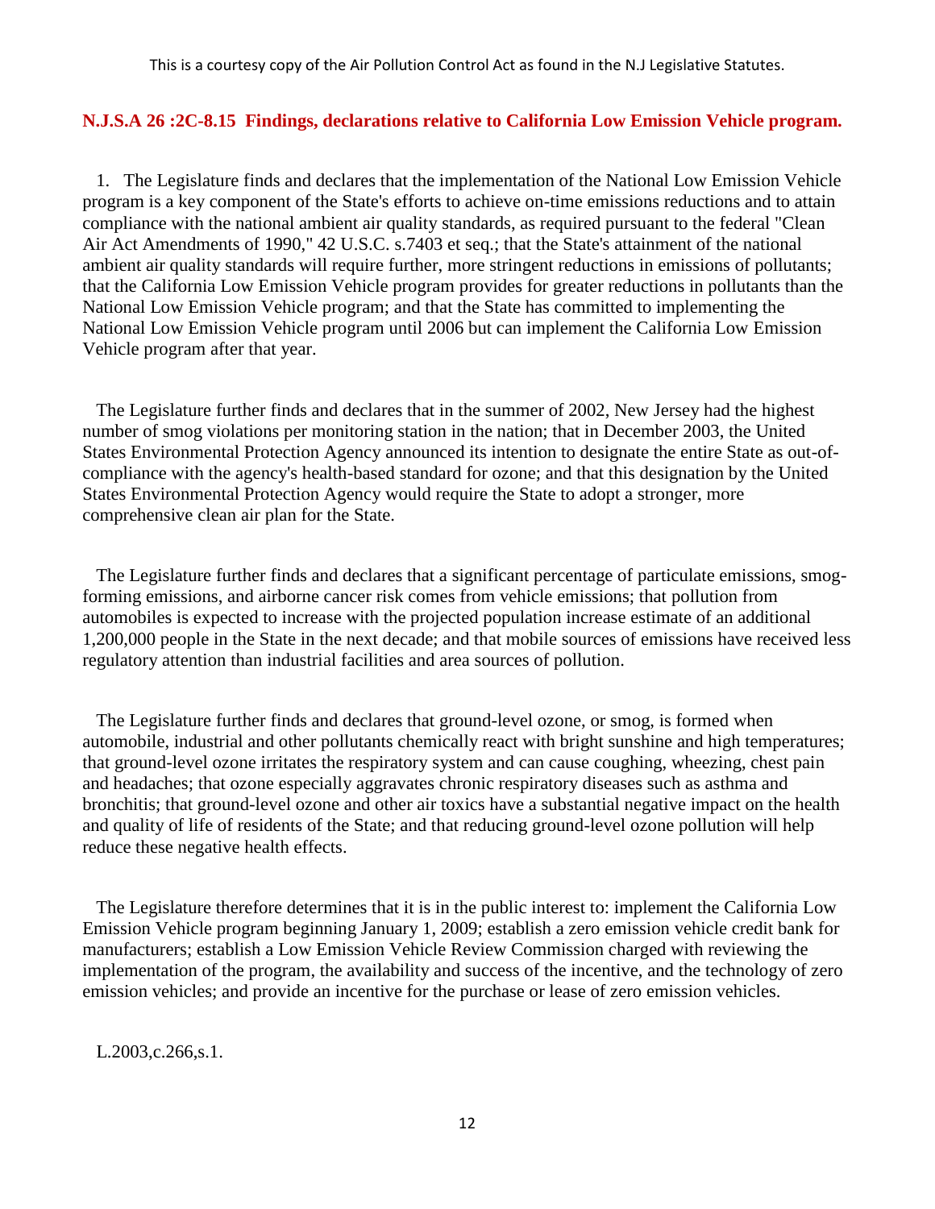This is a courtesy copy of the Air Pollution Control Act as found in the N.J Legislative Statutes.

### N.J.S.A 26 :2C-8.15 Findings, declarations relative to California Low Emission Vehicle program.

1. The Legislature finds and declares that the implementation of the National Low Emission Vehicle program is a key component of the State's efforts to achieve on-time emissions reductions and to attain compliance with the national ambient air quality standards, as required pursuant to the federal "Clean Air Act Amendments of 1990," 42 U.S.C. s.7403 et seq.; that the State's attainment of the national ambient air quality standards will require further, more stringent reductions in emissions of pollutants; that the California Low Emission Vehicle program provides for greater reductions in pollutants than the National Low Emission Vehicle program; and that the State has committed to implementing the National Low Emission Vehicle program until 2006 but can implement the California Low Emission Vehicle program after that year.

The Legislature further finds and declares that in the summer of 2002, New Jersey had the highest number of smog violations per monitoring station in the nation; that in December 2003, the United States Environmental Protection Agency announced its intention to designate the entire State as out-of-compliance with the agency's health-based standard for ozone; and that this designation by the United States Environmental Protection Agency would require the State to adopt a stronger, more comprehensive clean air plan for the State.

The Legislature further finds and declares that a significant percentage of particulate emissions, smog-forming emissions, and airborne cancer risk comes from vehicle emissions; that pollution from automobiles is expected to increase with the projected population increase estimate of an additional 1,200,000 people in the State in the next decade; and that mobile sources of emissions have received less regulatory attention than industrial facilities and area sources of pollution.

The Legislature further finds and declares that ground-level ozone, or smog, is formed when automobile, industrial and other pollutants chemically react with bright sunshine and high temperatures; that ground-level ozone irritates the respiratory system and can cause coughing, wheezing, chest pain and headaches; that ozone especially aggravates chronic respiratory diseases such as asthma and bronchitis; that ground-level ozone and other air toxics have a substantial negative impact on the health and quality of life of residents of the State; and that reducing ground-level ozone pollution will help reduce these negative health effects.

The Legislature therefore determines that it is in the public interest to: implement the California Low Emission Vehicle program beginning January 1, 2009; establish a zero emission vehicle credit bank for manufacturers; establish a Low Emission Vehicle Review Commission charged with reviewing the implementation of the program, the availability and success of the incentive, and the technology of zero emission vehicles; and provide an incentive for the purchase or lease of zero emission vehicles.

L.2003,c.266,s.1.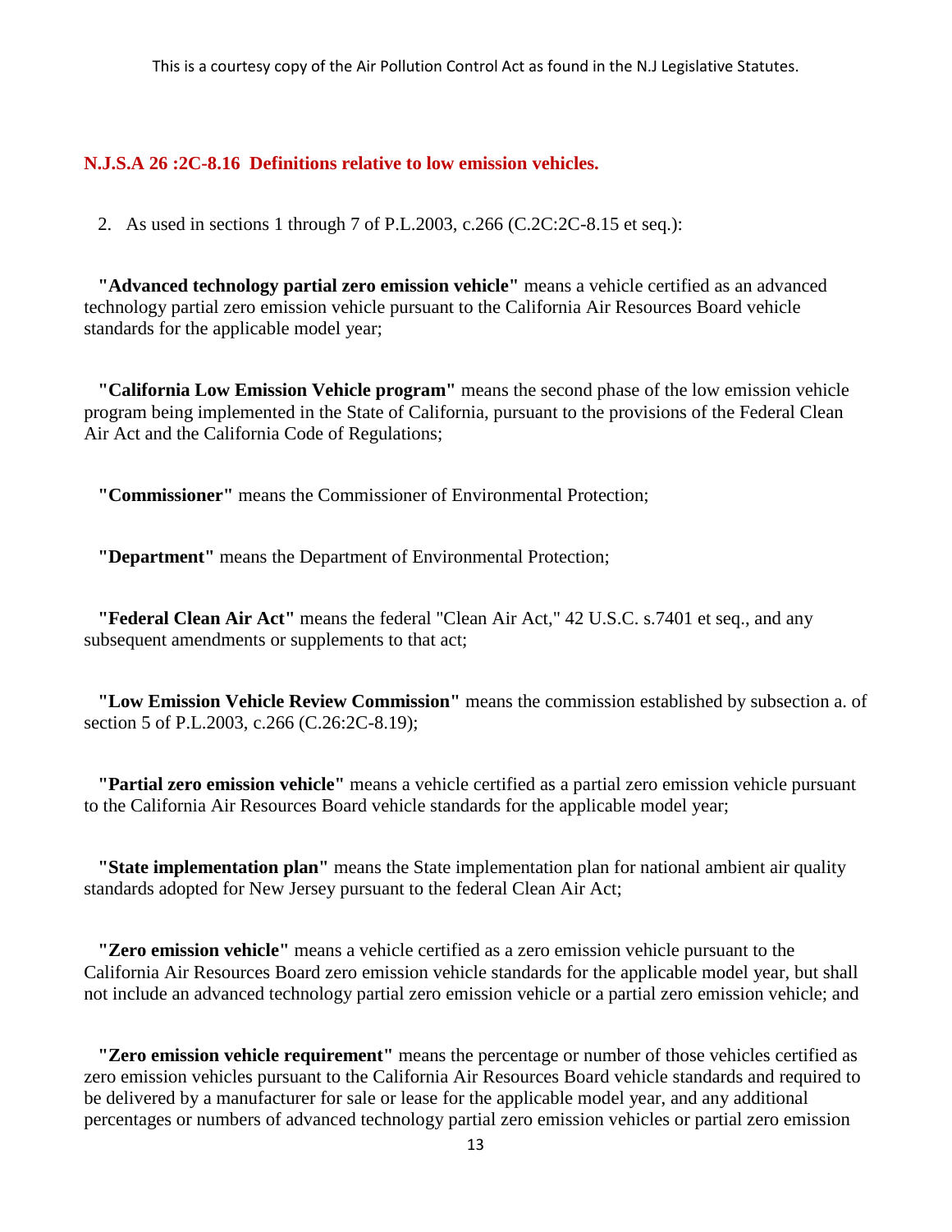## N.J.S.A 26 :2C-8.16 Definitions relative to low emission vehicles.

2. As used in sections 1 through 7 of P.L.2003, c.266 (C.2C:2C-8.15 et seq.):

**"Advanced technology partial zero emission vehicle"** means a vehicle certified as an advanced technology partial zero emission vehicle pursuant to the California Air Resources Board vehicle standards for the applicable model year;

**"California Low Emission Vehicle program"** means the second phase of the low emission vehicle program being implemented in the State of California, pursuant to the provisions of the Federal Clean Air Act and the California Code of Regulations;

**"Commissioner"** means the Commissioner of Environmental Protection;

**"Department"** means the Department of Environmental Protection;

**"Federal Clean Air Act"** means the federal "Clean Air Act," 42 U.S.C. s.7401 et seq., and any subsequent amendments or supplements to that act;

**"Low Emission Vehicle Review Commission"** means the commission established by subsection a. of section 5 of P.L.2003, c.266 (C.26:2C-8.19);

**"Partial zero emission vehicle"** means a vehicle certified as a partial zero emission vehicle pursuant to the California Air Resources Board vehicle standards for the applicable model year;

**"State implementation plan"** means the State implementation plan for national ambient air quality standards adopted for New Jersey pursuant to the federal Clean Air Act;

**"Zero emission vehicle"** means a vehicle certified as a zero emission vehicle pursuant to the California Air Resources Board zero emission vehicle standards for the applicable model year, but shall not include an advanced technology partial zero emission vehicle or a partial zero emission vehicle; and

**"Zero emission vehicle requirement"** means the percentage or number of those vehicles certified as zero emission vehicles pursuant to the California Air Resources Board vehicle standards and required to be delivered by a manufacturer for sale or lease for the applicable model year, and any additional percentages or numbers of advanced technology partial zero emission vehicles or partial zero emission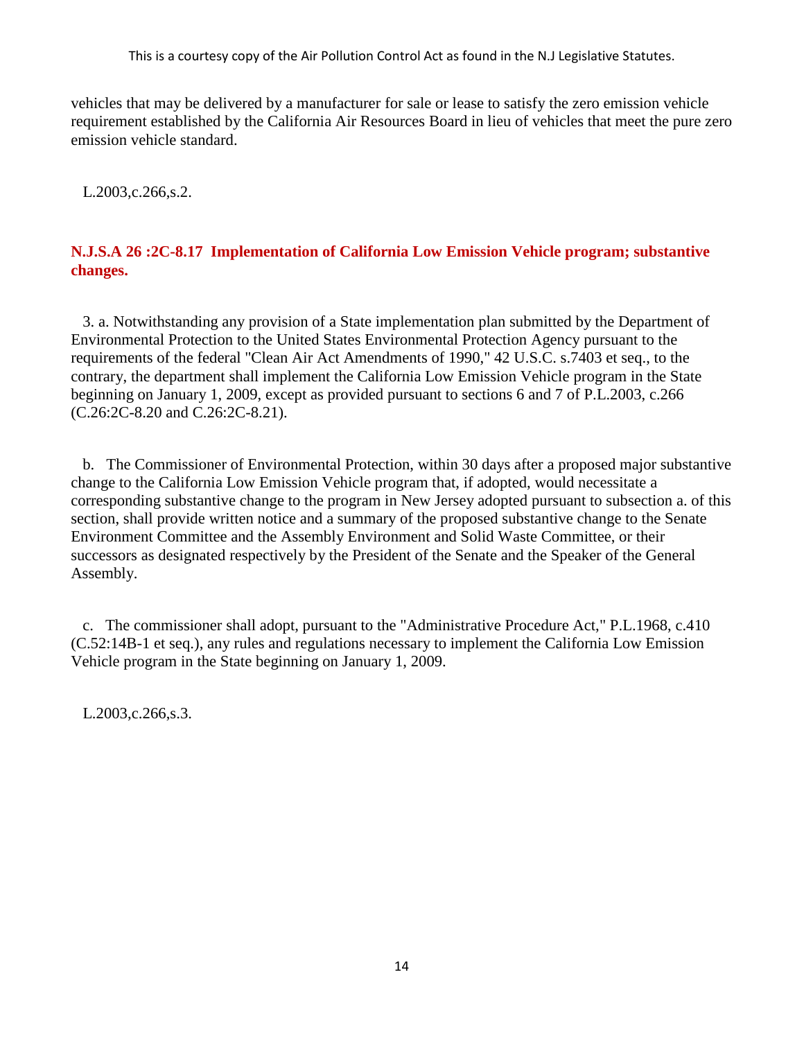vehicles that may be delivered by a manufacturer for sale or lease to satisfy the zero emission vehicle requirement established by the California Air Resources Board in lieu of vehicles that meet the pure zero emission vehicle standard.

L.2003,c.266,s.2.

### N.J.S.A 26 :2C-8.17 Implementation of California Low Emission Vehicle program; substantive changes.

3. a. Notwithstanding any provision of a State implementation plan submitted by the Department of Environmental Protection to the United States Environmental Protection Agency pursuant to the requirements of the federal "Clean Air Act Amendments of 1990," 42 U.S.C. s.7403 et seq., to the contrary, the department shall implement the California Low Emission Vehicle program in the State beginning on January 1, 2009, except as provided pursuant to sections 6 and 7 of P.L.2003, c.266 (C.26:2C-8.20 and C.26:2C-8.21).

b. The Commissioner of Environmental Protection, within 30 days after a proposed major substantive change to the California Low Emission Vehicle program that, if adopted, would necessitate a corresponding substantive change to the program in New Jersey adopted pursuant to subsection a. of this section, shall provide written notice and a summary of the proposed substantive change to the Senate Environment Committee and the Assembly Environment and Solid Waste Committee, or their successors as designated respectively by the President of the Senate and the Speaker of the General Assembly.

c. The commissioner shall adopt, pursuant to the "Administrative Procedure Act," P.L.1968, c.410 (C.52:14B-1 et seq.), any rules and regulations necessary to implement the California Low Emission Vehicle program in the State beginning on January 1, 2009.

L.2003,c.266,s.3.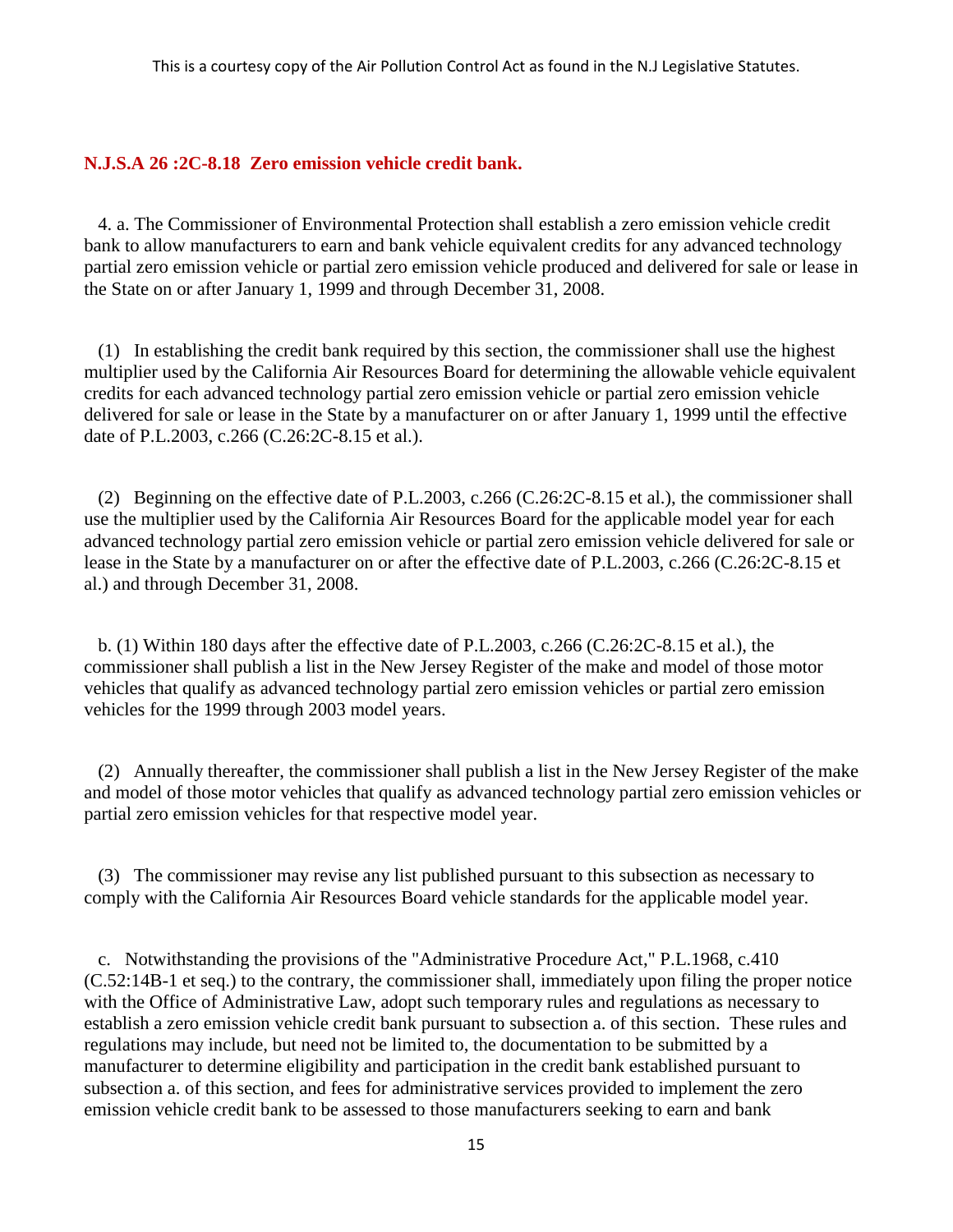## N.J.S.A 26 :2C-8.18 Zero emission vehicle credit bank.

4. a. The Commissioner of Environmental Protection shall establish a zero emission vehicle credit bank to allow manufacturers to earn and bank vehicle equivalent credits for any advanced technology partial zero emission vehicle or partial zero emission vehicle produced and delivered for sale or lease in the State on or after January 1, 1999 and through December 31, 2008.

(1) In establishing the credit bank required by this section, the commissioner shall use the highest multiplier used by the California Air Resources Board for determining the allowable vehicle equivalent credits for each advanced technology partial zero emission vehicle or partial zero emission vehicle delivered for sale or lease in the State by a manufacturer on or after January 1, 1999 until the effective date of P.L.2003, c.266 (C.26:2C-8.15 et al.).

(2) Beginning on the effective date of P.L.2003, c.266 (C.26:2C-8.15 et al.), the commissioner shall use the multiplier used by the California Air Resources Board for the applicable model year for each advanced technology partial zero emission vehicle or partial zero emission vehicle delivered for sale or lease in the State by a manufacturer on or after the effective date of P.L.2003, c.266 (C.26:2C-8.15 et al.) and through December 31, 2008.

b. (1) Within 180 days after the effective date of P.L.2003, c.266 (C.26:2C-8.15 et al.), the commissioner shall publish a list in the New Jersey Register of the make and model of those motor vehicles that qualify as advanced technology partial zero emission vehicles or partial zero emission vehicles for the 1999 through 2003 model years.

(2) Annually thereafter, the commissioner shall publish a list in the New Jersey Register of the make and model of those motor vehicles that qualify as advanced technology partial zero emission vehicles or partial zero emission vehicles for that respective model year.

(3) The commissioner may revise any list published pursuant to this subsection as necessary to comply with the California Air Resources Board vehicle standards for the applicable model year.

c. Notwithstanding the provisions of the "Administrative Procedure Act," P.L.1968, c.410 (C.52:14B-1 et seq.) to the contrary, the commissioner shall, immediately upon filing the proper notice with the Office of Administrative Law, adopt such temporary rules and regulations as necessary to establish a zero emission vehicle credit bank pursuant to subsection a. of this section. These rules and regulations may include, but need not be limited to, the documentation to be submitted by a manufacturer to determine eligibility and participation in the credit bank established pursuant to subsection a. of this section, and fees for administrative services provided to implement the zero emission vehicle credit bank to be assessed to those manufacturers seeking to earn and bank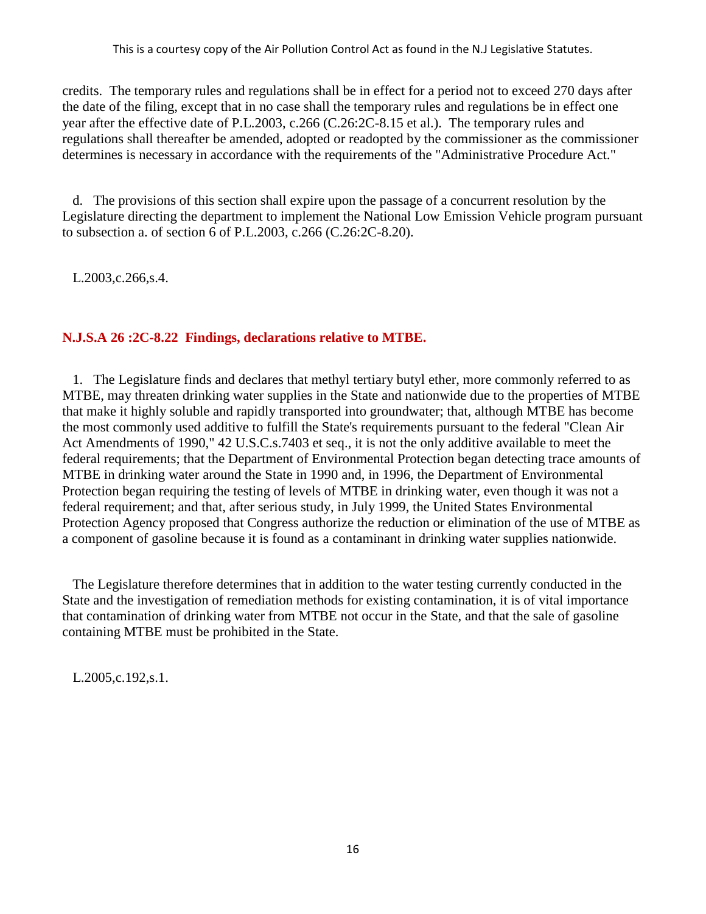credits. The temporary rules and regulations shall be in effect for a period not to exceed 270 days after the date of the filing, except that in no case shall the temporary rules and regulations be in effect one year after the effective date of P.L.2003, c.266 (C.26:2C-8.15 et al.). The temporary rules and regulations shall thereafter be amended, adopted or readopted by the commissioner as the commissioner determines is necessary in accordance with the requirements of the "Administrative Procedure Act."

d. The provisions of this section shall expire upon the passage of a concurrent resolution by the Legislature directing the department to implement the National Low Emission Vehicle program pursuant to subsection a. of section 6 of P.L.2003, c.266 (C.26:2C-8.20).

L.2003,c.266,s.4.

### N.J.S.A 26 :2C-8.22 Findings, declarations relative to MTBE.

1. The Legislature finds and declares that methyl tertiary butyl ether, more commonly referred to as MTBE, may threaten drinking water supplies in the State and nationwide due to the properties of MTBE that make it highly soluble and rapidly transported into groundwater; that, although MTBE has become the most commonly used additive to fulfill the State's requirements pursuant to the federal "Clean Air Act Amendments of 1990," 42 U.S.C.s.7403 et seq., it is not the only additive available to meet the federal requirements; that the Department of Environmental Protection began detecting trace amounts of MTBE in drinking water around the State in 1990 and, in 1996, the Department of Environmental Protection began requiring the testing of levels of MTBE in drinking water, even though it was not a federal requirement; and that, after serious study, in July 1999, the United States Environmental Protection Agency proposed that Congress authorize the reduction or elimination of the use of MTBE as a component of gasoline because it is found as a contaminant in drinking water supplies nationwide.

The Legislature therefore determines that in addition to the water testing currently conducted in the State and the investigation of remediation methods for existing contamination, it is of vital importance that contamination of drinking water from MTBE not occur in the State, and that the sale of gasoline containing MTBE must be prohibited in the State.

L.2005,c.192,s.1.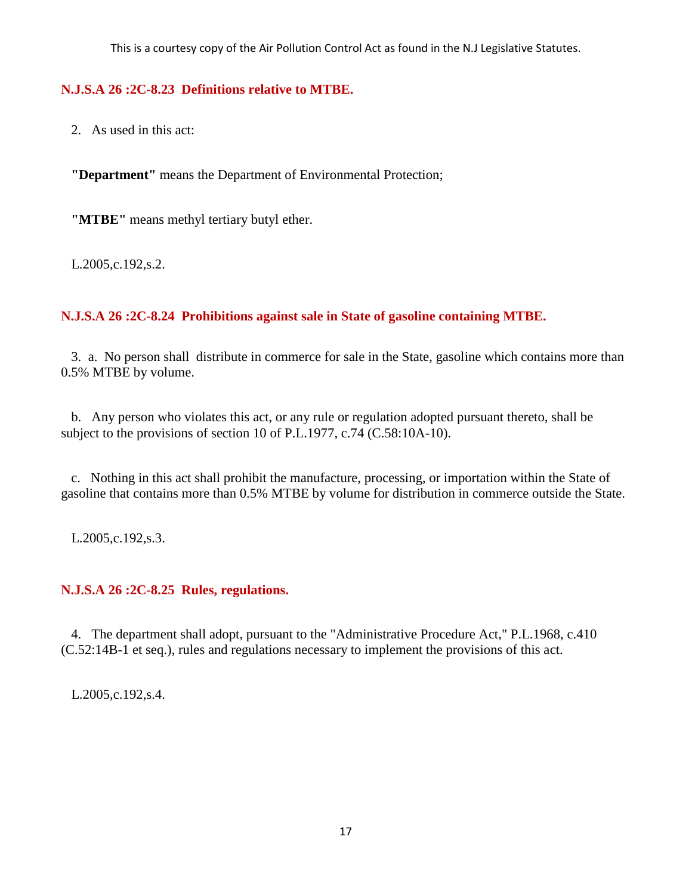### N.J.S.A 26 :2C-8.23 Definitions relative to MTBE.

2. As used in this act:

**"Department"** means the Department of Environmental Protection;

**"MTBE"** means methyl tertiary butyl ether.

L.2005,c.192,s.2.

### N.J.S.A 26 :2C-8.24 Prohibitions against sale in State of gasoline containing MTBE.

3. a. No person shall distribute in commerce for sale in the State, gasoline which contains more than 0.5% MTBE by volume.

b. Any person who violates this act, or any rule or regulation adopted pursuant thereto, shall be subject to the provisions of section 10 of P.L.1977, c.74 (C.58:10A-10).

c. Nothing in this act shall prohibit the manufacture, processing, or importation within the State of gasoline that contains more than 0.5% MTBE by volume for distribution in commerce outside the State.

L.2005,c.192,s.3.

### N.J.S.A 26 :2C-8.25 Rules, regulations.

4. The department shall adopt, pursuant to the "Administrative Procedure Act," P.L.1968, c.410 (C.52:14B-1 et seq.), rules and regulations necessary to implement the provisions of this act.

L.2005,c.192,s.4.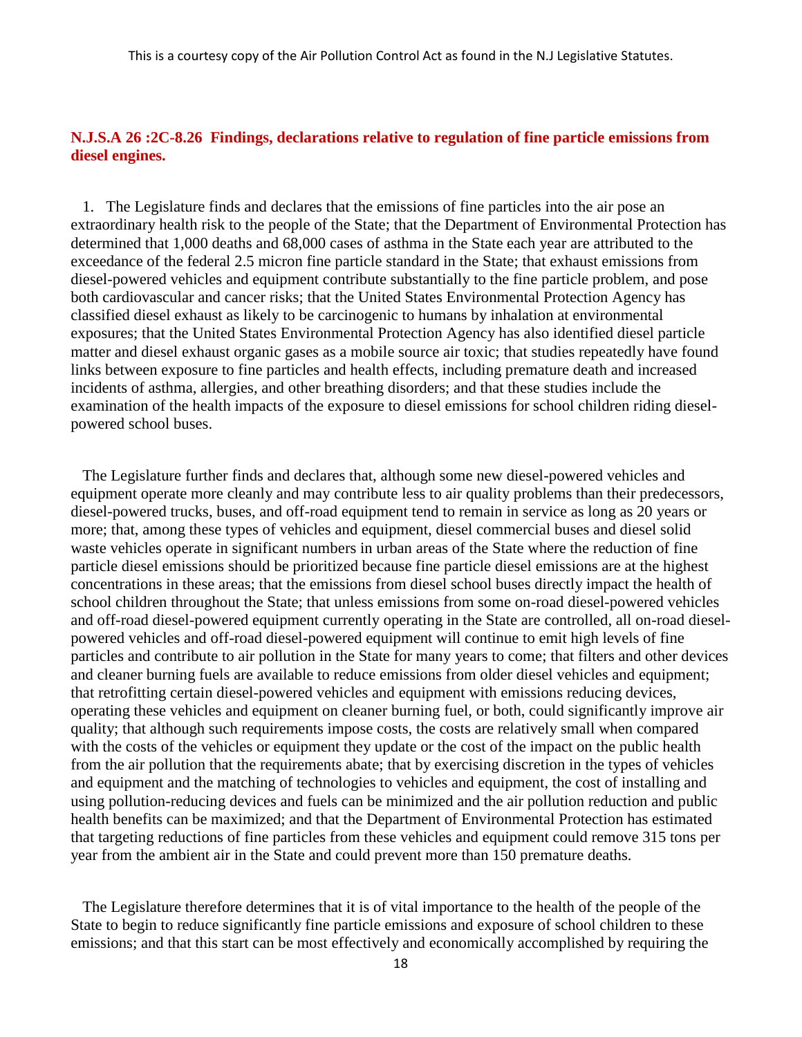## N.J.S.A 26 :2C-8.26 Findings, declarations relative to regulation of fine particle emissions from diesel engines.

1. The Legislature finds and declares that the emissions of fine particles into the air pose an extraordinary health risk to the people of the State; that the Department of Environmental Protection has determined that 1,000 deaths and 68,000 cases of asthma in the State each year are attributed to the exceedance of the federal 2.5 micron fine particle standard in the State; that exhaust emissions from diesel-powered vehicles and equipment contribute substantially to the fine particle problem, and pose both cardiovascular and cancer risks; that the United States Environmental Protection Agency has classified diesel exhaust as likely to be carcinogenic to humans by inhalation at environmental exposures; that the United States Environmental Protection Agency has also identified diesel particle matter and diesel exhaust organic gases as a mobile source air toxic; that studies repeatedly have found links between exposure to fine particles and health effects, including premature death and increased incidents of asthma, allergies, and other breathing disorders; and that these studies include the examination of the health impacts of the exposure to diesel emissions for school children riding diesel-powered school buses.

The Legislature further finds and declares that, although some new diesel-powered vehicles and equipment operate more cleanly and may contribute less to air quality problems than their predecessors, diesel-powered trucks, buses, and off-road equipment tend to remain in service as long as 20 years or more; that, among these types of vehicles and equipment, diesel commercial buses and diesel solid waste vehicles operate in significant numbers in urban areas of the State where the reduction of fine particle diesel emissions should be prioritized because fine particle diesel emissions are at the highest concentrations in these areas; that the emissions from diesel school buses directly impact the health of school children throughout the State; that unless emissions from some on-road diesel-powered vehicles and off-road diesel-powered equipment currently operating in the State are controlled, all on-road diesel-powered vehicles and off-road diesel-powered equipment will continue to emit high levels of fine particles and contribute to air pollution in the State for many years to come; that filters and other devices and cleaner burning fuels are available to reduce emissions from older diesel vehicles and equipment; that retrofitting certain diesel-powered vehicles and equipment with emissions reducing devices, operating these vehicles and equipment on cleaner burning fuel, or both, could significantly improve air quality; that although such requirements impose costs, the costs are relatively small when compared with the costs of the vehicles or equipment they update or the cost of the impact on the public health from the air pollution that the requirements abate; that by exercising discretion in the types of vehicles and equipment and the matching of technologies to vehicles and equipment, the cost of installing and using pollution-reducing devices and fuels can be minimized and the air pollution reduction and public health benefits can be maximized; and that the Department of Environmental Protection has estimated that targeting reductions of fine particles from these vehicles and equipment could remove 315 tons per year from the ambient air in the State and could prevent more than 150 premature deaths.

The Legislature therefore determines that it is of vital importance to the health of the people of the State to begin to reduce significantly fine particle emissions and exposure of school children to these emissions; and that this start can be most effectively and economically accomplished by requiring the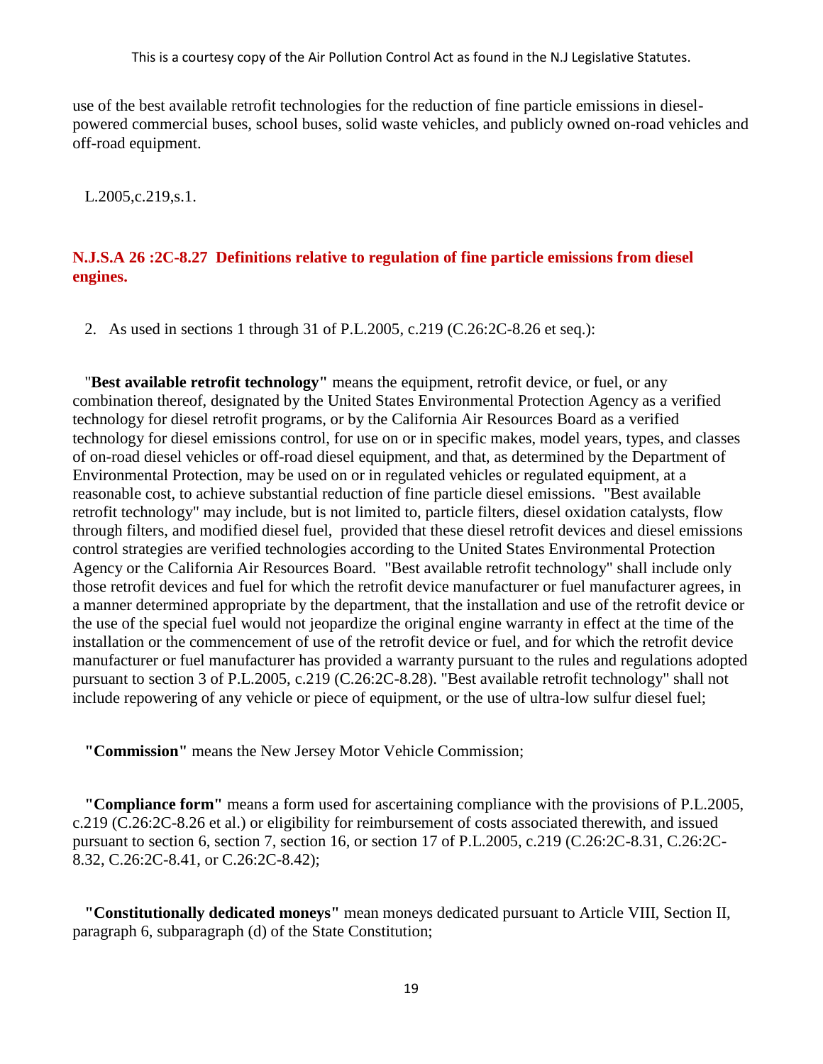use of the best available retrofit technologies for the reduction of fine particle emissions in diesel-powered commercial buses, school buses, solid waste vehicles, and publicly owned on-road vehicles and off-road equipment.

L.2005,c.219,s.1.

### N.J.S.A 26 :2C-8.27 Definitions relative to regulation of fine particle emissions from diesel engines.

2. As used in sections 1 through 31 of P.L.2005, c.219 (C.26:2C-8.26 et seq.):

"**Best available retrofit technology"** means the equipment, retrofit device, or fuel, or any combination thereof, designated by the United States Environmental Protection Agency as a verified technology for diesel retrofit programs, or by the California Air Resources Board as a verified technology for diesel emissions control, for use on or in specific makes, model years, types, and classes of on-road diesel vehicles or off-road diesel equipment, and that, as determined by the Department of Environmental Protection, may be used on or in regulated vehicles or regulated equipment, at a reasonable cost, to achieve substantial reduction of fine particle diesel emissions. "Best available retrofit technology" may include, but is not limited to, particle filters, diesel oxidation catalysts, flow through filters, and modified diesel fuel, provided that these diesel retrofit devices and diesel emissions control strategies are verified technologies according to the United States Environmental Protection Agency or the California Air Resources Board. "Best available retrofit technology" shall include only those retrofit devices and fuel for which the retrofit device manufacturer or fuel manufacturer agrees, in a manner determined appropriate by the department, that the installation and use of the retrofit device or the use of the special fuel would not jeopardize the original engine warranty in effect at the time of the installation or the commencement of use of the retrofit device or fuel, and for which the retrofit device manufacturer or fuel manufacturer has provided a warranty pursuant to the rules and regulations adopted pursuant to section 3 of P.L.2005, c.219 (C.26:2C-8.28). "Best available retrofit technology" shall not include repowering of any vehicle or piece of equipment, or the use of ultra-low sulfur diesel fuel;

**"Commission"** means the New Jersey Motor Vehicle Commission;

**"Compliance form"** means a form used for ascertaining compliance with the provisions of P.L.2005, c.219 (C.26:2C-8.26 et al.) or eligibility for reimbursement of costs associated therewith, and issued pursuant to section 6, section 7, section 16, or section 17 of P.L.2005, c.219 (C.26:2C-8.31, C.26:2C-8.32, C.26:2C-8.41, or C.26:2C-8.42);

**"Constitutionally dedicated moneys"** mean moneys dedicated pursuant to Article VIII, Section II, paragraph 6, subparagraph (d) of the State Constitution;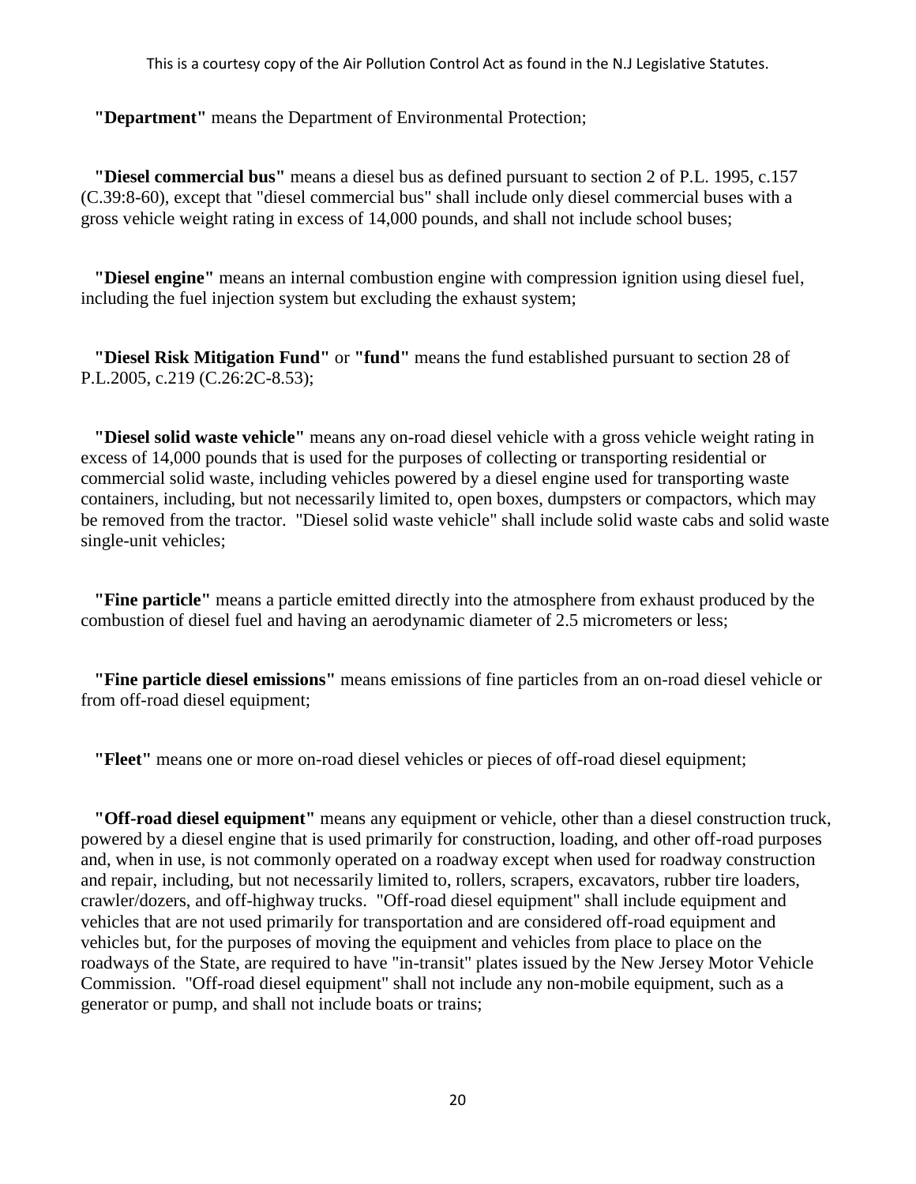**"Department"** means the Department of Environmental Protection;

**"Diesel commercial bus"** means a diesel bus as defined pursuant to section 2 of P.L. 1995, c.157 (C.39:8-60), except that "diesel commercial bus" shall include only diesel commercial buses with a gross vehicle weight rating in excess of 14,000 pounds, and shall not include school buses;

**"Diesel engine"** means an internal combustion engine with compression ignition using diesel fuel, including the fuel injection system but excluding the exhaust system;

**"Diesel Risk Mitigation Fund"** or **"fund"** means the fund established pursuant to section 28 of P.L.2005, c.219 (C.26:2C-8.53);

**"Diesel solid waste vehicle"** means any on-road diesel vehicle with a gross vehicle weight rating in excess of 14,000 pounds that is used for the purposes of collecting or transporting residential or commercial solid waste, including vehicles powered by a diesel engine used for transporting waste containers, including, but not necessarily limited to, open boxes, dumpsters or compactors, which may be removed from the tractor. "Diesel solid waste vehicle" shall include solid waste cabs and solid waste single-unit vehicles;

**"Fine particle"** means a particle emitted directly into the atmosphere from exhaust produced by the combustion of diesel fuel and having an aerodynamic diameter of 2.5 micrometers or less;

**"Fine particle diesel emissions"** means emissions of fine particles from an on-road diesel vehicle or from off-road diesel equipment;

**"Fleet"** means one or more on-road diesel vehicles or pieces of off-road diesel equipment;

**"Off-road diesel equipment"** means any equipment or vehicle, other than a diesel construction truck, powered by a diesel engine that is used primarily for construction, loading, and other off-road purposes and, when in use, is not commonly operated on a roadway except when used for roadway construction and repair, including, but not necessarily limited to, rollers, scrapers, excavators, rubber tire loaders, crawler/dozers, and off-highway trucks. "Off-road diesel equipment" shall include equipment and vehicles that are not used primarily for transportation and are considered off-road equipment and vehicles but, for the purposes of moving the equipment and vehicles from place to place on the roadways of the State, are required to have "in-transit" plates issued by the New Jersey Motor Vehicle Commission. "Off-road diesel equipment" shall not include any non-mobile equipment, such as a generator or pump, and shall not include boats or trains;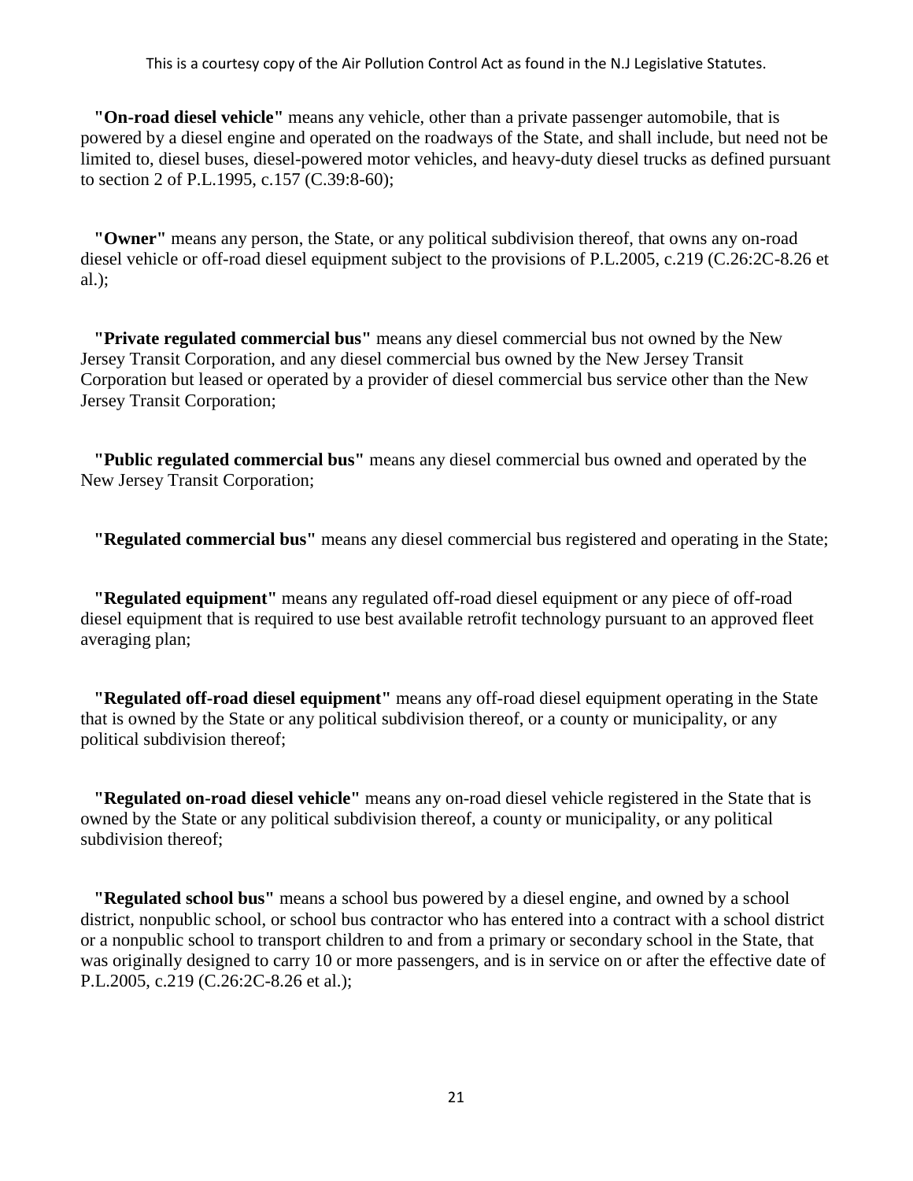**"On-road diesel vehicle"** means any vehicle, other than a private passenger automobile, that is powered by a diesel engine and operated on the roadways of the State, and shall include, but need not be limited to, diesel buses, diesel-powered motor vehicles, and heavy-duty diesel trucks as defined pursuant to section 2 of P.L.1995, c.157 (C.39:8-60);

**"Owner"** means any person, the State, or any political subdivision thereof, that owns any on-road diesel vehicle or off-road diesel equipment subject to the provisions of P.L.2005, c.219 (C.26:2C-8.26 et al.);

**"Private regulated commercial bus"** means any diesel commercial bus not owned by the New Jersey Transit Corporation, and any diesel commercial bus owned by the New Jersey Transit Corporation but leased or operated by a provider of diesel commercial bus service other than the New Jersey Transit Corporation;

**"Public regulated commercial bus"** means any diesel commercial bus owned and operated by the New Jersey Transit Corporation;

**"Regulated commercial bus"** means any diesel commercial bus registered and operating in the State;

**"Regulated equipment"** means any regulated off-road diesel equipment or any piece of off-road diesel equipment that is required to use best available retrofit technology pursuant to an approved fleet averaging plan;

**"Regulated off-road diesel equipment"** means any off-road diesel equipment operating in the State that is owned by the State or any political subdivision thereof, or a county or municipality, or any political subdivision thereof;

**"Regulated on-road diesel vehicle"** means any on-road diesel vehicle registered in the State that is owned by the State or any political subdivision thereof, a county or municipality, or any political subdivision thereof;

**"Regulated school bus"** means a school bus powered by a diesel engine, and owned by a school district, nonpublic school, or school bus contractor who has entered into a contract with a school district or a nonpublic school to transport children to and from a primary or secondary school in the State, that was originally designed to carry 10 or more passengers, and is in service on or after the effective date of P.L.2005, c.219 (C.26:2C-8.26 et al.);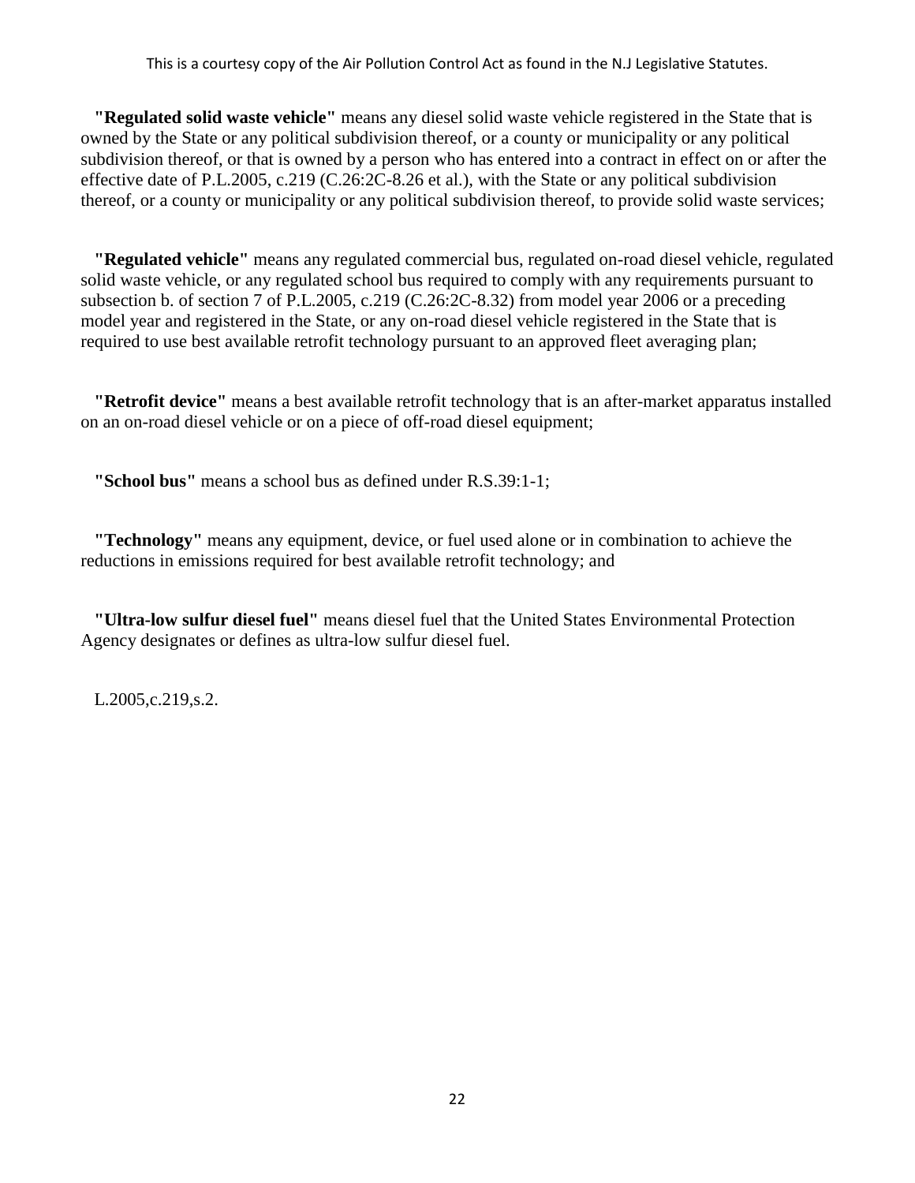**"Regulated solid waste vehicle"** means any diesel solid waste vehicle registered in the State that is owned by the State or any political subdivision thereof, or a county or municipality or any political subdivision thereof, or that is owned by a person who has entered into a contract in effect on or after the effective date of P.L.2005, c.219 (C.26:2C-8.26 et al.), with the State or any political subdivision thereof, or a county or municipality or any political subdivision thereof, to provide solid waste services;

**"Regulated vehicle"** means any regulated commercial bus, regulated on-road diesel vehicle, regulated solid waste vehicle, or any regulated school bus required to comply with any requirements pursuant to subsection b. of section 7 of P.L.2005, c.219 (C.26:2C-8.32) from model year 2006 or a preceding model year and registered in the State, or any on-road diesel vehicle registered in the State that is required to use best available retrofit technology pursuant to an approved fleet averaging plan;

**"Retrofit device"** means a best available retrofit technology that is an after-market apparatus installed on an on-road diesel vehicle or on a piece of off-road diesel equipment;

**"School bus"** means a school bus as defined under R.S.39:1-1;

**"Technology"** means any equipment, device, or fuel used alone or in combination to achieve the reductions in emissions required for best available retrofit technology; and

**"Ultra-low sulfur diesel fuel"** means diesel fuel that the United States Environmental Protection Agency designates or defines as ultra-low sulfur diesel fuel.

L.2005,c.219,s.2.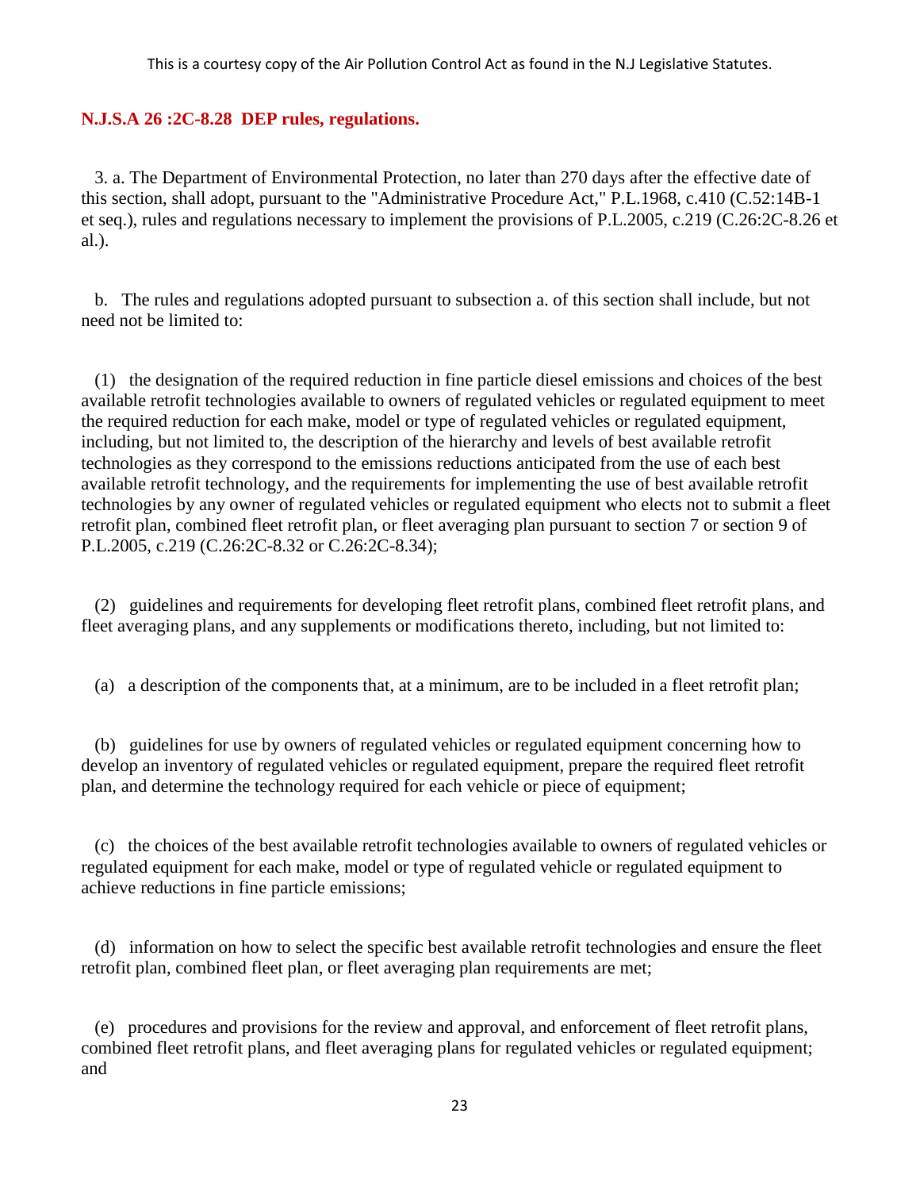This is a courtesy copy of the Air Pollution Control Act as found in the N.J Legislative Statutes.

**N.J.S.A 26 :2C-8.28 DEP rules, regulations.**

3. a. The Department of Environmental Protection, no later than 270 days after the effective date of this section, shall adopt, pursuant to the "Administrative Procedure Act," P.L.1968, c.410 (C.52:14B-1 et seq.), rules and regulations necessary to implement the provisions of P.L.2005, c.219 (C.26:2C-8.26 et al.).

b. The rules and regulations adopted pursuant to subsection a. of this section shall include, but not need not be limited to:

(1) the designation of the required reduction in fine particle diesel emissions and choices of the best available retrofit technologies available to owners of regulated vehicles or regulated equipment to meet the required reduction for each make, model or type of regulated vehicles or regulated equipment, including, but not limited to, the description of the hierarchy and levels of best available retrofit technologies as they correspond to the emissions reductions anticipated from the use of each best available retrofit technology, and the requirements for implementing the use of best available retrofit technologies by any owner of regulated vehicles or regulated equipment who elects not to submit a fleet retrofit plan, combined fleet retrofit plan, or fleet averaging plan pursuant to section 7 or section 9 of P.L.2005, c.219 (C.26:2C-8.32 or C.26:2C-8.34);

(2) guidelines and requirements for developing fleet retrofit plans, combined fleet retrofit plans, and fleet averaging plans, and any supplements or modifications thereto, including, but not limited to:

(a) a description of the components that, at a minimum, are to be included in a fleet retrofit plan;

(b) guidelines for use by owners of regulated vehicles or regulated equipment concerning how to develop an inventory of regulated vehicles or regulated equipment, prepare the required fleet retrofit plan, and determine the technology required for each vehicle or piece of equipment;

(c) the choices of the best available retrofit technologies available to owners of regulated vehicles or regulated equipment for each make, model or type of regulated vehicle or regulated equipment to achieve reductions in fine particle emissions;

(d) information on how to select the specific best available retrofit technologies and ensure the fleet retrofit plan, combined fleet plan, or fleet averaging plan requirements are met;

(e) procedures and provisions for the review and approval, and enforcement of fleet retrofit plans, combined fleet retrofit plans, and fleet averaging plans for regulated vehicles or regulated equipment; and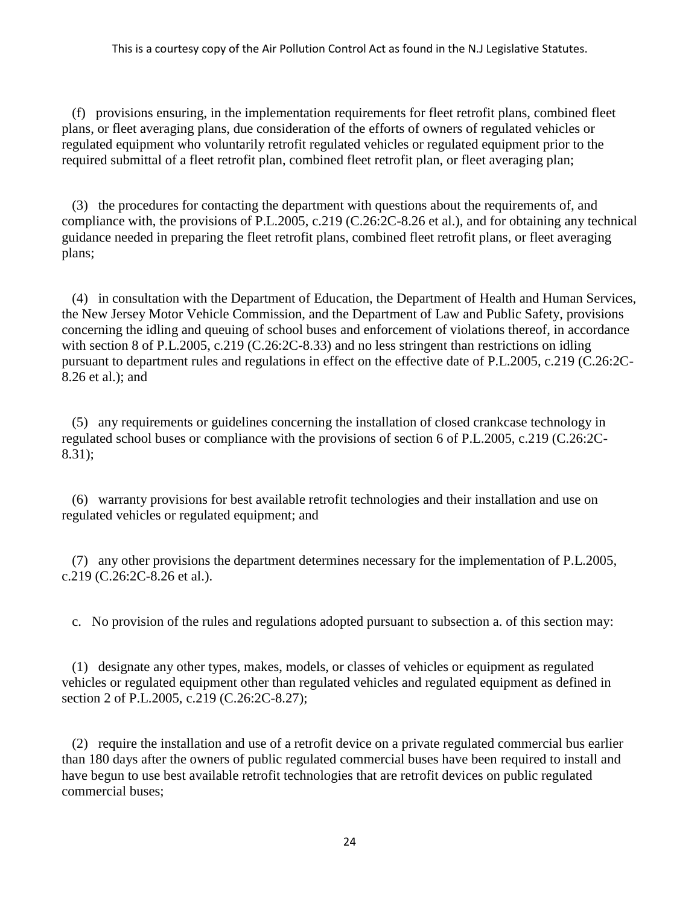(f) provisions ensuring, in the implementation requirements for fleet retrofit plans, combined fleet plans, or fleet averaging plans, due consideration of the efforts of owners of regulated vehicles or regulated equipment who voluntarily retrofit regulated vehicles or regulated equipment prior to the required submittal of a fleet retrofit plan, combined fleet retrofit plan, or fleet averaging plan;

(3) the procedures for contacting the department with questions about the requirements of, and compliance with, the provisions of P.L.2005, c.219 (C.26:2C-8.26 et al.), and for obtaining any technical guidance needed in preparing the fleet retrofit plans, combined fleet retrofit plans, or fleet averaging plans;

(4) in consultation with the Department of Education, the Department of Health and Human Services, the New Jersey Motor Vehicle Commission, and the Department of Law and Public Safety, provisions concerning the idling and queuing of school buses and enforcement of violations thereof, in accordance with section 8 of P.L.2005, c.219 (C.26:2C-8.33) and no less stringent than restrictions on idling pursuant to department rules and regulations in effect on the effective date of P.L.2005, c.219 (C.26:2C-8.26 et al.); and

(5) any requirements or guidelines concerning the installation of closed crankcase technology in regulated school buses or compliance with the provisions of section 6 of P.L.2005, c.219 (C.26:2C-8.31);

(6) warranty provisions for best available retrofit technologies and their installation and use on regulated vehicles or regulated equipment; and

(7) any other provisions the department determines necessary for the implementation of P.L.2005, c.219 (C.26:2C-8.26 et al.).

c. No provision of the rules and regulations adopted pursuant to subsection a. of this section may:

(1) designate any other types, makes, models, or classes of vehicles or equipment as regulated vehicles or regulated equipment other than regulated vehicles and regulated equipment as defined in section 2 of P.L.2005, c.219 (C.26:2C-8.27);

(2) require the installation and use of a retrofit device on a private regulated commercial bus earlier than 180 days after the owners of public regulated commercial buses have been required to install and have begun to use best available retrofit technologies that are retrofit devices on public regulated commercial buses;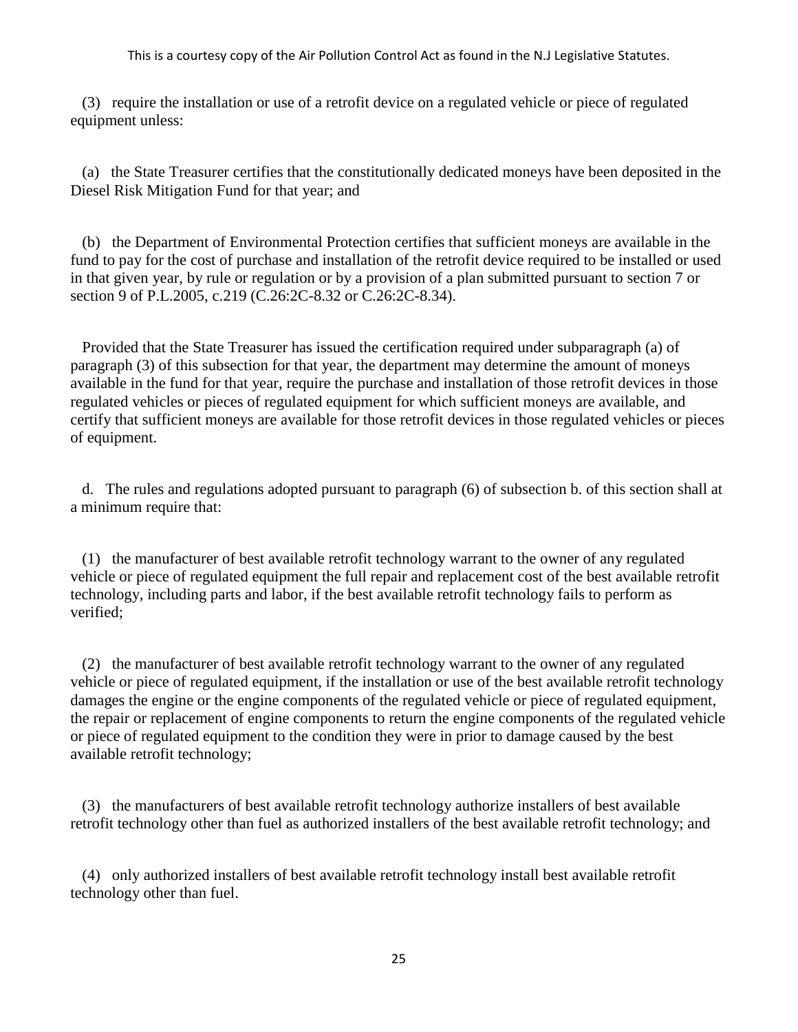(3) require the installation or use of a retrofit device on a regulated vehicle or piece of regulated equipment unless:

(a) the State Treasurer certifies that the constitutionally dedicated moneys have been deposited in the Diesel Risk Mitigation Fund for that year; and

(b) the Department of Environmental Protection certifies that sufficient moneys are available in the fund to pay for the cost of purchase and installation of the retrofit device required to be installed or used in that given year, by rule or regulation or by a provision of a plan submitted pursuant to section 7 or section 9 of P.L.2005, c.219 (C.26:2C-8.32 or C.26:2C-8.34).

Provided that the State Treasurer has issued the certification required under subparagraph (a) of paragraph (3) of this subsection for that year, the department may determine the amount of moneys available in the fund for that year, require the purchase and installation of those retrofit devices in those regulated vehicles or pieces of regulated equipment for which sufficient moneys are available, and certify that sufficient moneys are available for those retrofit devices in those regulated vehicles or pieces of equipment.

d. The rules and regulations adopted pursuant to paragraph (6) of subsection b. of this section shall at a minimum require that:

(1) the manufacturer of best available retrofit technology warrant to the owner of any regulated vehicle or piece of regulated equipment the full repair and replacement cost of the best available retrofit technology, including parts and labor, if the best available retrofit technology fails to perform as verified;

(2) the manufacturer of best available retrofit technology warrant to the owner of any regulated vehicle or piece of regulated equipment, if the installation or use of the best available retrofit technology damages the engine or the engine components of the regulated vehicle or piece of regulated equipment, the repair or replacement of engine components to return the engine components of the regulated vehicle or piece of regulated equipment to the condition they were in prior to damage caused by the best available retrofit technology;

(3) the manufacturers of best available retrofit technology authorize installers of best available retrofit technology other than fuel as authorized installers of the best available retrofit technology; and

(4) only authorized installers of best available retrofit technology install best available retrofit technology other than fuel.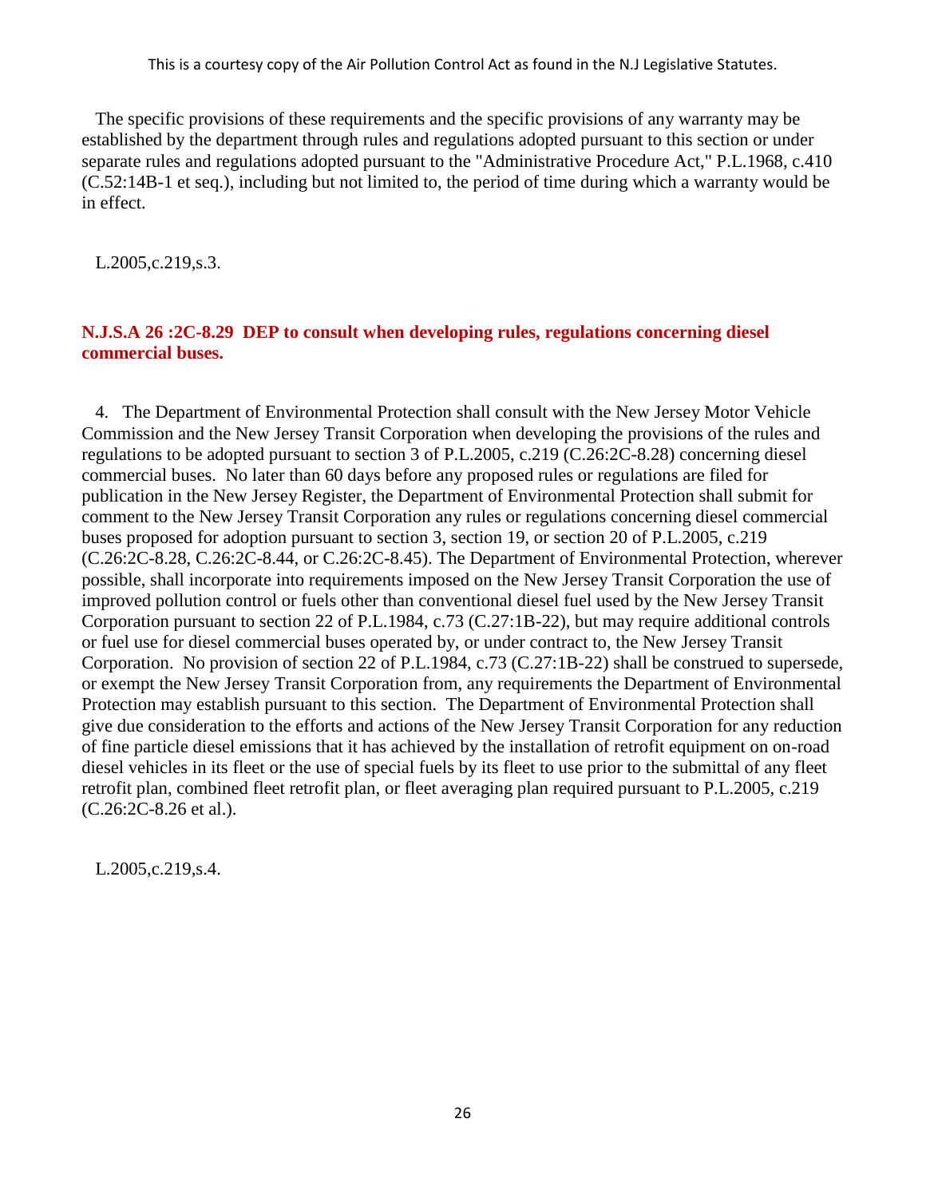The specific provisions of these requirements and the specific provisions of any warranty may be established by the department through rules and regulations adopted pursuant to this section or under separate rules and regulations adopted pursuant to the "Administrative Procedure Act," P.L.1968, c.410 (C.52:14B-1 et seq.), including but not limited to, the period of time during which a warranty would be in effect.

L.2005,c.219,s.3.

### N.J.S.A 26 :2C-8.29 DEP to consult when developing rules, regulations concerning diesel commercial buses.

4. The Department of Environmental Protection shall consult with the New Jersey Motor Vehicle Commission and the New Jersey Transit Corporation when developing the provisions of the rules and regulations to be adopted pursuant to section 3 of P.L.2005, c.219 (C.26:2C-8.28) concerning diesel commercial buses. No later than 60 days before any proposed rules or regulations are filed for publication in the New Jersey Register, the Department of Environmental Protection shall submit for comment to the New Jersey Transit Corporation any rules or regulations concerning diesel commercial buses proposed for adoption pursuant to section 3, section 19, or section 20 of P.L.2005, c.219 (C.26:2C-8.28, C.26:2C-8.44, or C.26:2C-8.45). The Department of Environmental Protection, wherever possible, shall incorporate into requirements imposed on the New Jersey Transit Corporation the use of improved pollution control or fuels other than conventional diesel fuel used by the New Jersey Transit Corporation pursuant to section 22 of P.L.1984, c.73 (C.27:1B-22), but may require additional controls or fuel use for diesel commercial buses operated by, or under contract to, the New Jersey Transit Corporation. No provision of section 22 of P.L.1984, c.73 (C.27:1B-22) shall be construed to supersede, or exempt the New Jersey Transit Corporation from, any requirements the Department of Environmental Protection may establish pursuant to this section. The Department of Environmental Protection shall give due consideration to the efforts and actions of the New Jersey Transit Corporation for any reduction of fine particle diesel emissions that it has achieved by the installation of retrofit equipment on on-road diesel vehicles in its fleet or the use of special fuels by its fleet to use prior to the submittal of any fleet retrofit plan, combined fleet retrofit plan, or fleet averaging plan required pursuant to P.L.2005, c.219 (C.26:2C-8.26 et al.).

L.2005,c.219,s.4.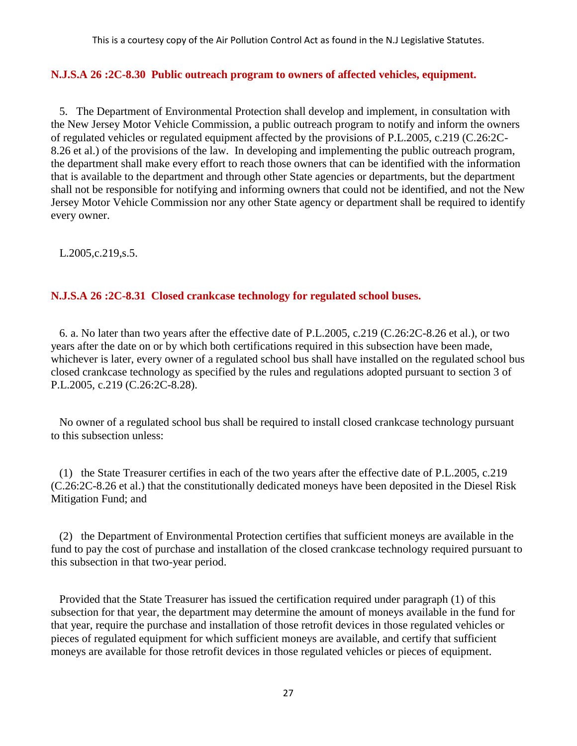**N.J.S.A 26 :2C-8.30 Public outreach program to owners of affected vehicles, equipment.**

5. The Department of Environmental Protection shall develop and implement, in consultation with the New Jersey Motor Vehicle Commission, a public outreach program to notify and inform the owners of regulated vehicles or regulated equipment affected by the provisions of P.L.2005, c.219 (C.26:2C-8.26 et al.) of the provisions of the law. In developing and implementing the public outreach program, the department shall make every effort to reach those owners that can be identified with the information that is available to the department and through other State agencies or departments, but the department shall not be responsible for notifying and informing owners that could not be identified, and not the New Jersey Motor Vehicle Commission nor any other State agency or department shall be required to identify every owner.

L.2005,c.219,s.5.

**N.J.S.A 26 :2C-8.31 Closed crankcase technology for regulated school buses.**

6. a. No later than two years after the effective date of P.L.2005, c.219 (C.26:2C-8.26 et al.), or two years after the date on or by which both certifications required in this subsection have been made, whichever is later, every owner of a regulated school bus shall have installed on the regulated school bus closed crankcase technology as specified by the rules and regulations adopted pursuant to section 3 of P.L.2005, c.219 (C.26:2C-8.28).

No owner of a regulated school bus shall be required to install closed crankcase technology pursuant to this subsection unless:

(1) the State Treasurer certifies in each of the two years after the effective date of P.L.2005, c.219 (C.26:2C-8.26 et al.) that the constitutionally dedicated moneys have been deposited in the Diesel Risk Mitigation Fund; and

(2) the Department of Environmental Protection certifies that sufficient moneys are available in the fund to pay the cost of purchase and installation of the closed crankcase technology required pursuant to this subsection in that two-year period.

Provided that the State Treasurer has issued the certification required under paragraph (1) of this subsection for that year, the department may determine the amount of moneys available in the fund for that year, require the purchase and installation of those retrofit devices in those regulated vehicles or pieces of regulated equipment for which sufficient moneys are available, and certify that sufficient moneys are available for those retrofit devices in those regulated vehicles or pieces of equipment.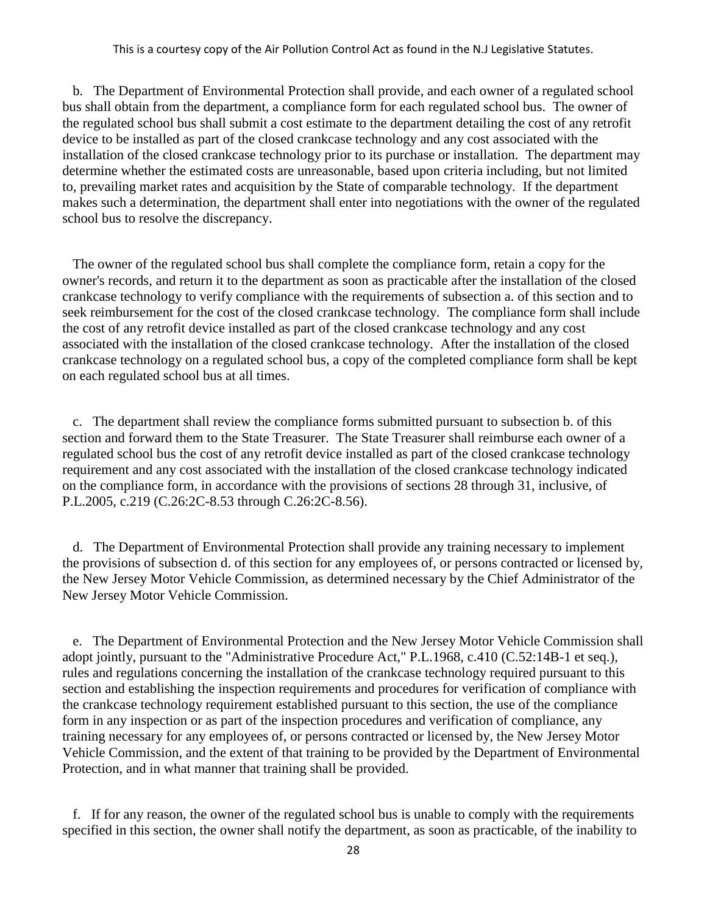b. The Department of Environmental Protection shall provide, and each owner of a regulated school bus shall obtain from the department, a compliance form for each regulated school bus. The owner of the regulated school bus shall submit a cost estimate to the department detailing the cost of any retrofit device to be installed as part of the closed crankcase technology and any cost associated with the installation of the closed crankcase technology prior to its purchase or installation. The department may determine whether the estimated costs are unreasonable, based upon criteria including, but not limited to, prevailing market rates and acquisition by the State of comparable technology. If the department makes such a determination, the department shall enter into negotiations with the owner of the regulated school bus to resolve the discrepancy.

The owner of the regulated school bus shall complete the compliance form, retain a copy for the owner's records, and return it to the department as soon as practicable after the installation of the closed crankcase technology to verify compliance with the requirements of subsection a. of this section and to seek reimbursement for the cost of the closed crankcase technology. The compliance form shall include the cost of any retrofit device installed as part of the closed crankcase technology and any cost associated with the installation of the closed crankcase technology. After the installation of the closed crankcase technology on a regulated school bus, a copy of the completed compliance form shall be kept on each regulated school bus at all times.

c. The department shall review the compliance forms submitted pursuant to subsection b. of this section and forward them to the State Treasurer. The State Treasurer shall reimburse each owner of a regulated school bus the cost of any retrofit device installed as part of the closed crankcase technology requirement and any cost associated with the installation of the closed crankcase technology indicated on the compliance form, in accordance with the provisions of sections 28 through 31, inclusive, of P.L.2005, c.219 (C.26:2C-8.53 through C.26:2C-8.56).

d. The Department of Environmental Protection shall provide any training necessary to implement the provisions of subsection d. of this section for any employees of, or persons contracted or licensed by, the New Jersey Motor Vehicle Commission, as determined necessary by the Chief Administrator of the New Jersey Motor Vehicle Commission.

e. The Department of Environmental Protection and the New Jersey Motor Vehicle Commission shall adopt jointly, pursuant to the "Administrative Procedure Act," P.L.1968, c.410 (C.52:14B-1 et seq.), rules and regulations concerning the installation of the crankcase technology required pursuant to this section and establishing the inspection requirements and procedures for verification of compliance with the crankcase technology requirement established pursuant to this section, the use of the compliance form in any inspection or as part of the inspection procedures and verification of compliance, any training necessary for any employees of, or persons contracted or licensed by, the New Jersey Motor Vehicle Commission, and the extent of that training to be provided by the Department of Environmental Protection, and in what manner that training shall be provided.

f. If for any reason, the owner of the regulated school bus is unable to comply with the requirements specified in this section, the owner shall notify the department, as soon as practicable, of the inability to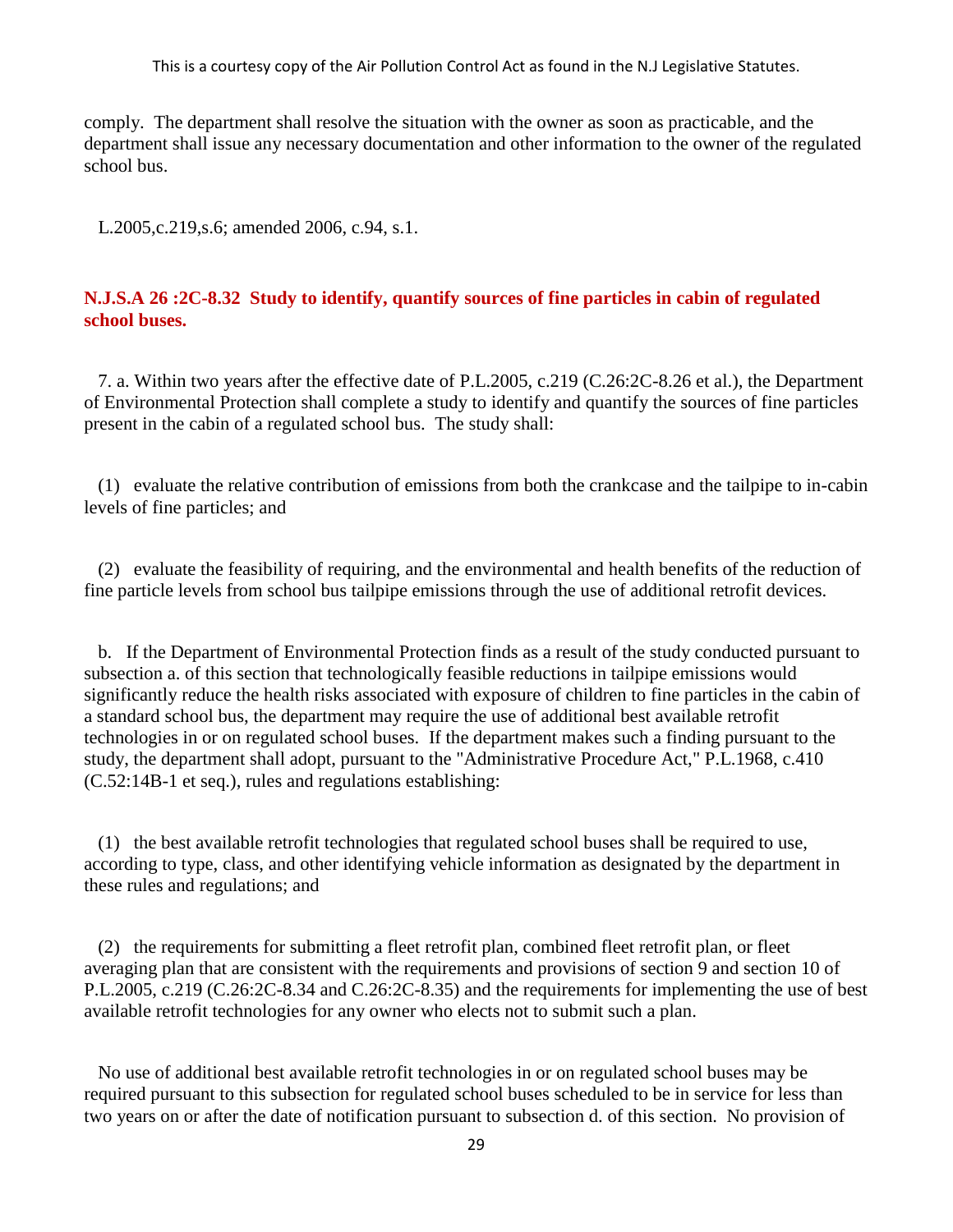comply. The department shall resolve the situation with the owner as soon as practicable, and the department shall issue any necessary documentation and other information to the owner of the regulated school bus.

L.2005,c.219,s.6; amended 2006, c.94, s.1.

### N.J.S.A 26 :2C-8.32 Study to identify, quantify sources of fine particles in cabin of regulated school buses.

7. a. Within two years after the effective date of P.L.2005, c.219 (C.26:2C-8.26 et al.), the Department of Environmental Protection shall complete a study to identify and quantify the sources of fine particles present in the cabin of a regulated school bus. The study shall:

(1) evaluate the relative contribution of emissions from both the crankcase and the tailpipe to in-cabin levels of fine particles; and

(2) evaluate the feasibility of requiring, and the environmental and health benefits of the reduction of fine particle levels from school bus tailpipe emissions through the use of additional retrofit devices.

b. If the Department of Environmental Protection finds as a result of the study conducted pursuant to subsection a. of this section that technologically feasible reductions in tailpipe emissions would significantly reduce the health risks associated with exposure of children to fine particles in the cabin of a standard school bus, the department may require the use of additional best available retrofit technologies in or on regulated school buses. If the department makes such a finding pursuant to the study, the department shall adopt, pursuant to the "Administrative Procedure Act," P.L.1968, c.410 (C.52:14B-1 et seq.), rules and regulations establishing:

(1) the best available retrofit technologies that regulated school buses shall be required to use, according to type, class, and other identifying vehicle information as designated by the department in these rules and regulations; and

(2) the requirements for submitting a fleet retrofit plan, combined fleet retrofit plan, or fleet averaging plan that are consistent with the requirements and provisions of section 9 and section 10 of P.L.2005, c.219 (C.26:2C-8.34 and C.26:2C-8.35) and the requirements for implementing the use of best available retrofit technologies for any owner who elects not to submit such a plan.

No use of additional best available retrofit technologies in or on regulated school buses may be required pursuant to this subsection for regulated school buses scheduled to be in service for less than two years on or after the date of notification pursuant to subsection d. of this section. No provision of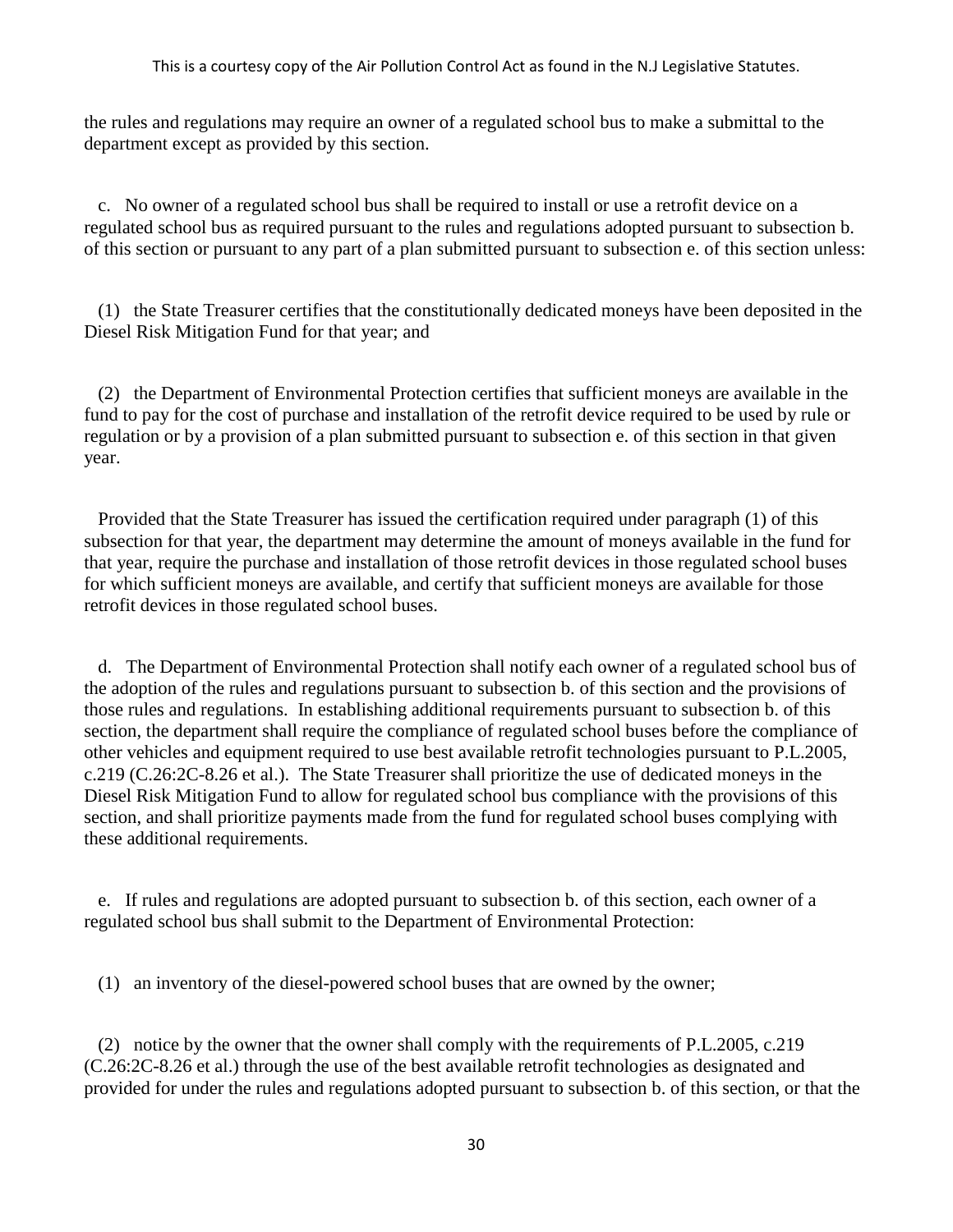the rules and regulations may require an owner of a regulated school bus to make a submittal to the department except as provided by this section.

c. No owner of a regulated school bus shall be required to install or use a retrofit device on a regulated school bus as required pursuant to the rules and regulations adopted pursuant to subsection b. of this section or pursuant to any part of a plan submitted pursuant to subsection e. of this section unless:

(1) the State Treasurer certifies that the constitutionally dedicated moneys have been deposited in the Diesel Risk Mitigation Fund for that year; and

(2) the Department of Environmental Protection certifies that sufficient moneys are available in the fund to pay for the cost of purchase and installation of the retrofit device required to be used by rule or regulation or by a provision of a plan submitted pursuant to subsection e. of this section in that given year.

Provided that the State Treasurer has issued the certification required under paragraph (1) of this subsection for that year, the department may determine the amount of moneys available in the fund for that year, require the purchase and installation of those retrofit devices in those regulated school buses for which sufficient moneys are available, and certify that sufficient moneys are available for those retrofit devices in those regulated school buses.

d. The Department of Environmental Protection shall notify each owner of a regulated school bus of the adoption of the rules and regulations pursuant to subsection b. of this section and the provisions of those rules and regulations. In establishing additional requirements pursuant to subsection b. of this section, the department shall require the compliance of regulated school buses before the compliance of other vehicles and equipment required to use best available retrofit technologies pursuant to P.L.2005, c.219 (C.26:2C-8.26 et al.). The State Treasurer shall prioritize the use of dedicated moneys in the Diesel Risk Mitigation Fund to allow for regulated school bus compliance with the provisions of this section, and shall prioritize payments made from the fund for regulated school buses complying with these additional requirements.

e. If rules and regulations are adopted pursuant to subsection b. of this section, each owner of a regulated school bus shall submit to the Department of Environmental Protection:

(1) an inventory of the diesel-powered school buses that are owned by the owner;

(2) notice by the owner that the owner shall comply with the requirements of P.L.2005, c.219 (C.26:2C-8.26 et al.) through the use of the best available retrofit technologies as designated and provided for under the rules and regulations adopted pursuant to subsection b. of this section, or that the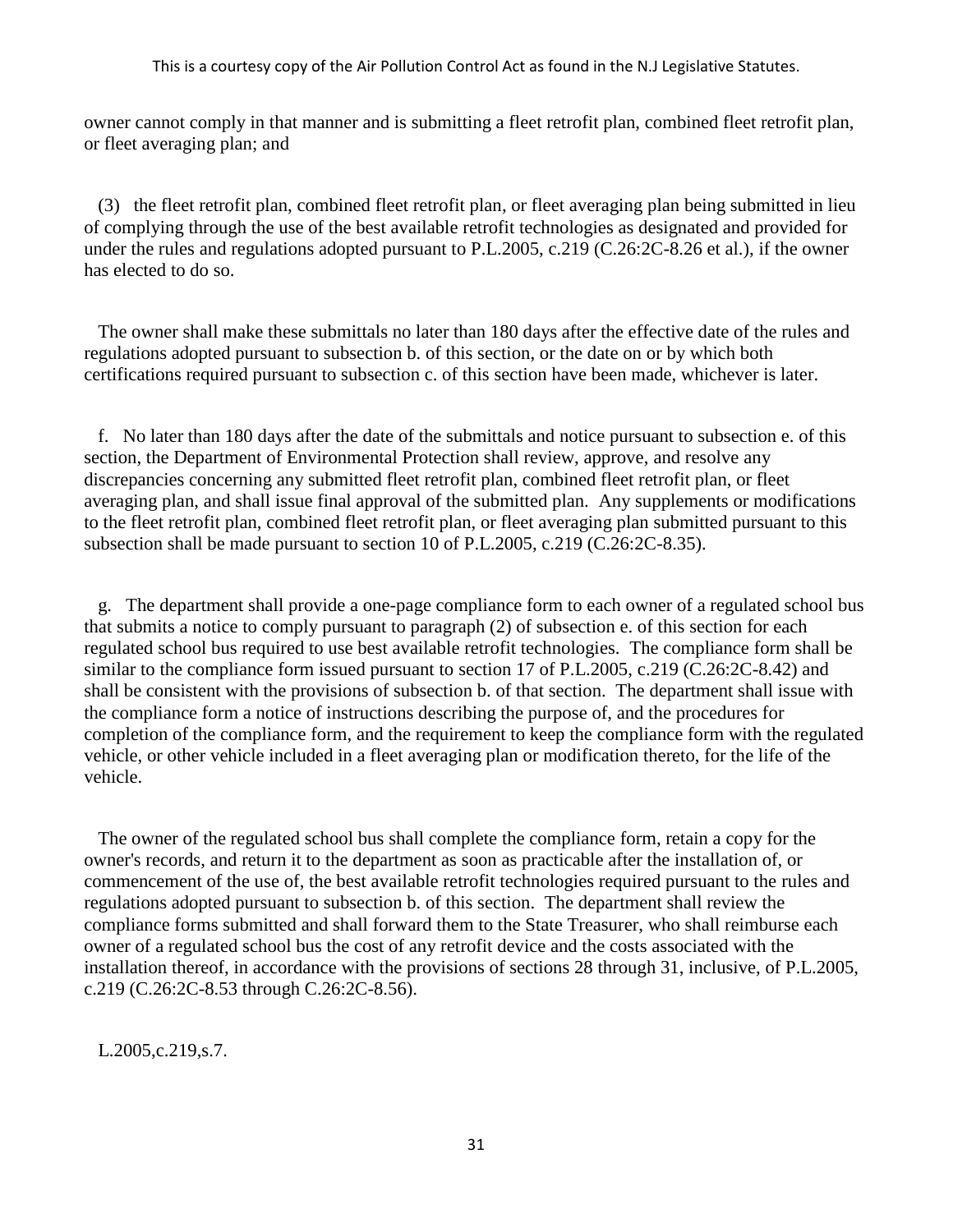owner cannot comply in that manner and is submitting a fleet retrofit plan, combined fleet retrofit plan, or fleet averaging plan; and

(3) the fleet retrofit plan, combined fleet retrofit plan, or fleet averaging plan being submitted in lieu of complying through the use of the best available retrofit technologies as designated and provided for under the rules and regulations adopted pursuant to P.L.2005, c.219 (C.26:2C-8.26 et al.), if the owner has elected to do so.

The owner shall make these submittals no later than 180 days after the effective date of the rules and regulations adopted pursuant to subsection b. of this section, or the date on or by which both certifications required pursuant to subsection c. of this section have been made, whichever is later.

f. No later than 180 days after the date of the submittals and notice pursuant to subsection e. of this section, the Department of Environmental Protection shall review, approve, and resolve any discrepancies concerning any submitted fleet retrofit plan, combined fleet retrofit plan, or fleet averaging plan, and shall issue final approval of the submitted plan. Any supplements or modifications to the fleet retrofit plan, combined fleet retrofit plan, or fleet averaging plan submitted pursuant to this subsection shall be made pursuant to section 10 of P.L.2005, c.219 (C.26:2C-8.35).

g. The department shall provide a one-page compliance form to each owner of a regulated school bus that submits a notice to comply pursuant to paragraph (2) of subsection e. of this section for each regulated school bus required to use best available retrofit technologies. The compliance form shall be similar to the compliance form issued pursuant to section 17 of P.L.2005, c.219 (C.26:2C-8.42) and shall be consistent with the provisions of subsection b. of that section. The department shall issue with the compliance form a notice of instructions describing the purpose of, and the procedures for completion of the compliance form, and the requirement to keep the compliance form with the regulated vehicle, or other vehicle included in a fleet averaging plan or modification thereto, for the life of the vehicle.

The owner of the regulated school bus shall complete the compliance form, retain a copy for the owner's records, and return it to the department as soon as practicable after the installation of, or commencement of the use of, the best available retrofit technologies required pursuant to the rules and regulations adopted pursuant to subsection b. of this section. The department shall review the compliance forms submitted and shall forward them to the State Treasurer, who shall reimburse each owner of a regulated school bus the cost of any retrofit device and the costs associated with the installation thereof, in accordance with the provisions of sections 28 through 31, inclusive, of P.L.2005, c.219 (C.26:2C-8.53 through C.26:2C-8.56).

L.2005,c.219,s.7.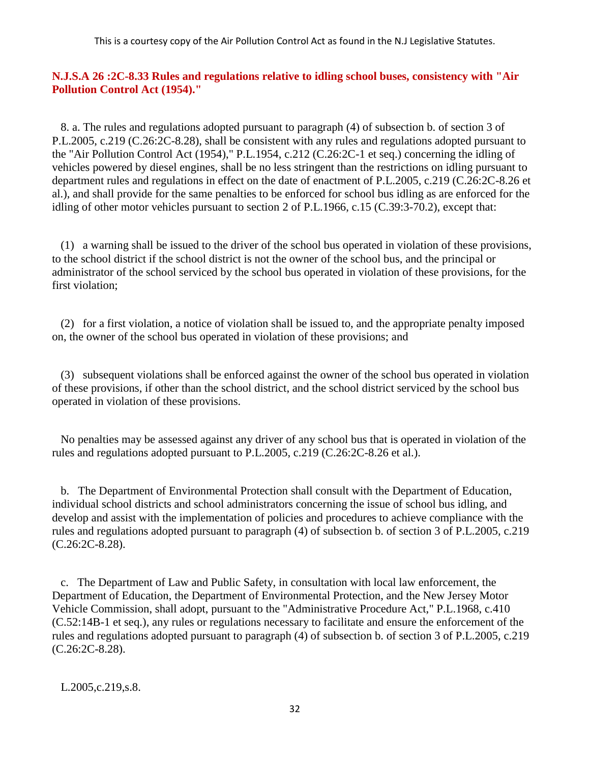## N.J.S.A 26 :2C-8.33 Rules and regulations relative to idling school buses, consistency with "Air Pollution Control Act (1954)."

8. a. The rules and regulations adopted pursuant to paragraph (4) of subsection b. of section 3 of P.L.2005, c.219 (C.26:2C-8.28), shall be consistent with any rules and regulations adopted pursuant to the "Air Pollution Control Act (1954)," P.L.1954, c.212 (C.26:2C-1 et seq.) concerning the idling of vehicles powered by diesel engines, shall be no less stringent than the restrictions on idling pursuant to department rules and regulations in effect on the date of enactment of P.L.2005, c.219 (C.26:2C-8.26 et al.), and shall provide for the same penalties to be enforced for school bus idling as are enforced for the idling of other motor vehicles pursuant to section 2 of P.L.1966, c.15 (C.39:3-70.2), except that:

(1) a warning shall be issued to the driver of the school bus operated in violation of these provisions, to the school district if the school district is not the owner of the school bus, and the principal or administrator of the school serviced by the school bus operated in violation of these provisions, for the first violation;

(2) for a first violation, a notice of violation shall be issued to, and the appropriate penalty imposed on, the owner of the school bus operated in violation of these provisions; and

(3) subsequent violations shall be enforced against the owner of the school bus operated in violation of these provisions, if other than the school district, and the school district serviced by the school bus operated in violation of these provisions.

No penalties may be assessed against any driver of any school bus that is operated in violation of the rules and regulations adopted pursuant to P.L.2005, c.219 (C.26:2C-8.26 et al.).

b. The Department of Environmental Protection shall consult with the Department of Education, individual school districts and school administrators concerning the issue of school bus idling, and develop and assist with the implementation of policies and procedures to achieve compliance with the rules and regulations adopted pursuant to paragraph (4) of subsection b. of section 3 of P.L.2005, c.219 (C.26:2C-8.28).

c. The Department of Law and Public Safety, in consultation with local law enforcement, the Department of Education, the Department of Environmental Protection, and the New Jersey Motor Vehicle Commission, shall adopt, pursuant to the "Administrative Procedure Act," P.L.1968, c.410 (C.52:14B-1 et seq.), any rules or regulations necessary to facilitate and ensure the enforcement of the rules and regulations adopted pursuant to paragraph (4) of subsection b. of section 3 of P.L.2005, c.219 (C.26:2C-8.28).

L.2005,c.219,s.8.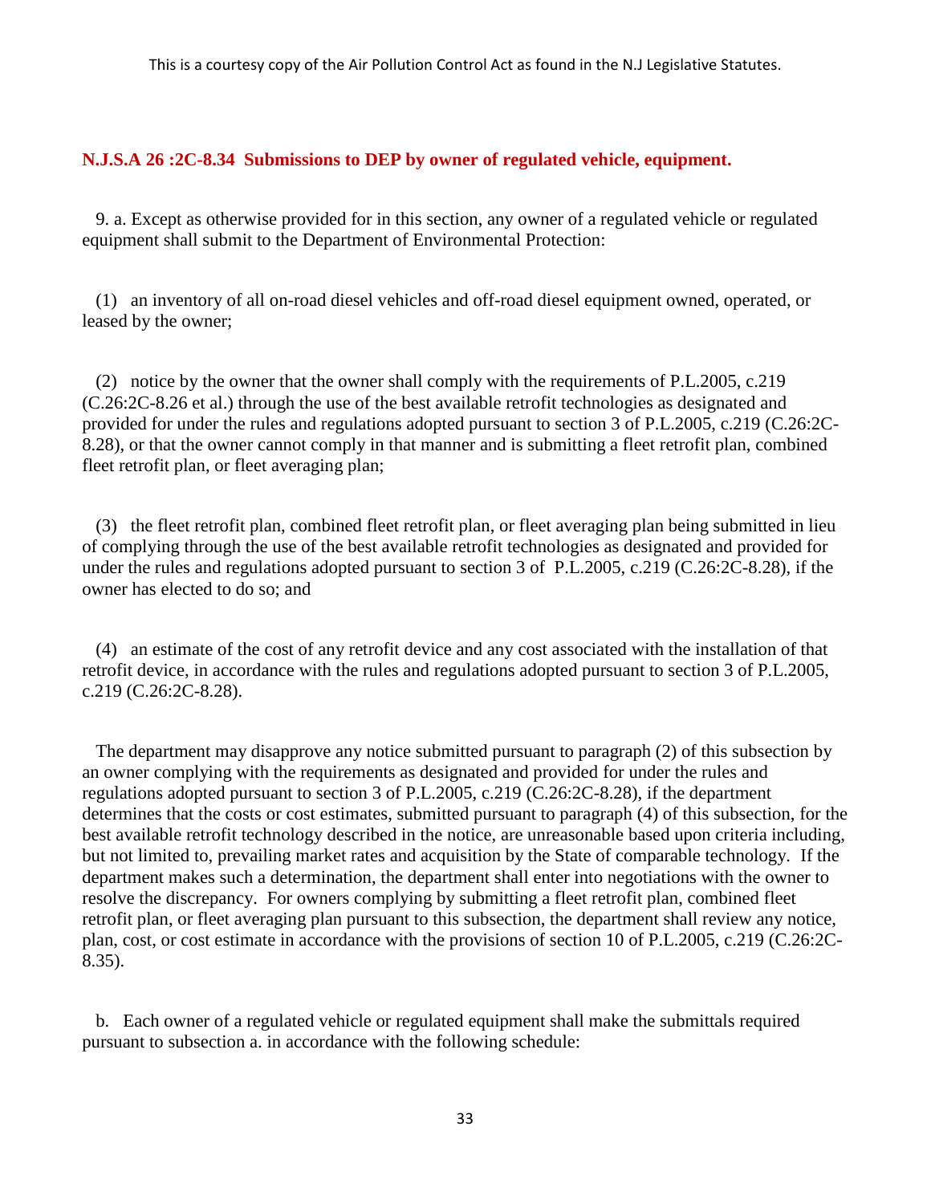### N.J.S.A 26 :2C-8.34 Submissions to DEP by owner of regulated vehicle, equipment.

9. a. Except as otherwise provided for in this section, any owner of a regulated vehicle or regulated equipment shall submit to the Department of Environmental Protection:

(1) an inventory of all on-road diesel vehicles and off-road diesel equipment owned, operated, or leased by the owner;

(2) notice by the owner that the owner shall comply with the requirements of P.L.2005, c.219 (C.26:2C-8.26 et al.) through the use of the best available retrofit technologies as designated and provided for under the rules and regulations adopted pursuant to section 3 of P.L.2005, c.219 (C.26:2C-8.28), or that the owner cannot comply in that manner and is submitting a fleet retrofit plan, combined fleet retrofit plan, or fleet averaging plan;

(3) the fleet retrofit plan, combined fleet retrofit plan, or fleet averaging plan being submitted in lieu of complying through the use of the best available retrofit technologies as designated and provided for under the rules and regulations adopted pursuant to section 3 of P.L.2005, c.219 (C.26:2C-8.28), if the owner has elected to do so; and

(4) an estimate of the cost of any retrofit device and any cost associated with the installation of that retrofit device, in accordance with the rules and regulations adopted pursuant to section 3 of P.L.2005, c.219 (C.26:2C-8.28).

The department may disapprove any notice submitted pursuant to paragraph (2) of this subsection by an owner complying with the requirements as designated and provided for under the rules and regulations adopted pursuant to section 3 of P.L.2005, c.219 (C.26:2C-8.28), if the department determines that the costs or cost estimates, submitted pursuant to paragraph (4) of this subsection, for the best available retrofit technology described in the notice, are unreasonable based upon criteria including, but not limited to, prevailing market rates and acquisition by the State of comparable technology. If the department makes such a determination, the department shall enter into negotiations with the owner to resolve the discrepancy. For owners complying by submitting a fleet retrofit plan, combined fleet retrofit plan, or fleet averaging plan pursuant to this subsection, the department shall review any notice, plan, cost, or cost estimate in accordance with the provisions of section 10 of P.L.2005, c.219 (C.26:2C-8.35).

b. Each owner of a regulated vehicle or regulated equipment shall make the submittals required pursuant to subsection a. in accordance with the following schedule: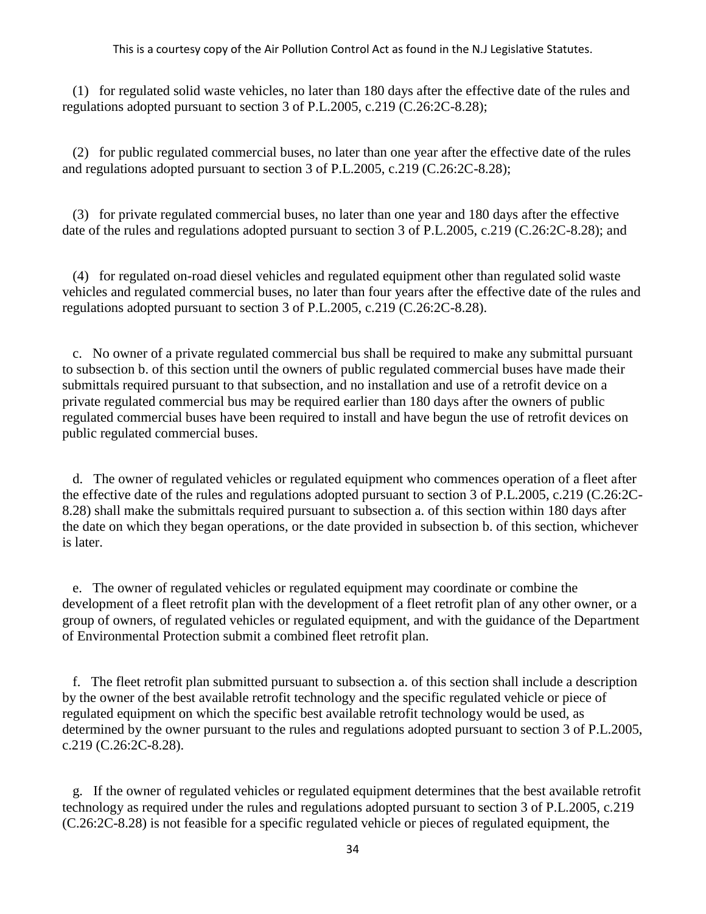(1) for regulated solid waste vehicles, no later than 180 days after the effective date of the rules and regulations adopted pursuant to section 3 of P.L.2005, c.219 (C.26:2C-8.28);

(2) for public regulated commercial buses, no later than one year after the effective date of the rules and regulations adopted pursuant to section 3 of P.L.2005, c.219 (C.26:2C-8.28);

(3) for private regulated commercial buses, no later than one year and 180 days after the effective date of the rules and regulations adopted pursuant to section 3 of P.L.2005, c.219 (C.26:2C-8.28); and

(4) for regulated on-road diesel vehicles and regulated equipment other than regulated solid waste vehicles and regulated commercial buses, no later than four years after the effective date of the rules and regulations adopted pursuant to section 3 of P.L.2005, c.219 (C.26:2C-8.28).

c. No owner of a private regulated commercial bus shall be required to make any submittal pursuant to subsection b. of this section until the owners of public regulated commercial buses have made their submittals required pursuant to that subsection, and no installation and use of a retrofit device on a private regulated commercial bus may be required earlier than 180 days after the owners of public regulated commercial buses have been required to install and have begun the use of retrofit devices on public regulated commercial buses.

d. The owner of regulated vehicles or regulated equipment who commences operation of a fleet after the effective date of the rules and regulations adopted pursuant to section 3 of P.L.2005, c.219 (C.26:2C-8.28) shall make the submittals required pursuant to subsection a. of this section within 180 days after the date on which they began operations, or the date provided in subsection b. of this section, whichever is later.

e. The owner of regulated vehicles or regulated equipment may coordinate or combine the development of a fleet retrofit plan with the development of a fleet retrofit plan of any other owner, or a group of owners, of regulated vehicles or regulated equipment, and with the guidance of the Department of Environmental Protection submit a combined fleet retrofit plan.

f. The fleet retrofit plan submitted pursuant to subsection a. of this section shall include a description by the owner of the best available retrofit technology and the specific regulated vehicle or piece of regulated equipment on which the specific best available retrofit technology would be used, as determined by the owner pursuant to the rules and regulations adopted pursuant to section 3 of P.L.2005, c.219 (C.26:2C-8.28).

g. If the owner of regulated vehicles or regulated equipment determines that the best available retrofit technology as required under the rules and regulations adopted pursuant to section 3 of P.L.2005, c.219 (C.26:2C-8.28) is not feasible for a specific regulated vehicle or pieces of regulated equipment, the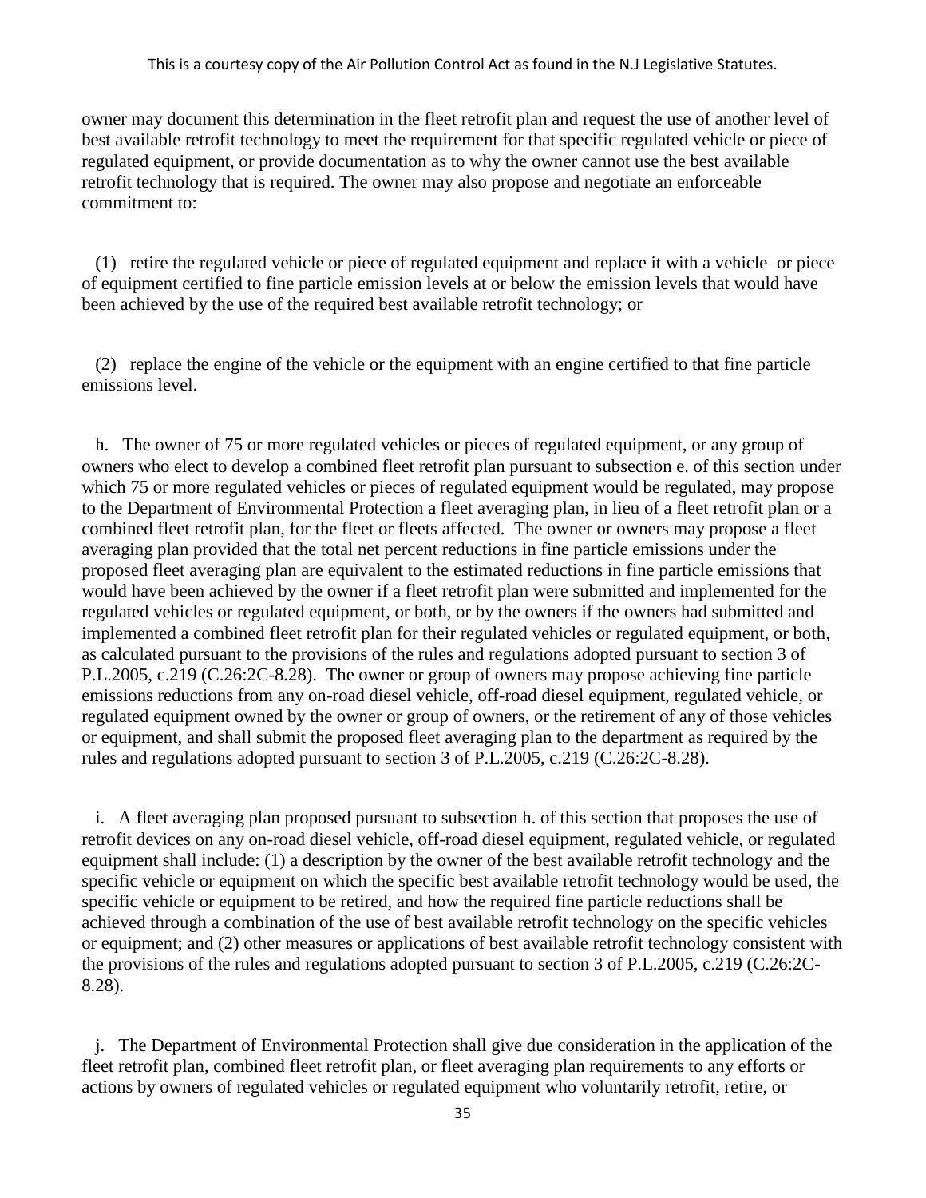owner may document this determination in the fleet retrofit plan and request the use of another level of best available retrofit technology to meet the requirement for that specific regulated vehicle or piece of regulated equipment, or provide documentation as to why the owner cannot use the best available retrofit technology that is required. The owner may also propose and negotiate an enforceable commitment to:

(1) retire the regulated vehicle or piece of regulated equipment and replace it with a vehicle or piece of equipment certified to fine particle emission levels at or below the emission levels that would have been achieved by the use of the required best available retrofit technology; or

(2) replace the engine of the vehicle or the equipment with an engine certified to that fine particle emissions level.

h. The owner of 75 or more regulated vehicles or pieces of regulated equipment, or any group of owners who elect to develop a combined fleet retrofit plan pursuant to subsection e. of this section under which 75 or more regulated vehicles or pieces of regulated equipment would be regulated, may propose to the Department of Environmental Protection a fleet averaging plan, in lieu of a fleet retrofit plan or a combined fleet retrofit plan, for the fleet or fleets affected. The owner or owners may propose a fleet averaging plan provided that the total net percent reductions in fine particle emissions under the proposed fleet averaging plan are equivalent to the estimated reductions in fine particle emissions that would have been achieved by the owner if a fleet retrofit plan were submitted and implemented for the regulated vehicles or regulated equipment, or both, or by the owners if the owners had submitted and implemented a combined fleet retrofit plan for their regulated vehicles or regulated equipment, or both, as calculated pursuant to the provisions of the rules and regulations adopted pursuant to section 3 of P.L.2005, c.219 (C.26:2C-8.28). The owner or group of owners may propose achieving fine particle emissions reductions from any on-road diesel vehicle, off-road diesel equipment, regulated vehicle, or regulated equipment owned by the owner or group of owners, or the retirement of any of those vehicles or equipment, and shall submit the proposed fleet averaging plan to the department as required by the rules and regulations adopted pursuant to section 3 of P.L.2005, c.219 (C.26:2C-8.28).

i. A fleet averaging plan proposed pursuant to subsection h. of this section that proposes the use of retrofit devices on any on-road diesel vehicle, off-road diesel equipment, regulated vehicle, or regulated equipment shall include: (1) a description by the owner of the best available retrofit technology and the specific vehicle or equipment on which the specific best available retrofit technology would be used, the specific vehicle or equipment to be retired, and how the required fine particle reductions shall be achieved through a combination of the use of best available retrofit technology on the specific vehicles or equipment; and (2) other measures or applications of best available retrofit technology consistent with the provisions of the rules and regulations adopted pursuant to section 3 of P.L.2005, c.219 (C.26:2C-8.28).

j. The Department of Environmental Protection shall give due consideration in the application of the fleet retrofit plan, combined fleet retrofit plan, or fleet averaging plan requirements to any efforts or actions by owners of regulated vehicles or regulated equipment who voluntarily retrofit, retire, or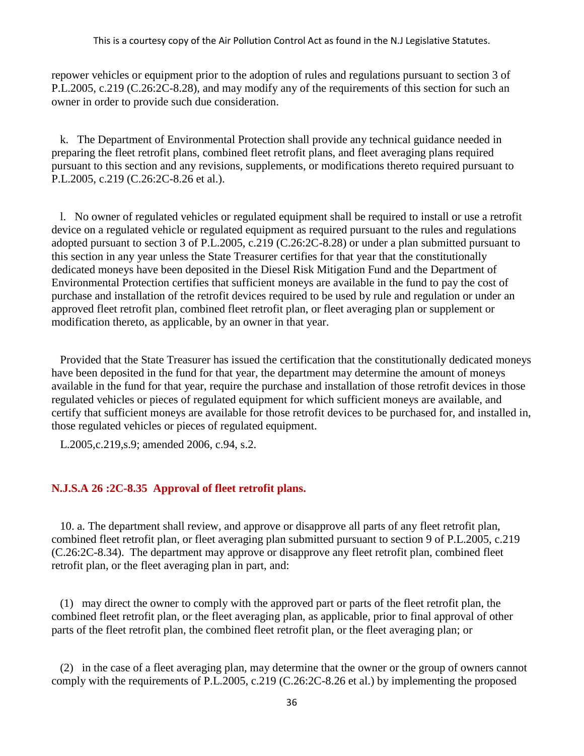repower vehicles or equipment prior to the adoption of rules and regulations pursuant to section 3 of P.L.2005, c.219 (C.26:2C-8.28), and may modify any of the requirements of this section for such an owner in order to provide such due consideration.

k. The Department of Environmental Protection shall provide any technical guidance needed in preparing the fleet retrofit plans, combined fleet retrofit plans, and fleet averaging plans required pursuant to this section and any revisions, supplements, or modifications thereto required pursuant to P.L.2005, c.219 (C.26:2C-8.26 et al.).

l. No owner of regulated vehicles or regulated equipment shall be required to install or use a retrofit device on a regulated vehicle or regulated equipment as required pursuant to the rules and regulations adopted pursuant to section 3 of P.L.2005, c.219 (C.26:2C-8.28) or under a plan submitted pursuant to this section in any year unless the State Treasurer certifies for that year that the constitutionally dedicated moneys have been deposited in the Diesel Risk Mitigation Fund and the Department of Environmental Protection certifies that sufficient moneys are available in the fund to pay the cost of purchase and installation of the retrofit devices required to be used by rule and regulation or under an approved fleet retrofit plan, combined fleet retrofit plan, or fleet averaging plan or supplement or modification thereto, as applicable, by an owner in that year.

Provided that the State Treasurer has issued the certification that the constitutionally dedicated moneys have been deposited in the fund for that year, the department may determine the amount of moneys available in the fund for that year, require the purchase and installation of those retrofit devices in those regulated vehicles or pieces of regulated equipment for which sufficient moneys are available, and certify that sufficient moneys are available for those retrofit devices to be purchased for, and installed in, those regulated vehicles or pieces of regulated equipment.

L.2005,c.219,s.9; amended 2006, c.94, s.2.

### N.J.S.A 26 :2C-8.35 Approval of fleet retrofit plans.

10. a. The department shall review, and approve or disapprove all parts of any fleet retrofit plan, combined fleet retrofit plan, or fleet averaging plan submitted pursuant to section 9 of P.L.2005, c.219 (C.26:2C-8.34). The department may approve or disapprove any fleet retrofit plan, combined fleet retrofit plan, or the fleet averaging plan in part, and:

(1) may direct the owner to comply with the approved part or parts of the fleet retrofit plan, the combined fleet retrofit plan, or the fleet averaging plan, as applicable, prior to final approval of other parts of the fleet retrofit plan, the combined fleet retrofit plan, or the fleet averaging plan; or

(2) in the case of a fleet averaging plan, may determine that the owner or the group of owners cannot comply with the requirements of P.L.2005, c.219 (C.26:2C-8.26 et al.) by implementing the proposed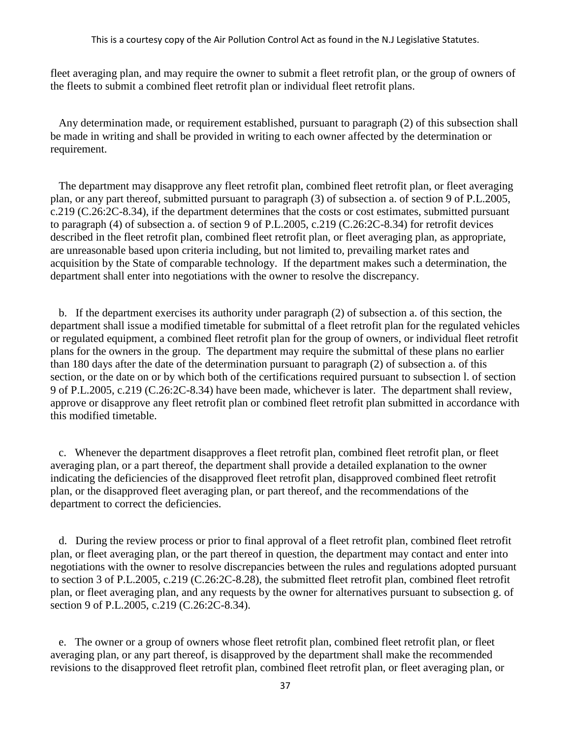fleet averaging plan, and may require the owner to submit a fleet retrofit plan, or the group of owners of the fleets to submit a combined fleet retrofit plan or individual fleet retrofit plans.

Any determination made, or requirement established, pursuant to paragraph (2) of this subsection shall be made in writing and shall be provided in writing to each owner affected by the determination or requirement.

The department may disapprove any fleet retrofit plan, combined fleet retrofit plan, or fleet averaging plan, or any part thereof, submitted pursuant to paragraph (3) of subsection a. of section 9 of P.L.2005, c.219 (C.26:2C-8.34), if the department determines that the costs or cost estimates, submitted pursuant to paragraph (4) of subsection a. of section 9 of P.L.2005, c.219 (C.26:2C-8.34) for retrofit devices described in the fleet retrofit plan, combined fleet retrofit plan, or fleet averaging plan, as appropriate, are unreasonable based upon criteria including, but not limited to, prevailing market rates and acquisition by the State of comparable technology. If the department makes such a determination, the department shall enter into negotiations with the owner to resolve the discrepancy.

b. If the department exercises its authority under paragraph (2) of subsection a. of this section, the department shall issue a modified timetable for submittal of a fleet retrofit plan for the regulated vehicles or regulated equipment, a combined fleet retrofit plan for the group of owners, or individual fleet retrofit plans for the owners in the group. The department may require the submittal of these plans no earlier than 180 days after the date of the determination pursuant to paragraph (2) of subsection a. of this section, or the date on or by which both of the certifications required pursuant to subsection l. of section 9 of P.L.2005, c.219 (C.26:2C-8.34) have been made, whichever is later. The department shall review, approve or disapprove any fleet retrofit plan or combined fleet retrofit plan submitted in accordance with this modified timetable.

c. Whenever the department disapproves a fleet retrofit plan, combined fleet retrofit plan, or fleet averaging plan, or a part thereof, the department shall provide a detailed explanation to the owner indicating the deficiencies of the disapproved fleet retrofit plan, disapproved combined fleet retrofit plan, or the disapproved fleet averaging plan, or part thereof, and the recommendations of the department to correct the deficiencies.

d. During the review process or prior to final approval of a fleet retrofit plan, combined fleet retrofit plan, or fleet averaging plan, or the part thereof in question, the department may contact and enter into negotiations with the owner to resolve discrepancies between the rules and regulations adopted pursuant to section 3 of P.L.2005, c.219 (C.26:2C-8.28), the submitted fleet retrofit plan, combined fleet retrofit plan, or fleet averaging plan, and any requests by the owner for alternatives pursuant to subsection g. of section 9 of P.L.2005, c.219 (C.26:2C-8.34).

e. The owner or a group of owners whose fleet retrofit plan, combined fleet retrofit plan, or fleet averaging plan, or any part thereof, is disapproved by the department shall make the recommended revisions to the disapproved fleet retrofit plan, combined fleet retrofit plan, or fleet averaging plan, or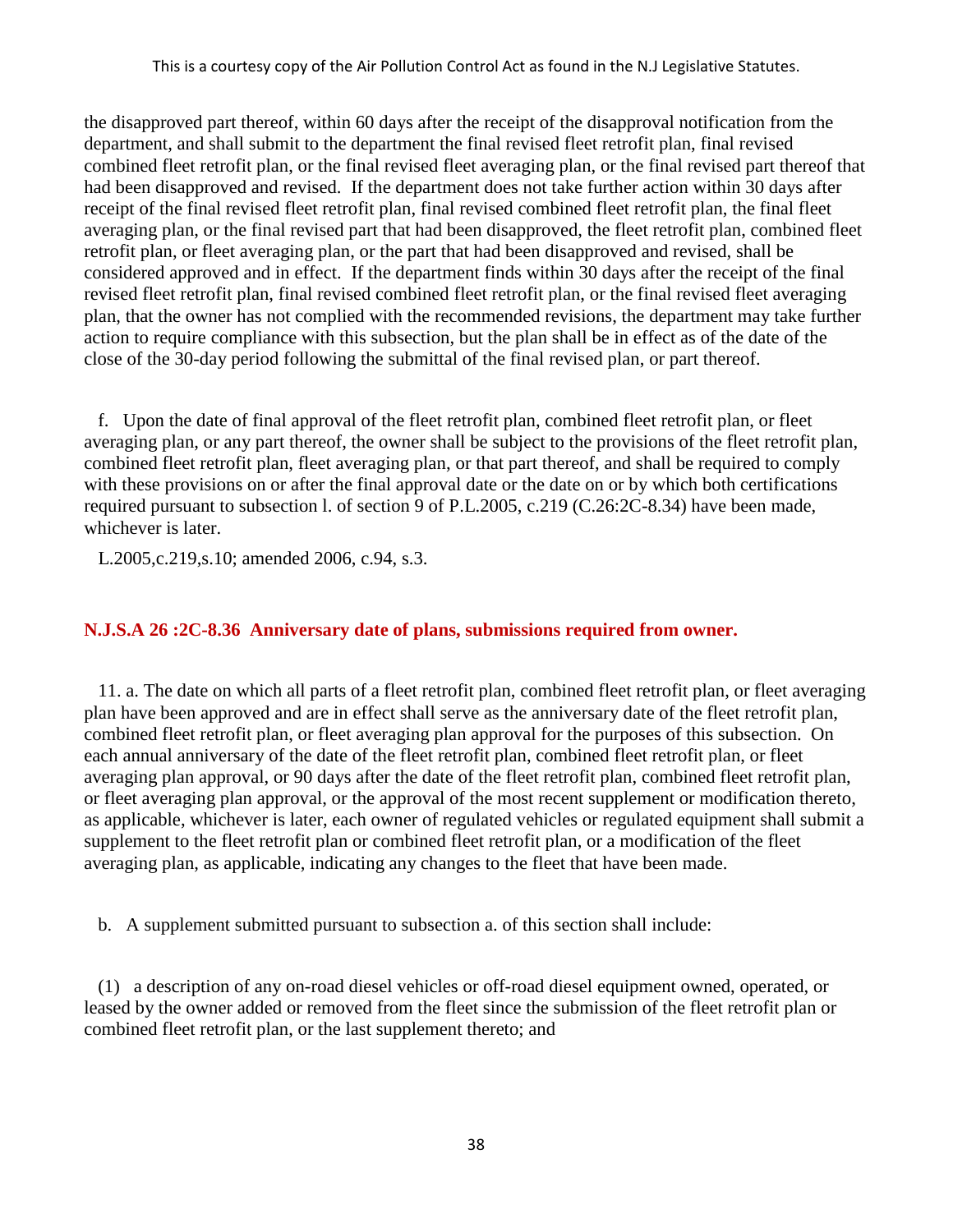the disapproved part thereof, within 60 days after the receipt of the disapproval notification from the department, and shall submit to the department the final revised fleet retrofit plan, final revised combined fleet retrofit plan, or the final revised fleet averaging plan, or the final revised part thereof that had been disapproved and revised. If the department does not take further action within 30 days after receipt of the final revised fleet retrofit plan, final revised combined fleet retrofit plan, the final fleet averaging plan, or the final revised part that had been disapproved, the fleet retrofit plan, combined fleet retrofit plan, or fleet averaging plan, or the part that had been disapproved and revised, shall be considered approved and in effect. If the department finds within 30 days after the receipt of the final revised fleet retrofit plan, final revised combined fleet retrofit plan, or the final revised fleet averaging plan, that the owner has not complied with the recommended revisions, the department may take further action to require compliance with this subsection, but the plan shall be in effect as of the date of the close of the 30-day period following the submittal of the final revised plan, or part thereof.

f. Upon the date of final approval of the fleet retrofit plan, combined fleet retrofit plan, or fleet averaging plan, or any part thereof, the owner shall be subject to the provisions of the fleet retrofit plan, combined fleet retrofit plan, fleet averaging plan, or that part thereof, and shall be required to comply with these provisions on or after the final approval date or the date on or by which both certifications required pursuant to subsection l. of section 9 of P.L.2005, c.219 (C.26:2C-8.34) have been made, whichever is later.

L.2005,c.219,s.10; amended 2006, c.94, s.3.

### N.J.S.A 26 :2C-8.36 Anniversary date of plans, submissions required from owner.

11. a. The date on which all parts of a fleet retrofit plan, combined fleet retrofit plan, or fleet averaging plan have been approved and are in effect shall serve as the anniversary date of the fleet retrofit plan, combined fleet retrofit plan, or fleet averaging plan approval for the purposes of this subsection. On each annual anniversary of the date of the fleet retrofit plan, combined fleet retrofit plan, or fleet averaging plan approval, or 90 days after the date of the fleet retrofit plan, combined fleet retrofit plan, or fleet averaging plan approval, or the approval of the most recent supplement or modification thereto, as applicable, whichever is later, each owner of regulated vehicles or regulated equipment shall submit a supplement to the fleet retrofit plan or combined fleet retrofit plan, or a modification of the fleet averaging plan, as applicable, indicating any changes to the fleet that have been made.

b. A supplement submitted pursuant to subsection a. of this section shall include:

(1) a description of any on-road diesel vehicles or off-road diesel equipment owned, operated, or leased by the owner added or removed from the fleet since the submission of the fleet retrofit plan or combined fleet retrofit plan, or the last supplement thereto; and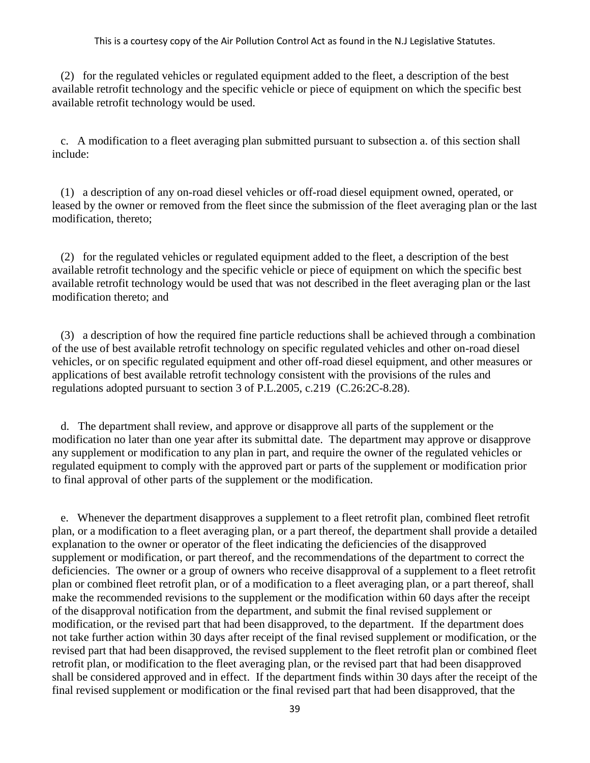(2) for the regulated vehicles or regulated equipment added to the fleet, a description of the best available retrofit technology and the specific vehicle or piece of equipment on which the specific best available retrofit technology would be used.

c. A modification to a fleet averaging plan submitted pursuant to subsection a. of this section shall include:

(1) a description of any on-road diesel vehicles or off-road diesel equipment owned, operated, or leased by the owner or removed from the fleet since the submission of the fleet averaging plan or the last modification, thereto;

(2) for the regulated vehicles or regulated equipment added to the fleet, a description of the best available retrofit technology and the specific vehicle or piece of equipment on which the specific best available retrofit technology would be used that was not described in the fleet averaging plan or the last modification thereto; and

(3) a description of how the required fine particle reductions shall be achieved through a combination of the use of best available retrofit technology on specific regulated vehicles and other on-road diesel vehicles, or on specific regulated equipment and other off-road diesel equipment, and other measures or applications of best available retrofit technology consistent with the provisions of the rules and regulations adopted pursuant to section 3 of P.L.2005, c.219 (C.26:2C-8.28).

d. The department shall review, and approve or disapprove all parts of the supplement or the modification no later than one year after its submittal date. The department may approve or disapprove any supplement or modification to any plan in part, and require the owner of the regulated vehicles or regulated equipment to comply with the approved part or parts of the supplement or modification prior to final approval of other parts of the supplement or the modification.

e. Whenever the department disapproves a supplement to a fleet retrofit plan, combined fleet retrofit plan, or a modification to a fleet averaging plan, or a part thereof, the department shall provide a detailed explanation to the owner or operator of the fleet indicating the deficiencies of the disapproved supplement or modification, or part thereof, and the recommendations of the department to correct the deficiencies. The owner or a group of owners who receive disapproval of a supplement to a fleet retrofit plan or combined fleet retrofit plan, or of a modification to a fleet averaging plan, or a part thereof, shall make the recommended revisions to the supplement or the modification within 60 days after the receipt of the disapproval notification from the department, and submit the final revised supplement or modification, or the revised part that had been disapproved, to the department. If the department does not take further action within 30 days after receipt of the final revised supplement or modification, or the revised part that had been disapproved, the revised supplement to the fleet retrofit plan or combined fleet retrofit plan, or modification to the fleet averaging plan, or the revised part that had been disapproved shall be considered approved and in effect. If the department finds within 30 days after the receipt of the final revised supplement or modification or the final revised part that had been disapproved, that the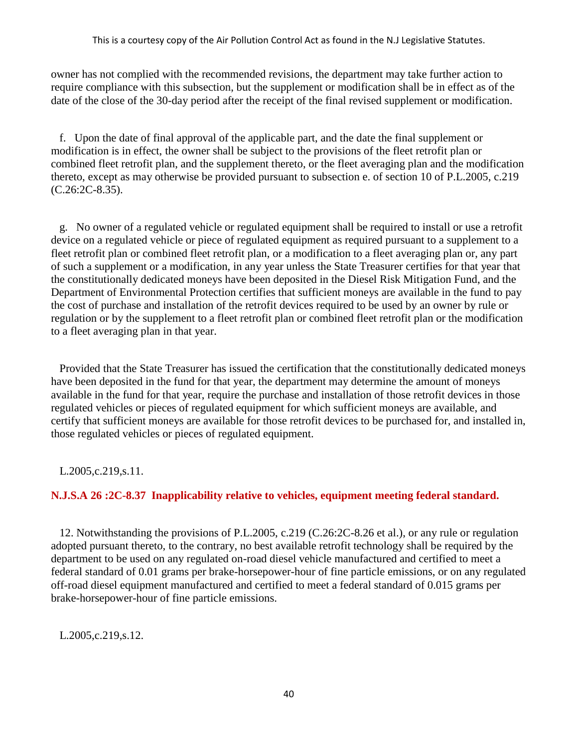owner has not complied with the recommended revisions, the department may take further action to require compliance with this subsection, but the supplement or modification shall be in effect as of the date of the close of the 30-day period after the receipt of the final revised supplement or modification.

f. Upon the date of final approval of the applicable part, and the date the final supplement or modification is in effect, the owner shall be subject to the provisions of the fleet retrofit plan or combined fleet retrofit plan, and the supplement thereto, or the fleet averaging plan and the modification thereto, except as may otherwise be provided pursuant to subsection e. of section 10 of P.L.2005, c.219 (C.26:2C-8.35).

g. No owner of a regulated vehicle or regulated equipment shall be required to install or use a retrofit device on a regulated vehicle or piece of regulated equipment as required pursuant to a supplement to a fleet retrofit plan or combined fleet retrofit plan, or a modification to a fleet averaging plan or, any part of such a supplement or a modification, in any year unless the State Treasurer certifies for that year that the constitutionally dedicated moneys have been deposited in the Diesel Risk Mitigation Fund, and the Department of Environmental Protection certifies that sufficient moneys are available in the fund to pay the cost of purchase and installation of the retrofit devices required to be used by an owner by rule or regulation or by the supplement to a fleet retrofit plan or combined fleet retrofit plan or the modification to a fleet averaging plan in that year.

Provided that the State Treasurer has issued the certification that the constitutionally dedicated moneys have been deposited in the fund for that year, the department may determine the amount of moneys available in the fund for that year, require the purchase and installation of those retrofit devices in those regulated vehicles or pieces of regulated equipment for which sufficient moneys are available, and certify that sufficient moneys are available for those retrofit devices to be purchased for, and installed in, those regulated vehicles or pieces of regulated equipment.

L.2005,c.219,s.11.

### N.J.S.A 26 :2C-8.37 Inapplicability relative to vehicles, equipment meeting federal standard.

12. Notwithstanding the provisions of P.L.2005, c.219 (C.26:2C-8.26 et al.), or any rule or regulation adopted pursuant thereto, to the contrary, no best available retrofit technology shall be required by the department to be used on any regulated on-road diesel vehicle manufactured and certified to meet a federal standard of 0.01 grams per brake-horsepower-hour of fine particle emissions, or on any regulated off-road diesel equipment manufactured and certified to meet a federal standard of 0.015 grams per brake-horsepower-hour of fine particle emissions.

L.2005,c.219,s.12.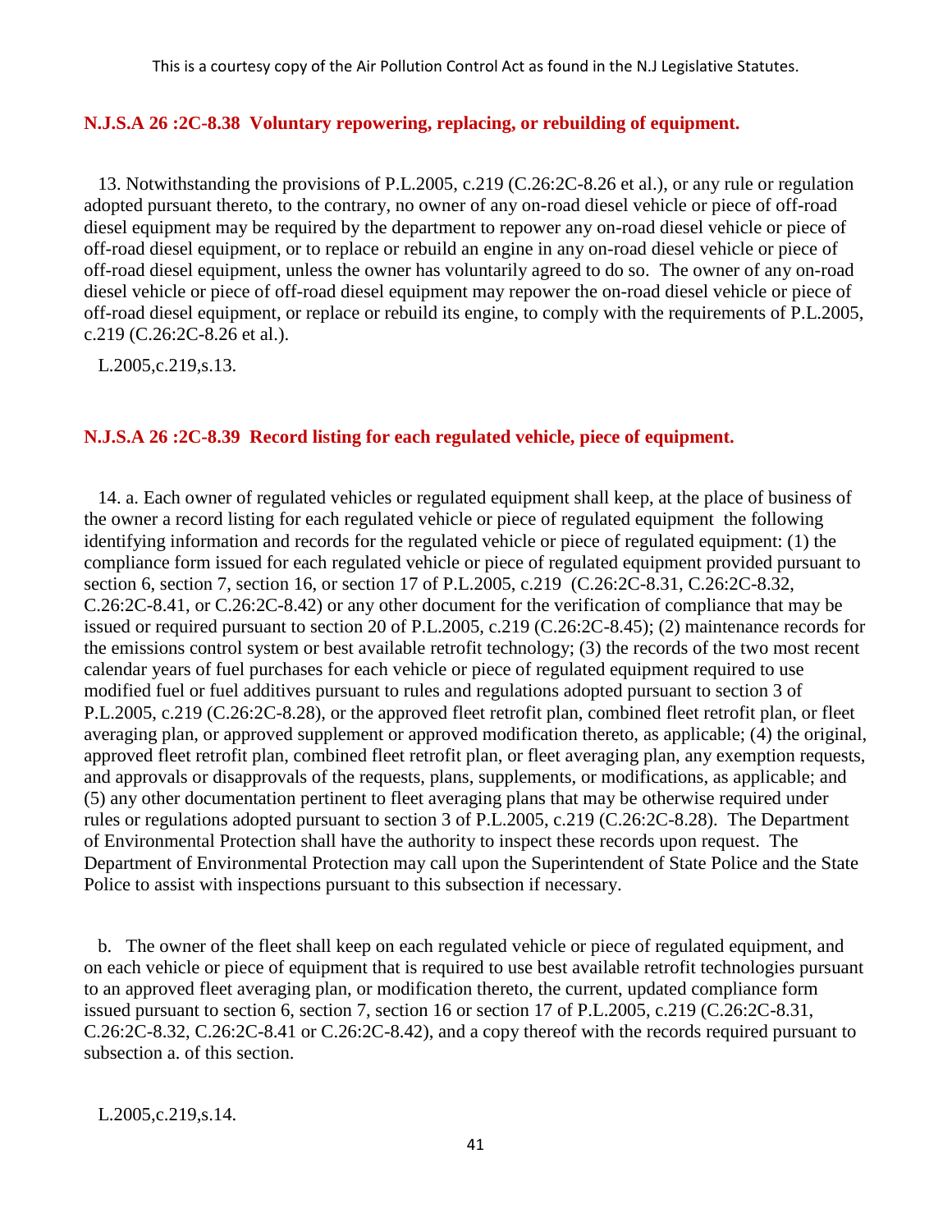### N.J.S.A 26 :2C-8.38 Voluntary repowering, replacing, or rebuilding of equipment.

13. Notwithstanding the provisions of P.L.2005, c.219 (C.26:2C-8.26 et al.), or any rule or regulation adopted pursuant thereto, to the contrary, no owner of any on-road diesel vehicle or piece of off-road diesel equipment may be required by the department to repower any on-road diesel vehicle or piece of off-road diesel equipment, or to replace or rebuild an engine in any on-road diesel vehicle or piece of off-road diesel equipment, unless the owner has voluntarily agreed to do so. The owner of any on-road diesel vehicle or piece of off-road diesel equipment may repower the on-road diesel vehicle or piece of off-road diesel equipment, or replace or rebuild its engine, to comply with the requirements of P.L.2005, c.219 (C.26:2C-8.26 et al.).

L.2005,c.219,s.13.

### N.J.S.A 26 :2C-8.39 Record listing for each regulated vehicle, piece of equipment.

14. a. Each owner of regulated vehicles or regulated equipment shall keep, at the place of business of the owner a record listing for each regulated vehicle or piece of regulated equipment the following identifying information and records for the regulated vehicle or piece of regulated equipment: (1) the compliance form issued for each regulated vehicle or piece of regulated equipment provided pursuant to section 6, section 7, section 16, or section 17 of P.L.2005, c.219 (C.26:2C-8.31, C.26:2C-8.32, C.26:2C-8.41, or C.26:2C-8.42) or any other document for the verification of compliance that may be issued or required pursuant to section 20 of P.L.2005, c.219 (C.26:2C-8.45); (2) maintenance records for the emissions control system or best available retrofit technology; (3) the records of the two most recent calendar years of fuel purchases for each vehicle or piece of regulated equipment required to use modified fuel or fuel additives pursuant to rules and regulations adopted pursuant to section 3 of P.L.2005, c.219 (C.26:2C-8.28), or the approved fleet retrofit plan, combined fleet retrofit plan, or fleet averaging plan, or approved supplement or approved modification thereto, as applicable; (4) the original, approved fleet retrofit plan, combined fleet retrofit plan, or fleet averaging plan, any exemption requests, and approvals or disapprovals of the requests, plans, supplements, or modifications, as applicable; and (5) any other documentation pertinent to fleet averaging plans that may be otherwise required under rules or regulations adopted pursuant to section 3 of P.L.2005, c.219 (C.26:2C-8.28). The Department of Environmental Protection shall have the authority to inspect these records upon request. The Department of Environmental Protection may call upon the Superintendent of State Police and the State Police to assist with inspections pursuant to this subsection if necessary.

b. The owner of the fleet shall keep on each regulated vehicle or piece of regulated equipment, and on each vehicle or piece of equipment that is required to use best available retrofit technologies pursuant to an approved fleet averaging plan, or modification thereto, the current, updated compliance form issued pursuant to section 6, section 7, section 16 or section 17 of P.L.2005, c.219 (C.26:2C-8.31, C.26:2C-8.32, C.26:2C-8.41 or C.26:2C-8.42), and a copy thereof with the records required pursuant to subsection a. of this section.

L.2005,c.219,s.14.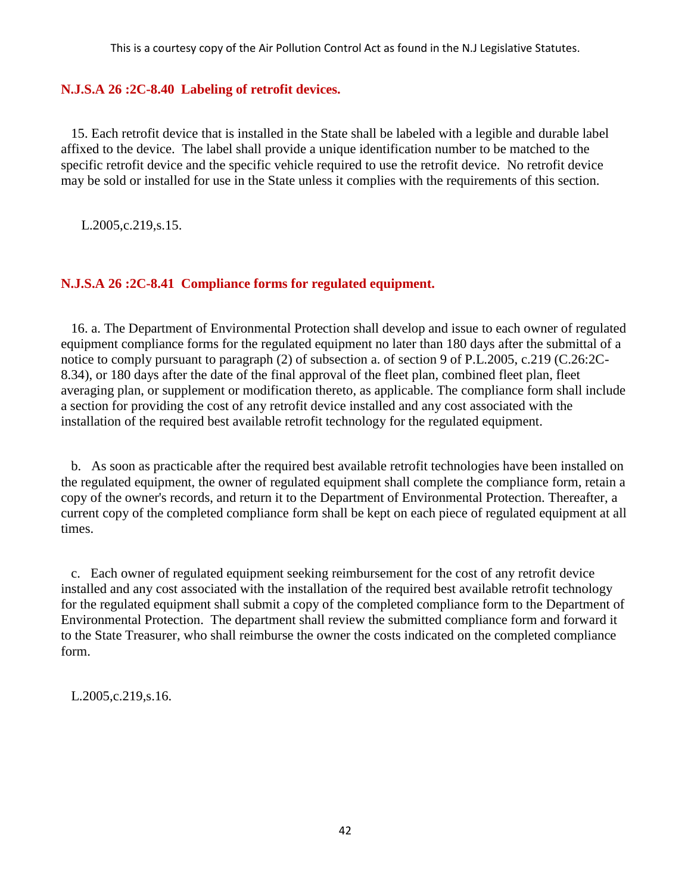### N.J.S.A 26 :2C-8.40 Labeling of retrofit devices.

15. Each retrofit device that is installed in the State shall be labeled with a legible and durable label affixed to the device. The label shall provide a unique identification number to be matched to the specific retrofit device and the specific vehicle required to use the retrofit device. No retrofit device may be sold or installed for use in the State unless it complies with the requirements of this section.

L.2005,c.219,s.15.

### N.J.S.A 26 :2C-8.41 Compliance forms for regulated equipment.

16. a. The Department of Environmental Protection shall develop and issue to each owner of regulated equipment compliance forms for the regulated equipment no later than 180 days after the submittal of a notice to comply pursuant to paragraph (2) of subsection a. of section 9 of P.L.2005, c.219 (C.26:2C-8.34), or 180 days after the date of the final approval of the fleet plan, combined fleet plan, fleet averaging plan, or supplement or modification thereto, as applicable. The compliance form shall include a section for providing the cost of any retrofit device installed and any cost associated with the installation of the required best available retrofit technology for the regulated equipment.

b. As soon as practicable after the required best available retrofit technologies have been installed on the regulated equipment, the owner of regulated equipment shall complete the compliance form, retain a copy of the owner's records, and return it to the Department of Environmental Protection. Thereafter, a current copy of the completed compliance form shall be kept on each piece of regulated equipment at all times.

c. Each owner of regulated equipment seeking reimbursement for the cost of any retrofit device installed and any cost associated with the installation of the required best available retrofit technology for the regulated equipment shall submit a copy of the completed compliance form to the Department of Environmental Protection. The department shall review the submitted compliance form and forward it to the State Treasurer, who shall reimburse the owner the costs indicated on the completed compliance form.

L.2005,c.219,s.16.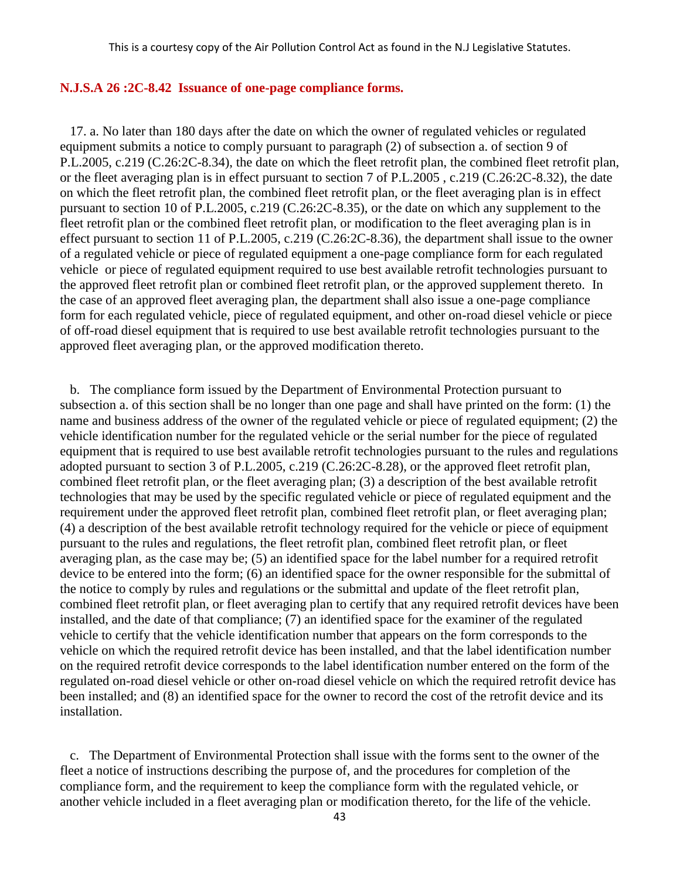## N.J.S.A 26 :2C-8.42 Issuance of one-page compliance forms.

17. a. No later than 180 days after the date on which the owner of regulated vehicles or regulated equipment submits a notice to comply pursuant to paragraph (2) of subsection a. of section 9 of P.L.2005, c.219 (C.26:2C-8.34), the date on which the fleet retrofit plan, the combined fleet retrofit plan, or the fleet averaging plan is in effect pursuant to section 7 of P.L.2005 , c.219 (C.26:2C-8.32), the date on which the fleet retrofit plan, the combined fleet retrofit plan, or the fleet averaging plan is in effect pursuant to section 10 of P.L.2005, c.219 (C.26:2C-8.35), or the date on which any supplement to the fleet retrofit plan or the combined fleet retrofit plan, or modification to the fleet averaging plan is in effect pursuant to section 11 of P.L.2005, c.219 (C.26:2C-8.36), the department shall issue to the owner of a regulated vehicle or piece of regulated equipment a one-page compliance form for each regulated vehicle or piece of regulated equipment required to use best available retrofit technologies pursuant to the approved fleet retrofit plan or combined fleet retrofit plan, or the approved supplement thereto. In the case of an approved fleet averaging plan, the department shall also issue a one-page compliance form for each regulated vehicle, piece of regulated equipment, and other on-road diesel vehicle or piece of off-road diesel equipment that is required to use best available retrofit technologies pursuant to the approved fleet averaging plan, or the approved modification thereto.

b. The compliance form issued by the Department of Environmental Protection pursuant to subsection a. of this section shall be no longer than one page and shall have printed on the form: (1) the name and business address of the owner of the regulated vehicle or piece of regulated equipment; (2) the vehicle identification number for the regulated vehicle or the serial number for the piece of regulated equipment that is required to use best available retrofit technologies pursuant to the rules and regulations adopted pursuant to section 3 of P.L.2005, c.219 (C.26:2C-8.28), or the approved fleet retrofit plan, combined fleet retrofit plan, or the fleet averaging plan; (3) a description of the best available retrofit technologies that may be used by the specific regulated vehicle or piece of regulated equipment and the requirement under the approved fleet retrofit plan, combined fleet retrofit plan, or fleet averaging plan; (4) a description of the best available retrofit technology required for the vehicle or piece of equipment pursuant to the rules and regulations, the fleet retrofit plan, combined fleet retrofit plan, or fleet averaging plan, as the case may be; (5) an identified space for the label number for a required retrofit device to be entered into the form; (6) an identified space for the owner responsible for the submittal of the notice to comply by rules and regulations or the submittal and update of the fleet retrofit plan, combined fleet retrofit plan, or fleet averaging plan to certify that any required retrofit devices have been installed, and the date of that compliance; (7) an identified space for the examiner of the regulated vehicle to certify that the vehicle identification number that appears on the form corresponds to the vehicle on which the required retrofit device has been installed, and that the label identification number on the required retrofit device corresponds to the label identification number entered on the form of the regulated on-road diesel vehicle or other on-road diesel vehicle on which the required retrofit device has been installed; and (8) an identified space for the owner to record the cost of the retrofit device and its installation.

c. The Department of Environmental Protection shall issue with the forms sent to the owner of the fleet a notice of instructions describing the purpose of, and the procedures for completion of the compliance form, and the requirement to keep the compliance form with the regulated vehicle, or another vehicle included in a fleet averaging plan or modification thereto, for the life of the vehicle.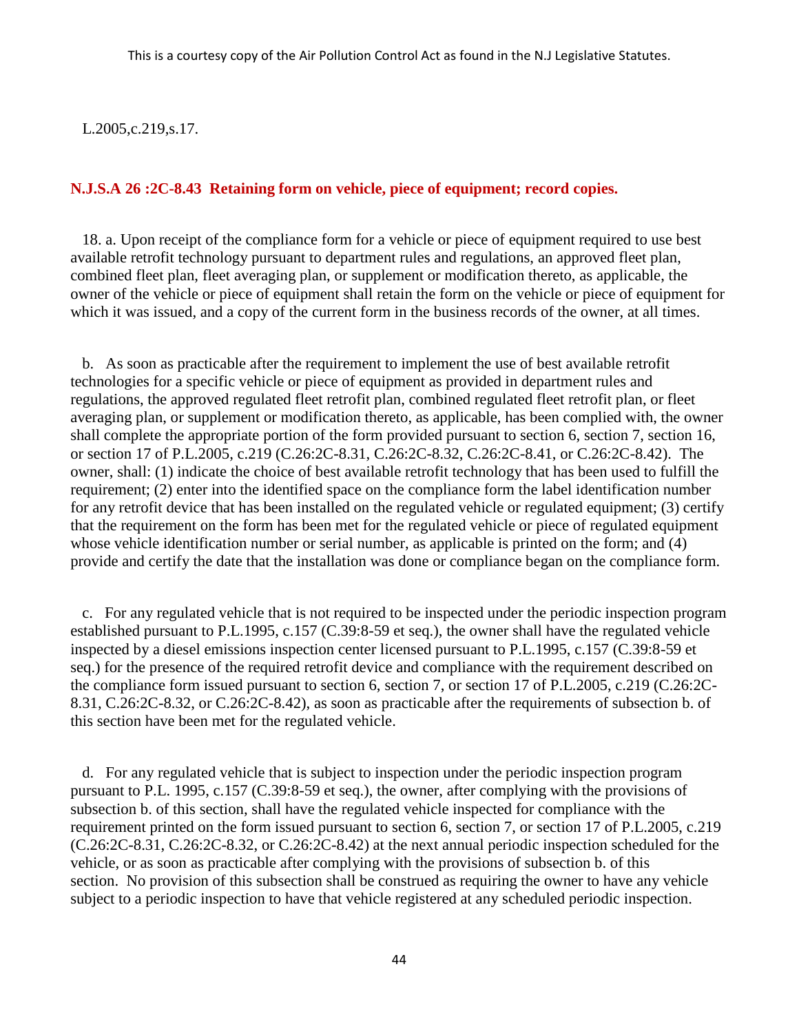L.2005,c.219,s.17.

## N.J.S.A 26 :2C-8.43 Retaining form on vehicle, piece of equipment; record copies.

18. a. Upon receipt of the compliance form for a vehicle or piece of equipment required to use best available retrofit technology pursuant to department rules and regulations, an approved fleet plan, combined fleet plan, fleet averaging plan, or supplement or modification thereto, as applicable, the owner of the vehicle or piece of equipment shall retain the form on the vehicle or piece of equipment for which it was issued, and a copy of the current form in the business records of the owner, at all times.

b. As soon as practicable after the requirement to implement the use of best available retrofit technologies for a specific vehicle or piece of equipment as provided in department rules and regulations, the approved regulated fleet retrofit plan, combined regulated fleet retrofit plan, or fleet averaging plan, or supplement or modification thereto, as applicable, has been complied with, the owner shall complete the appropriate portion of the form provided pursuant to section 6, section 7, section 16, or section 17 of P.L.2005, c.219 (C.26:2C-8.31, C.26:2C-8.32, C.26:2C-8.41, or C.26:2C-8.42). The owner, shall: (1) indicate the choice of best available retrofit technology that has been used to fulfill the requirement; (2) enter into the identified space on the compliance form the label identification number for any retrofit device that has been installed on the regulated vehicle or regulated equipment; (3) certify that the requirement on the form has been met for the regulated vehicle or piece of regulated equipment whose vehicle identification number or serial number, as applicable is printed on the form; and (4) provide and certify the date that the installation was done or compliance began on the compliance form.

c. For any regulated vehicle that is not required to be inspected under the periodic inspection program established pursuant to P.L.1995, c.157 (C.39:8-59 et seq.), the owner shall have the regulated vehicle inspected by a diesel emissions inspection center licensed pursuant to P.L.1995, c.157 (C.39:8-59 et seq.) for the presence of the required retrofit device and compliance with the requirement described on the compliance form issued pursuant to section 6, section 7, or section 17 of P.L.2005, c.219 (C.26:2C-8.31, C.26:2C-8.32, or C.26:2C-8.42), as soon as practicable after the requirements of subsection b. of this section have been met for the regulated vehicle.

d. For any regulated vehicle that is subject to inspection under the periodic inspection program pursuant to P.L. 1995, c.157 (C.39:8-59 et seq.), the owner, after complying with the provisions of subsection b. of this section, shall have the regulated vehicle inspected for compliance with the requirement printed on the form issued pursuant to section 6, section 7, or section 17 of P.L.2005, c.219 (C.26:2C-8.31, C.26:2C-8.32, or C.26:2C-8.42) at the next annual periodic inspection scheduled for the vehicle, or as soon as practicable after complying with the provisions of subsection b. of this section. No provision of this subsection shall be construed as requiring the owner to have any vehicle subject to a periodic inspection to have that vehicle registered at any scheduled periodic inspection.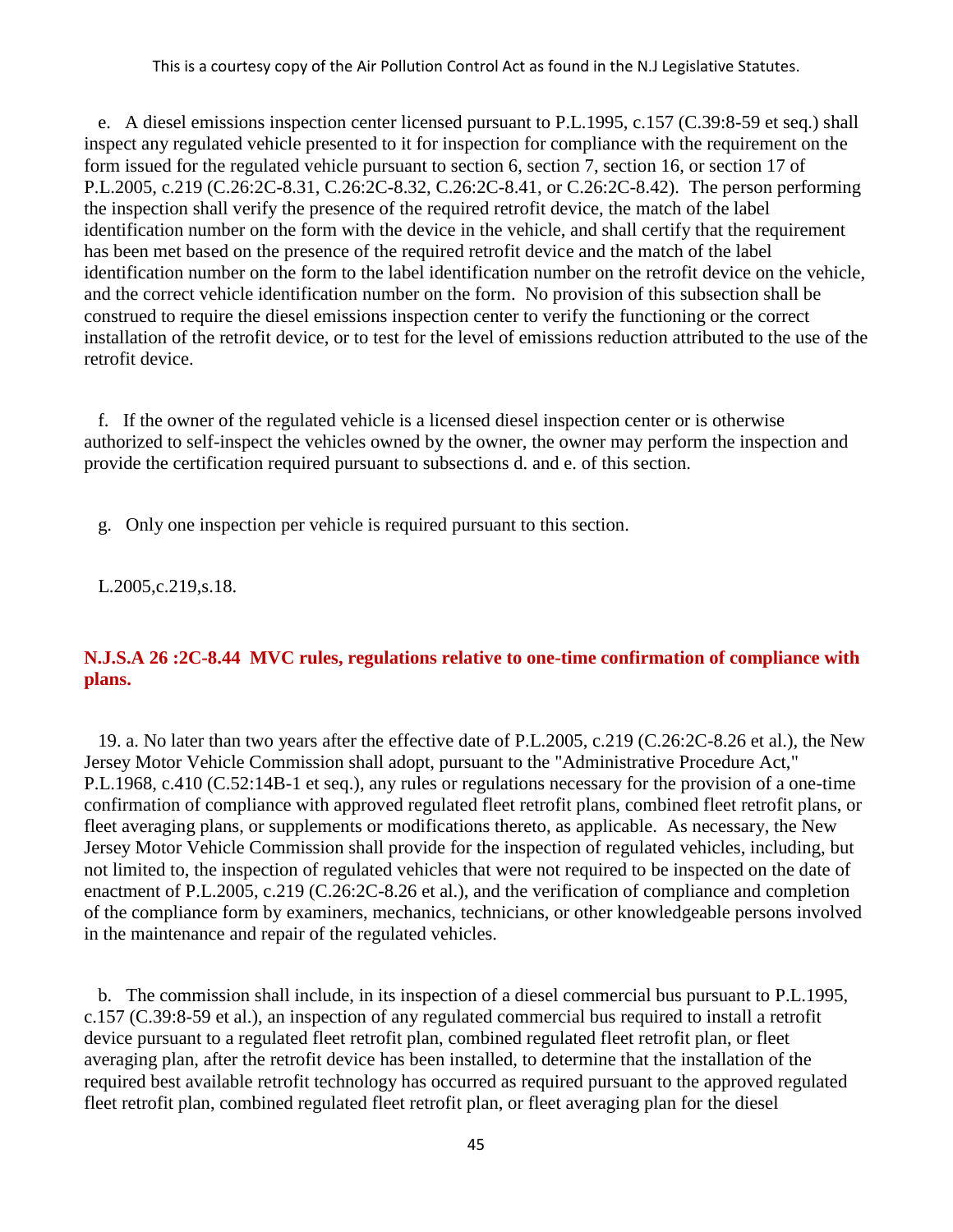e. A diesel emissions inspection center licensed pursuant to P.L.1995, c.157 (C.39:8-59 et seq.) shall inspect any regulated vehicle presented to it for inspection for compliance with the requirement on the form issued for the regulated vehicle pursuant to section 6, section 7, section 16, or section 17 of P.L.2005, c.219 (C.26:2C-8.31, C.26:2C-8.32, C.26:2C-8.41, or C.26:2C-8.42). The person performing the inspection shall verify the presence of the required retrofit device, the match of the label identification number on the form with the device in the vehicle, and shall certify that the requirement has been met based on the presence of the required retrofit device and the match of the label identification number on the form to the label identification number on the retrofit device on the vehicle, and the correct vehicle identification number on the form. No provision of this subsection shall be construed to require the diesel emissions inspection center to verify the functioning or the correct installation of the retrofit device, or to test for the level of emissions reduction attributed to the use of the retrofit device.

f. If the owner of the regulated vehicle is a licensed diesel inspection center or is otherwise authorized to self-inspect the vehicles owned by the owner, the owner may perform the inspection and provide the certification required pursuant to subsections d. and e. of this section.

g. Only one inspection per vehicle is required pursuant to this section.

L.2005,c.219,s.18.

### N.J.S.A 26 :2C-8.44 MVC rules, regulations relative to one-time confirmation of compliance with plans.

19. a. No later than two years after the effective date of P.L.2005, c.219 (C.26:2C-8.26 et al.), the New Jersey Motor Vehicle Commission shall adopt, pursuant to the "Administrative Procedure Act," P.L.1968, c.410 (C.52:14B-1 et seq.), any rules or regulations necessary for the provision of a one-time confirmation of compliance with approved regulated fleet retrofit plans, combined fleet retrofit plans, or fleet averaging plans, or supplements or modifications thereto, as applicable. As necessary, the New Jersey Motor Vehicle Commission shall provide for the inspection of regulated vehicles, including, but not limited to, the inspection of regulated vehicles that were not required to be inspected on the date of enactment of P.L.2005, c.219 (C.26:2C-8.26 et al.), and the verification of compliance and completion of the compliance form by examiners, mechanics, technicians, or other knowledgeable persons involved in the maintenance and repair of the regulated vehicles.

b. The commission shall include, in its inspection of a diesel commercial bus pursuant to P.L.1995, c.157 (C.39:8-59 et al.), an inspection of any regulated commercial bus required to install a retrofit device pursuant to a regulated fleet retrofit plan, combined regulated fleet retrofit plan, or fleet averaging plan, after the retrofit device has been installed, to determine that the installation of the required best available retrofit technology has occurred as required pursuant to the approved regulated fleet retrofit plan, combined regulated fleet retrofit plan, or fleet averaging plan for the diesel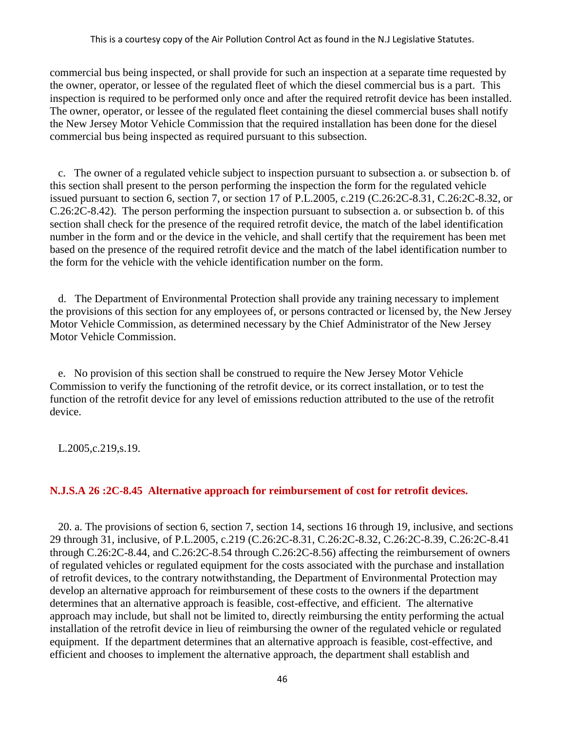commercial bus being inspected, or shall provide for such an inspection at a separate time requested by the owner, operator, or lessee of the regulated fleet of which the diesel commercial bus is a part. This inspection is required to be performed only once and after the required retrofit device has been installed. The owner, operator, or lessee of the regulated fleet containing the diesel commercial buses shall notify the New Jersey Motor Vehicle Commission that the required installation has been done for the diesel commercial bus being inspected as required pursuant to this subsection.

c. The owner of a regulated vehicle subject to inspection pursuant to subsection a. or subsection b. of this section shall present to the person performing the inspection the form for the regulated vehicle issued pursuant to section 6, section 7, or section 17 of P.L.2005, c.219 (C.26:2C-8.31, C.26:2C-8.32, or C.26:2C-8.42). The person performing the inspection pursuant to subsection a. or subsection b. of this section shall check for the presence of the required retrofit device, the match of the label identification number in the form and or the device in the vehicle, and shall certify that the requirement has been met based on the presence of the required retrofit device and the match of the label identification number to the form for the vehicle with the vehicle identification number on the form.

d. The Department of Environmental Protection shall provide any training necessary to implement the provisions of this section for any employees of, or persons contracted or licensed by, the New Jersey Motor Vehicle Commission, as determined necessary by the Chief Administrator of the New Jersey Motor Vehicle Commission.

e. No provision of this section shall be construed to require the New Jersey Motor Vehicle Commission to verify the functioning of the retrofit device, or its correct installation, or to test the function of the retrofit device for any level of emissions reduction attributed to the use of the retrofit device.

L.2005,c.219,s.19.

**N.J.S.A 26 :2C-8.45 Alternative approach for reimbursement of cost for retrofit devices.**

20. a. The provisions of section 6, section 7, section 14, sections 16 through 19, inclusive, and sections 29 through 31, inclusive, of P.L.2005, c.219 (C.26:2C-8.31, C.26:2C-8.32, C.26:2C-8.39, C.26:2C-8.41 through C.26:2C-8.44, and C.26:2C-8.54 through C.26:2C-8.56) affecting the reimbursement of owners of regulated vehicles or regulated equipment for the costs associated with the purchase and installation of retrofit devices, to the contrary notwithstanding, the Department of Environmental Protection may develop an alternative approach for reimbursement of these costs to the owners if the department determines that an alternative approach is feasible, cost-effective, and efficient. The alternative approach may include, but shall not be limited to, directly reimbursing the entity performing the actual installation of the retrofit device in lieu of reimbursing the owner of the regulated vehicle or regulated equipment. If the department determines that an alternative approach is feasible, cost-effective, and efficient and chooses to implement the alternative approach, the department shall establish and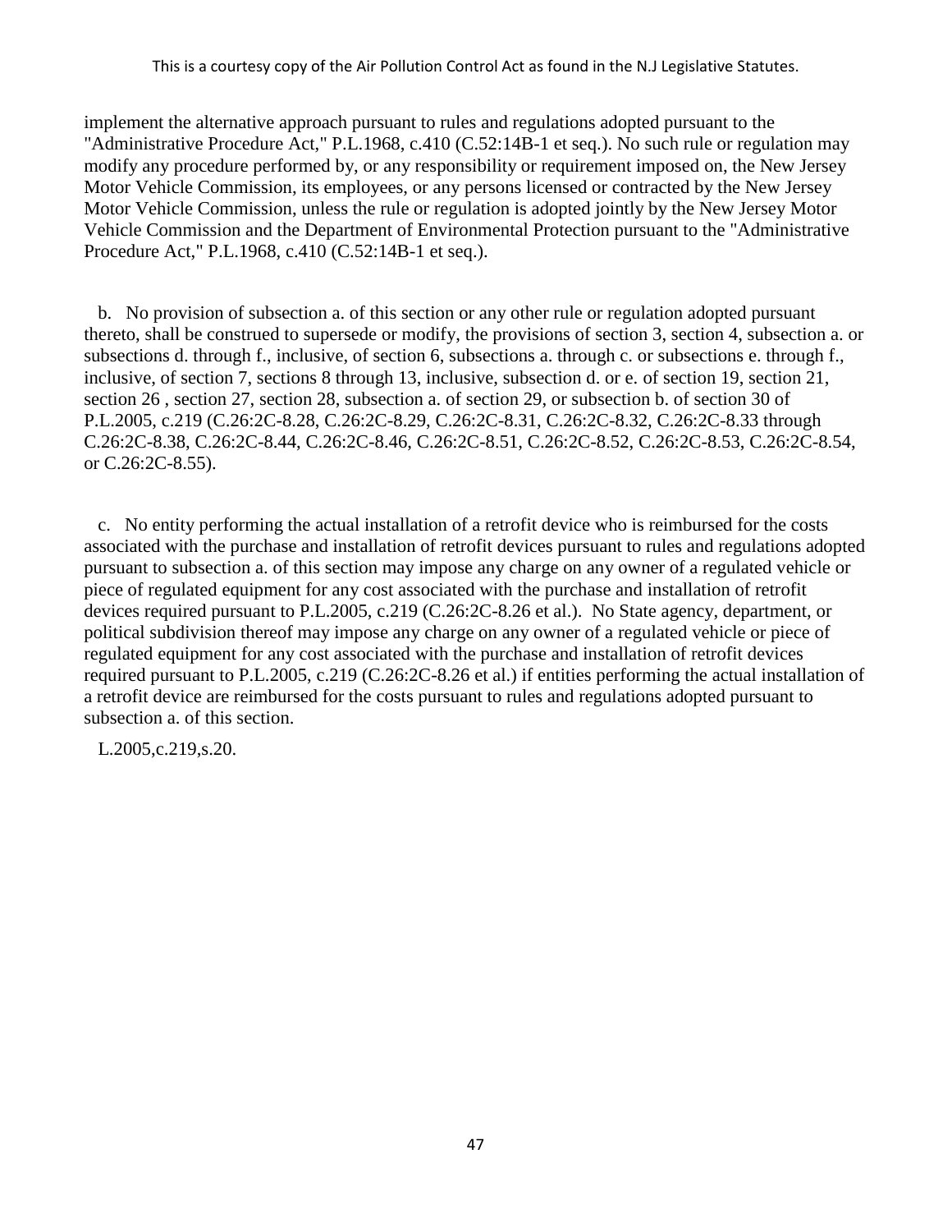implement the alternative approach pursuant to rules and regulations adopted pursuant to the "Administrative Procedure Act," P.L.1968, c.410 (C.52:14B-1 et seq.). No such rule or regulation may modify any procedure performed by, or any responsibility or requirement imposed on, the New Jersey Motor Vehicle Commission, its employees, or any persons licensed or contracted by the New Jersey Motor Vehicle Commission, unless the rule or regulation is adopted jointly by the New Jersey Motor Vehicle Commission and the Department of Environmental Protection pursuant to the "Administrative Procedure Act," P.L.1968, c.410 (C.52:14B-1 et seq.).

b. No provision of subsection a. of this section or any other rule or regulation adopted pursuant thereto, shall be construed to supersede or modify, the provisions of section 3, section 4, subsection a. or subsections d. through f., inclusive, of section 6, subsections a. through c. or subsections e. through f., inclusive, of section 7, sections 8 through 13, inclusive, subsection d. or e. of section 19, section 21, section 26 , section 27, section 28, subsection a. of section 29, or subsection b. of section 30 of P.L.2005, c.219 (C.26:2C-8.28, C.26:2C-8.29, C.26:2C-8.31, C.26:2C-8.32, C.26:2C-8.33 through C.26:2C-8.38, C.26:2C-8.44, C.26:2C-8.46, C.26:2C-8.51, C.26:2C-8.52, C.26:2C-8.53, C.26:2C-8.54, or C.26:2C-8.55).

c. No entity performing the actual installation of a retrofit device who is reimbursed for the costs associated with the purchase and installation of retrofit devices pursuant to rules and regulations adopted pursuant to subsection a. of this section may impose any charge on any owner of a regulated vehicle or piece of regulated equipment for any cost associated with the purchase and installation of retrofit devices required pursuant to P.L.2005, c.219 (C.26:2C-8.26 et al.). No State agency, department, or political subdivision thereof may impose any charge on any owner of a regulated vehicle or piece of regulated equipment for any cost associated with the purchase and installation of retrofit devices required pursuant to P.L.2005, c.219 (C.26:2C-8.26 et al.) if entities performing the actual installation of a retrofit device are reimbursed for the costs pursuant to rules and regulations adopted pursuant to subsection a. of this section.

L.2005,c.219,s.20.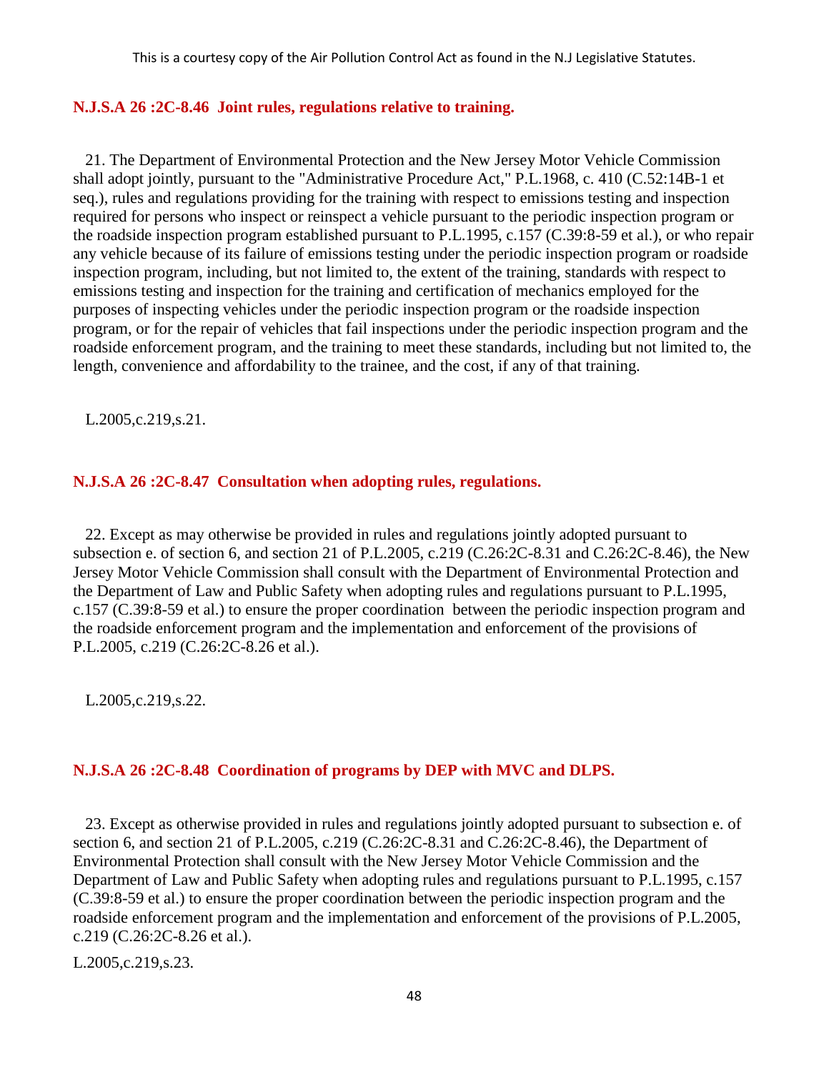### N.J.S.A 26 :2C-8.46 Joint rules, regulations relative to training.

21. The Department of Environmental Protection and the New Jersey Motor Vehicle Commission shall adopt jointly, pursuant to the "Administrative Procedure Act," P.L.1968, c. 410 (C.52:14B-1 et seq.), rules and regulations providing for the training with respect to emissions testing and inspection required for persons who inspect or reinspect a vehicle pursuant to the periodic inspection program or the roadside inspection program established pursuant to P.L.1995, c.157 (C.39:8-59 et al.), or who repair any vehicle because of its failure of emissions testing under the periodic inspection program or roadside inspection program, including, but not limited to, the extent of the training, standards with respect to emissions testing and inspection for the training and certification of mechanics employed for the purposes of inspecting vehicles under the periodic inspection program or the roadside inspection program, or for the repair of vehicles that fail inspections under the periodic inspection program and the roadside enforcement program, and the training to meet these standards, including but not limited to, the length, convenience and affordability to the trainee, and the cost, if any of that training.

L.2005,c.219,s.21.

### N.J.S.A 26 :2C-8.47 Consultation when adopting rules, regulations.

22. Except as may otherwise be provided in rules and regulations jointly adopted pursuant to subsection e. of section 6, and section 21 of P.L.2005, c.219 (C.26:2C-8.31 and C.26:2C-8.46), the New Jersey Motor Vehicle Commission shall consult with the Department of Environmental Protection and the Department of Law and Public Safety when adopting rules and regulations pursuant to P.L.1995, c.157 (C.39:8-59 et al.) to ensure the proper coordination between the periodic inspection program and the roadside enforcement program and the implementation and enforcement of the provisions of P.L.2005, c.219 (C.26:2C-8.26 et al.).

L.2005,c.219,s.22.

### N.J.S.A 26 :2C-8.48 Coordination of programs by DEP with MVC and DLPS.

23. Except as otherwise provided in rules and regulations jointly adopted pursuant to subsection e. of section 6, and section 21 of P.L.2005, c.219 (C.26:2C-8.31 and C.26:2C-8.46), the Department of Environmental Protection shall consult with the New Jersey Motor Vehicle Commission and the Department of Law and Public Safety when adopting rules and regulations pursuant to P.L.1995, c.157 (C.39:8-59 et al.) to ensure the proper coordination between the periodic inspection program and the roadside enforcement program and the implementation and enforcement of the provisions of P.L.2005, c.219 (C.26:2C-8.26 et al.).

L.2005,c.219,s.23.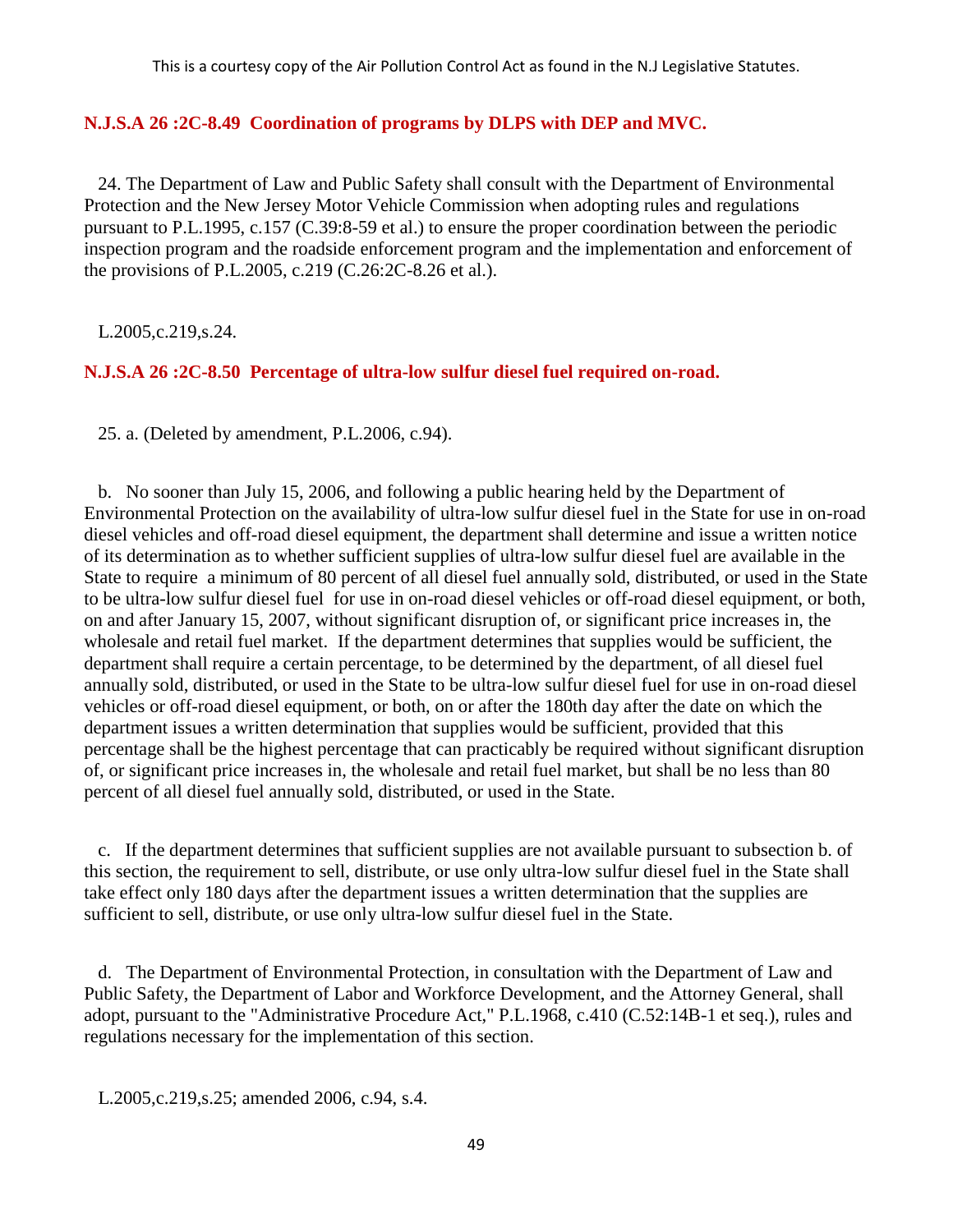## N.J.S.A 26 :2C-8.49 Coordination of programs by DLPS with DEP and MVC.

24. The Department of Law and Public Safety shall consult with the Department of Environmental Protection and the New Jersey Motor Vehicle Commission when adopting rules and regulations pursuant to P.L.1995, c.157 (C.39:8-59 et al.) to ensure the proper coordination between the periodic inspection program and the roadside enforcement program and the implementation and enforcement of the provisions of P.L.2005, c.219 (C.26:2C-8.26 et al.).

L.2005,c.219,s.24.

## N.J.S.A 26 :2C-8.50 Percentage of ultra-low sulfur diesel fuel required on-road.

25. a. (Deleted by amendment, P.L.2006, c.94).

b. No sooner than July 15, 2006, and following a public hearing held by the Department of Environmental Protection on the availability of ultra-low sulfur diesel fuel in the State for use in on-road diesel vehicles and off-road diesel equipment, the department shall determine and issue a written notice of its determination as to whether sufficient supplies of ultra-low sulfur diesel fuel are available in the State to require a minimum of 80 percent of all diesel fuel annually sold, distributed, or used in the State to be ultra-low sulfur diesel fuel for use in on-road diesel vehicles or off-road diesel equipment, or both, on and after January 15, 2007, without significant disruption of, or significant price increases in, the wholesale and retail fuel market. If the department determines that supplies would be sufficient, the department shall require a certain percentage, to be determined by the department, of all diesel fuel annually sold, distributed, or used in the State to be ultra-low sulfur diesel fuel for use in on-road diesel vehicles or off-road diesel equipment, or both, on or after the 180th day after the date on which the department issues a written determination that supplies would be sufficient, provided that this percentage shall be the highest percentage that can practicably be required without significant disruption of, or significant price increases in, the wholesale and retail fuel market, but shall be no less than 80 percent of all diesel fuel annually sold, distributed, or used in the State.

c. If the department determines that sufficient supplies are not available pursuant to subsection b. of this section, the requirement to sell, distribute, or use only ultra-low sulfur diesel fuel in the State shall take effect only 180 days after the department issues a written determination that the supplies are sufficient to sell, distribute, or use only ultra-low sulfur diesel fuel in the State.

d. The Department of Environmental Protection, in consultation with the Department of Law and Public Safety, the Department of Labor and Workforce Development, and the Attorney General, shall adopt, pursuant to the "Administrative Procedure Act," P.L.1968, c.410 (C.52:14B-1 et seq.), rules and regulations necessary for the implementation of this section.

L.2005,c.219,s.25; amended 2006, c.94, s.4.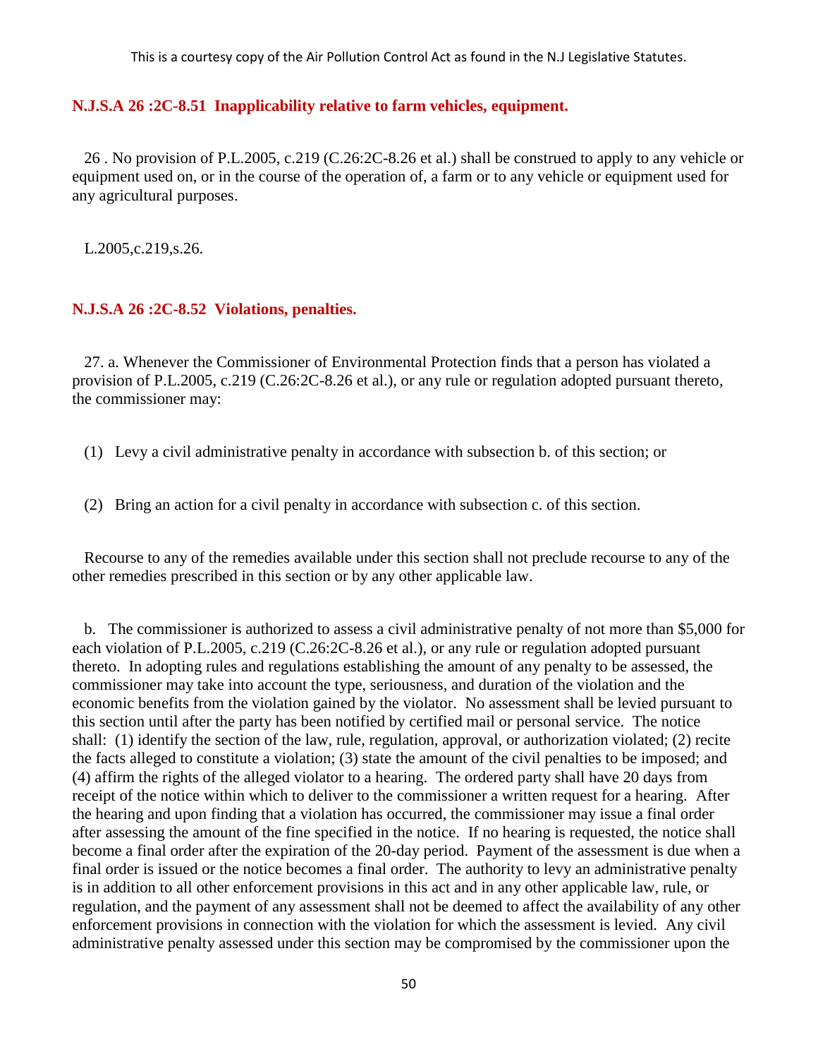**N.J.S.A 26 :2C-8.51 Inapplicability relative to farm vehicles, equipment.**

26 . No provision of P.L.2005, c.219 (C.26:2C-8.26 et al.) shall be construed to apply to any vehicle or equipment used on, or in the course of the operation of, a farm or to any vehicle or equipment used for any agricultural purposes.

L.2005,c.219,s.26.

**N.J.S.A 26 :2C-8.52 Violations, penalties.**

27. a. Whenever the Commissioner of Environmental Protection finds that a person has violated a provision of P.L.2005, c.219 (C.26:2C-8.26 et al.), or any rule or regulation adopted pursuant thereto, the commissioner may:

(1) Levy a civil administrative penalty in accordance with subsection b. of this section; or

(2) Bring an action for a civil penalty in accordance with subsection c. of this section.

Recourse to any of the remedies available under this section shall not preclude recourse to any of the other remedies prescribed in this section or by any other applicable law.

b. The commissioner is authorized to assess a civil administrative penalty of not more than $5,000 for each violation of P.L.2005, c.219 (C.26:2C-8.26 et al.), or any rule or regulation adopted pursuant thereto. In adopting rules and regulations establishing the amount of any penalty to be assessed, the commissioner may take into account the type, seriousness, and duration of the violation and the economic benefits from the violation gained by the violator. No assessment shall be levied pursuant to this section until after the party has been notified by certified mail or personal service. The notice shall: (1) identify the section of the law, rule, regulation, approval, or authorization violated; (2) recite the facts alleged to constitute a violation; (3) state the amount of the civil penalties to be imposed; and (4) affirm the rights of the alleged violator to a hearing. The ordered party shall have 20 days from receipt of the notice within which to deliver to the commissioner a written request for a hearing. After the hearing and upon finding that a violation has occurred, the commissioner may issue a final order after assessing the amount of the fine specified in the notice. If no hearing is requested, the notice shall become a final order after the expiration of the 20-day period. Payment of the assessment is due when a final order is issued or the notice becomes a final order. The authority to levy an administrative penalty is in addition to all other enforcement provisions in this act and in any other applicable law, rule, or regulation, and the payment of any assessment shall not be deemed to affect the availability of any other enforcement provisions in connection with the violation for which the assessment is levied. Any civil administrative penalty assessed under this section may be compromised by the commissioner upon the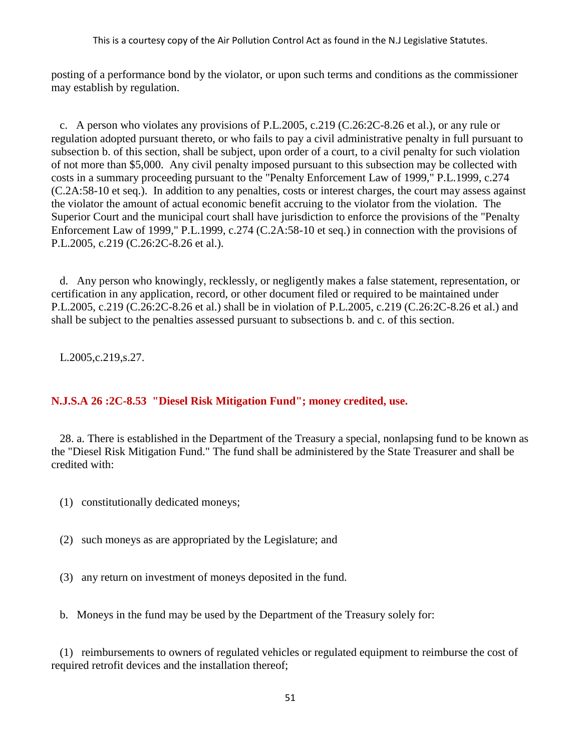posting of a performance bond by the violator, or upon such terms and conditions as the commissioner may establish by regulation.

c. A person who violates any provisions of P.L.2005, c.219 (C.26:2C-8.26 et al.), or any rule or regulation adopted pursuant thereto, or who fails to pay a civil administrative penalty in full pursuant to subsection b. of this section, shall be subject, upon order of a court, to a civil penalty for such violation of not more than $5,000. Any civil penalty imposed pursuant to this subsection may be collected with costs in a summary proceeding pursuant to the "Penalty Enforcement Law of 1999," P.L.1999, c.274 (C.2A:58-10 et seq.). In addition to any penalties, costs or interest charges, the court may assess against the violator the amount of actual economic benefit accruing to the violator from the violation. The Superior Court and the municipal court shall have jurisdiction to enforce the provisions of the "Penalty Enforcement Law of 1999," P.L.1999, c.274 (C.2A:58-10 et seq.) in connection with the provisions of P.L.2005, c.219 (C.26:2C-8.26 et al.).

d. Any person who knowingly, recklessly, or negligently makes a false statement, representation, or certification in any application, record, or other document filed or required to be maintained under P.L.2005, c.219 (C.26:2C-8.26 et al.) shall be in violation of P.L.2005, c.219 (C.26:2C-8.26 et al.) and shall be subject to the penalties assessed pursuant to subsections b. and c. of this section.

L.2005,c.219,s.27.

**N.J.S.A 26 :2C-8.53 "Diesel Risk Mitigation Fund"; money credited, use.**

28. a. There is established in the Department of the Treasury a special, nonlapsing fund to be known as the "Diesel Risk Mitigation Fund." The fund shall be administered by the State Treasurer and shall be credited with:

(1) constitutionally dedicated moneys;

(2) such moneys as are appropriated by the Legislature; and

(3) any return on investment of moneys deposited in the fund.

b. Moneys in the fund may be used by the Department of the Treasury solely for:

(1) reimbursements to owners of regulated vehicles or regulated equipment to reimburse the cost of required retrofit devices and the installation thereof;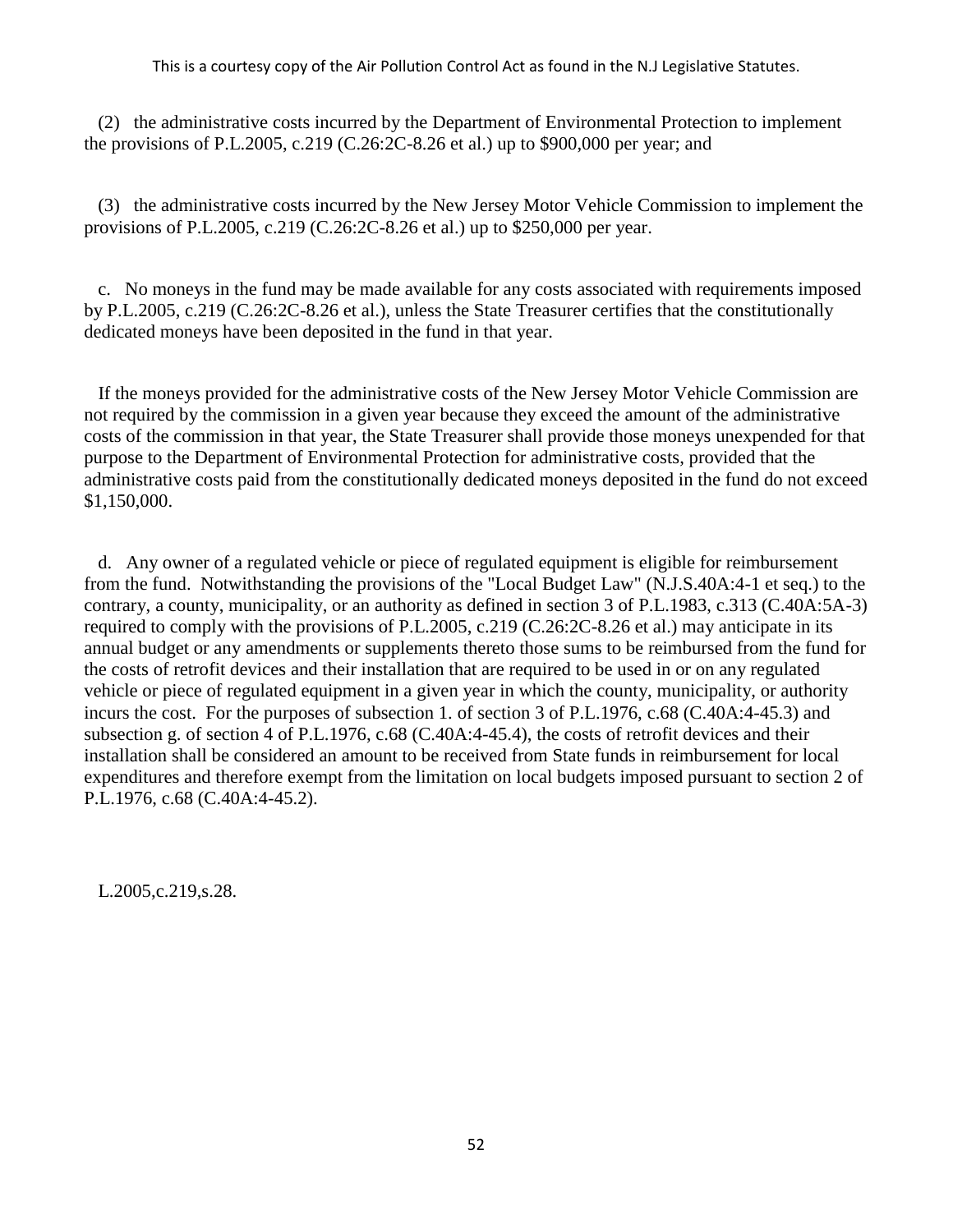(2) the administrative costs incurred by the Department of Environmental Protection to implement the provisions of P.L.2005, c.219 (C.26:2C-8.26 et al.) up to $900,000 per year; and

(3) the administrative costs incurred by the New Jersey Motor Vehicle Commission to implement the provisions of P.L.2005, c.219 (C.26:2C-8.26 et al.) up to $250,000 per year.

c. No moneys in the fund may be made available for any costs associated with requirements imposed by P.L.2005, c.219 (C.26:2C-8.26 et al.), unless the State Treasurer certifies that the constitutionally dedicated moneys have been deposited in the fund in that year.

If the moneys provided for the administrative costs of the New Jersey Motor Vehicle Commission are not required by the commission in a given year because they exceed the amount of the administrative costs of the commission in that year, the State Treasurer shall provide those moneys unexpended for that purpose to the Department of Environmental Protection for administrative costs, provided that the administrative costs paid from the constitutionally dedicated moneys deposited in the fund do not exceed $1,150,000.

d. Any owner of a regulated vehicle or piece of regulated equipment is eligible for reimbursement from the fund. Notwithstanding the provisions of the "Local Budget Law" (N.J.S.40A:4-1 et seq.) to the contrary, a county, municipality, or an authority as defined in section 3 of P.L.1983, c.313 (C.40A:5A-3) required to comply with the provisions of P.L.2005, c.219 (C.26:2C-8.26 et al.) may anticipate in its annual budget or any amendments or supplements thereto those sums to be reimbursed from the fund for the costs of retrofit devices and their installation that are required to be used in or on any regulated vehicle or piece of regulated equipment in a given year in which the county, municipality, or authority incurs the cost. For the purposes of subsection 1. of section 3 of P.L.1976, c.68 (C.40A:4-45.3) and subsection g. of section 4 of P.L.1976, c.68 (C.40A:4-45.4), the costs of retrofit devices and their installation shall be considered an amount to be received from State funds in reimbursement for local expenditures and therefore exempt from the limitation on local budgets imposed pursuant to section 2 of P.L.1976, c.68 (C.40A:4-45.2).

L.2005,c.219,s.28.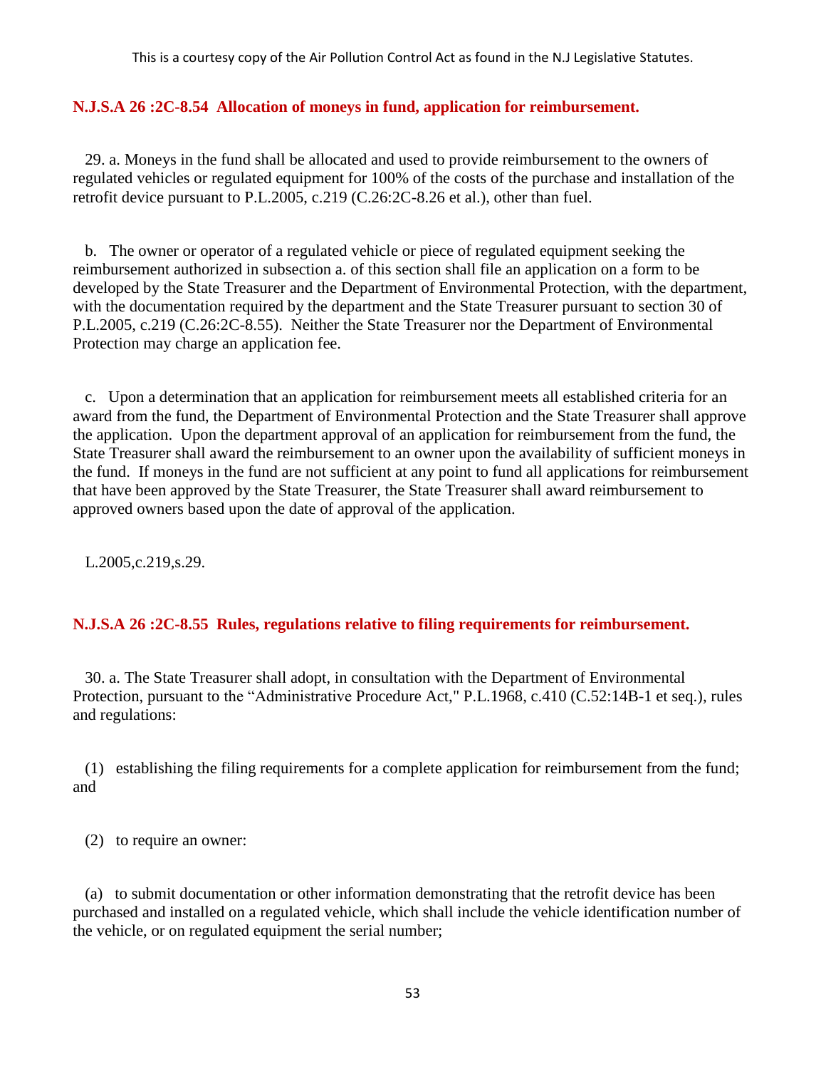**N.J.S.A 26 :2C-8.54 Allocation of moneys in fund, application for reimbursement.**

29. a. Moneys in the fund shall be allocated and used to provide reimbursement to the owners of regulated vehicles or regulated equipment for 100% of the costs of the purchase and installation of the retrofit device pursuant to P.L.2005, c.219 (C.26:2C-8.26 et al.), other than fuel.

b. The owner or operator of a regulated vehicle or piece of regulated equipment seeking the reimbursement authorized in subsection a. of this section shall file an application on a form to be developed by the State Treasurer and the Department of Environmental Protection, with the department, with the documentation required by the department and the State Treasurer pursuant to section 30 of P.L.2005, c.219 (C.26:2C-8.55). Neither the State Treasurer nor the Department of Environmental Protection may charge an application fee.

c. Upon a determination that an application for reimbursement meets all established criteria for an award from the fund, the Department of Environmental Protection and the State Treasurer shall approve the application. Upon the department approval of an application for reimbursement from the fund, the State Treasurer shall award the reimbursement to an owner upon the availability of sufficient moneys in the fund. If moneys in the fund are not sufficient at any point to fund all applications for reimbursement that have been approved by the State Treasurer, the State Treasurer shall award reimbursement to approved owners based upon the date of approval of the application.

L.2005,c.219,s.29.

**N.J.S.A 26 :2C-8.55 Rules, regulations relative to filing requirements for reimbursement.**

30. a. The State Treasurer shall adopt, in consultation with the Department of Environmental Protection, pursuant to the "Administrative Procedure Act," P.L.1968, c.410 (C.52:14B-1 et seq.), rules and regulations:

(1) establishing the filing requirements for a complete application for reimbursement from the fund; and

(2) to require an owner:

(a) to submit documentation or other information demonstrating that the retrofit device has been purchased and installed on a regulated vehicle, which shall include the vehicle identification number of the vehicle, or on regulated equipment the serial number;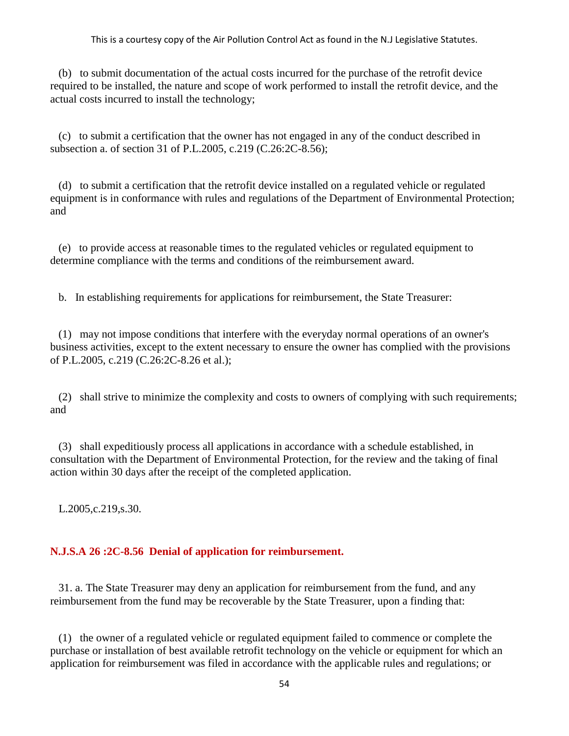(b) to submit documentation of the actual costs incurred for the purchase of the retrofit device required to be installed, the nature and scope of work performed to install the retrofit device, and the actual costs incurred to install the technology;

(c) to submit a certification that the owner has not engaged in any of the conduct described in subsection a. of section 31 of P.L.2005, c.219 (C.26:2C-8.56);

(d) to submit a certification that the retrofit device installed on a regulated vehicle or regulated equipment is in conformance with rules and regulations of the Department of Environmental Protection; and

(e) to provide access at reasonable times to the regulated vehicles or regulated equipment to determine compliance with the terms and conditions of the reimbursement award.

b. In establishing requirements for applications for reimbursement, the State Treasurer:

(1) may not impose conditions that interfere with the everyday normal operations of an owner's business activities, except to the extent necessary to ensure the owner has complied with the provisions of P.L.2005, c.219 (C.26:2C-8.26 et al.);

(2) shall strive to minimize the complexity and costs to owners of complying with such requirements; and

(3) shall expeditiously process all applications in accordance with a schedule established, in consultation with the Department of Environmental Protection, for the review and the taking of final action within 30 days after the receipt of the completed application.

L.2005,c.219,s.30.

### N.J.S.A 26 :2C-8.56 Denial of application for reimbursement.

31. a. The State Treasurer may deny an application for reimbursement from the fund, and any reimbursement from the fund may be recoverable by the State Treasurer, upon a finding that:

(1) the owner of a regulated vehicle or regulated equipment failed to commence or complete the purchase or installation of best available retrofit technology on the vehicle or equipment for which an application for reimbursement was filed in accordance with the applicable rules and regulations; or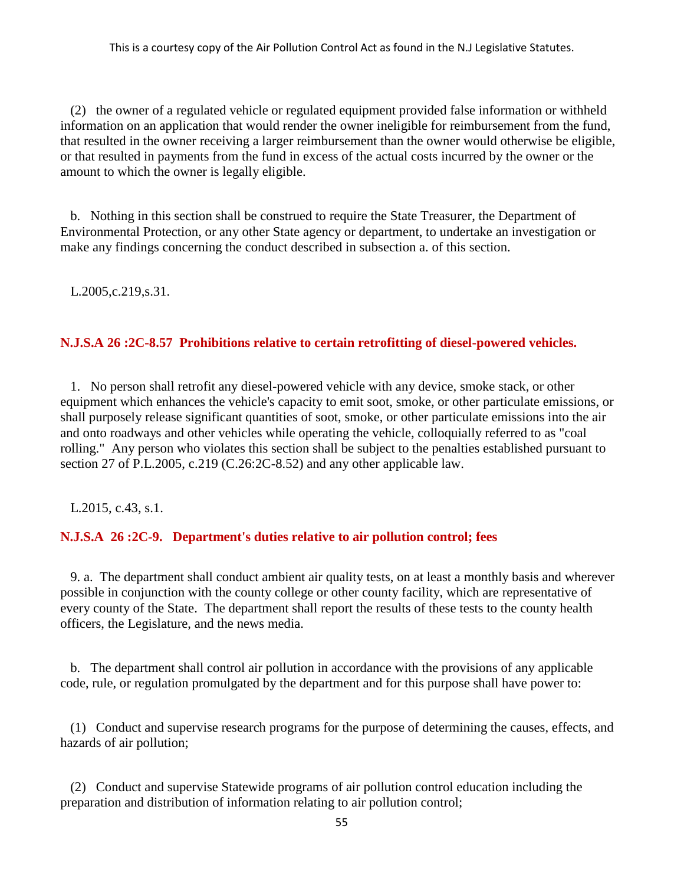(2) the owner of a regulated vehicle or regulated equipment provided false information or withheld information on an application that would render the owner ineligible for reimbursement from the fund, that resulted in the owner receiving a larger reimbursement than the owner would otherwise be eligible, or that resulted in payments from the fund in excess of the actual costs incurred by the owner or the amount to which the owner is legally eligible.

b. Nothing in this section shall be construed to require the State Treasurer, the Department of Environmental Protection, or any other State agency or department, to undertake an investigation or make any findings concerning the conduct described in subsection a. of this section.

L.2005,c.219,s.31.

### N.J.S.A 26 :2C-8.57 Prohibitions relative to certain retrofitting of diesel-powered vehicles.

1. No person shall retrofit any diesel-powered vehicle with any device, smoke stack, or other equipment which enhances the vehicle's capacity to emit soot, smoke, or other particulate emissions, or shall purposely release significant quantities of soot, smoke, or other particulate emissions into the air and onto roadways and other vehicles while operating the vehicle, colloquially referred to as "coal rolling." Any person who violates this section shall be subject to the penalties established pursuant to section 27 of P.L.2005, c.219 (C.26:2C-8.52) and any other applicable law.

L.2015, c.43, s.1.

### N.J.S.A 26 :2C-9. Department's duties relative to air pollution control; fees

9. a. The department shall conduct ambient air quality tests, on at least a monthly basis and wherever possible in conjunction with the county college or other county facility, which are representative of every county of the State. The department shall report the results of these tests to the county health officers, the Legislature, and the news media.

b. The department shall control air pollution in accordance with the provisions of any applicable code, rule, or regulation promulgated by the department and for this purpose shall have power to:

(1) Conduct and supervise research programs for the purpose of determining the causes, effects, and hazards of air pollution;

(2) Conduct and supervise Statewide programs of air pollution control education including the preparation and distribution of information relating to air pollution control;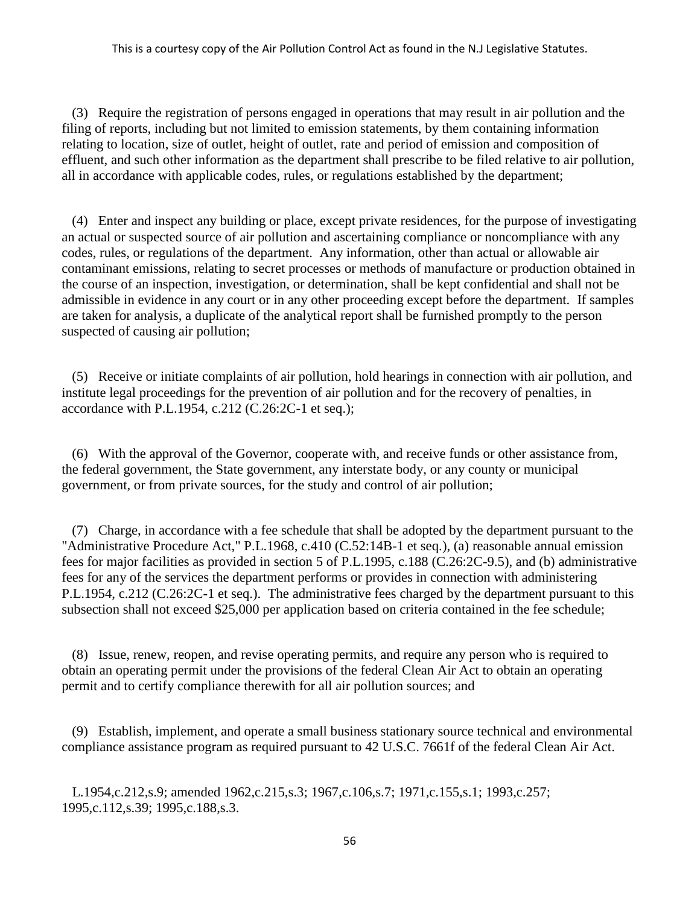(3) Require the registration of persons engaged in operations that may result in air pollution and the filing of reports, including but not limited to emission statements, by them containing information relating to location, size of outlet, height of outlet, rate and period of emission and composition of effluent, and such other information as the department shall prescribe to be filed relative to air pollution, all in accordance with applicable codes, rules, or regulations established by the department;

(4) Enter and inspect any building or place, except private residences, for the purpose of investigating an actual or suspected source of air pollution and ascertaining compliance or noncompliance with any codes, rules, or regulations of the department. Any information, other than actual or allowable air contaminant emissions, relating to secret processes or methods of manufacture or production obtained in the course of an inspection, investigation, or determination, shall be kept confidential and shall not be admissible in evidence in any court or in any other proceeding except before the department. If samples are taken for analysis, a duplicate of the analytical report shall be furnished promptly to the person suspected of causing air pollution;

(5) Receive or initiate complaints of air pollution, hold hearings in connection with air pollution, and institute legal proceedings for the prevention of air pollution and for the recovery of penalties, in accordance with P.L.1954, c.212 (C.26:2C-1 et seq.);

(6) With the approval of the Governor, cooperate with, and receive funds or other assistance from, the federal government, the State government, any interstate body, or any county or municipal government, or from private sources, for the study and control of air pollution;

(7) Charge, in accordance with a fee schedule that shall be adopted by the department pursuant to the "Administrative Procedure Act," P.L.1968, c.410 (C.52:14B-1 et seq.), (a) reasonable annual emission fees for major facilities as provided in section 5 of P.L.1995, c.188 (C.26:2C-9.5), and (b) administrative fees for any of the services the department performs or provides in connection with administering P.L.1954, c.212 (C.26:2C-1 et seq.). The administrative fees charged by the department pursuant to this subsection shall not exceed $25,000 per application based on criteria contained in the fee schedule;

(8) Issue, renew, reopen, and revise operating permits, and require any person who is required to obtain an operating permit under the provisions of the federal Clean Air Act to obtain an operating permit and to certify compliance therewith for all air pollution sources; and

(9) Establish, implement, and operate a small business stationary source technical and environmental compliance assistance program as required pursuant to 42 U.S.C. 7661f of the federal Clean Air Act.

L.1954,c.212,s.9; amended 1962,c.215,s.3; 1967,c.106,s.7; 1971,c.155,s.1; 1993,c.257; 1995,c.112,s.39; 1995,c.188,s.3.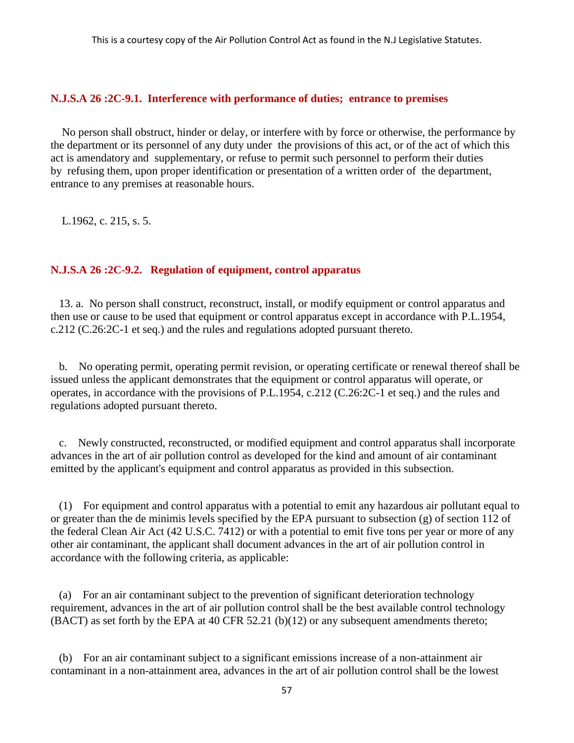### N.J.S.A 26 :2C-9.1. Interference with performance of duties; entrance to premises

No person shall obstruct, hinder or delay, or interfere with by force or otherwise, the performance by the department or its personnel of any duty under the provisions of this act, or of the act of which this act is amendatory and supplementary, or refuse to permit such personnel to perform their duties by refusing them, upon proper identification or presentation of a written order of the department, entrance to any premises at reasonable hours.

L.1962, c. 215, s. 5.

### N.J.S.A 26 :2C-9.2. Regulation of equipment, control apparatus

13. a. No person shall construct, reconstruct, install, or modify equipment or control apparatus and then use or cause to be used that equipment or control apparatus except in accordance with P.L.1954, c.212 (C.26:2C-1 et seq.) and the rules and regulations adopted pursuant thereto.

b. No operating permit, operating permit revision, or operating certificate or renewal thereof shall be issued unless the applicant demonstrates that the equipment or control apparatus will operate, or operates, in accordance with the provisions of P.L.1954, c.212 (C.26:2C-1 et seq.) and the rules and regulations adopted pursuant thereto.

c. Newly constructed, reconstructed, or modified equipment and control apparatus shall incorporate advances in the art of air pollution control as developed for the kind and amount of air contaminant emitted by the applicant's equipment and control apparatus as provided in this subsection.

(1) For equipment and control apparatus with a potential to emit any hazardous air pollutant equal to or greater than the de minimis levels specified by the EPA pursuant to subsection (g) of section 112 of the federal Clean Air Act (42 U.S.C. 7412) or with a potential to emit five tons per year or more of any other air contaminant, the applicant shall document advances in the art of air pollution control in accordance with the following criteria, as applicable:

(a) For an air contaminant subject to the prevention of significant deterioration technology requirement, advances in the art of air pollution control shall be the best available control technology (BACT) as set forth by the EPA at 40 CFR 52.21 (b)(12) or any subsequent amendments thereto;

(b) For an air contaminant subject to a significant emissions increase of a non-attainment air contaminant in a non-attainment area, advances in the art of air pollution control shall be the lowest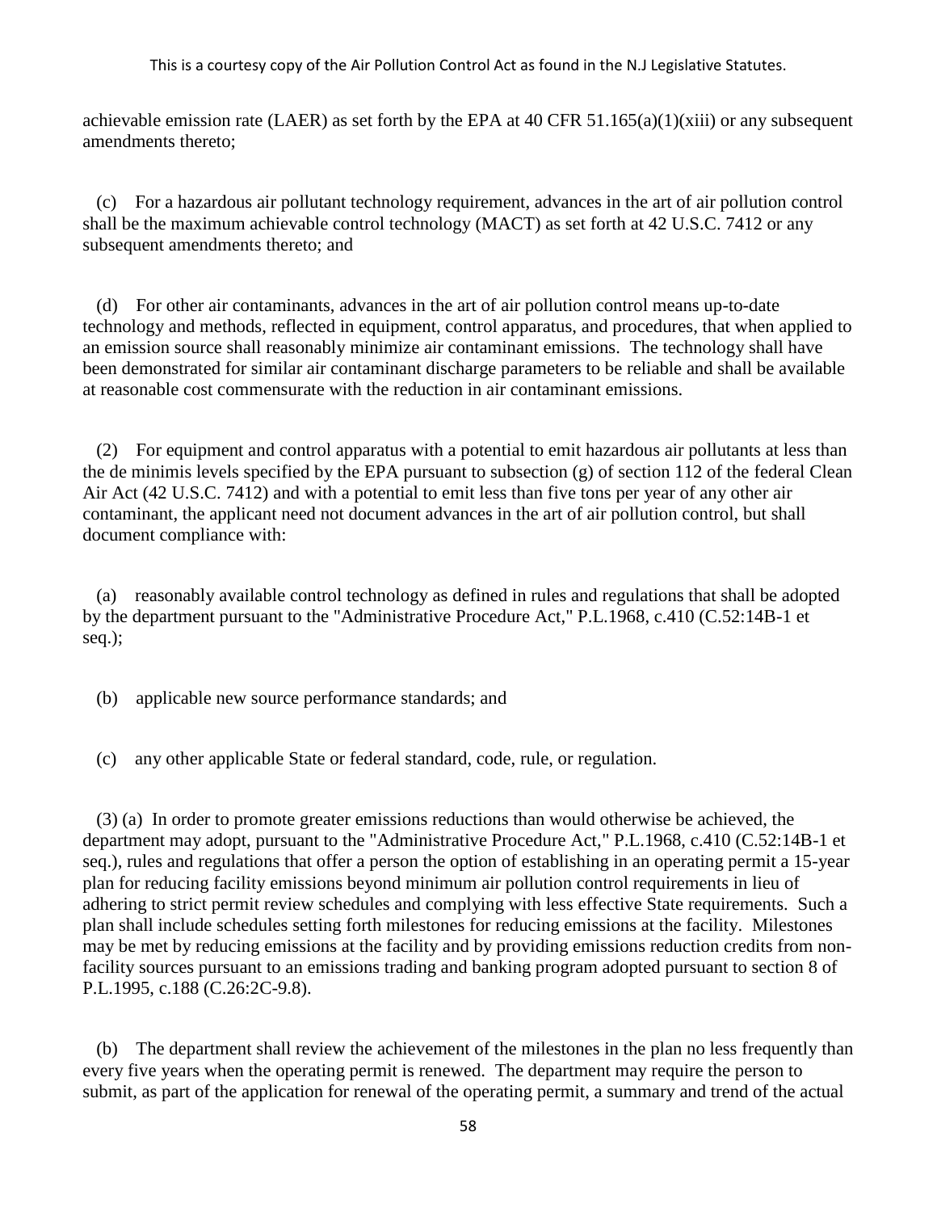achievable emission rate (LAER) as set forth by the EPA at 40 CFR 51.165(a)(1)(xiii) or any subsequent amendments thereto;

(c) For a hazardous air pollutant technology requirement, advances in the art of air pollution control shall be the maximum achievable control technology (MACT) as set forth at 42 U.S.C. 7412 or any subsequent amendments thereto; and

(d) For other air contaminants, advances in the art of air pollution control means up-to-date technology and methods, reflected in equipment, control apparatus, and procedures, that when applied to an emission source shall reasonably minimize air contaminant emissions. The technology shall have been demonstrated for similar air contaminant discharge parameters to be reliable and shall be available at reasonable cost commensurate with the reduction in air contaminant emissions.

(2) For equipment and control apparatus with a potential to emit hazardous air pollutants at less than the de minimis levels specified by the EPA pursuant to subsection (g) of section 112 of the federal Clean Air Act (42 U.S.C. 7412) and with a potential to emit less than five tons per year of any other air contaminant, the applicant need not document advances in the art of air pollution control, but shall document compliance with:

(a) reasonably available control technology as defined in rules and regulations that shall be adopted by the department pursuant to the "Administrative Procedure Act," P.L.1968, c.410 (C.52:14B-1 et seq.);

(b) applicable new source performance standards; and

(c) any other applicable State or federal standard, code, rule, or regulation.

(3) (a) In order to promote greater emissions reductions than would otherwise be achieved, the department may adopt, pursuant to the "Administrative Procedure Act," P.L.1968, c.410 (C.52:14B-1 et seq.), rules and regulations that offer a person the option of establishing in an operating permit a 15-year plan for reducing facility emissions beyond minimum air pollution control requirements in lieu of adhering to strict permit review schedules and complying with less effective State requirements. Such a plan shall include schedules setting forth milestones for reducing emissions at the facility. Milestones may be met by reducing emissions at the facility and by providing emissions reduction credits from non-facility sources pursuant to an emissions trading and banking program adopted pursuant to section 8 of P.L.1995, c.188 (C.26:2C-9.8).

(b) The department shall review the achievement of the milestones in the plan no less frequently than every five years when the operating permit is renewed. The department may require the person to submit, as part of the application for renewal of the operating permit, a summary and trend of the actual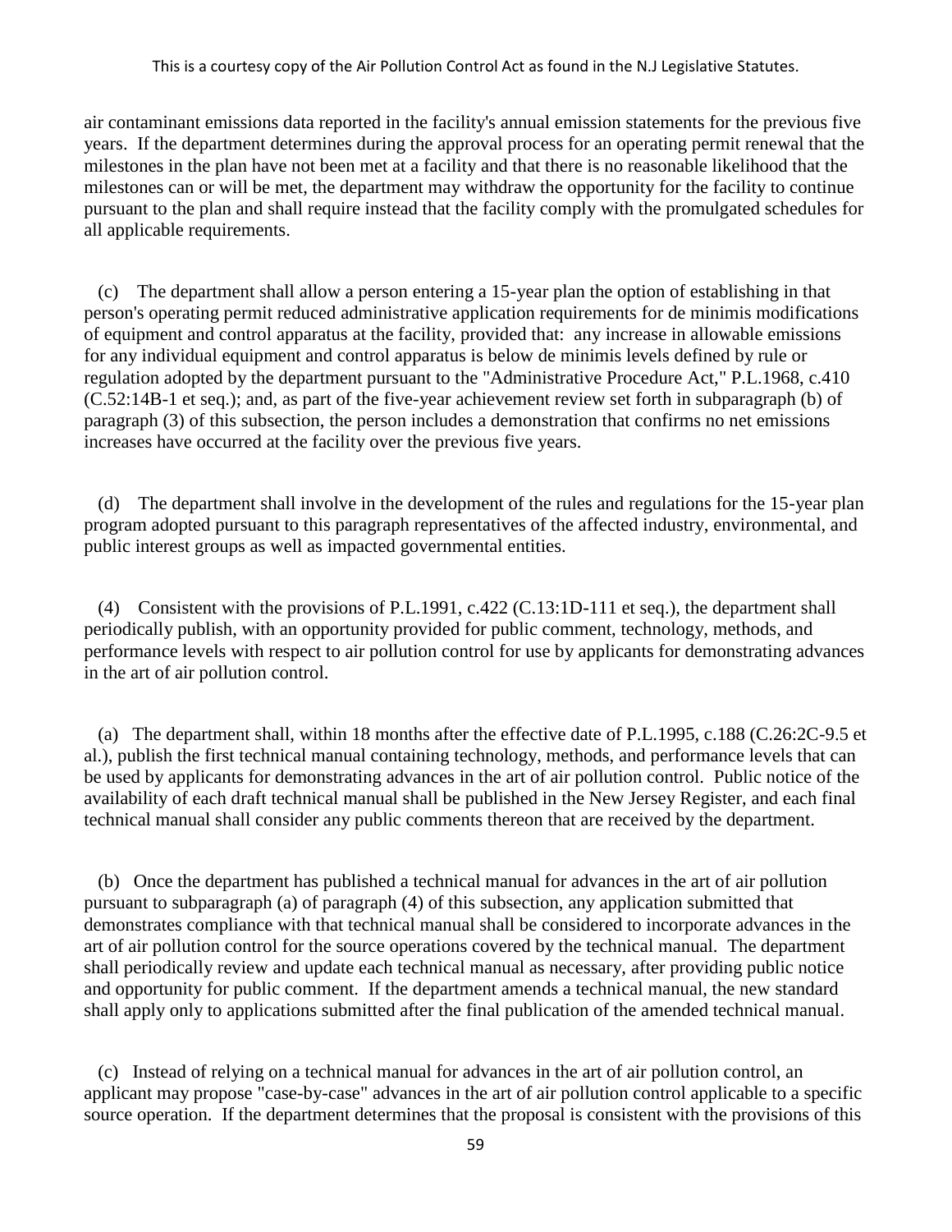air contaminant emissions data reported in the facility's annual emission statements for the previous five years. If the department determines during the approval process for an operating permit renewal that the milestones in the plan have not been met at a facility and that there is no reasonable likelihood that the milestones can or will be met, the department may withdraw the opportunity for the facility to continue pursuant to the plan and shall require instead that the facility comply with the promulgated schedules for all applicable requirements.

(c) The department shall allow a person entering a 15-year plan the option of establishing in that person's operating permit reduced administrative application requirements for de minimis modifications of equipment and control apparatus at the facility, provided that: any increase in allowable emissions for any individual equipment and control apparatus is below de minimis levels defined by rule or regulation adopted by the department pursuant to the "Administrative Procedure Act," P.L.1968, c.410 (C.52:14B-1 et seq.); and, as part of the five-year achievement review set forth in subparagraph (b) of paragraph (3) of this subsection, the person includes a demonstration that confirms no net emissions increases have occurred at the facility over the previous five years.

(d) The department shall involve in the development of the rules and regulations for the 15-year plan program adopted pursuant to this paragraph representatives of the affected industry, environmental, and public interest groups as well as impacted governmental entities.

(4) Consistent with the provisions of P.L.1991, c.422 (C.13:1D-111 et seq.), the department shall periodically publish, with an opportunity provided for public comment, technology, methods, and performance levels with respect to air pollution control for use by applicants for demonstrating advances in the art of air pollution control.

(a) The department shall, within 18 months after the effective date of P.L.1995, c.188 (C.26:2C-9.5 et al.), publish the first technical manual containing technology, methods, and performance levels that can be used by applicants for demonstrating advances in the art of air pollution control. Public notice of the availability of each draft technical manual shall be published in the New Jersey Register, and each final technical manual shall consider any public comments thereon that are received by the department.

(b) Once the department has published a technical manual for advances in the art of air pollution pursuant to subparagraph (a) of paragraph (4) of this subsection, any application submitted that demonstrates compliance with that technical manual shall be considered to incorporate advances in the art of air pollution control for the source operations covered by the technical manual. The department shall periodically review and update each technical manual as necessary, after providing public notice and opportunity for public comment. If the department amends a technical manual, the new standard shall apply only to applications submitted after the final publication of the amended technical manual.

(c) Instead of relying on a technical manual for advances in the art of air pollution control, an applicant may propose "case-by-case" advances in the art of air pollution control applicable to a specific source operation. If the department determines that the proposal is consistent with the provisions of this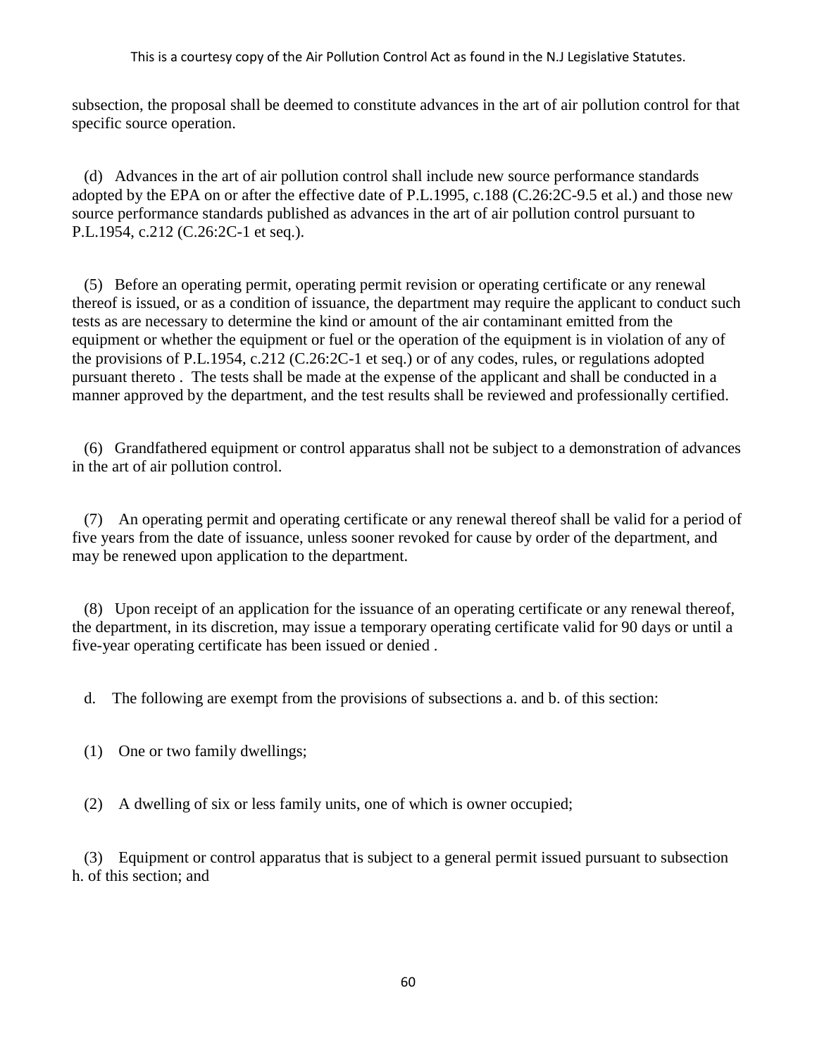subsection, the proposal shall be deemed to constitute advances in the art of air pollution control for that specific source operation.

(d) Advances in the art of air pollution control shall include new source performance standards adopted by the EPA on or after the effective date of P.L.1995, c.188 (C.26:2C-9.5 et al.) and those new source performance standards published as advances in the art of air pollution control pursuant to P.L.1954, c.212 (C.26:2C-1 et seq.).

(5) Before an operating permit, operating permit revision or operating certificate or any renewal thereof is issued, or as a condition of issuance, the department may require the applicant to conduct such tests as are necessary to determine the kind or amount of the air contaminant emitted from the equipment or whether the equipment or fuel or the operation of the equipment is in violation of any of the provisions of P.L.1954, c.212 (C.26:2C-1 et seq.) or of any codes, rules, or regulations adopted pursuant thereto . The tests shall be made at the expense of the applicant and shall be conducted in a manner approved by the department, and the test results shall be reviewed and professionally certified.

(6) Grandfathered equipment or control apparatus shall not be subject to a demonstration of advances in the art of air pollution control.

(7) An operating permit and operating certificate or any renewal thereof shall be valid for a period of five years from the date of issuance, unless sooner revoked for cause by order of the department, and may be renewed upon application to the department.

(8) Upon receipt of an application for the issuance of an operating certificate or any renewal thereof, the department, in its discretion, may issue a temporary operating certificate valid for 90 days or until a five-year operating certificate has been issued or denied .

d. The following are exempt from the provisions of subsections a. and b. of this section:

(1) One or two family dwellings;

(2) A dwelling of six or less family units, one of which is owner occupied;

(3) Equipment or control apparatus that is subject to a general permit issued pursuant to subsection h. of this section; and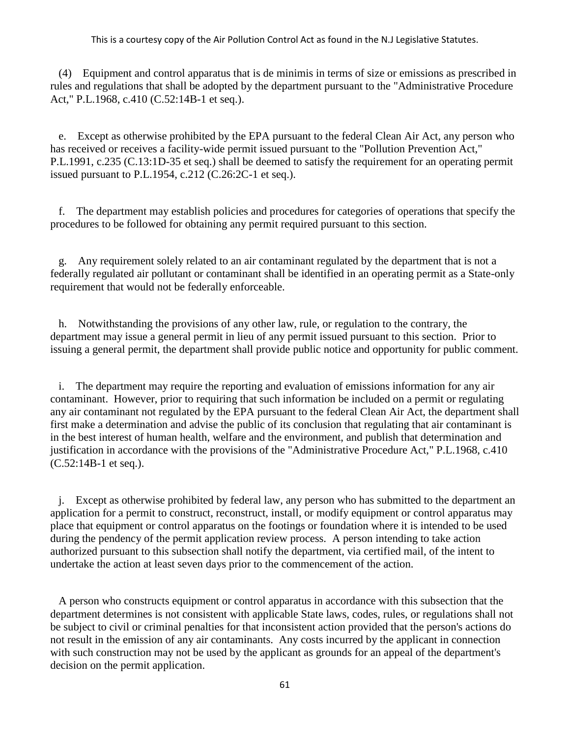(4) Equipment and control apparatus that is de minimis in terms of size or emissions as prescribed in rules and regulations that shall be adopted by the department pursuant to the "Administrative Procedure Act," P.L.1968, c.410 (C.52:14B-1 et seq.).

e. Except as otherwise prohibited by the EPA pursuant to the federal Clean Air Act, any person who has received or receives a facility-wide permit issued pursuant to the "Pollution Prevention Act," P.L.1991, c.235 (C.13:1D-35 et seq.) shall be deemed to satisfy the requirement for an operating permit issued pursuant to P.L.1954, c.212 (C.26:2C-1 et seq.).

f. The department may establish policies and procedures for categories of operations that specify the procedures to be followed for obtaining any permit required pursuant to this section.

g. Any requirement solely related to an air contaminant regulated by the department that is not a federally regulated air pollutant or contaminant shall be identified in an operating permit as a State-only requirement that would not be federally enforceable.

h. Notwithstanding the provisions of any other law, rule, or regulation to the contrary, the department may issue a general permit in lieu of any permit issued pursuant to this section. Prior to issuing a general permit, the department shall provide public notice and opportunity for public comment.

i. The department may require the reporting and evaluation of emissions information for any air contaminant. However, prior to requiring that such information be included on a permit or regulating any air contaminant not regulated by the EPA pursuant to the federal Clean Air Act, the department shall first make a determination and advise the public of its conclusion that regulating that air contaminant is in the best interest of human health, welfare and the environment, and publish that determination and justification in accordance with the provisions of the "Administrative Procedure Act," P.L.1968, c.410 (C.52:14B-1 et seq.).

j. Except as otherwise prohibited by federal law, any person who has submitted to the department an application for a permit to construct, reconstruct, install, or modify equipment or control apparatus may place that equipment or control apparatus on the footings or foundation where it is intended to be used during the pendency of the permit application review process. A person intending to take action authorized pursuant to this subsection shall notify the department, via certified mail, of the intent to undertake the action at least seven days prior to the commencement of the action.

A person who constructs equipment or control apparatus in accordance with this subsection that the department determines is not consistent with applicable State laws, codes, rules, or regulations shall not be subject to civil or criminal penalties for that inconsistent action provided that the person's actions do not result in the emission of any air contaminants. Any costs incurred by the applicant in connection with such construction may not be used by the applicant as grounds for an appeal of the department's decision on the permit application.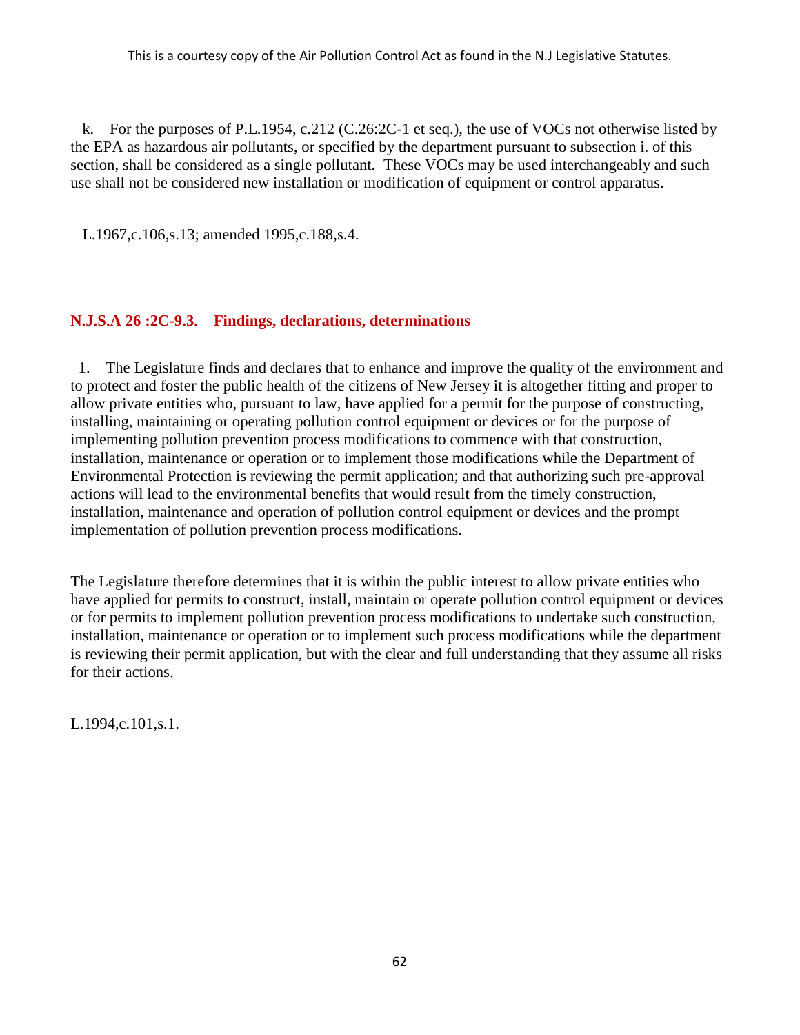k. For the purposes of P.L.1954, c.212 (C.26:2C-1 et seq.), the use of VOCs not otherwise listed by the EPA as hazardous air pollutants, or specified by the department pursuant to subsection i. of this section, shall be considered as a single pollutant. These VOCs may be used interchangeably and such use shall not be considered new installation or modification of equipment or control apparatus.

L.1967,c.106,s.13; amended 1995,c.188,s.4.

### N.J.S.A 26 :2C-9.3. Findings, declarations, determinations

1. The Legislature finds and declares that to enhance and improve the quality of the environment and to protect and foster the public health of the citizens of New Jersey it is altogether fitting and proper to allow private entities who, pursuant to law, have applied for a permit for the purpose of constructing, installing, maintaining or operating pollution control equipment or devices or for the purpose of implementing pollution prevention process modifications to commence with that construction, installation, maintenance or operation or to implement those modifications while the Department of Environmental Protection is reviewing the permit application; and that authorizing such pre-approval actions will lead to the environmental benefits that would result from the timely construction, installation, maintenance and operation of pollution control equipment or devices and the prompt implementation of pollution prevention process modifications.

The Legislature therefore determines that it is within the public interest to allow private entities who have applied for permits to construct, install, maintain or operate pollution control equipment or devices or for permits to implement pollution prevention process modifications to undertake such construction, installation, maintenance or operation or to implement such process modifications while the department is reviewing their permit application, but with the clear and full understanding that they assume all risks for their actions.

L.1994,c.101,s.1.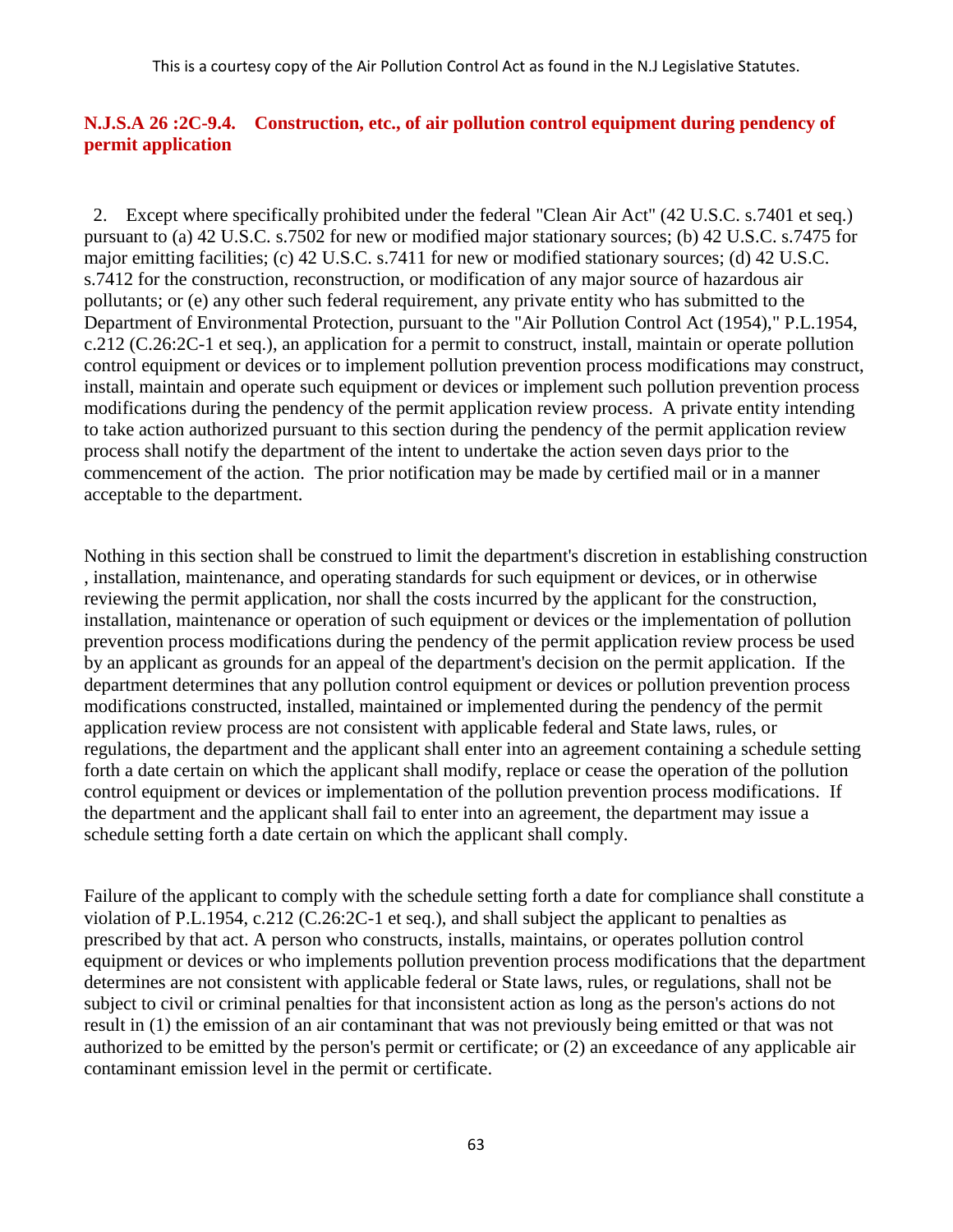## N.J.S.A 26 :2C-9.4. Construction, etc., of air pollution control equipment during pendency of permit application

2. Except where specifically prohibited under the federal "Clean Air Act" (42 U.S.C. s.7401 et seq.) pursuant to (a) 42 U.S.C. s.7502 for new or modified major stationary sources; (b) 42 U.S.C. s.7475 for major emitting facilities; (c) 42 U.S.C. s.7411 for new or modified stationary sources; (d) 42 U.S.C. s.7412 for the construction, reconstruction, or modification of any major source of hazardous air pollutants; or (e) any other such federal requirement, any private entity who has submitted to the Department of Environmental Protection, pursuant to the "Air Pollution Control Act (1954)," P.L.1954, c.212 (C.26:2C-1 et seq.), an application for a permit to construct, install, maintain or operate pollution control equipment or devices or to implement pollution prevention process modifications may construct, install, maintain and operate such equipment or devices or implement such pollution prevention process modifications during the pendency of the permit application review process. A private entity intending to take action authorized pursuant to this section during the pendency of the permit application review process shall notify the department of the intent to undertake the action seven days prior to the commencement of the action. The prior notification may be made by certified mail or in a manner acceptable to the department.

Nothing in this section shall be construed to limit the department's discretion in establishing construction , installation, maintenance, and operating standards for such equipment or devices, or in otherwise reviewing the permit application, nor shall the costs incurred by the applicant for the construction, installation, maintenance or operation of such equipment or devices or the implementation of pollution prevention process modifications during the pendency of the permit application review process be used by an applicant as grounds for an appeal of the department's decision on the permit application. If the department determines that any pollution control equipment or devices or pollution prevention process modifications constructed, installed, maintained or implemented during the pendency of the permit application review process are not consistent with applicable federal and State laws, rules, or regulations, the department and the applicant shall enter into an agreement containing a schedule setting forth a date certain on which the applicant shall modify, replace or cease the operation of the pollution control equipment or devices or implementation of the pollution prevention process modifications. If the department and the applicant shall fail to enter into an agreement, the department may issue a schedule setting forth a date certain on which the applicant shall comply.

Failure of the applicant to comply with the schedule setting forth a date for compliance shall constitute a violation of P.L.1954, c.212 (C.26:2C-1 et seq.), and shall subject the applicant to penalties as prescribed by that act. A person who constructs, installs, maintains, or operates pollution control equipment or devices or who implements pollution prevention process modifications that the department determines are not consistent with applicable federal or State laws, rules, or regulations, shall not be subject to civil or criminal penalties for that inconsistent action as long as the person's actions do not result in (1) the emission of an air contaminant that was not previously being emitted or that was not authorized to be emitted by the person's permit or certificate; or (2) an exceedance of any applicable air contaminant emission level in the permit or certificate.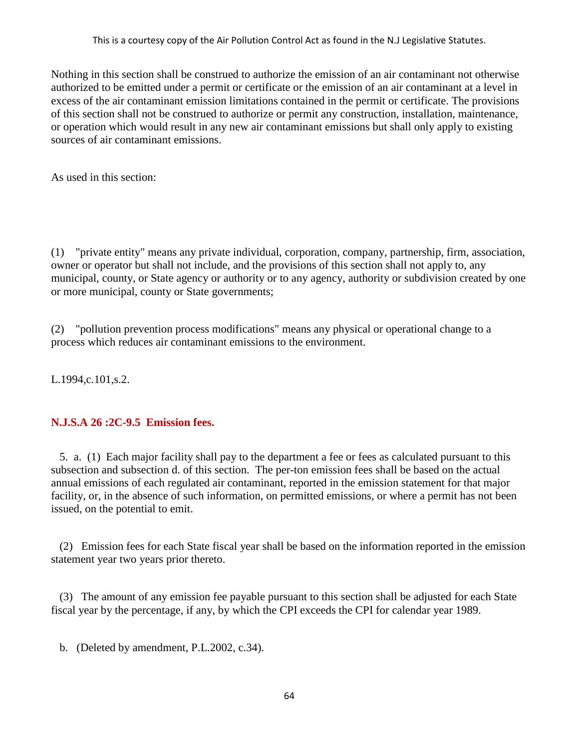Nothing in this section shall be construed to authorize the emission of an air contaminant not otherwise authorized to be emitted under a permit or certificate or the emission of an air contaminant at a level in excess of the air contaminant emission limitations contained in the permit or certificate. The provisions of this section shall not be construed to authorize or permit any construction, installation, maintenance, or operation which would result in any new air contaminant emissions but shall only apply to existing sources of air contaminant emissions.

As used in this section:

(1) "private entity" means any private individual, corporation, company, partnership, firm, association, owner or operator but shall not include, and the provisions of this section shall not apply to, any municipal, county, or State agency or authority or to any agency, authority or subdivision created by one or more municipal, county or State governments;

(2) "pollution prevention process modifications" means any physical or operational change to a process which reduces air contaminant emissions to the environment.

L.1994,c.101,s.2.

### N.J.S.A 26 :2C-9.5 Emission fees.

5. a. (1) Each major facility shall pay to the department a fee or fees as calculated pursuant to this subsection and subsection d. of this section. The per-ton emission fees shall be based on the actual annual emissions of each regulated air contaminant, reported in the emission statement for that major facility, or, in the absence of such information, on permitted emissions, or where a permit has not been issued, on the potential to emit.

(2) Emission fees for each State fiscal year shall be based on the information reported in the emission statement year two years prior thereto.

(3) The amount of any emission fee payable pursuant to this section shall be adjusted for each State fiscal year by the percentage, if any, by which the CPI exceeds the CPI for calendar year 1989.

b. (Deleted by amendment, P.L.2002, c.34).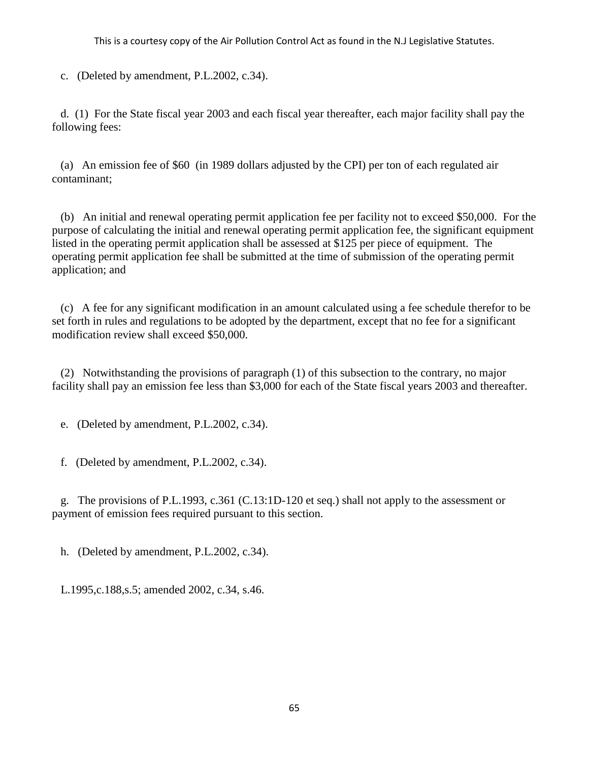c. (Deleted by amendment, P.L.2002, c.34).

d. (1) For the State fiscal year 2003 and each fiscal year thereafter, each major facility shall pay the following fees:

(a) An emission fee of $60 (in 1989 dollars adjusted by the CPI) per ton of each regulated air contaminant;

(b) An initial and renewal operating permit application fee per facility not to exceed $50,000. For the purpose of calculating the initial and renewal operating permit application fee, the significant equipment listed in the operating permit application shall be assessed at $125 per piece of equipment. The operating permit application fee shall be submitted at the time of submission of the operating permit application; and

(c) A fee for any significant modification in an amount calculated using a fee schedule therefor to be set forth in rules and regulations to be adopted by the department, except that no fee for a significant modification review shall exceed $50,000.

(2) Notwithstanding the provisions of paragraph (1) of this subsection to the contrary, no major facility shall pay an emission fee less than $3,000 for each of the State fiscal years 2003 and thereafter.

e. (Deleted by amendment, P.L.2002, c.34).

f. (Deleted by amendment, P.L.2002, c.34).

g. The provisions of P.L.1993, c.361 (C.13:1D-120 et seq.) shall not apply to the assessment or payment of emission fees required pursuant to this section.

h. (Deleted by amendment, P.L.2002, c.34).

L.1995,c.188,s.5; amended 2002, c.34, s.46.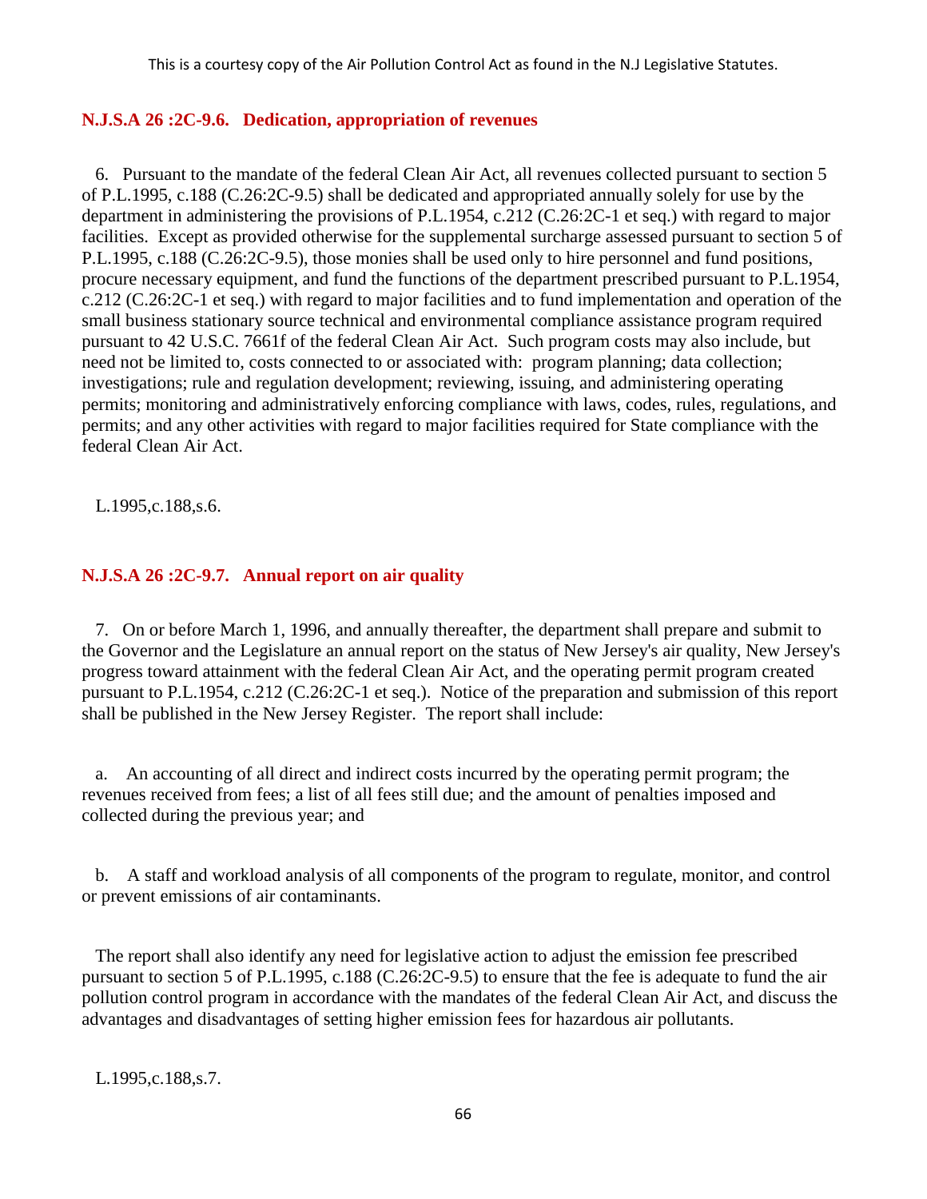## N.J.S.A 26 :2C-9.6. Dedication, appropriation of revenues

6. Pursuant to the mandate of the federal Clean Air Act, all revenues collected pursuant to section 5 of P.L.1995, c.188 (C.26:2C-9.5) shall be dedicated and appropriated annually solely for use by the department in administering the provisions of P.L.1954, c.212 (C.26:2C-1 et seq.) with regard to major facilities. Except as provided otherwise for the supplemental surcharge assessed pursuant to section 5 of P.L.1995, c.188 (C.26:2C-9.5), those monies shall be used only to hire personnel and fund positions, procure necessary equipment, and fund the functions of the department prescribed pursuant to P.L.1954, c.212 (C.26:2C-1 et seq.) with regard to major facilities and to fund implementation and operation of the small business stationary source technical and environmental compliance assistance program required pursuant to 42 U.S.C. 7661f of the federal Clean Air Act. Such program costs may also include, but need not be limited to, costs connected to or associated with: program planning; data collection; investigations; rule and regulation development; reviewing, issuing, and administering operating permits; monitoring and administratively enforcing compliance with laws, codes, rules, regulations, and permits; and any other activities with regard to major facilities required for State compliance with the federal Clean Air Act.

L.1995,c.188,s.6.

## N.J.S.A 26 :2C-9.7. Annual report on air quality

7. On or before March 1, 1996, and annually thereafter, the department shall prepare and submit to the Governor and the Legislature an annual report on the status of New Jersey's air quality, New Jersey's progress toward attainment with the federal Clean Air Act, and the operating permit program created pursuant to P.L.1954, c.212 (C.26:2C-1 et seq.). Notice of the preparation and submission of this report shall be published in the New Jersey Register. The report shall include:

a. An accounting of all direct and indirect costs incurred by the operating permit program; the revenues received from fees; a list of all fees still due; and the amount of penalties imposed and collected during the previous year; and

b. A staff and workload analysis of all components of the program to regulate, monitor, and control or prevent emissions of air contaminants.

The report shall also identify any need for legislative action to adjust the emission fee prescribed pursuant to section 5 of P.L.1995, c.188 (C.26:2C-9.5) to ensure that the fee is adequate to fund the air pollution control program in accordance with the mandates of the federal Clean Air Act, and discuss the advantages and disadvantages of setting higher emission fees for hazardous air pollutants.

L.1995,c.188,s.7.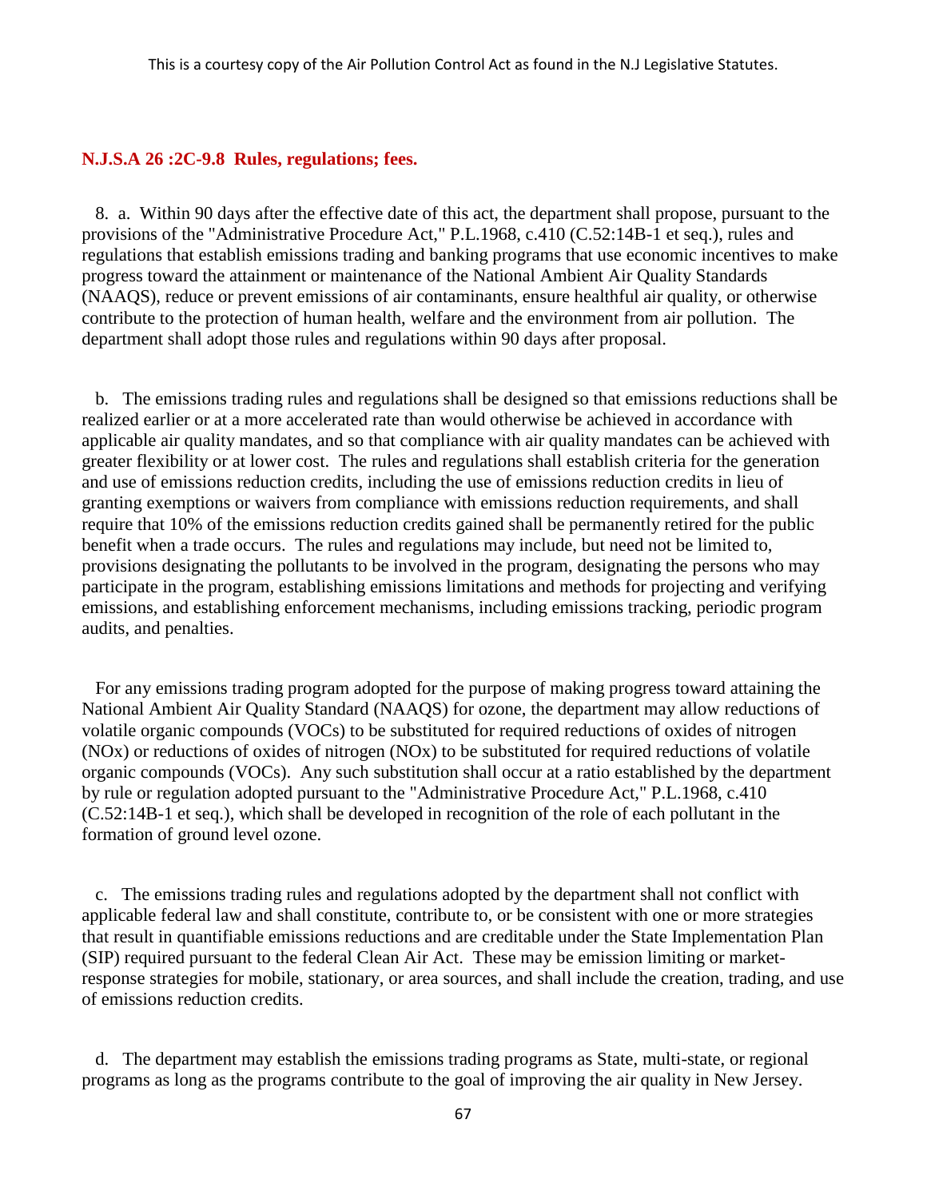**N.J.S.A 26 :2C-9.8 Rules, regulations; fees.**

8. a. Within 90 days after the effective date of this act, the department shall propose, pursuant to the provisions of the "Administrative Procedure Act," P.L.1968, c.410 (C.52:14B-1 et seq.), rules and regulations that establish emissions trading and banking programs that use economic incentives to make progress toward the attainment or maintenance of the National Ambient Air Quality Standards (NAAQS), reduce or prevent emissions of air contaminants, ensure healthful air quality, or otherwise contribute to the protection of human health, welfare and the environment from air pollution. The department shall adopt those rules and regulations within 90 days after proposal.

b. The emissions trading rules and regulations shall be designed so that emissions reductions shall be realized earlier or at a more accelerated rate than would otherwise be achieved in accordance with applicable air quality mandates, and so that compliance with air quality mandates can be achieved with greater flexibility or at lower cost. The rules and regulations shall establish criteria for the generation and use of emissions reduction credits, including the use of emissions reduction credits in lieu of granting exemptions or waivers from compliance with emissions reduction requirements, and shall require that 10% of the emissions reduction credits gained shall be permanently retired for the public benefit when a trade occurs. The rules and regulations may include, but need not be limited to, provisions designating the pollutants to be involved in the program, designating the persons who may participate in the program, establishing emissions limitations and methods for projecting and verifying emissions, and establishing enforcement mechanisms, including emissions tracking, periodic program audits, and penalties.

For any emissions trading program adopted for the purpose of making progress toward attaining the National Ambient Air Quality Standard (NAAQS) for ozone, the department may allow reductions of volatile organic compounds (VOCs) to be substituted for required reductions of oxides of nitrogen (NOx) or reductions of oxides of nitrogen (NOx) to be substituted for required reductions of volatile organic compounds (VOCs). Any such substitution shall occur at a ratio established by the department by rule or regulation adopted pursuant to the "Administrative Procedure Act," P.L.1968, c.410 (C.52:14B-1 et seq.), which shall be developed in recognition of the role of each pollutant in the formation of ground level ozone.

c. The emissions trading rules and regulations adopted by the department shall not conflict with applicable federal law and shall constitute, contribute to, or be consistent with one or more strategies that result in quantifiable emissions reductions and are creditable under the State Implementation Plan (SIP) required pursuant to the federal Clean Air Act. These may be emission limiting or market-response strategies for mobile, stationary, or area sources, and shall include the creation, trading, and use of emissions reduction credits.

d. The department may establish the emissions trading programs as State, multi-state, or regional programs as long as the programs contribute to the goal of improving the air quality in New Jersey.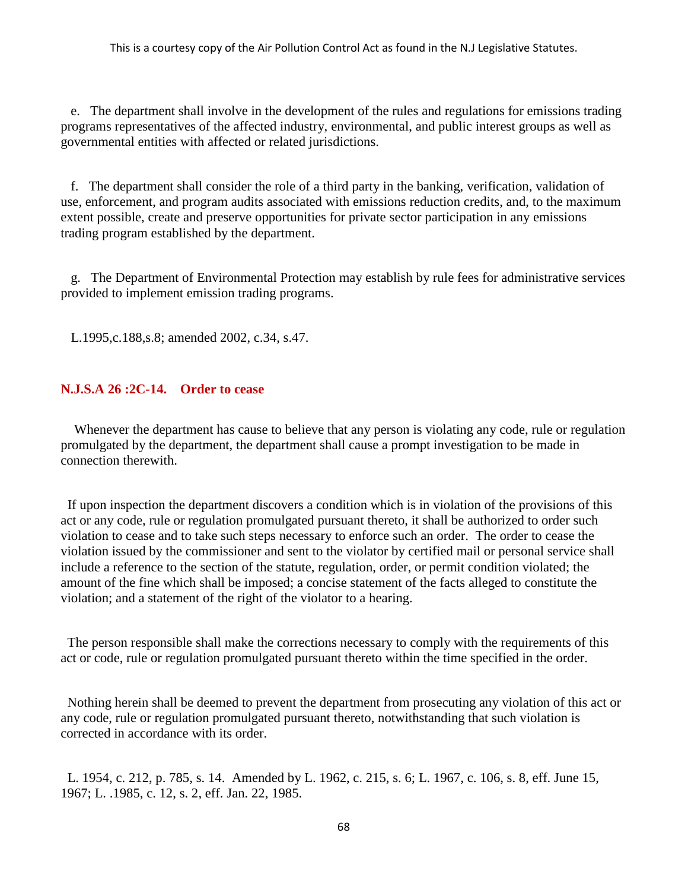e. The department shall involve in the development of the rules and regulations for emissions trading programs representatives of the affected industry, environmental, and public interest groups as well as governmental entities with affected or related jurisdictions.

f. The department shall consider the role of a third party in the banking, verification, validation of use, enforcement, and program audits associated with emissions reduction credits, and, to the maximum extent possible, create and preserve opportunities for private sector participation in any emissions trading program established by the department.

g. The Department of Environmental Protection may establish by rule fees for administrative services provided to implement emission trading programs.

L.1995,c.188,s.8; amended 2002, c.34, s.47.

### N.J.S.A 26 :2C-14. Order to cease

Whenever the department has cause to believe that any person is violating any code, rule or regulation promulgated by the department, the department shall cause a prompt investigation to be made in connection therewith.

If upon inspection the department discovers a condition which is in violation of the provisions of this act or any code, rule or regulation promulgated pursuant thereto, it shall be authorized to order such violation to cease and to take such steps necessary to enforce such an order. The order to cease the violation issued by the commissioner and sent to the violator by certified mail or personal service shall include a reference to the section of the statute, regulation, order, or permit condition violated; the amount of the fine which shall be imposed; a concise statement of the facts alleged to constitute the violation; and a statement of the right of the violator to a hearing.

The person responsible shall make the corrections necessary to comply with the requirements of this act or code, rule or regulation promulgated pursuant thereto within the time specified in the order.

Nothing herein shall be deemed to prevent the department from prosecuting any violation of this act or any code, rule or regulation promulgated pursuant thereto, notwithstanding that such violation is corrected in accordance with its order.

L. 1954, c. 212, p. 785, s. 14. Amended by L. 1962, c. 215, s. 6; L. 1967, c. 106, s. 8, eff. June 15, 1967; L. .1985, c. 12, s. 2, eff. Jan. 22, 1985.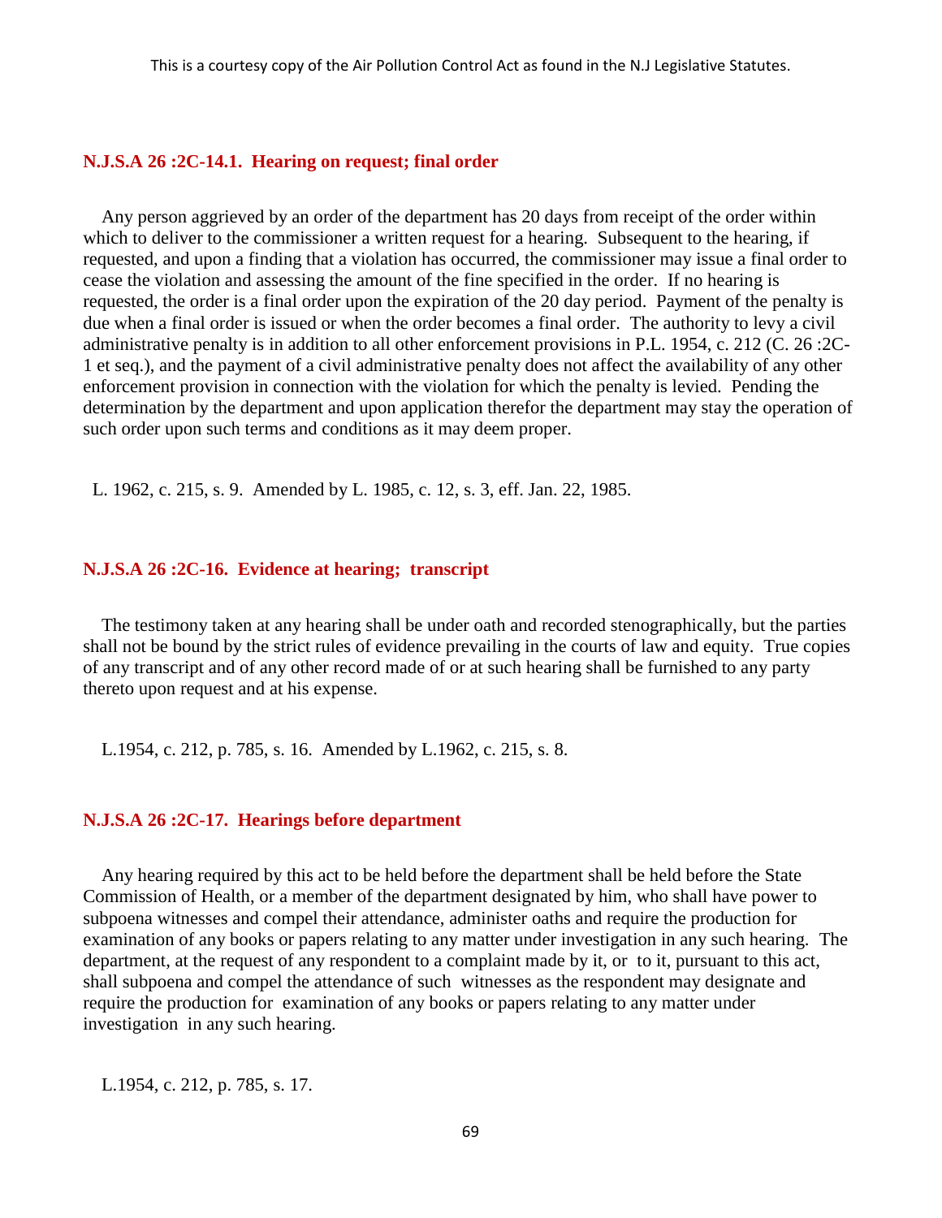### N.J.S.A 26 :2C-14.1. Hearing on request; final order

Any person aggrieved by an order of the department has 20 days from receipt of the order within which to deliver to the commissioner a written request for a hearing. Subsequent to the hearing, if requested, and upon a finding that a violation has occurred, the commissioner may issue a final order to cease the violation and assessing the amount of the fine specified in the order. If no hearing is requested, the order is a final order upon the expiration of the 20 day period. Payment of the penalty is due when a final order is issued or when the order becomes a final order. The authority to levy a civil administrative penalty is in addition to all other enforcement provisions in P.L. 1954, c. 212 (C. 26 :2C-1 et seq.), and the payment of a civil administrative penalty does not affect the availability of any other enforcement provision in connection with the violation for which the penalty is levied. Pending the determination by the department and upon application therefor the department may stay the operation of such order upon such terms and conditions as it may deem proper.

L. 1962, c. 215, s. 9. Amended by L. 1985, c. 12, s. 3, eff. Jan. 22, 1985.

### N.J.S.A 26 :2C-16. Evidence at hearing; transcript

The testimony taken at any hearing shall be under oath and recorded stenographically, but the parties shall not be bound by the strict rules of evidence prevailing in the courts of law and equity. True copies of any transcript and of any other record made of or at such hearing shall be furnished to any party thereto upon request and at his expense.

L.1954, c. 212, p. 785, s. 16. Amended by L.1962, c. 215, s. 8.

### N.J.S.A 26 :2C-17. Hearings before department

Any hearing required by this act to be held before the department shall be held before the State Commission of Health, or a member of the department designated by him, who shall have power to subpoena witnesses and compel their attendance, administer oaths and require the production for examination of any books or papers relating to any matter under investigation in any such hearing. The department, at the request of any respondent to a complaint made by it, or to it, pursuant to this act, shall subpoena and compel the attendance of such witnesses as the respondent may designate and require the production for examination of any books or papers relating to any matter under investigation in any such hearing.

L.1954, c. 212, p. 785, s. 17.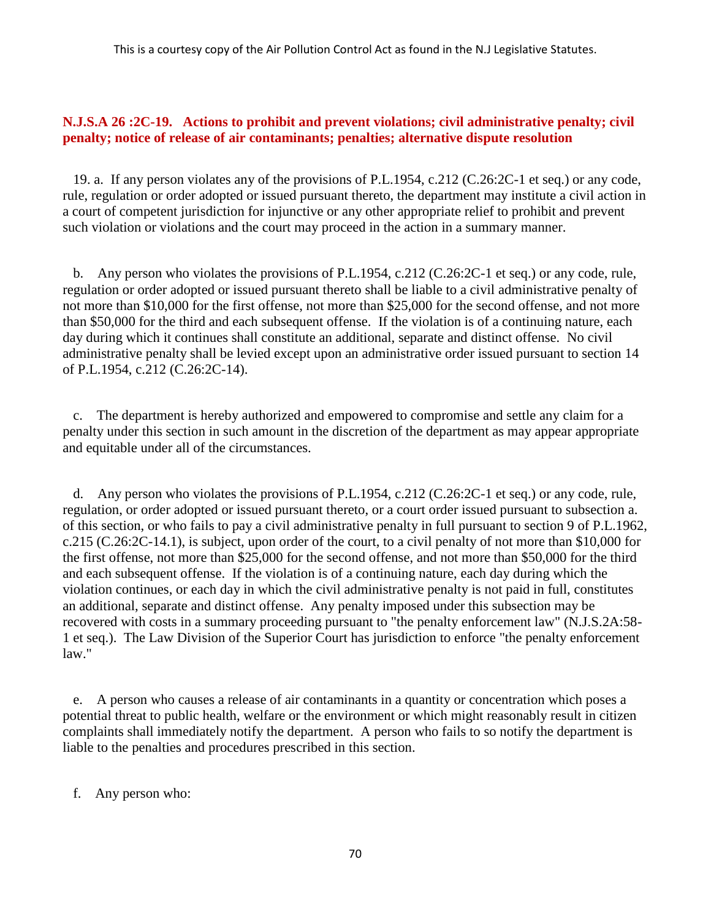### N.J.S.A 26 :2C-19. Actions to prohibit and prevent violations; civil administrative penalty; civil penalty; notice of release of air contaminants; penalties; alternative dispute resolution

19. a. If any person violates any of the provisions of P.L.1954, c.212 (C.26:2C-1 et seq.) or any code, rule, regulation or order adopted or issued pursuant thereto, the department may institute a civil action in a court of competent jurisdiction for injunctive or any other appropriate relief to prohibit and prevent such violation or violations and the court may proceed in the action in a summary manner.

b. Any person who violates the provisions of P.L.1954, c.212 (C.26:2C-1 et seq.) or any code, rule, regulation or order adopted or issued pursuant thereto shall be liable to a civil administrative penalty of not more than $10,000 for the first offense, not more than $25,000 for the second offense, and not more than $50,000 for the third and each subsequent offense. If the violation is of a continuing nature, each day during which it continues shall constitute an additional, separate and distinct offense. No civil administrative penalty shall be levied except upon an administrative order issued pursuant to section 14 of P.L.1954, c.212 (C.26:2C-14).

c. The department is hereby authorized and empowered to compromise and settle any claim for a penalty under this section in such amount in the discretion of the department as may appear appropriate and equitable under all of the circumstances.

d. Any person who violates the provisions of P.L.1954, c.212 (C.26:2C-1 et seq.) or any code, rule, regulation, or order adopted or issued pursuant thereto, or a court order issued pursuant to subsection a. of this section, or who fails to pay a civil administrative penalty in full pursuant to section 9 of P.L.1962, c.215 (C.26:2C-14.1), is subject, upon order of the court, to a civil penalty of not more than $10,000 for the first offense, not more than $25,000 for the second offense, and not more than $50,000 for the third and each subsequent offense. If the violation is of a continuing nature, each day during which the violation continues, or each day in which the civil administrative penalty is not paid in full, constitutes an additional, separate and distinct offense. Any penalty imposed under this subsection may be recovered with costs in a summary proceeding pursuant to "the penalty enforcement law" (N.J.S.2A:58-1 et seq.). The Law Division of the Superior Court has jurisdiction to enforce "the penalty enforcement law."

e. A person who causes a release of air contaminants in a quantity or concentration which poses a potential threat to public health, welfare or the environment or which might reasonably result in citizen complaints shall immediately notify the department. A person who fails to so notify the department is liable to the penalties and procedures prescribed in this section.

f. Any person who: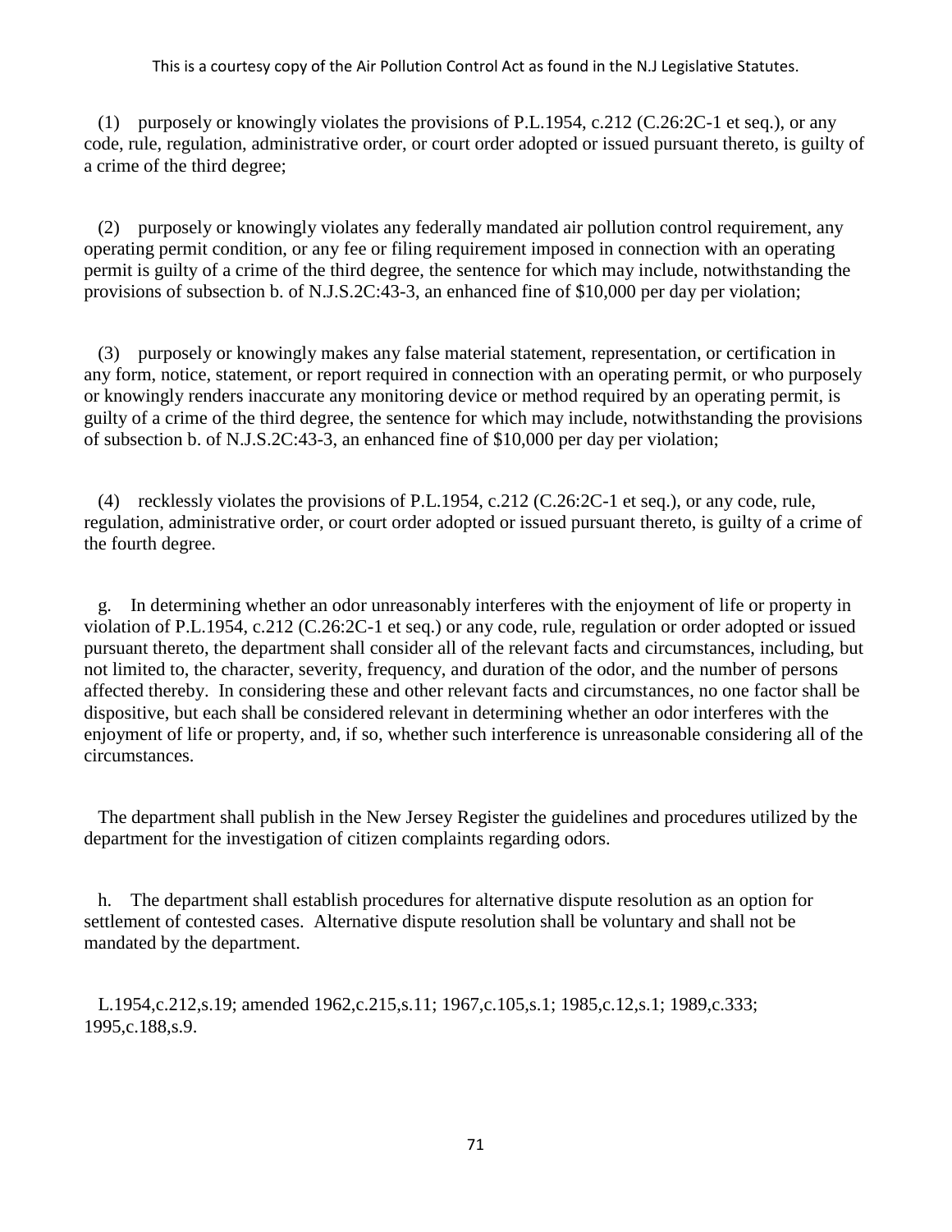(1) purposely or knowingly violates the provisions of P.L.1954, c.212 (C.26:2C-1 et seq.), or any code, rule, regulation, administrative order, or court order adopted or issued pursuant thereto, is guilty of a crime of the third degree;

(2) purposely or knowingly violates any federally mandated air pollution control requirement, any operating permit condition, or any fee or filing requirement imposed in connection with an operating permit is guilty of a crime of the third degree, the sentence for which may include, notwithstanding the provisions of subsection b. of N.J.S.2C:43-3, an enhanced fine of $10,000 per day per violation;

(3) purposely or knowingly makes any false material statement, representation, or certification in any form, notice, statement, or report required in connection with an operating permit, or who purposely or knowingly renders inaccurate any monitoring device or method required by an operating permit, is guilty of a crime of the third degree, the sentence for which may include, notwithstanding the provisions of subsection b. of N.J.S.2C:43-3, an enhanced fine of $10,000 per day per violation;

(4) recklessly violates the provisions of P.L.1954, c.212 (C.26:2C-1 et seq.), or any code, rule, regulation, administrative order, or court order adopted or issued pursuant thereto, is guilty of a crime of the fourth degree.

g. In determining whether an odor unreasonably interferes with the enjoyment of life or property in violation of P.L.1954, c.212 (C.26:2C-1 et seq.) or any code, rule, regulation or order adopted or issued pursuant thereto, the department shall consider all of the relevant facts and circumstances, including, but not limited to, the character, severity, frequency, and duration of the odor, and the number of persons affected thereby. In considering these and other relevant facts and circumstances, no one factor shall be dispositive, but each shall be considered relevant in determining whether an odor interferes with the enjoyment of life or property, and, if so, whether such interference is unreasonable considering all of the circumstances.

The department shall publish in the New Jersey Register the guidelines and procedures utilized by the department for the investigation of citizen complaints regarding odors.

h. The department shall establish procedures for alternative dispute resolution as an option for settlement of contested cases. Alternative dispute resolution shall be voluntary and shall not be mandated by the department.

L.1954,c.212,s.19; amended 1962,c.215,s.11; 1967,c.105,s.1; 1985,c.12,s.1; 1989,c.333; 1995,c.188,s.9.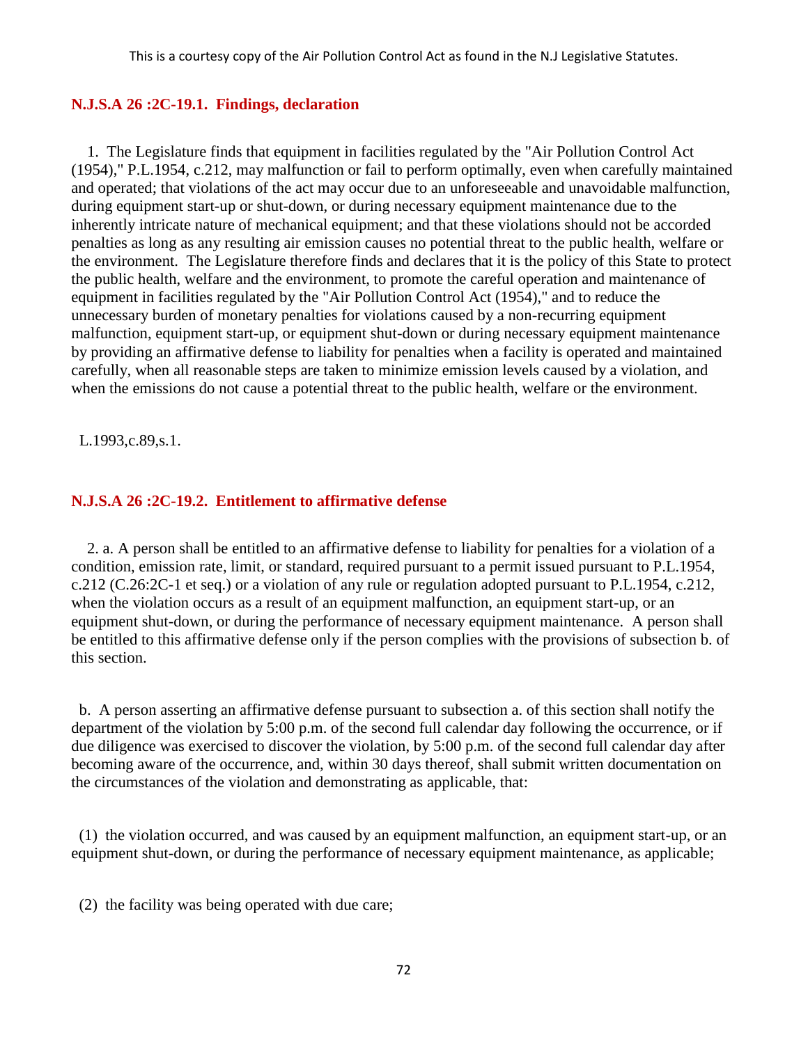This is a courtesy copy of the Air Pollution Control Act as found in the N.J Legislative Statutes.

### N.J.S.A 26 :2C-19.1. Findings, declaration

1. The Legislature finds that equipment in facilities regulated by the "Air Pollution Control Act (1954)," P.L.1954, c.212, may malfunction or fail to perform optimally, even when carefully maintained and operated; that violations of the act may occur due to an unforeseeable and unavoidable malfunction, during equipment start-up or shut-down, or during necessary equipment maintenance due to the inherently intricate nature of mechanical equipment; and that these violations should not be accorded penalties as long as any resulting air emission causes no potential threat to the public health, welfare or the environment. The Legislature therefore finds and declares that it is the policy of this State to protect the public health, welfare and the environment, to promote the careful operation and maintenance of equipment in facilities regulated by the "Air Pollution Control Act (1954)," and to reduce the unnecessary burden of monetary penalties for violations caused by a non-recurring equipment malfunction, equipment start-up, or equipment shut-down or during necessary equipment maintenance by providing an affirmative defense to liability for penalties when a facility is operated and maintained carefully, when all reasonable steps are taken to minimize emission levels caused by a violation, and when the emissions do not cause a potential threat to the public health, welfare or the environment.

L.1993,c.89,s.1.

### N.J.S.A 26 :2C-19.2. Entitlement to affirmative defense

2. a. A person shall be entitled to an affirmative defense to liability for penalties for a violation of a condition, emission rate, limit, or standard, required pursuant to a permit issued pursuant to P.L.1954, c.212 (C.26:2C-1 et seq.) or a violation of any rule or regulation adopted pursuant to P.L.1954, c.212, when the violation occurs as a result of an equipment malfunction, an equipment start-up, or an equipment shut-down, or during the performance of necessary equipment maintenance. A person shall be entitled to this affirmative defense only if the person complies with the provisions of subsection b. of this section.

b. A person asserting an affirmative defense pursuant to subsection a. of this section shall notify the department of the violation by 5:00 p.m. of the second full calendar day following the occurrence, or if due diligence was exercised to discover the violation, by 5:00 p.m. of the second full calendar day after becoming aware of the occurrence, and, within 30 days thereof, shall submit written documentation on the circumstances of the violation and demonstrating as applicable, that:

(1) the violation occurred, and was caused by an equipment malfunction, an equipment start-up, or an equipment shut-down, or during the performance of necessary equipment maintenance, as applicable;

(2) the facility was being operated with due care;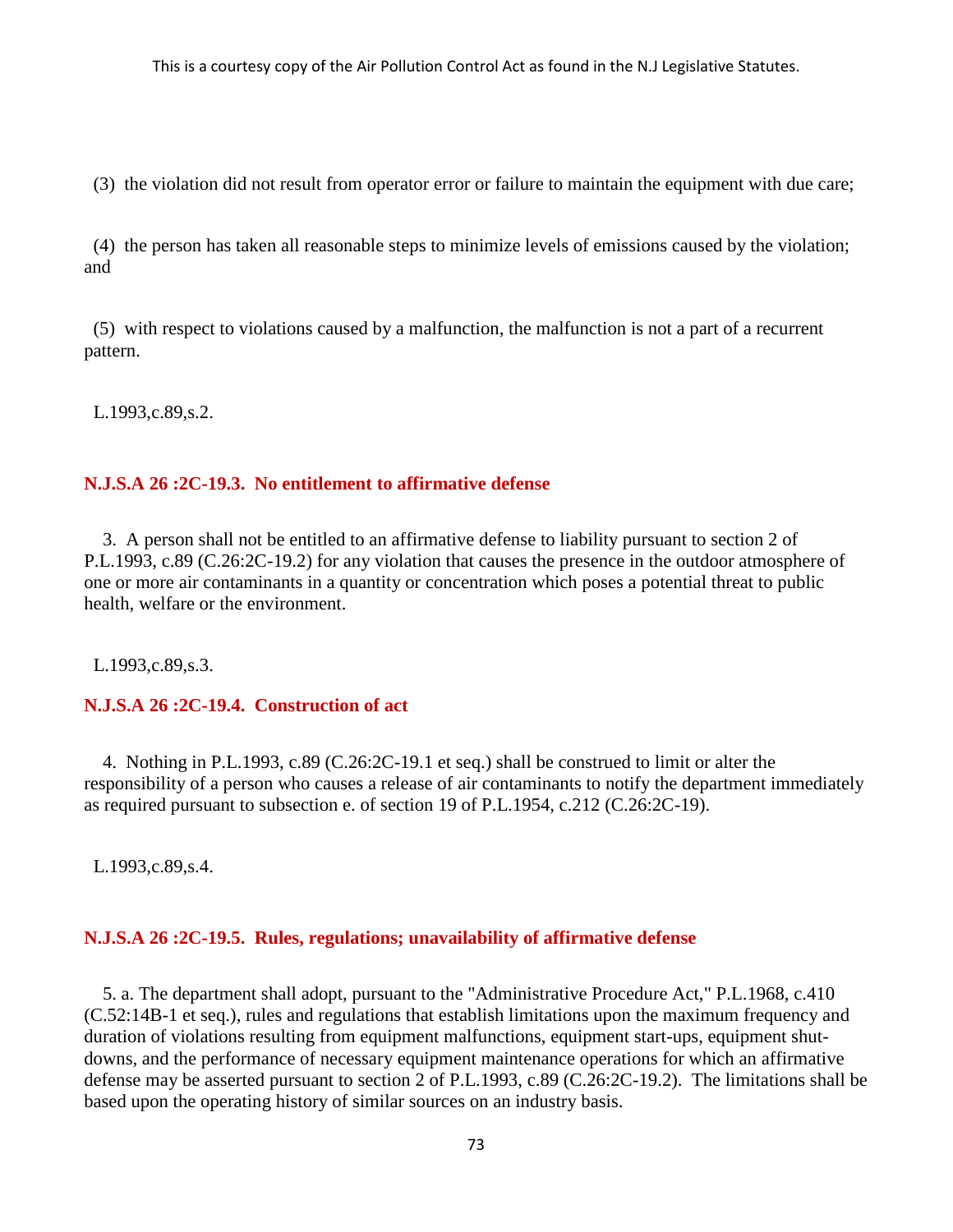(3) the violation did not result from operator error or failure to maintain the equipment with due care;

(4) the person has taken all reasonable steps to minimize levels of emissions caused by the violation; and

(5) with respect to violations caused by a malfunction, the malfunction is not a part of a recurrent pattern.

L.1993,c.89,s.2.

### N.J.S.A 26 :2C-19.3. No entitlement to affirmative defense

3. A person shall not be entitled to an affirmative defense to liability pursuant to section 2 of P.L.1993, c.89 (C.26:2C-19.2) for any violation that causes the presence in the outdoor atmosphere of one or more air contaminants in a quantity or concentration which poses a potential threat to public health, welfare or the environment.

L.1993,c.89,s.3.

### N.J.S.A 26 :2C-19.4. Construction of act

4. Nothing in P.L.1993, c.89 (C.26:2C-19.1 et seq.) shall be construed to limit or alter the responsibility of a person who causes a release of air contaminants to notify the department immediately as required pursuant to subsection e. of section 19 of P.L.1954, c.212 (C.26:2C-19).

L.1993,c.89,s.4.

### N.J.S.A 26 :2C-19.5. Rules, regulations; unavailability of affirmative defense

5. a. The department shall adopt, pursuant to the "Administrative Procedure Act," P.L.1968, c.410 (C.52:14B-1 et seq.), rules and regulations that establish limitations upon the maximum frequency and duration of violations resulting from equipment malfunctions, equipment start-ups, equipment shut-downs, and the performance of necessary equipment maintenance operations for which an affirmative defense may be asserted pursuant to section 2 of P.L.1993, c.89 (C.26:2C-19.2). The limitations shall be based upon the operating history of similar sources on an industry basis.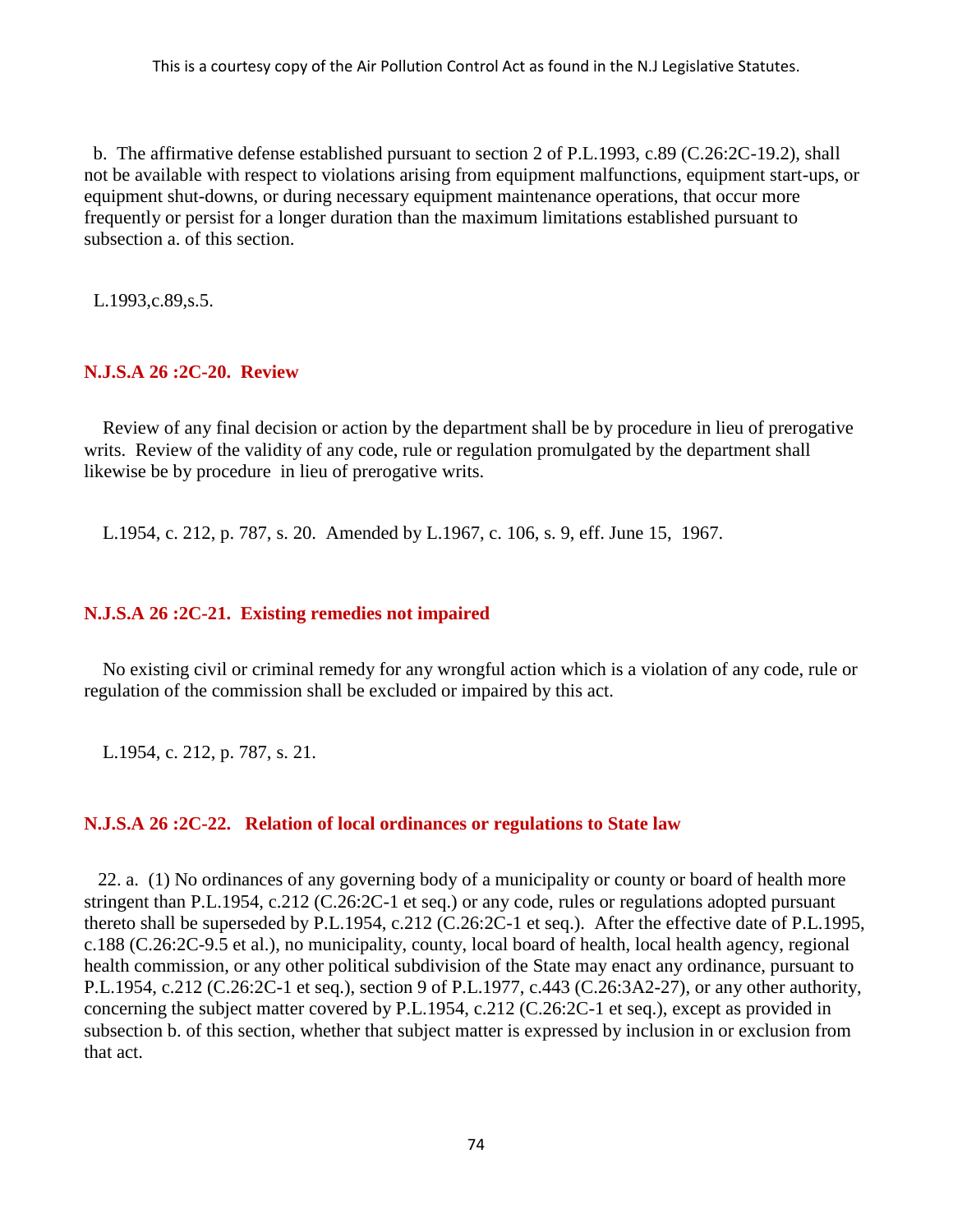b. The affirmative defense established pursuant to section 2 of P.L.1993, c.89 (C.26:2C-19.2), shall not be available with respect to violations arising from equipment malfunctions, equipment start-ups, or equipment shut-downs, or during necessary equipment maintenance operations, that occur more frequently or persist for a longer duration than the maximum limitations established pursuant to subsection a. of this section.

L.1993,c.89,s.5.

### N.J.S.A 26 :2C-20. Review

Review of any final decision or action by the department shall be by procedure in lieu of prerogative writs. Review of the validity of any code, rule or regulation promulgated by the department shall likewise be by procedure in lieu of prerogative writs.

L.1954, c. 212, p. 787, s. 20. Amended by L.1967, c. 106, s. 9, eff. June 15, 1967.

### N.J.S.A 26 :2C-21. Existing remedies not impaired

No existing civil or criminal remedy for any wrongful action which is a violation of any code, rule or regulation of the commission shall be excluded or impaired by this act.

L.1954, c. 212, p. 787, s. 21.

### N.J.S.A 26 :2C-22. Relation of local ordinances or regulations to State law

22. a. (1) No ordinances of any governing body of a municipality or county or board of health more stringent than P.L.1954, c.212 (C.26:2C-1 et seq.) or any code, rules or regulations adopted pursuant thereto shall be superseded by P.L.1954, c.212 (C.26:2C-1 et seq.). After the effective date of P.L.1995, c.188 (C.26:2C-9.5 et al.), no municipality, county, local board of health, local health agency, regional health commission, or any other political subdivision of the State may enact any ordinance, pursuant to P.L.1954, c.212 (C.26:2C-1 et seq.), section 9 of P.L.1977, c.443 (C.26:3A2-27), or any other authority, concerning the subject matter covered by P.L.1954, c.212 (C.26:2C-1 et seq.), except as provided in subsection b. of this section, whether that subject matter is expressed by inclusion in or exclusion from that act.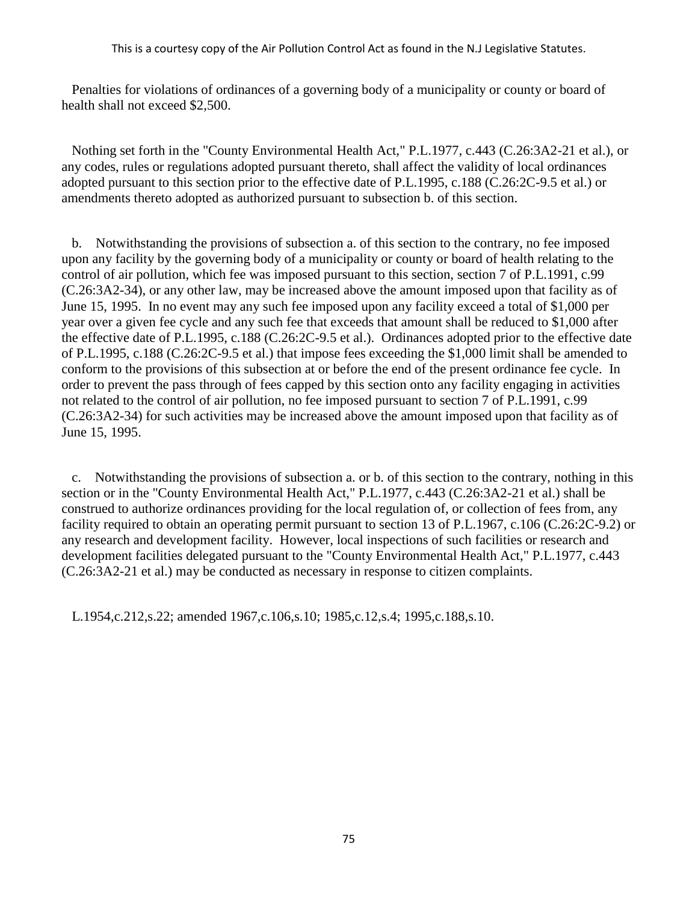Penalties for violations of ordinances of a governing body of a municipality or county or board of health shall not exceed $2,500.

Nothing set forth in the "County Environmental Health Act," P.L.1977, c.443 (C.26:3A2-21 et al.), or any codes, rules or regulations adopted pursuant thereto, shall affect the validity of local ordinances adopted pursuant to this section prior to the effective date of P.L.1995, c.188 (C.26:2C-9.5 et al.) or amendments thereto adopted as authorized pursuant to subsection b. of this section.

b. Notwithstanding the provisions of subsection a. of this section to the contrary, no fee imposed upon any facility by the governing body of a municipality or county or board of health relating to the control of air pollution, which fee was imposed pursuant to this section, section 7 of P.L.1991, c.99 (C.26:3A2-34), or any other law, may be increased above the amount imposed upon that facility as of June 15, 1995. In no event may any such fee imposed upon any facility exceed a total of $1,000 per year over a given fee cycle and any such fee that exceeds that amount shall be reduced to $1,000 after the effective date of P.L.1995, c.188 (C.26:2C-9.5 et al.). Ordinances adopted prior to the effective date of P.L.1995, c.188 (C.26:2C-9.5 et al.) that impose fees exceeding the $1,000 limit shall be amended to conform to the provisions of this subsection at or before the end of the present ordinance fee cycle. In order to prevent the pass through of fees capped by this section onto any facility engaging in activities not related to the control of air pollution, no fee imposed pursuant to section 7 of P.L.1991, c.99 (C.26:3A2-34) for such activities may be increased above the amount imposed upon that facility as of June 15, 1995.

c. Notwithstanding the provisions of subsection a. or b. of this section to the contrary, nothing in this section or in the "County Environmental Health Act," P.L.1977, c.443 (C.26:3A2-21 et al.) shall be construed to authorize ordinances providing for the local regulation of, or collection of fees from, any facility required to obtain an operating permit pursuant to section 13 of P.L.1967, c.106 (C.26:2C-9.2) or any research and development facility. However, local inspections of such facilities or research and development facilities delegated pursuant to the "County Environmental Health Act," P.L.1977, c.443 (C.26:3A2-21 et al.) may be conducted as necessary in response to citizen complaints.

L.1954,c.212,s.22; amended 1967,c.106,s.10; 1985,c.12,s.4; 1995,c.188,s.10.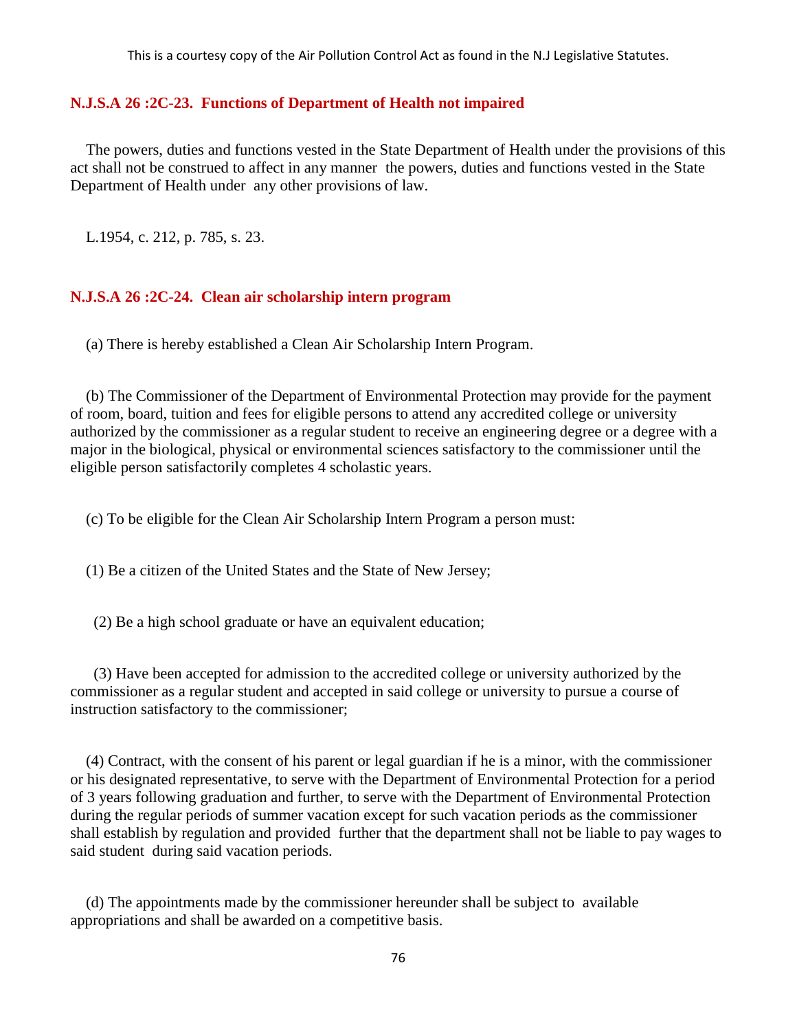### N.J.S.A 26 :2C-23. Functions of Department of Health not impaired

The powers, duties and functions vested in the State Department of Health under the provisions of this act shall not be construed to affect in any manner the powers, duties and functions vested in the State Department of Health under any other provisions of law.

L.1954, c. 212, p. 785, s. 23.

### N.J.S.A 26 :2C-24. Clean air scholarship intern program

(a) There is hereby established a Clean Air Scholarship Intern Program.

(b) The Commissioner of the Department of Environmental Protection may provide for the payment of room, board, tuition and fees for eligible persons to attend any accredited college or university authorized by the commissioner as a regular student to receive an engineering degree or a degree with a major in the biological, physical or environmental sciences satisfactory to the commissioner until the eligible person satisfactorily completes 4 scholastic years.

(c) To be eligible for the Clean Air Scholarship Intern Program a person must:

(1) Be a citizen of the United States and the State of New Jersey;

(2) Be a high school graduate or have an equivalent education;

(3) Have been accepted for admission to the accredited college or university authorized by the commissioner as a regular student and accepted in said college or university to pursue a course of instruction satisfactory to the commissioner;

(4) Contract, with the consent of his parent or legal guardian if he is a minor, with the commissioner or his designated representative, to serve with the Department of Environmental Protection for a period of 3 years following graduation and further, to serve with the Department of Environmental Protection during the regular periods of summer vacation except for such vacation periods as the commissioner shall establish by regulation and provided further that the department shall not be liable to pay wages to said student during said vacation periods.

(d) The appointments made by the commissioner hereunder shall be subject to available appropriations and shall be awarded on a competitive basis.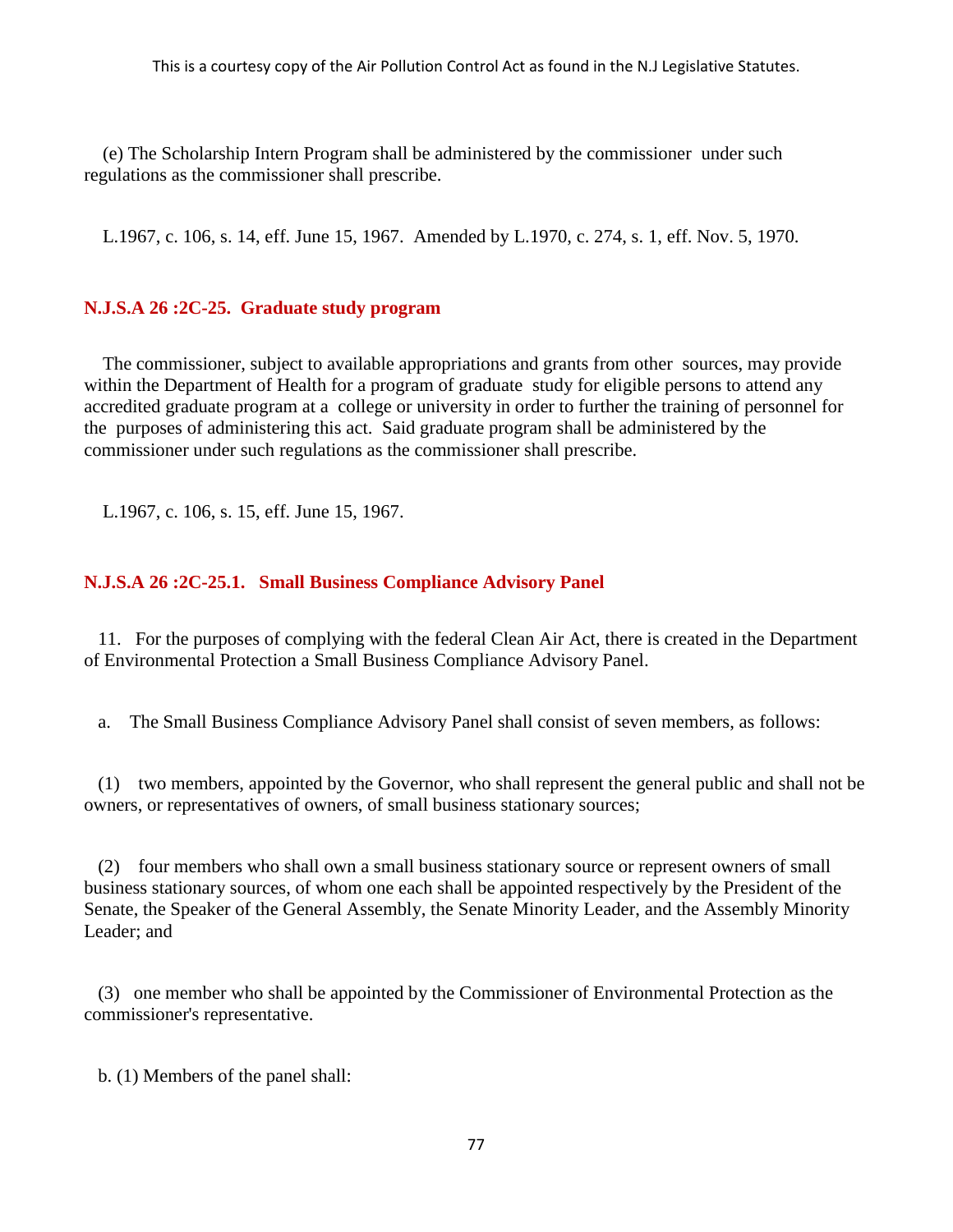(e) The Scholarship Intern Program shall be administered by the commissioner under such regulations as the commissioner shall prescribe.

L.1967, c. 106, s. 14, eff. June 15, 1967. Amended by L.1970, c. 274, s. 1, eff. Nov. 5, 1970.

### N.J.S.A 26 :2C-25. Graduate study program

The commissioner, subject to available appropriations and grants from other sources, may provide within the Department of Health for a program of graduate study for eligible persons to attend any accredited graduate program at a college or university in order to further the training of personnel for the purposes of administering this act. Said graduate program shall be administered by the commissioner under such regulations as the commissioner shall prescribe.

L.1967, c. 106, s. 15, eff. June 15, 1967.

### N.J.S.A 26 :2C-25.1. Small Business Compliance Advisory Panel

11. For the purposes of complying with the federal Clean Air Act, there is created in the Department of Environmental Protection a Small Business Compliance Advisory Panel.

a. The Small Business Compliance Advisory Panel shall consist of seven members, as follows:

(1) two members, appointed by the Governor, who shall represent the general public and shall not be owners, or representatives of owners, of small business stationary sources;

(2) four members who shall own a small business stationary source or represent owners of small business stationary sources, of whom one each shall be appointed respectively by the President of the Senate, the Speaker of the General Assembly, the Senate Minority Leader, and the Assembly Minority Leader; and

(3) one member who shall be appointed by the Commissioner of Environmental Protection as the commissioner's representative.

b. (1) Members of the panel shall: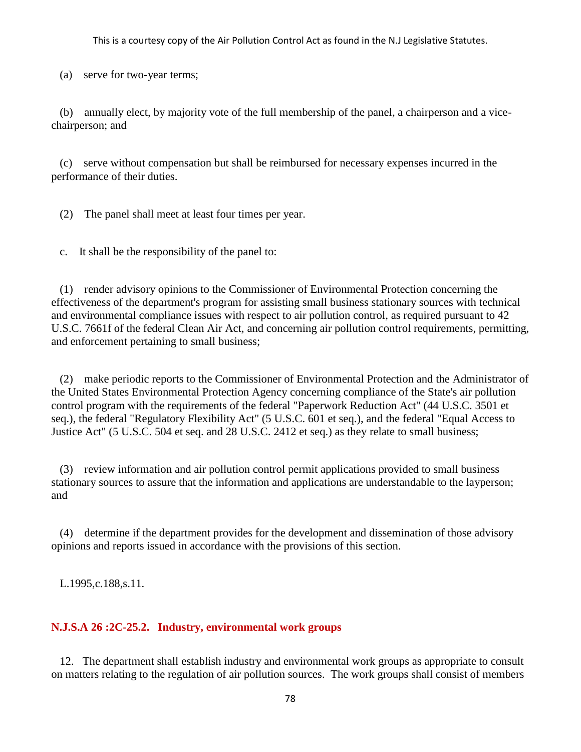(a) serve for two-year terms;

(b) annually elect, by majority vote of the full membership of the panel, a chairperson and a vice-chairperson; and

(c) serve without compensation but shall be reimbursed for necessary expenses incurred in the performance of their duties.

(2) The panel shall meet at least four times per year.

c. It shall be the responsibility of the panel to:

(1) render advisory opinions to the Commissioner of Environmental Protection concerning the effectiveness of the department's program for assisting small business stationary sources with technical and environmental compliance issues with respect to air pollution control, as required pursuant to 42 U.S.C. 7661f of the federal Clean Air Act, and concerning air pollution control requirements, permitting, and enforcement pertaining to small business;

(2) make periodic reports to the Commissioner of Environmental Protection and the Administrator of the United States Environmental Protection Agency concerning compliance of the State's air pollution control program with the requirements of the federal "Paperwork Reduction Act" (44 U.S.C. 3501 et seq.), the federal "Regulatory Flexibility Act" (5 U.S.C. 601 et seq.), and the federal "Equal Access to Justice Act" (5 U.S.C. 504 et seq. and 28 U.S.C. 2412 et seq.) as they relate to small business;

(3) review information and air pollution control permit applications provided to small business stationary sources to assure that the information and applications are understandable to the layperson; and

(4) determine if the department provides for the development and dissemination of those advisory opinions and reports issued in accordance with the provisions of this section.

L.1995,c.188,s.11.

### N.J.S.A 26 :2C-25.2. Industry, environmental work groups

12. The department shall establish industry and environmental work groups as appropriate to consult on matters relating to the regulation of air pollution sources. The work groups shall consist of members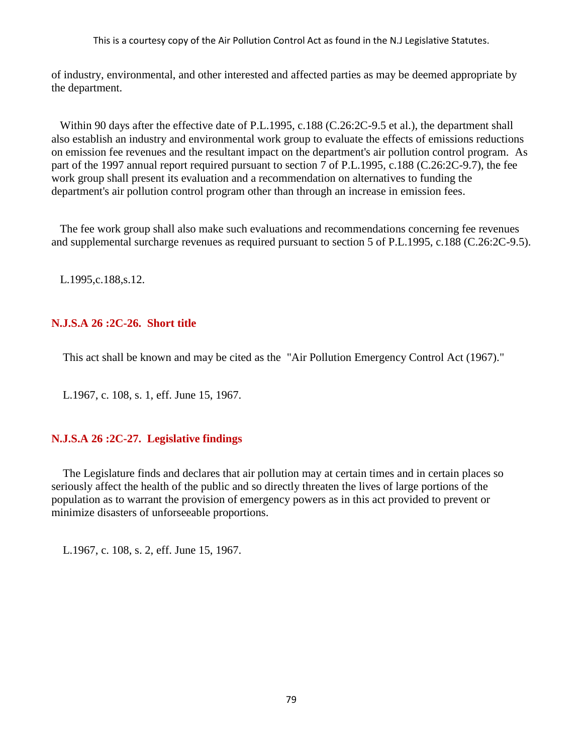of industry, environmental, and other interested and affected parties as may be deemed appropriate by the department.

Within 90 days after the effective date of P.L.1995, c.188 (C.26:2C-9.5 et al.), the department shall also establish an industry and environmental work group to evaluate the effects of emissions reductions on emission fee revenues and the resultant impact on the department's air pollution control program. As part of the 1997 annual report required pursuant to section 7 of P.L.1995, c.188 (C.26:2C-9.7), the fee work group shall present its evaluation and a recommendation on alternatives to funding the department's air pollution control program other than through an increase in emission fees.

The fee work group shall also make such evaluations and recommendations concerning fee revenues and supplemental surcharge revenues as required pursuant to section 5 of P.L.1995, c.188 (C.26:2C-9.5).

L.1995,c.188,s.12.

### N.J.S.A 26 :2C-26. Short title

This act shall be known and may be cited as the "Air Pollution Emergency Control Act (1967)."

L.1967, c. 108, s. 1, eff. June 15, 1967.

### N.J.S.A 26 :2C-27. Legislative findings

The Legislature finds and declares that air pollution may at certain times and in certain places so seriously affect the health of the public and so directly threaten the lives of large portions of the population as to warrant the provision of emergency powers as in this act provided to prevent or minimize disasters of unforseeable proportions.

L.1967, c. 108, s. 2, eff. June 15, 1967.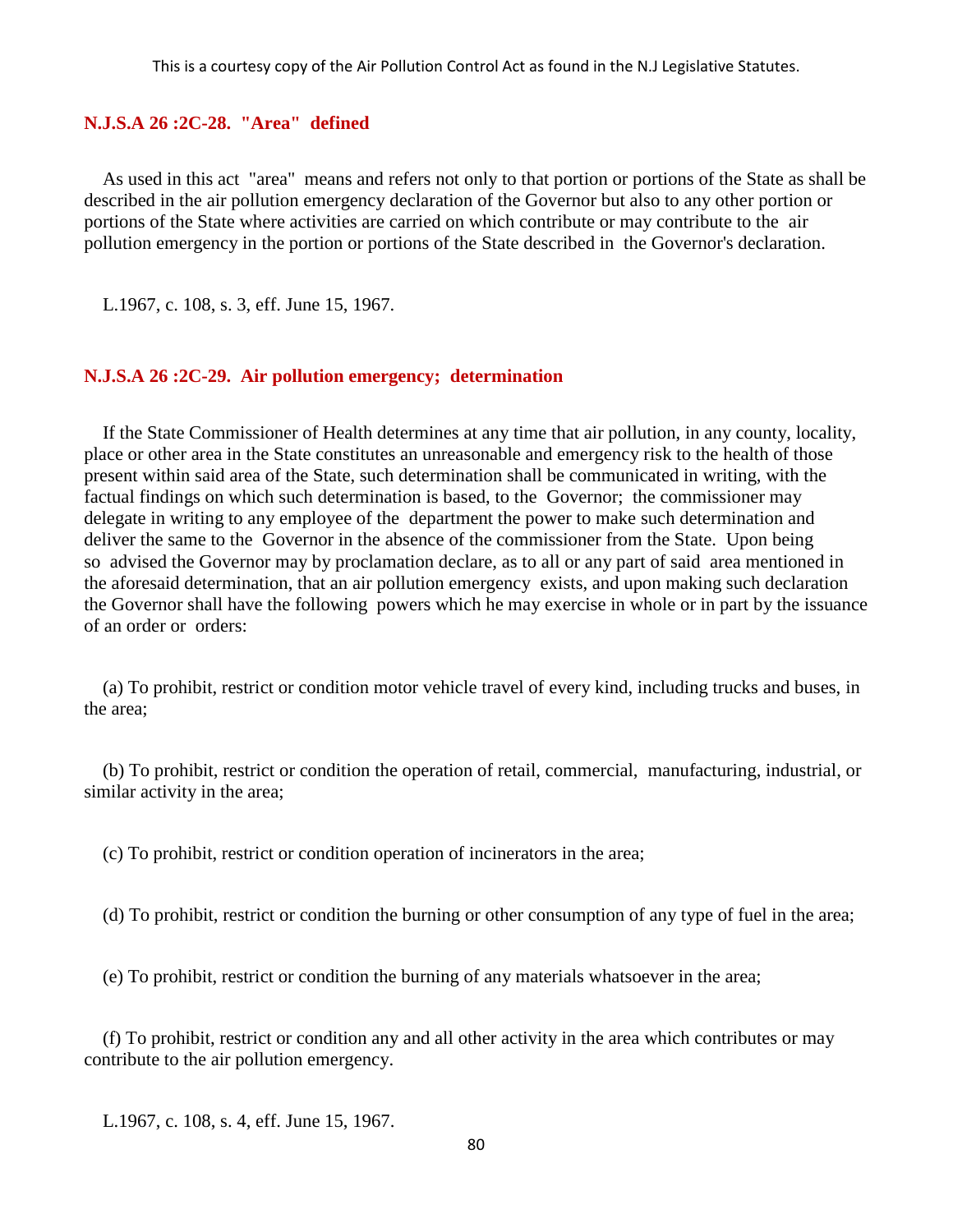### N.J.S.A 26 :2C-28. "Area" defined

As used in this act "area" means and refers not only to that portion or portions of the State as shall be described in the air pollution emergency declaration of the Governor but also to any other portion or portions of the State where activities are carried on which contribute or may contribute to the air pollution emergency in the portion or portions of the State described in the Governor's declaration.

L.1967, c. 108, s. 3, eff. June 15, 1967.

### N.J.S.A 26 :2C-29. Air pollution emergency; determination

If the State Commissioner of Health determines at any time that air pollution, in any county, locality, place or other area in the State constitutes an unreasonable and emergency risk to the health of those present within said area of the State, such determination shall be communicated in writing, with the factual findings on which such determination is based, to the Governor; the commissioner may delegate in writing to any employee of the department the power to make such determination and deliver the same to the Governor in the absence of the commissioner from the State. Upon being so advised the Governor may by proclamation declare, as to all or any part of said area mentioned in the aforesaid determination, that an air pollution emergency exists, and upon making such declaration the Governor shall have the following powers which he may exercise in whole or in part by the issuance of an order or orders:

(a) To prohibit, restrict or condition motor vehicle travel of every kind, including trucks and buses, in the area;

(b) To prohibit, restrict or condition the operation of retail, commercial, manufacturing, industrial, or similar activity in the area;

(c) To prohibit, restrict or condition operation of incinerators in the area;

(d) To prohibit, restrict or condition the burning or other consumption of any type of fuel in the area;

(e) To prohibit, restrict or condition the burning of any materials whatsoever in the area;

(f) To prohibit, restrict or condition any and all other activity in the area which contributes or may contribute to the air pollution emergency.

L.1967, c. 108, s. 4, eff. June 15, 1967.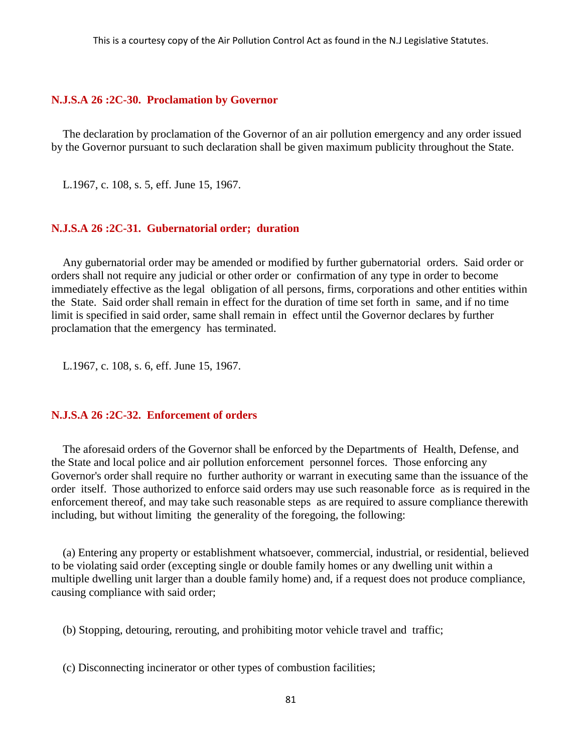### N.J.S.A 26 :2C-30. Proclamation by Governor

The declaration by proclamation of the Governor of an air pollution emergency and any order issued by the Governor pursuant to such declaration shall be given maximum publicity throughout the State.

L.1967, c. 108, s. 5, eff. June 15, 1967.

### N.J.S.A 26 :2C-31. Gubernatorial order; duration

Any gubernatorial order may be amended or modified by further gubernatorial orders. Said order or orders shall not require any judicial or other order or confirmation of any type in order to become immediately effective as the legal obligation of all persons, firms, corporations and other entities within the State. Said order shall remain in effect for the duration of time set forth in same, and if no time limit is specified in said order, same shall remain in effect until the Governor declares by further proclamation that the emergency has terminated.

L.1967, c. 108, s. 6, eff. June 15, 1967.

### N.J.S.A 26 :2C-32. Enforcement of orders

The aforesaid orders of the Governor shall be enforced by the Departments of Health, Defense, and the State and local police and air pollution enforcement personnel forces. Those enforcing any Governor's order shall require no further authority or warrant in executing same than the issuance of the order itself. Those authorized to enforce said orders may use such reasonable force as is required in the enforcement thereof, and may take such reasonable steps as are required to assure compliance therewith including, but without limiting the generality of the foregoing, the following:

(a) Entering any property or establishment whatsoever, commercial, industrial, or residential, believed to be violating said order (excepting single or double family homes or any dwelling unit within a multiple dwelling unit larger than a double family home) and, if a request does not produce compliance, causing compliance with said order;

(b) Stopping, detouring, rerouting, and prohibiting motor vehicle travel and traffic;

(c) Disconnecting incinerator or other types of combustion facilities;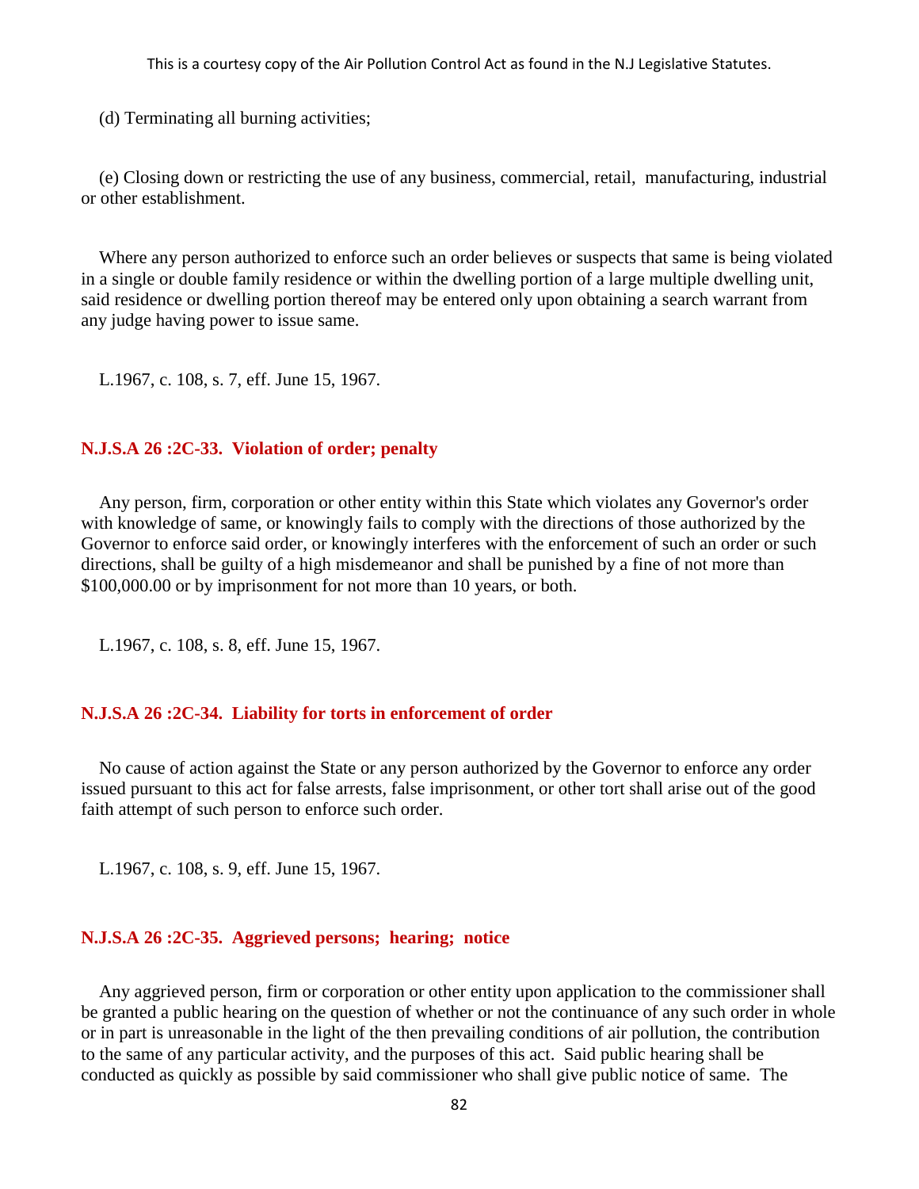(d) Terminating all burning activities;

(e) Closing down or restricting the use of any business, commercial, retail, manufacturing, industrial or other establishment.

Where any person authorized to enforce such an order believes or suspects that same is being violated in a single or double family residence or within the dwelling portion of a large multiple dwelling unit, said residence or dwelling portion thereof may be entered only upon obtaining a search warrant from any judge having power to issue same.

L.1967, c. 108, s. 7, eff. June 15, 1967.

### N.J.S.A 26 :2C-33. Violation of order; penalty

Any person, firm, corporation or other entity within this State which violates any Governor's order with knowledge of same, or knowingly fails to comply with the directions of those authorized by the Governor to enforce said order, or knowingly interferes with the enforcement of such an order or such directions, shall be guilty of a high misdemeanor and shall be punished by a fine of not more than $100,000.00 or by imprisonment for not more than 10 years, or both.

L.1967, c. 108, s. 8, eff. June 15, 1967.

### N.J.S.A 26 :2C-34. Liability for torts in enforcement of order

No cause of action against the State or any person authorized by the Governor to enforce any order issued pursuant to this act for false arrests, false imprisonment, or other tort shall arise out of the good faith attempt of such person to enforce such order.

L.1967, c. 108, s. 9, eff. June 15, 1967.

### N.J.S.A 26 :2C-35. Aggrieved persons; hearing; notice

Any aggrieved person, firm or corporation or other entity upon application to the commissioner shall be granted a public hearing on the question of whether or not the continuance of any such order in whole or in part is unreasonable in the light of the then prevailing conditions of air pollution, the contribution to the same of any particular activity, and the purposes of this act. Said public hearing shall be conducted as quickly as possible by said commissioner who shall give public notice of same. The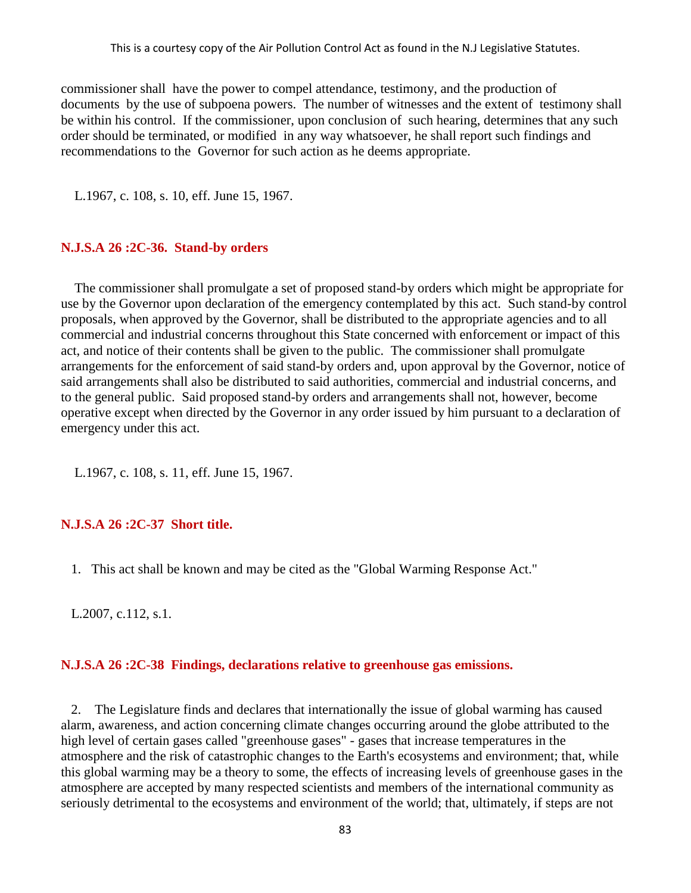commissioner shall have the power to compel attendance, testimony, and the production of documents by the use of subpoena powers. The number of witnesses and the extent of testimony shall be within his control. If the commissioner, upon conclusion of such hearing, determines that any such order should be terminated, or modified in any way whatsoever, he shall report such findings and recommendations to the Governor for such action as he deems appropriate.

L.1967, c. 108, s. 10, eff. June 15, 1967.

### N.J.S.A 26 :2C-36. Stand-by orders

The commissioner shall promulgate a set of proposed stand-by orders which might be appropriate for use by the Governor upon declaration of the emergency contemplated by this act. Such stand-by control proposals, when approved by the Governor, shall be distributed to the appropriate agencies and to all commercial and industrial concerns throughout this State concerned with enforcement or impact of this act, and notice of their contents shall be given to the public. The commissioner shall promulgate arrangements for the enforcement of said stand-by orders and, upon approval by the Governor, notice of said arrangements shall also be distributed to said authorities, commercial and industrial concerns, and to the general public. Said proposed stand-by orders and arrangements shall not, however, become operative except when directed by the Governor in any order issued by him pursuant to a declaration of emergency under this act.

L.1967, c. 108, s. 11, eff. June 15, 1967.

### N.J.S.A 26 :2C-37 Short title.

1. This act shall be known and may be cited as the "Global Warming Response Act."

L.2007, c.112, s.1.

### N.J.S.A 26 :2C-38 Findings, declarations relative to greenhouse gas emissions.

2. The Legislature finds and declares that internationally the issue of global warming has caused alarm, awareness, and action concerning climate changes occurring around the globe attributed to the high level of certain gases called "greenhouse gases" - gases that increase temperatures in the atmosphere and the risk of catastrophic changes to the Earth's ecosystems and environment; that, while this global warming may be a theory to some, the effects of increasing levels of greenhouse gases in the atmosphere are accepted by many respected scientists and members of the international community as seriously detrimental to the ecosystems and environment of the world; that, ultimately, if steps are not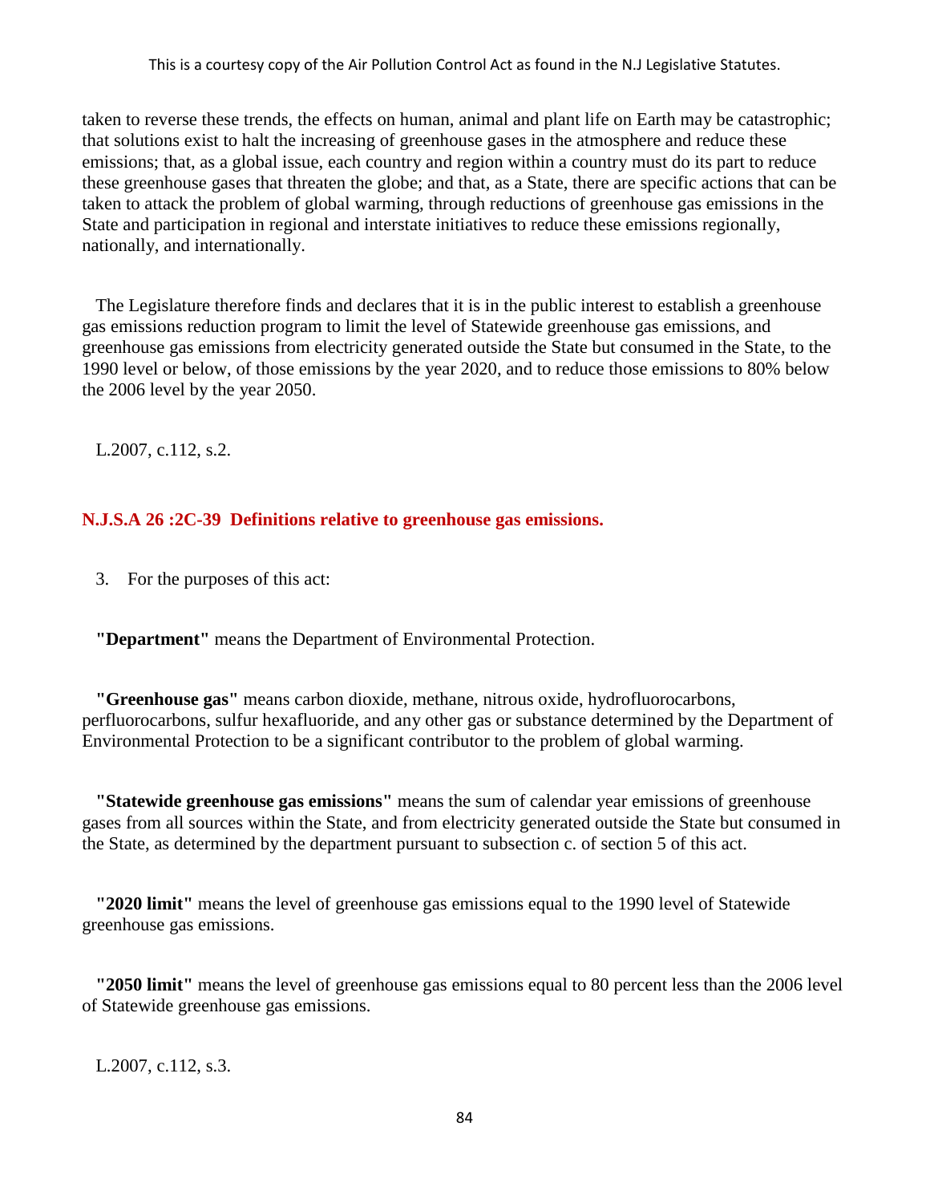taken to reverse these trends, the effects on human, animal and plant life on Earth may be catastrophic; that solutions exist to halt the increasing of greenhouse gases in the atmosphere and reduce these emissions; that, as a global issue, each country and region within a country must do its part to reduce these greenhouse gases that threaten the globe; and that, as a State, there are specific actions that can be taken to attack the problem of global warming, through reductions of greenhouse gas emissions in the State and participation in regional and interstate initiatives to reduce these emissions regionally, nationally, and internationally.

The Legislature therefore finds and declares that it is in the public interest to establish a greenhouse gas emissions reduction program to limit the level of Statewide greenhouse gas emissions, and greenhouse gas emissions from electricity generated outside the State but consumed in the State, to the 1990 level or below, of those emissions by the year 2020, and to reduce those emissions to 80% below the 2006 level by the year 2050.

L.2007, c.112, s.2.

### N.J.S.A 26 :2C-39 Definitions relative to greenhouse gas emissions.

3. For the purposes of this act:

**"Department"** means the Department of Environmental Protection.

**"Greenhouse gas"** means carbon dioxide, methane, nitrous oxide, hydrofluorocarbons, perfluorocarbons, sulfur hexafluoride, and any other gas or substance determined by the Department of Environmental Protection to be a significant contributor to the problem of global warming.

**"Statewide greenhouse gas emissions"** means the sum of calendar year emissions of greenhouse gases from all sources within the State, and from electricity generated outside the State but consumed in the State, as determined by the department pursuant to subsection c. of section 5 of this act.

**"2020 limit"** means the level of greenhouse gas emissions equal to the 1990 level of Statewide greenhouse gas emissions.

**"2050 limit"** means the level of greenhouse gas emissions equal to 80 percent less than the 2006 level of Statewide greenhouse gas emissions.

L.2007, c.112, s.3.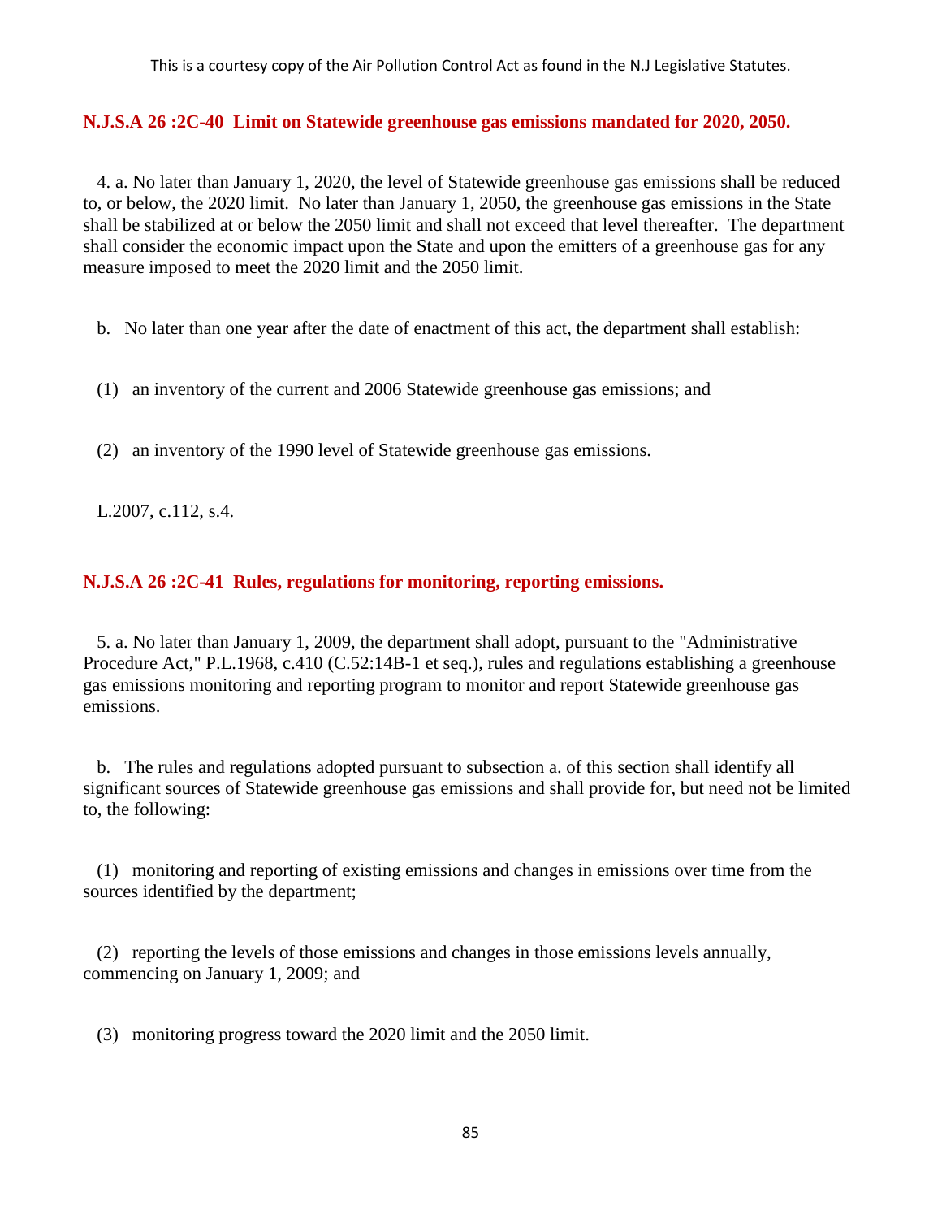### N.J.S.A 26 :2C-40 Limit on Statewide greenhouse gas emissions mandated for 2020, 2050.

4. a. No later than January 1, 2020, the level of Statewide greenhouse gas emissions shall be reduced to, or below, the 2020 limit. No later than January 1, 2050, the greenhouse gas emissions in the State shall be stabilized at or below the 2050 limit and shall not exceed that level thereafter. The department shall consider the economic impact upon the State and upon the emitters of a greenhouse gas for any measure imposed to meet the 2020 limit and the 2050 limit.

b. No later than one year after the date of enactment of this act, the department shall establish:

(1) an inventory of the current and 2006 Statewide greenhouse gas emissions; and

(2) an inventory of the 1990 level of Statewide greenhouse gas emissions.

L.2007, c.112, s.4.

### N.J.S.A 26 :2C-41 Rules, regulations for monitoring, reporting emissions.

5. a. No later than January 1, 2009, the department shall adopt, pursuant to the "Administrative Procedure Act," P.L.1968, c.410 (C.52:14B-1 et seq.), rules and regulations establishing a greenhouse gas emissions monitoring and reporting program to monitor and report Statewide greenhouse gas emissions.

b. The rules and regulations adopted pursuant to subsection a. of this section shall identify all significant sources of Statewide greenhouse gas emissions and shall provide for, but need not be limited to, the following:

(1) monitoring and reporting of existing emissions and changes in emissions over time from the sources identified by the department;

(2) reporting the levels of those emissions and changes in those emissions levels annually, commencing on January 1, 2009; and

(3) monitoring progress toward the 2020 limit and the 2050 limit.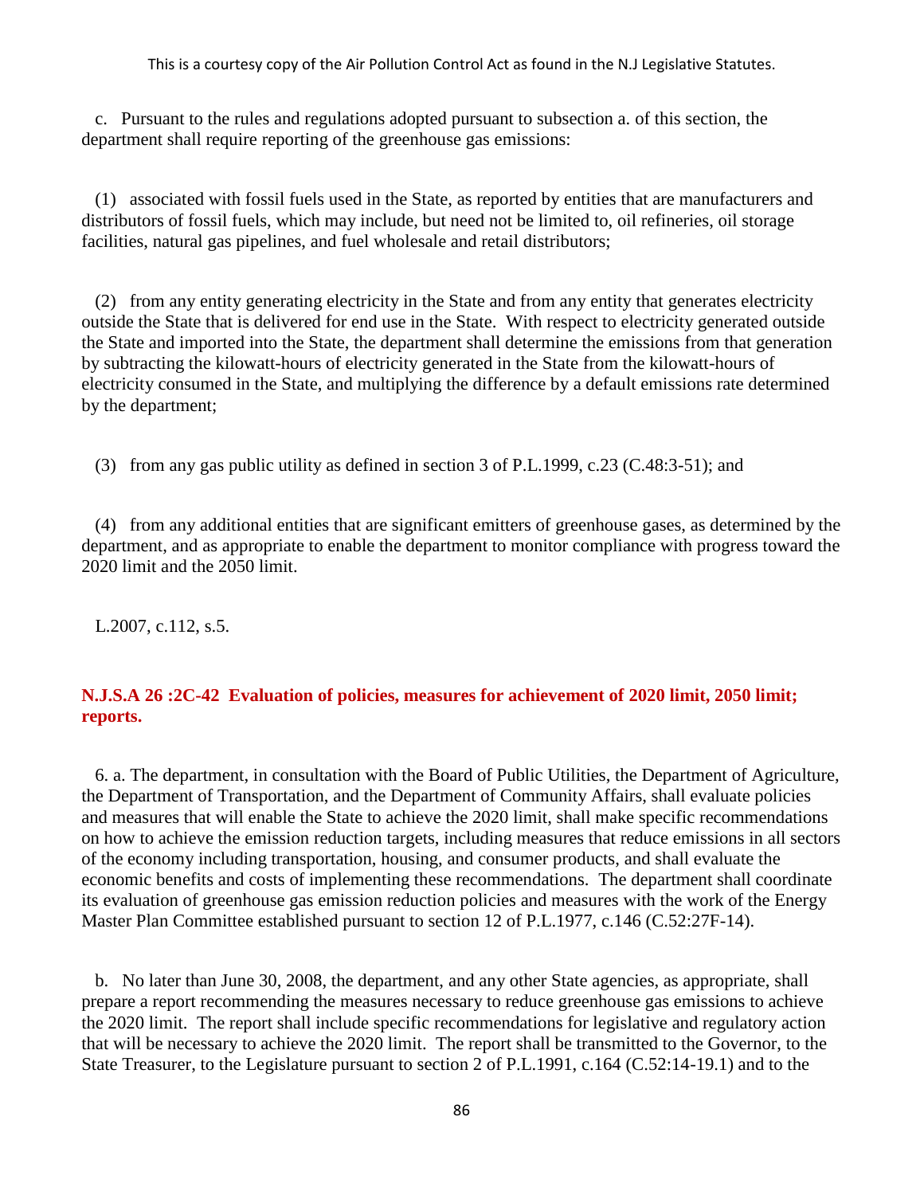c. Pursuant to the rules and regulations adopted pursuant to subsection a. of this section, the department shall require reporting of the greenhouse gas emissions:

(1) associated with fossil fuels used in the State, as reported by entities that are manufacturers and distributors of fossil fuels, which may include, but need not be limited to, oil refineries, oil storage facilities, natural gas pipelines, and fuel wholesale and retail distributors;

(2) from any entity generating electricity in the State and from any entity that generates electricity outside the State that is delivered for end use in the State. With respect to electricity generated outside the State and imported into the State, the department shall determine the emissions from that generation by subtracting the kilowatt-hours of electricity generated in the State from the kilowatt-hours of electricity consumed in the State, and multiplying the difference by a default emissions rate determined by the department;

(3) from any gas public utility as defined in section 3 of P.L.1999, c.23 (C.48:3-51); and

(4) from any additional entities that are significant emitters of greenhouse gases, as determined by the department, and as appropriate to enable the department to monitor compliance with progress toward the 2020 limit and the 2050 limit.

L.2007, c.112, s.5.

### N.J.S.A 26 :2C-42 Evaluation of policies, measures for achievement of 2020 limit, 2050 limit; reports.

6. a. The department, in consultation with the Board of Public Utilities, the Department of Agriculture, the Department of Transportation, and the Department of Community Affairs, shall evaluate policies and measures that will enable the State to achieve the 2020 limit, shall make specific recommendations on how to achieve the emission reduction targets, including measures that reduce emissions in all sectors of the economy including transportation, housing, and consumer products, and shall evaluate the economic benefits and costs of implementing these recommendations. The department shall coordinate its evaluation of greenhouse gas emission reduction policies and measures with the work of the Energy Master Plan Committee established pursuant to section 12 of P.L.1977, c.146 (C.52:27F-14).

b. No later than June 30, 2008, the department, and any other State agencies, as appropriate, shall prepare a report recommending the measures necessary to reduce greenhouse gas emissions to achieve the 2020 limit. The report shall include specific recommendations for legislative and regulatory action that will be necessary to achieve the 2020 limit. The report shall be transmitted to the Governor, to the State Treasurer, to the Legislature pursuant to section 2 of P.L.1991, c.164 (C.52:14-19.1) and to the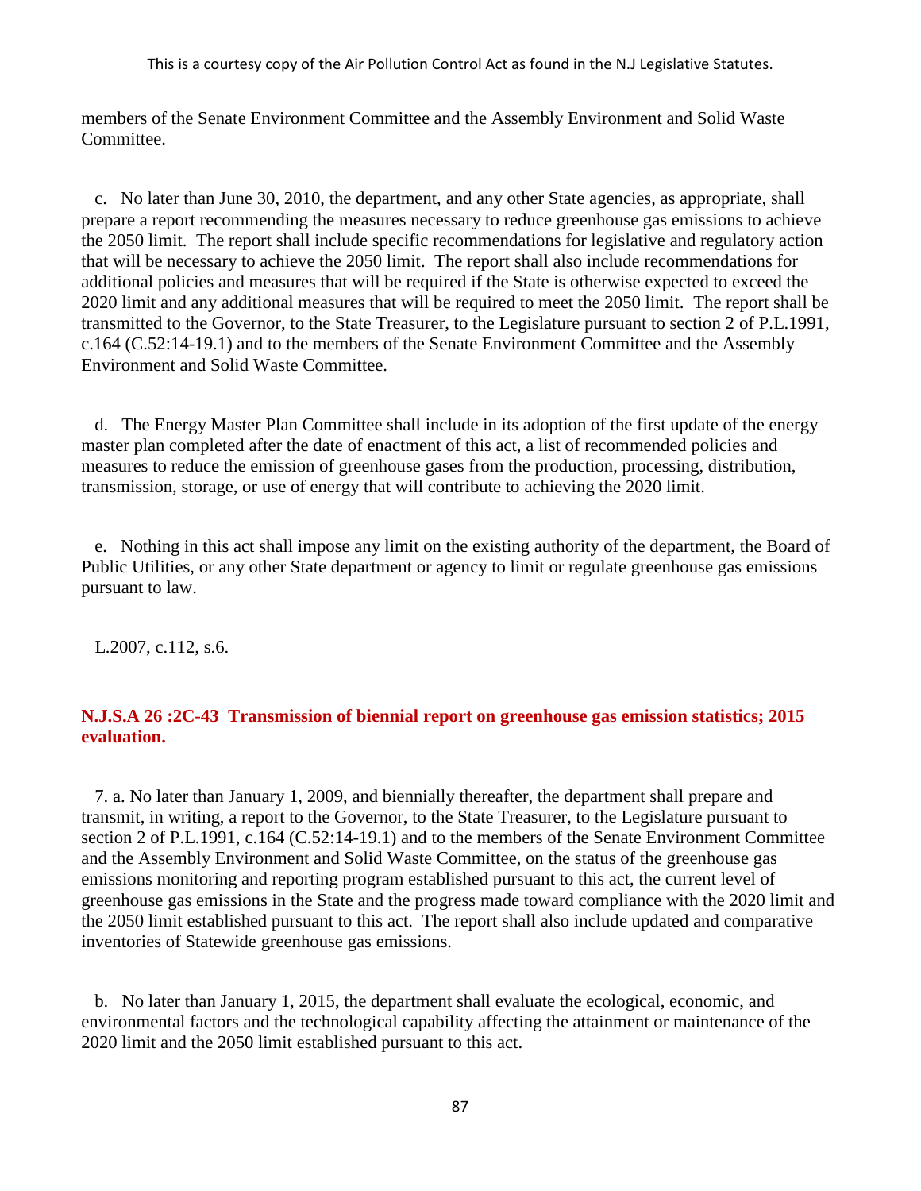members of the Senate Environment Committee and the Assembly Environment and Solid Waste Committee.

c. No later than June 30, 2010, the department, and any other State agencies, as appropriate, shall prepare a report recommending the measures necessary to reduce greenhouse gas emissions to achieve the 2050 limit. The report shall include specific recommendations for legislative and regulatory action that will be necessary to achieve the 2050 limit. The report shall also include recommendations for additional policies and measures that will be required if the State is otherwise expected to exceed the 2020 limit and any additional measures that will be required to meet the 2050 limit. The report shall be transmitted to the Governor, to the State Treasurer, to the Legislature pursuant to section 2 of P.L.1991, c.164 (C.52:14-19.1) and to the members of the Senate Environment Committee and the Assembly Environment and Solid Waste Committee.

d. The Energy Master Plan Committee shall include in its adoption of the first update of the energy master plan completed after the date of enactment of this act, a list of recommended policies and measures to reduce the emission of greenhouse gases from the production, processing, distribution, transmission, storage, or use of energy that will contribute to achieving the 2020 limit.

e. Nothing in this act shall impose any limit on the existing authority of the department, the Board of Public Utilities, or any other State department or agency to limit or regulate greenhouse gas emissions pursuant to law.

L.2007, c.112, s.6.

### N.J.S.A 26 :2C-43 Transmission of biennial report on greenhouse gas emission statistics; 2015 evaluation.

7. a. No later than January 1, 2009, and biennially thereafter, the department shall prepare and transmit, in writing, a report to the Governor, to the State Treasurer, to the Legislature pursuant to section 2 of P.L.1991, c.164 (C.52:14-19.1) and to the members of the Senate Environment Committee and the Assembly Environment and Solid Waste Committee, on the status of the greenhouse gas emissions monitoring and reporting program established pursuant to this act, the current level of greenhouse gas emissions in the State and the progress made toward compliance with the 2020 limit and the 2050 limit established pursuant to this act. The report shall also include updated and comparative inventories of Statewide greenhouse gas emissions.

b. No later than January 1, 2015, the department shall evaluate the ecological, economic, and environmental factors and the technological capability affecting the attainment or maintenance of the 2020 limit and the 2050 limit established pursuant to this act.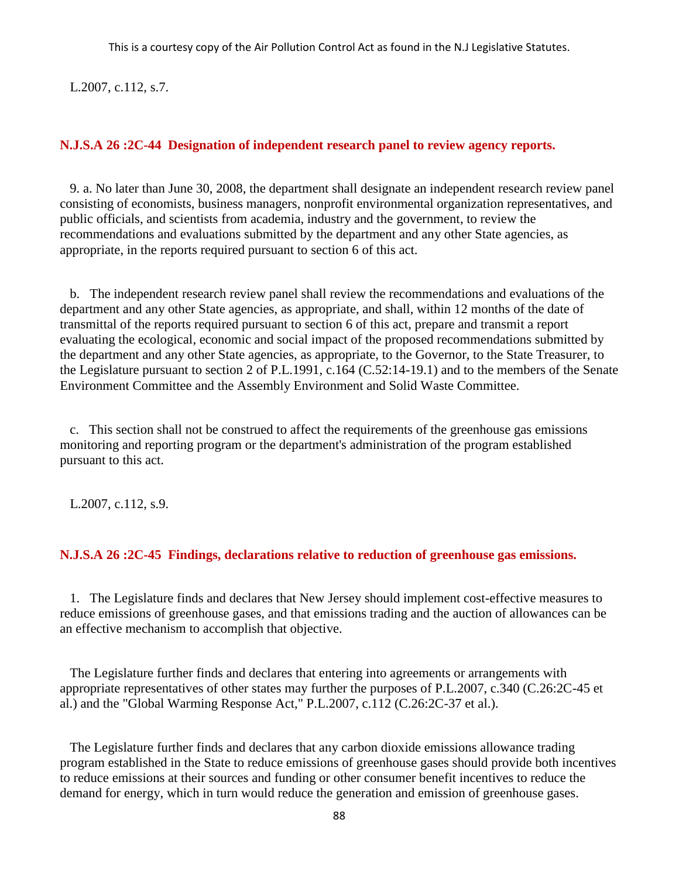L.2007, c.112, s.7.

### N.J.S.A 26 :2C-44 Designation of independent research panel to review agency reports.

9. a. No later than June 30, 2008, the department shall designate an independent research review panel consisting of economists, business managers, nonprofit environmental organization representatives, and public officials, and scientists from academia, industry and the government, to review the recommendations and evaluations submitted by the department and any other State agencies, as appropriate, in the reports required pursuant to section 6 of this act.

b. The independent research review panel shall review the recommendations and evaluations of the department and any other State agencies, as appropriate, and shall, within 12 months of the date of transmittal of the reports required pursuant to section 6 of this act, prepare and transmit a report evaluating the ecological, economic and social impact of the proposed recommendations submitted by the department and any other State agencies, as appropriate, to the Governor, to the State Treasurer, to the Legislature pursuant to section 2 of P.L.1991, c.164 (C.52:14-19.1) and to the members of the Senate Environment Committee and the Assembly Environment and Solid Waste Committee.

c. This section shall not be construed to affect the requirements of the greenhouse gas emissions monitoring and reporting program or the department's administration of the program established pursuant to this act.

L.2007, c.112, s.9.

### N.J.S.A 26 :2C-45 Findings, declarations relative to reduction of greenhouse gas emissions.

1. The Legislature finds and declares that New Jersey should implement cost-effective measures to reduce emissions of greenhouse gases, and that emissions trading and the auction of allowances can be an effective mechanism to accomplish that objective.

The Legislature further finds and declares that entering into agreements or arrangements with appropriate representatives of other states may further the purposes of P.L.2007, c.340 (C.26:2C-45 et al.) and the "Global Warming Response Act," P.L.2007, c.112 (C.26:2C-37 et al.).

The Legislature further finds and declares that any carbon dioxide emissions allowance trading program established in the State to reduce emissions of greenhouse gases should provide both incentives to reduce emissions at their sources and funding or other consumer benefit incentives to reduce the demand for energy, which in turn would reduce the generation and emission of greenhouse gases.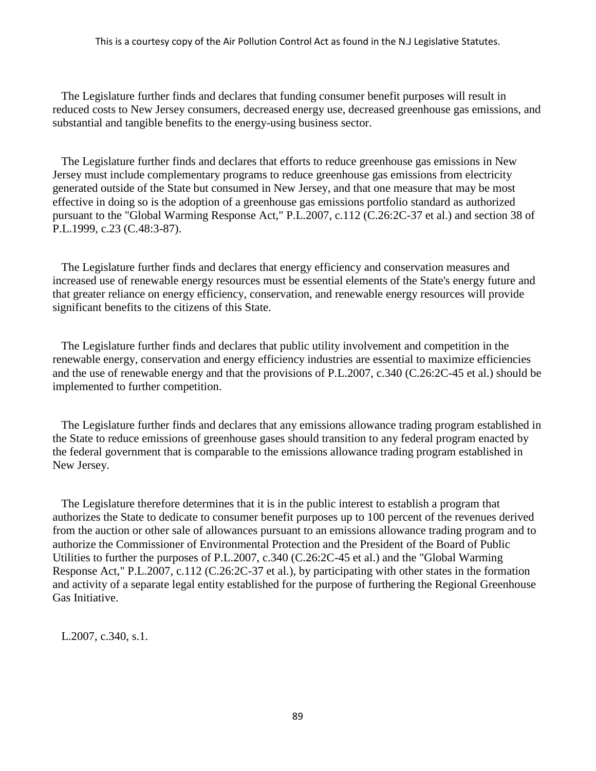The Legislature further finds and declares that funding consumer benefit purposes will result in reduced costs to New Jersey consumers, decreased energy use, decreased greenhouse gas emissions, and substantial and tangible benefits to the energy-using business sector.

The Legislature further finds and declares that efforts to reduce greenhouse gas emissions in New Jersey must include complementary programs to reduce greenhouse gas emissions from electricity generated outside of the State but consumed in New Jersey, and that one measure that may be most effective in doing so is the adoption of a greenhouse gas emissions portfolio standard as authorized pursuant to the "Global Warming Response Act," P.L.2007, c.112 (C.26:2C-37 et al.) and section 38 of P.L.1999, c.23 (C.48:3-87).

The Legislature further finds and declares that energy efficiency and conservation measures and increased use of renewable energy resources must be essential elements of the State's energy future and that greater reliance on energy efficiency, conservation, and renewable energy resources will provide significant benefits to the citizens of this State.

The Legislature further finds and declares that public utility involvement and competition in the renewable energy, conservation and energy efficiency industries are essential to maximize efficiencies and the use of renewable energy and that the provisions of P.L.2007, c.340 (C.26:2C-45 et al.) should be implemented to further competition.

The Legislature further finds and declares that any emissions allowance trading program established in the State to reduce emissions of greenhouse gases should transition to any federal program enacted by the federal government that is comparable to the emissions allowance trading program established in New Jersey.

The Legislature therefore determines that it is in the public interest to establish a program that authorizes the State to dedicate to consumer benefit purposes up to 100 percent of the revenues derived from the auction or other sale of allowances pursuant to an emissions allowance trading program and to authorize the Commissioner of Environmental Protection and the President of the Board of Public Utilities to further the purposes of P.L.2007, c.340 (C.26:2C-45 et al.) and the "Global Warming Response Act," P.L.2007, c.112 (C.26:2C-37 et al.), by participating with other states in the formation and activity of a separate legal entity established for the purpose of furthering the Regional Greenhouse Gas Initiative.

L.2007, c.340, s.1.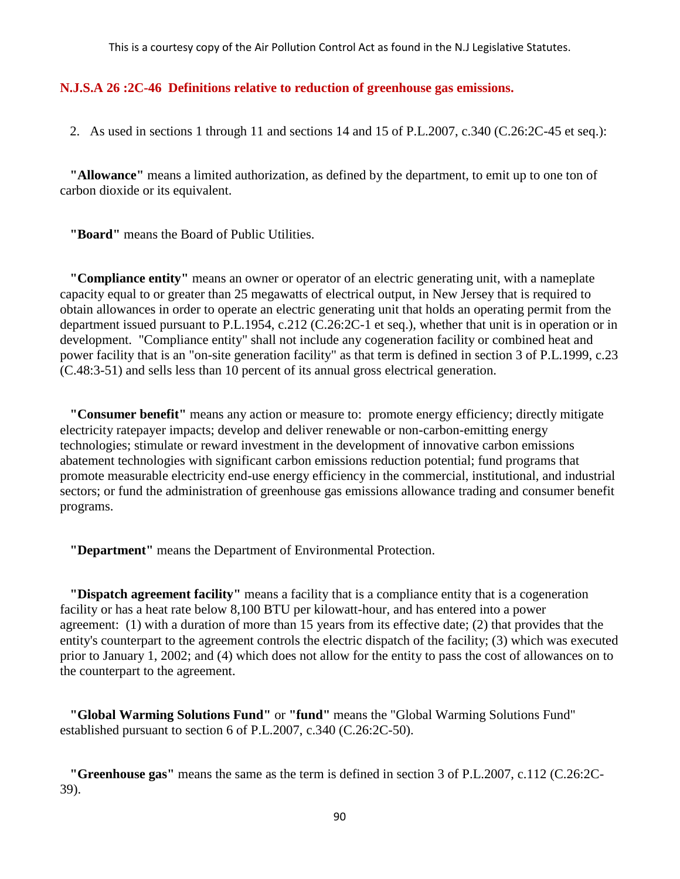**N.J.S.A 26 :2C-46 Definitions relative to reduction of greenhouse gas emissions.**

2. As used in sections 1 through 11 and sections 14 and 15 of P.L.2007, c.340 (C.26:2C-45 et seq.):

**"Allowance"** means a limited authorization, as defined by the department, to emit up to one ton of carbon dioxide or its equivalent.

**"Board"** means the Board of Public Utilities.

**"Compliance entity"** means an owner or operator of an electric generating unit, with a nameplate capacity equal to or greater than 25 megawatts of electrical output, in New Jersey that is required to obtain allowances in order to operate an electric generating unit that holds an operating permit from the department issued pursuant to P.L.1954, c.212 (C.26:2C-1 et seq.), whether that unit is in operation or in development. "Compliance entity" shall not include any cogeneration facility or combined heat and power facility that is an "on-site generation facility" as that term is defined in section 3 of P.L.1999, c.23 (C.48:3-51) and sells less than 10 percent of its annual gross electrical generation.

**"Consumer benefit"** means any action or measure to: promote energy efficiency; directly mitigate electricity ratepayer impacts; develop and deliver renewable or non-carbon-emitting energy technologies; stimulate or reward investment in the development of innovative carbon emissions abatement technologies with significant carbon emissions reduction potential; fund programs that promote measurable electricity end-use energy efficiency in the commercial, institutional, and industrial sectors; or fund the administration of greenhouse gas emissions allowance trading and consumer benefit programs.

**"Department"** means the Department of Environmental Protection.

**"Dispatch agreement facility"** means a facility that is a compliance entity that is a cogeneration facility or has a heat rate below 8,100 BTU per kilowatt-hour, and has entered into a power agreement: (1) with a duration of more than 15 years from its effective date; (2) that provides that the entity's counterpart to the agreement controls the electric dispatch of the facility; (3) which was executed prior to January 1, 2002; and (4) which does not allow for the entity to pass the cost of allowances on to the counterpart to the agreement.

**"Global Warming Solutions Fund"** or **"fund"** means the "Global Warming Solutions Fund" established pursuant to section 6 of P.L.2007, c.340 (C.26:2C-50).

**"Greenhouse gas"** means the same as the term is defined in section 3 of P.L.2007, c.112 (C.26:2C-39).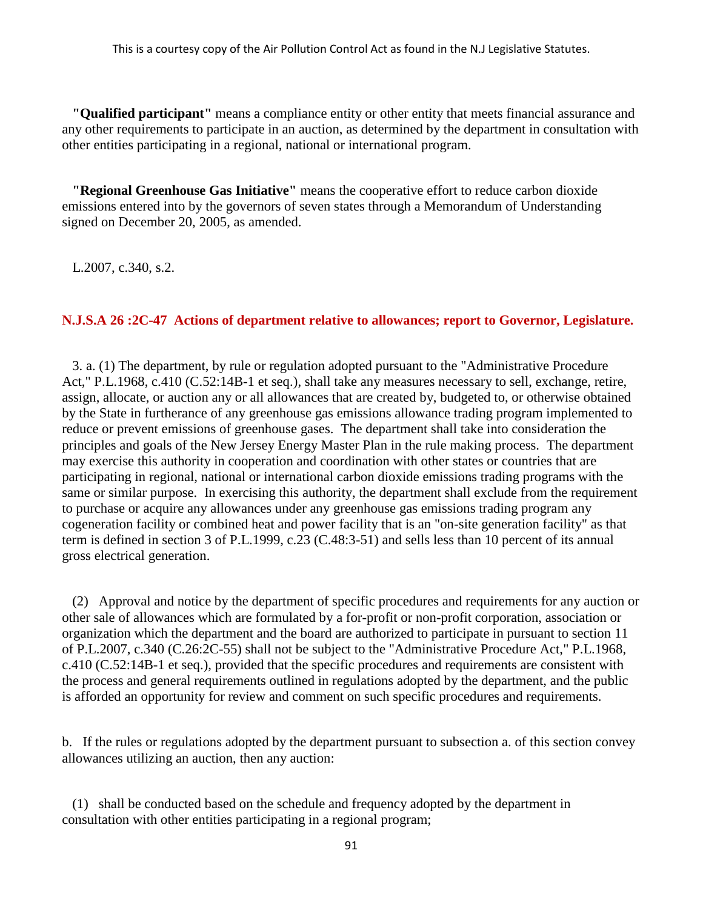**"Qualified participant"** means a compliance entity or other entity that meets financial assurance and any other requirements to participate in an auction, as determined by the department in consultation with other entities participating in a regional, national or international program.

**"Regional Greenhouse Gas Initiative"** means the cooperative effort to reduce carbon dioxide emissions entered into by the governors of seven states through a Memorandum of Understanding signed on December 20, 2005, as amended.

L.2007, c.340, s.2.

### N.J.S.A 26 :2C-47 Actions of department relative to allowances; report to Governor, Legislature.

3. a. (1) The department, by rule or regulation adopted pursuant to the "Administrative Procedure Act," P.L.1968, c.410 (C.52:14B-1 et seq.), shall take any measures necessary to sell, exchange, retire, assign, allocate, or auction any or all allowances that are created by, budgeted to, or otherwise obtained by the State in furtherance of any greenhouse gas emissions allowance trading program implemented to reduce or prevent emissions of greenhouse gases. The department shall take into consideration the principles and goals of the New Jersey Energy Master Plan in the rule making process. The department may exercise this authority in cooperation and coordination with other states or countries that are participating in regional, national or international carbon dioxide emissions trading programs with the same or similar purpose. In exercising this authority, the department shall exclude from the requirement to purchase or acquire any allowances under any greenhouse gas emissions trading program any cogeneration facility or combined heat and power facility that is an "on-site generation facility" as that term is defined in section 3 of P.L.1999, c.23 (C.48:3-51) and sells less than 10 percent of its annual gross electrical generation.

(2) Approval and notice by the department of specific procedures and requirements for any auction or other sale of allowances which are formulated by a for-profit or non-profit corporation, association or organization which the department and the board are authorized to participate in pursuant to section 11 of P.L.2007, c.340 (C.26:2C-55) shall not be subject to the "Administrative Procedure Act," P.L.1968, c.410 (C.52:14B-1 et seq.), provided that the specific procedures and requirements are consistent with the process and general requirements outlined in regulations adopted by the department, and the public is afforded an opportunity for review and comment on such specific procedures and requirements.

b. If the rules or regulations adopted by the department pursuant to subsection a. of this section convey allowances utilizing an auction, then any auction:

(1) shall be conducted based on the schedule and frequency adopted by the department in consultation with other entities participating in a regional program;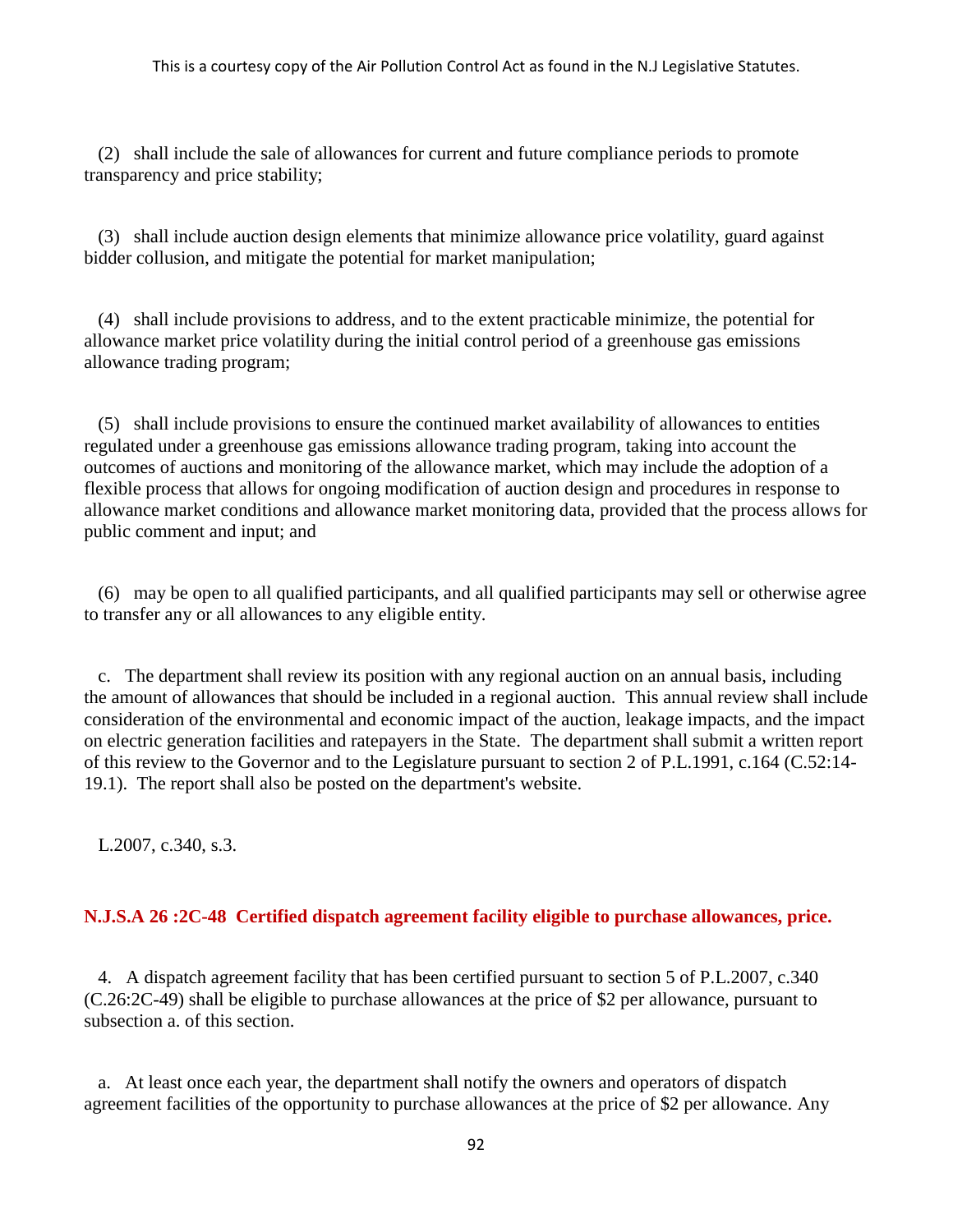(2) shall include the sale of allowances for current and future compliance periods to promote transparency and price stability;

(3) shall include auction design elements that minimize allowance price volatility, guard against bidder collusion, and mitigate the potential for market manipulation;

(4) shall include provisions to address, and to the extent practicable minimize, the potential for allowance market price volatility during the initial control period of a greenhouse gas emissions allowance trading program;

(5) shall include provisions to ensure the continued market availability of allowances to entities regulated under a greenhouse gas emissions allowance trading program, taking into account the outcomes of auctions and monitoring of the allowance market, which may include the adoption of a flexible process that allows for ongoing modification of auction design and procedures in response to allowance market conditions and allowance market monitoring data, provided that the process allows for public comment and input; and

(6) may be open to all qualified participants, and all qualified participants may sell or otherwise agree to transfer any or all allowances to any eligible entity.

c. The department shall review its position with any regional auction on an annual basis, including the amount of allowances that should be included in a regional auction. This annual review shall include consideration of the environmental and economic impact of the auction, leakage impacts, and the impact on electric generation facilities and ratepayers in the State. The department shall submit a written report of this review to the Governor and to the Legislature pursuant to section 2 of P.L.1991, c.164 (C.52:14-19.1). The report shall also be posted on the department's website.

L.2007, c.340, s.3.

### N.J.S.A 26 :2C-48 Certified dispatch agreement facility eligible to purchase allowances, price.

4. A dispatch agreement facility that has been certified pursuant to section 5 of P.L.2007, c.340 (C.26:2C-49) shall be eligible to purchase allowances at the price of $2 per allowance, pursuant to subsection a. of this section.

a. At least once each year, the department shall notify the owners and operators of dispatch agreement facilities of the opportunity to purchase allowances at the price of $2 per allowance. Any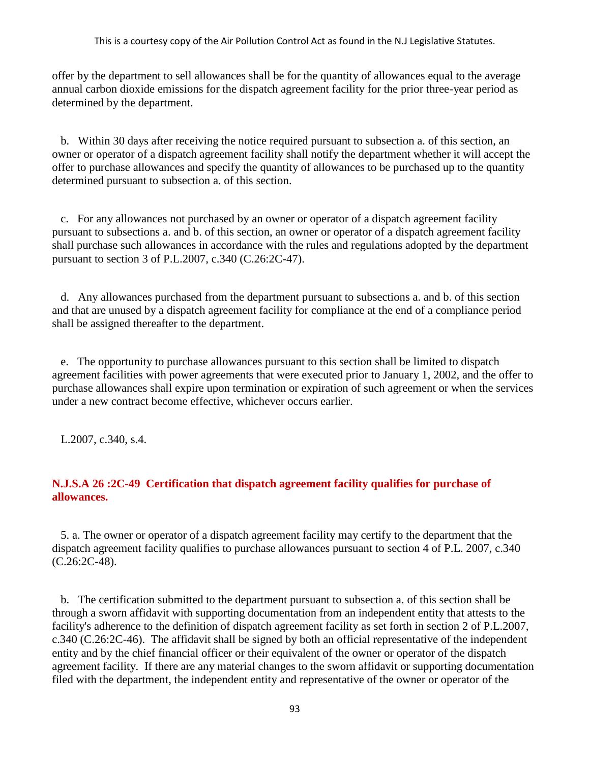offer by the department to sell allowances shall be for the quantity of allowances equal to the average annual carbon dioxide emissions for the dispatch agreement facility for the prior three-year period as determined by the department.

b. Within 30 days after receiving the notice required pursuant to subsection a. of this section, an owner or operator of a dispatch agreement facility shall notify the department whether it will accept the offer to purchase allowances and specify the quantity of allowances to be purchased up to the quantity determined pursuant to subsection a. of this section.

c. For any allowances not purchased by an owner or operator of a dispatch agreement facility pursuant to subsections a. and b. of this section, an owner or operator of a dispatch agreement facility shall purchase such allowances in accordance with the rules and regulations adopted by the department pursuant to section 3 of P.L.2007, c.340 (C.26:2C-47).

d. Any allowances purchased from the department pursuant to subsections a. and b. of this section and that are unused by a dispatch agreement facility for compliance at the end of a compliance period shall be assigned thereafter to the department.

e. The opportunity to purchase allowances pursuant to this section shall be limited to dispatch agreement facilities with power agreements that were executed prior to January 1, 2002, and the offer to purchase allowances shall expire upon termination or expiration of such agreement or when the services under a new contract become effective, whichever occurs earlier.

L.2007, c.340, s.4.

### N.J.S.A 26 :2C-49 Certification that dispatch agreement facility qualifies for purchase of allowances.

5. a. The owner or operator of a dispatch agreement facility may certify to the department that the dispatch agreement facility qualifies to purchase allowances pursuant to section 4 of P.L. 2007, c.340 (C.26:2C-48).

b. The certification submitted to the department pursuant to subsection a. of this section shall be through a sworn affidavit with supporting documentation from an independent entity that attests to the facility's adherence to the definition of dispatch agreement facility as set forth in section 2 of P.L.2007, c.340 (C.26:2C-46). The affidavit shall be signed by both an official representative of the independent entity and by the chief financial officer or their equivalent of the owner or operator of the dispatch agreement facility. If there are any material changes to the sworn affidavit or supporting documentation filed with the department, the independent entity and representative of the owner or operator of the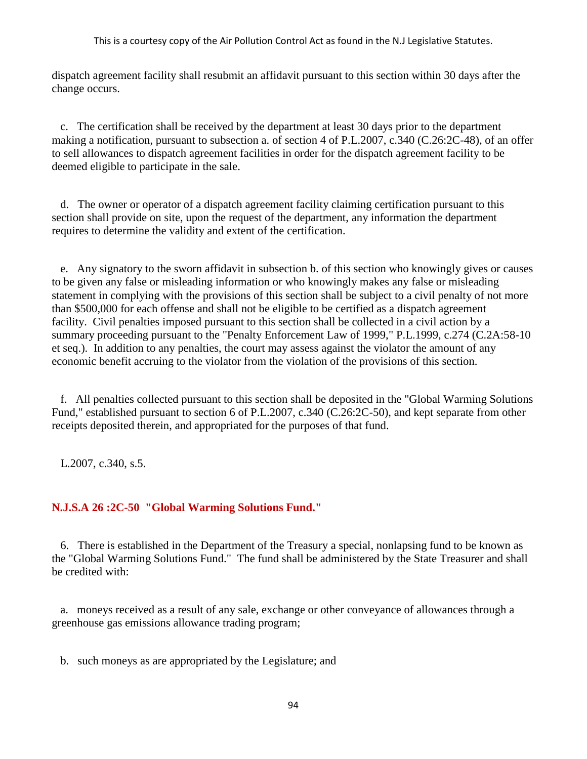dispatch agreement facility shall resubmit an affidavit pursuant to this section within 30 days after the change occurs.

c. The certification shall be received by the department at least 30 days prior to the department making a notification, pursuant to subsection a. of section 4 of P.L.2007, c.340 (C.26:2C-48), of an offer to sell allowances to dispatch agreement facilities in order for the dispatch agreement facility to be deemed eligible to participate in the sale.

d. The owner or operator of a dispatch agreement facility claiming certification pursuant to this section shall provide on site, upon the request of the department, any information the department requires to determine the validity and extent of the certification.

e. Any signatory to the sworn affidavit in subsection b. of this section who knowingly gives or causes to be given any false or misleading information or who knowingly makes any false or misleading statement in complying with the provisions of this section shall be subject to a civil penalty of not more than $500,000 for each offense and shall not be eligible to be certified as a dispatch agreement facility. Civil penalties imposed pursuant to this section shall be collected in a civil action by a summary proceeding pursuant to the "Penalty Enforcement Law of 1999," P.L.1999, c.274 (C.2A:58-10 et seq.). In addition to any penalties, the court may assess against the violator the amount of any economic benefit accruing to the violator from the violation of the provisions of this section.

f. All penalties collected pursuant to this section shall be deposited in the "Global Warming Solutions Fund," established pursuant to section 6 of P.L.2007, c.340 (C.26:2C-50), and kept separate from other receipts deposited therein, and appropriated for the purposes of that fund.

L.2007, c.340, s.5.

### N.J.S.A 26 :2C-50 "Global Warming Solutions Fund."

6. There is established in the Department of the Treasury a special, nonlapsing fund to be known as the "Global Warming Solutions Fund." The fund shall be administered by the State Treasurer and shall be credited with:

a. moneys received as a result of any sale, exchange or other conveyance of allowances through a greenhouse gas emissions allowance trading program;

b. such moneys as are appropriated by the Legislature; and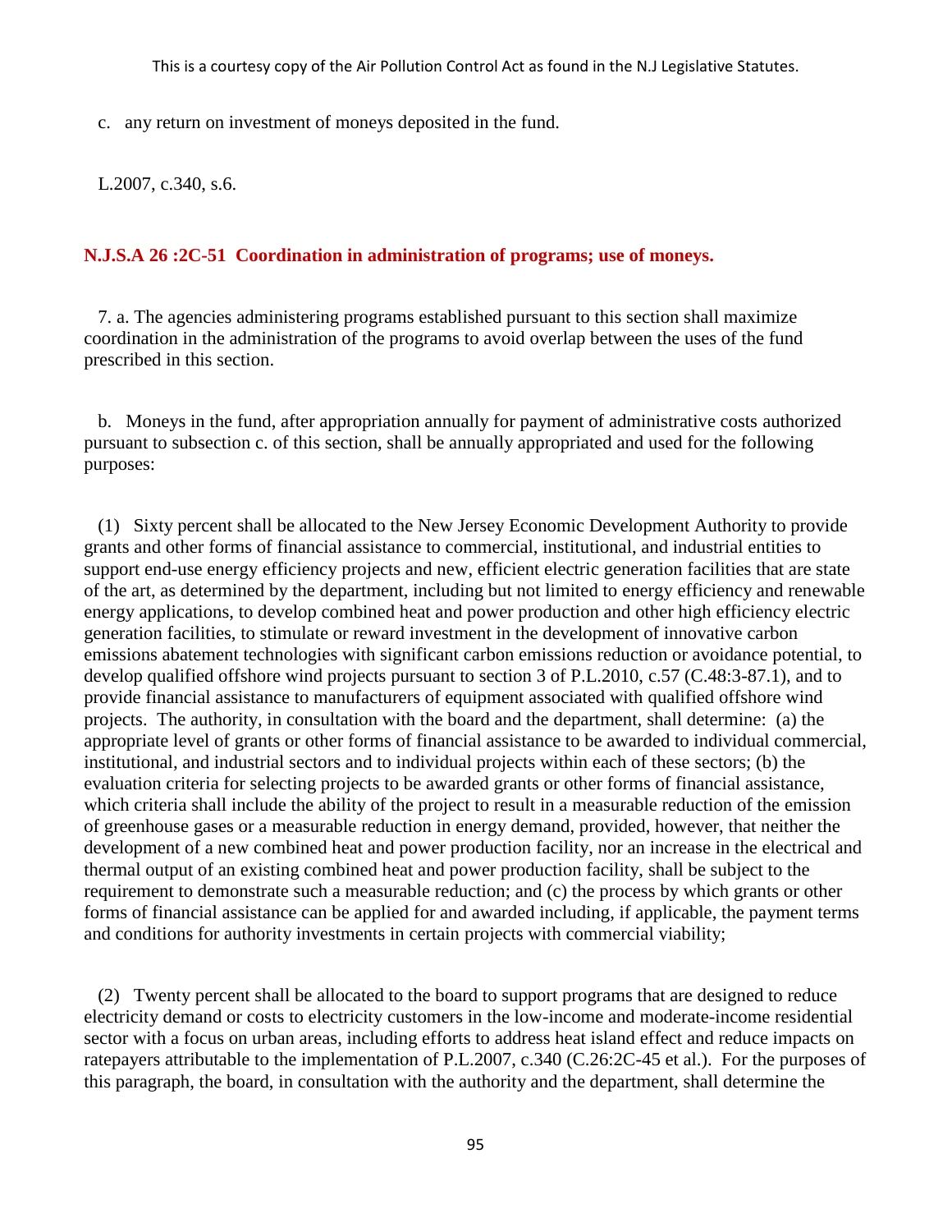c. any return on investment of moneys deposited in the fund.

L.2007, c.340, s.6.

**N.J.S.A 26 :2C-51 Coordination in administration of programs; use of moneys.**

7. a. The agencies administering programs established pursuant to this section shall maximize coordination in the administration of the programs to avoid overlap between the uses of the fund prescribed in this section.

b. Moneys in the fund, after appropriation annually for payment of administrative costs authorized pursuant to subsection c. of this section, shall be annually appropriated and used for the following purposes:

(1) Sixty percent shall be allocated to the New Jersey Economic Development Authority to provide grants and other forms of financial assistance to commercial, institutional, and industrial entities to support end-use energy efficiency projects and new, efficient electric generation facilities that are state of the art, as determined by the department, including but not limited to energy efficiency and renewable energy applications, to develop combined heat and power production and other high efficiency electric generation facilities, to stimulate or reward investment in the development of innovative carbon emissions abatement technologies with significant carbon emissions reduction or avoidance potential, to develop qualified offshore wind projects pursuant to section 3 of P.L.2010, c.57 (C.48:3-87.1), and to provide financial assistance to manufacturers of equipment associated with qualified offshore wind projects. The authority, in consultation with the board and the department, shall determine: (a) the appropriate level of grants or other forms of financial assistance to be awarded to individual commercial, institutional, and industrial sectors and to individual projects within each of these sectors; (b) the evaluation criteria for selecting projects to be awarded grants or other forms of financial assistance, which criteria shall include the ability of the project to result in a measurable reduction of the emission of greenhouse gases or a measurable reduction in energy demand, provided, however, that neither the development of a new combined heat and power production facility, nor an increase in the electrical and thermal output of an existing combined heat and power production facility, shall be subject to the requirement to demonstrate such a measurable reduction; and (c) the process by which grants or other forms of financial assistance can be applied for and awarded including, if applicable, the payment terms and conditions for authority investments in certain projects with commercial viability;

(2) Twenty percent shall be allocated to the board to support programs that are designed to reduce electricity demand or costs to electricity customers in the low-income and moderate-income residential sector with a focus on urban areas, including efforts to address heat island effect and reduce impacts on ratepayers attributable to the implementation of P.L.2007, c.340 (C.26:2C-45 et al.). For the purposes of this paragraph, the board, in consultation with the authority and the department, shall determine the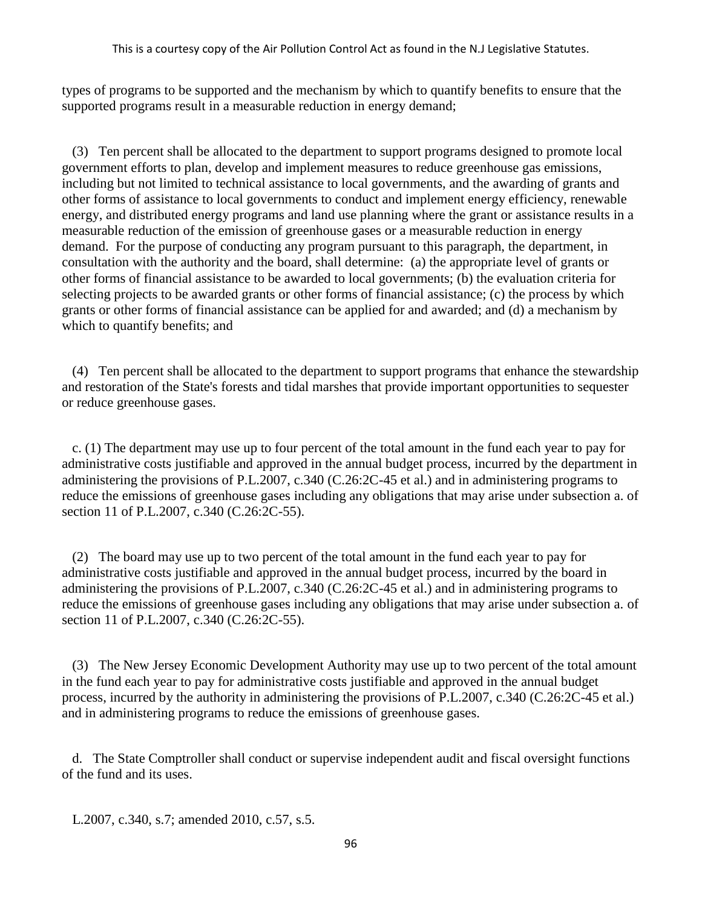types of programs to be supported and the mechanism by which to quantify benefits to ensure that the supported programs result in a measurable reduction in energy demand;

(3) Ten percent shall be allocated to the department to support programs designed to promote local government efforts to plan, develop and implement measures to reduce greenhouse gas emissions, including but not limited to technical assistance to local governments, and the awarding of grants and other forms of assistance to local governments to conduct and implement energy efficiency, renewable energy, and distributed energy programs and land use planning where the grant or assistance results in a measurable reduction of the emission of greenhouse gases or a measurable reduction in energy demand. For the purpose of conducting any program pursuant to this paragraph, the department, in consultation with the authority and the board, shall determine: (a) the appropriate level of grants or other forms of financial assistance to be awarded to local governments; (b) the evaluation criteria for selecting projects to be awarded grants or other forms of financial assistance; (c) the process by which grants or other forms of financial assistance can be applied for and awarded; and (d) a mechanism by which to quantify benefits; and

(4) Ten percent shall be allocated to the department to support programs that enhance the stewardship and restoration of the State's forests and tidal marshes that provide important opportunities to sequester or reduce greenhouse gases.

c. (1) The department may use up to four percent of the total amount in the fund each year to pay for administrative costs justifiable and approved in the annual budget process, incurred by the department in administering the provisions of P.L.2007, c.340 (C.26:2C-45 et al.) and in administering programs to reduce the emissions of greenhouse gases including any obligations that may arise under subsection a. of section 11 of P.L.2007, c.340 (C.26:2C-55).

(2) The board may use up to two percent of the total amount in the fund each year to pay for administrative costs justifiable and approved in the annual budget process, incurred by the board in administering the provisions of P.L.2007, c.340 (C.26:2C-45 et al.) and in administering programs to reduce the emissions of greenhouse gases including any obligations that may arise under subsection a. of section 11 of P.L.2007, c.340 (C.26:2C-55).

(3) The New Jersey Economic Development Authority may use up to two percent of the total amount in the fund each year to pay for administrative costs justifiable and approved in the annual budget process, incurred by the authority in administering the provisions of P.L.2007, c.340 (C.26:2C-45 et al.) and in administering programs to reduce the emissions of greenhouse gases.

d. The State Comptroller shall conduct or supervise independent audit and fiscal oversight functions of the fund and its uses.

L.2007, c.340, s.7; amended 2010, c.57, s.5.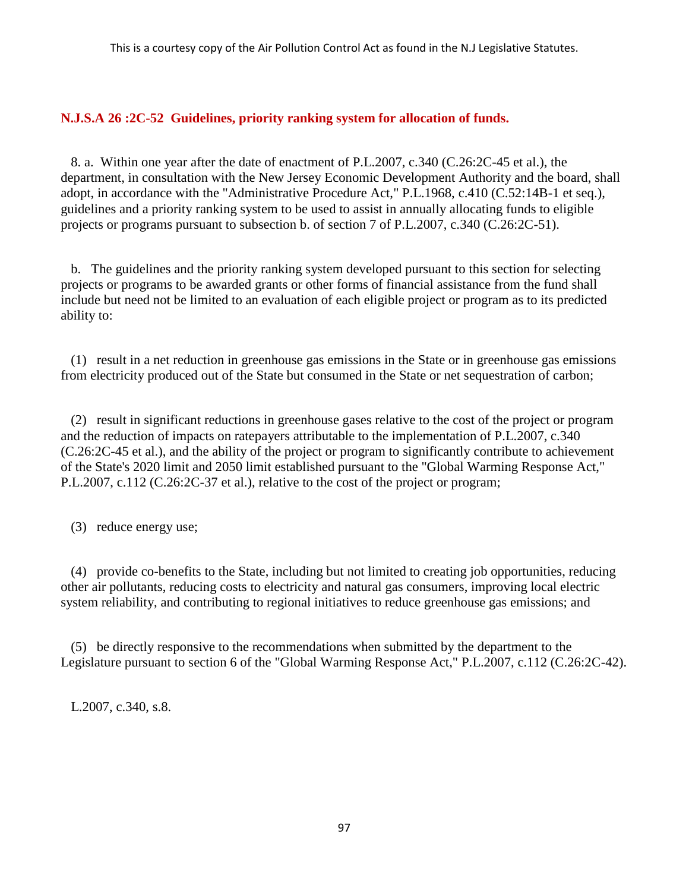### N.J.S.A 26 :2C-52 Guidelines, priority ranking system for allocation of funds.

8. a. Within one year after the date of enactment of P.L.2007, c.340 (C.26:2C-45 et al.), the department, in consultation with the New Jersey Economic Development Authority and the board, shall adopt, in accordance with the "Administrative Procedure Act," P.L.1968, c.410 (C.52:14B-1 et seq.), guidelines and a priority ranking system to be used to assist in annually allocating funds to eligible projects or programs pursuant to subsection b. of section 7 of P.L.2007, c.340 (C.26:2C-51).

b. The guidelines and the priority ranking system developed pursuant to this section for selecting projects or programs to be awarded grants or other forms of financial assistance from the fund shall include but need not be limited to an evaluation of each eligible project or program as to its predicted ability to:

(1) result in a net reduction in greenhouse gas emissions in the State or in greenhouse gas emissions from electricity produced out of the State but consumed in the State or net sequestration of carbon;

(2) result in significant reductions in greenhouse gases relative to the cost of the project or program and the reduction of impacts on ratepayers attributable to the implementation of P.L.2007, c.340 (C.26:2C-45 et al.), and the ability of the project or program to significantly contribute to achievement of the State's 2020 limit and 2050 limit established pursuant to the "Global Warming Response Act," P.L.2007, c.112 (C.26:2C-37 et al.), relative to the cost of the project or program;

(3) reduce energy use;

(4) provide co-benefits to the State, including but not limited to creating job opportunities, reducing other air pollutants, reducing costs to electricity and natural gas consumers, improving local electric system reliability, and contributing to regional initiatives to reduce greenhouse gas emissions; and

(5) be directly responsive to the recommendations when submitted by the department to the Legislature pursuant to section 6 of the "Global Warming Response Act," P.L.2007, c.112 (C.26:2C-42).

L.2007, c.340, s.8.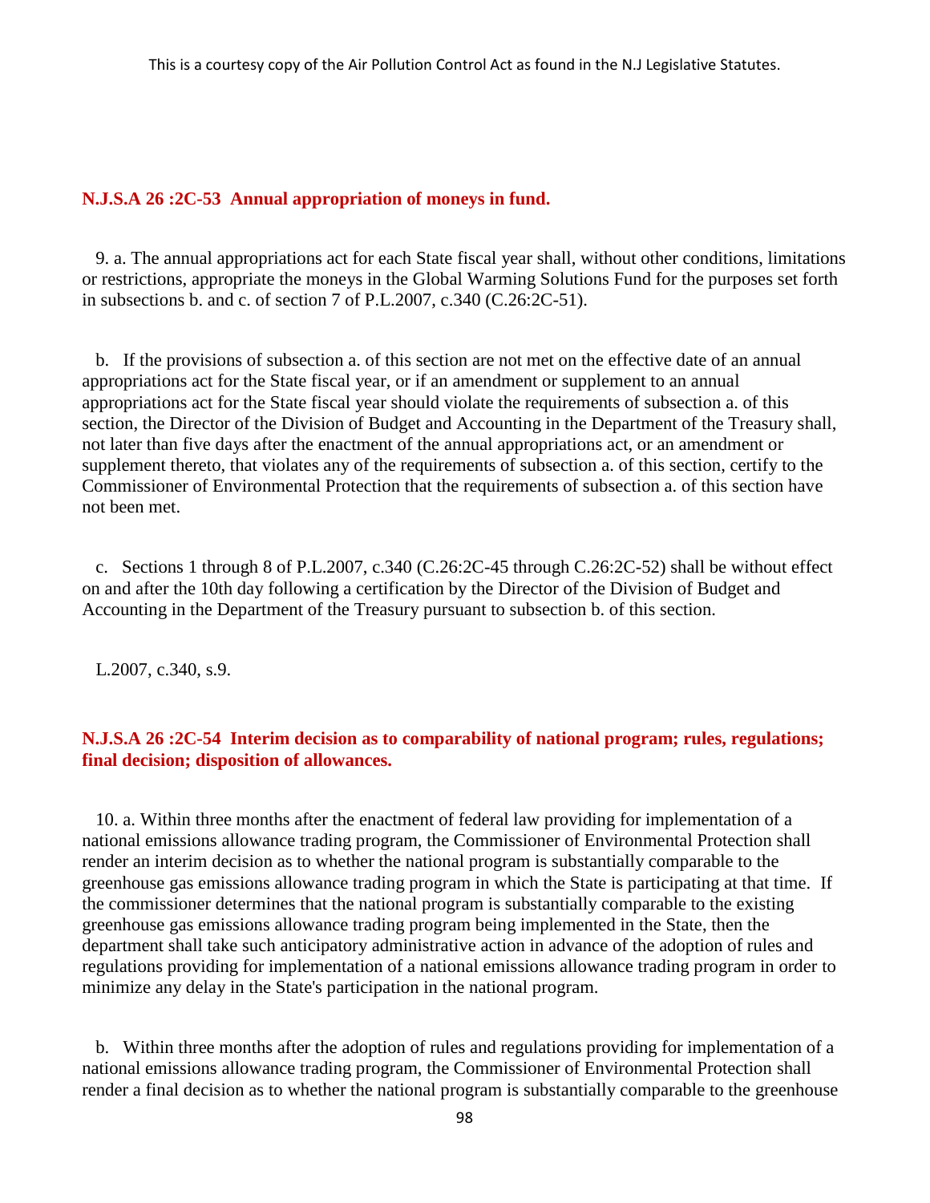## N.J.S.A 26 :2C-53 Annual appropriation of moneys in fund.

9. a. The annual appropriations act for each State fiscal year shall, without other conditions, limitations or restrictions, appropriate the moneys in the Global Warming Solutions Fund for the purposes set forth in subsections b. and c. of section 7 of P.L.2007, c.340 (C.26:2C-51).

b. If the provisions of subsection a. of this section are not met on the effective date of an annual appropriations act for the State fiscal year, or if an amendment or supplement to an annual appropriations act for the State fiscal year should violate the requirements of subsection a. of this section, the Director of the Division of Budget and Accounting in the Department of the Treasury shall, not later than five days after the enactment of the annual appropriations act, or an amendment or supplement thereto, that violates any of the requirements of subsection a. of this section, certify to the Commissioner of Environmental Protection that the requirements of subsection a. of this section have not been met.

c. Sections 1 through 8 of P.L.2007, c.340 (C.26:2C-45 through C.26:2C-52) shall be without effect on and after the 10th day following a certification by the Director of the Division of Budget and Accounting in the Department of the Treasury pursuant to subsection b. of this section.

L.2007, c.340, s.9.

## N.J.S.A 26 :2C-54 Interim decision as to comparability of national program; rules, regulations; final decision; disposition of allowances.

10. a. Within three months after the enactment of federal law providing for implementation of a national emissions allowance trading program, the Commissioner of Environmental Protection shall render an interim decision as to whether the national program is substantially comparable to the greenhouse gas emissions allowance trading program in which the State is participating at that time. If the commissioner determines that the national program is substantially comparable to the existing greenhouse gas emissions allowance trading program being implemented in the State, then the department shall take such anticipatory administrative action in advance of the adoption of rules and regulations providing for implementation of a national emissions allowance trading program in order to minimize any delay in the State's participation in the national program.

b. Within three months after the adoption of rules and regulations providing for implementation of a national emissions allowance trading program, the Commissioner of Environmental Protection shall render a final decision as to whether the national program is substantially comparable to the greenhouse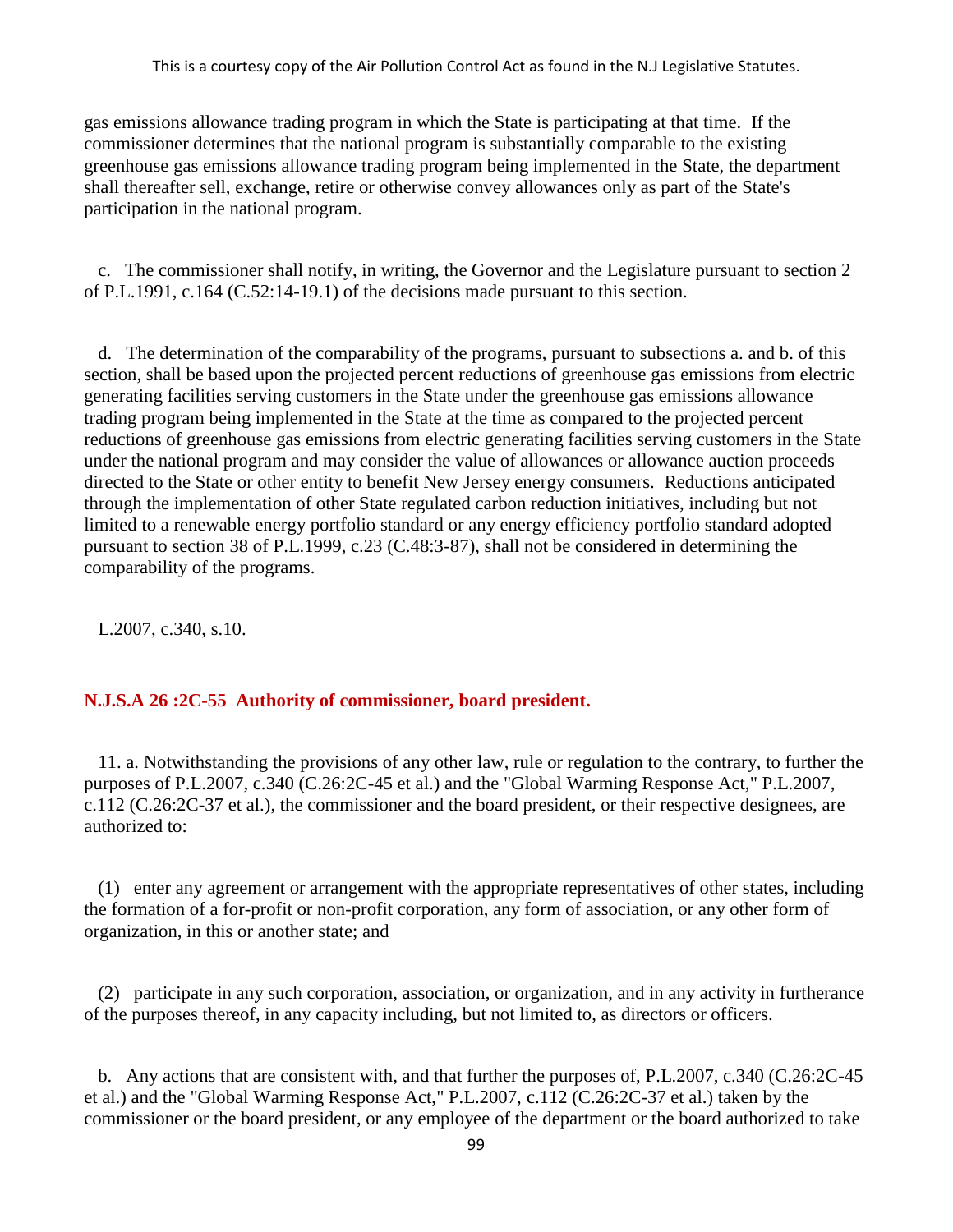gas emissions allowance trading program in which the State is participating at that time. If the commissioner determines that the national program is substantially comparable to the existing greenhouse gas emissions allowance trading program being implemented in the State, the department shall thereafter sell, exchange, retire or otherwise convey allowances only as part of the State's participation in the national program.

c. The commissioner shall notify, in writing, the Governor and the Legislature pursuant to section 2 of P.L.1991, c.164 (C.52:14-19.1) of the decisions made pursuant to this section.

d. The determination of the comparability of the programs, pursuant to subsections a. and b. of this section, shall be based upon the projected percent reductions of greenhouse gas emissions from electric generating facilities serving customers in the State under the greenhouse gas emissions allowance trading program being implemented in the State at the time as compared to the projected percent reductions of greenhouse gas emissions from electric generating facilities serving customers in the State under the national program and may consider the value of allowances or allowance auction proceeds directed to the State or other entity to benefit New Jersey energy consumers. Reductions anticipated through the implementation of other State regulated carbon reduction initiatives, including but not limited to a renewable energy portfolio standard or any energy efficiency portfolio standard adopted pursuant to section 38 of P.L.1999, c.23 (C.48:3-87), shall not be considered in determining the comparability of the programs.

L.2007, c.340, s.10.

### N.J.S.A 26 :2C-55 Authority of commissioner, board president.

11. a. Notwithstanding the provisions of any other law, rule or regulation to the contrary, to further the purposes of P.L.2007, c.340 (C.26:2C-45 et al.) and the "Global Warming Response Act," P.L.2007, c.112 (C.26:2C-37 et al.), the commissioner and the board president, or their respective designees, are authorized to:

(1) enter any agreement or arrangement with the appropriate representatives of other states, including the formation of a for-profit or non-profit corporation, any form of association, or any other form of organization, in this or another state; and

(2) participate in any such corporation, association, or organization, and in any activity in furtherance of the purposes thereof, in any capacity including, but not limited to, as directors or officers.

b. Any actions that are consistent with, and that further the purposes of, P.L.2007, c.340 (C.26:2C-45 et al.) and the "Global Warming Response Act," P.L.2007, c.112 (C.26:2C-37 et al.) taken by the commissioner or the board president, or any employee of the department or the board authorized to take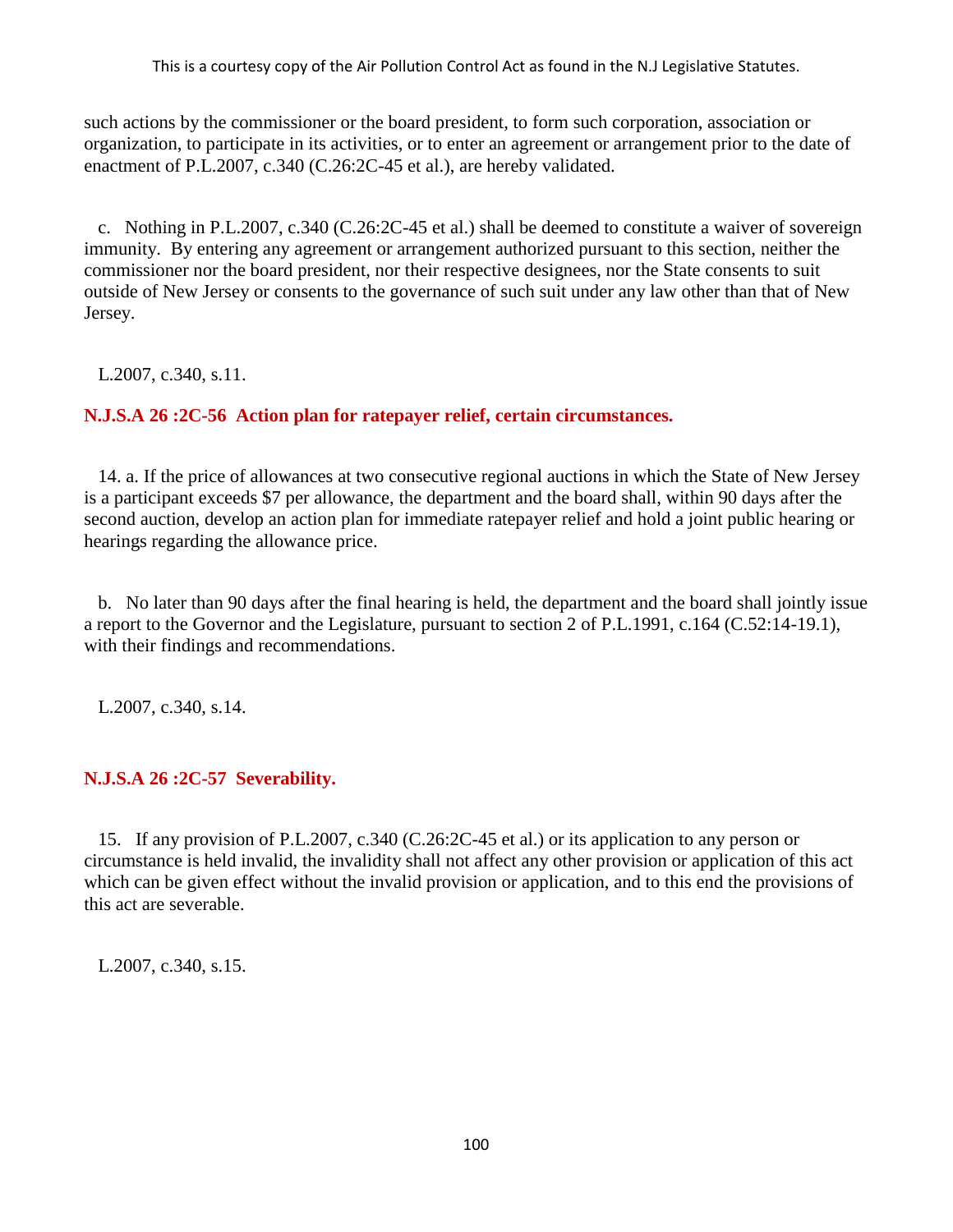such actions by the commissioner or the board president, to form such corporation, association or organization, to participate in its activities, or to enter an agreement or arrangement prior to the date of enactment of P.L.2007, c.340 (C.26:2C-45 et al.), are hereby validated.

c. Nothing in P.L.2007, c.340 (C.26:2C-45 et al.) shall be deemed to constitute a waiver of sovereign immunity. By entering any agreement or arrangement authorized pursuant to this section, neither the commissioner nor the board president, nor their respective designees, nor the State consents to suit outside of New Jersey or consents to the governance of such suit under any law other than that of New Jersey.

L.2007, c.340, s.11.

### N.J.S.A 26 :2C-56 Action plan for ratepayer relief, certain circumstances.

14. a. If the price of allowances at two consecutive regional auctions in which the State of New Jersey is a participant exceeds $7 per allowance, the department and the board shall, within 90 days after the second auction, develop an action plan for immediate ratepayer relief and hold a joint public hearing or hearings regarding the allowance price.

b. No later than 90 days after the final hearing is held, the department and the board shall jointly issue a report to the Governor and the Legislature, pursuant to section 2 of P.L.1991, c.164 (C.52:14-19.1), with their findings and recommendations.

L.2007, c.340, s.14.

### N.J.S.A 26 :2C-57 Severability.

15. If any provision of P.L.2007, c.340 (C.26:2C-45 et al.) or its application to any person or circumstance is held invalid, the invalidity shall not affect any other provision or application of this act which can be given effect without the invalid provision or application, and to this end the provisions of this act are severable.

L.2007, c.340, s.15.